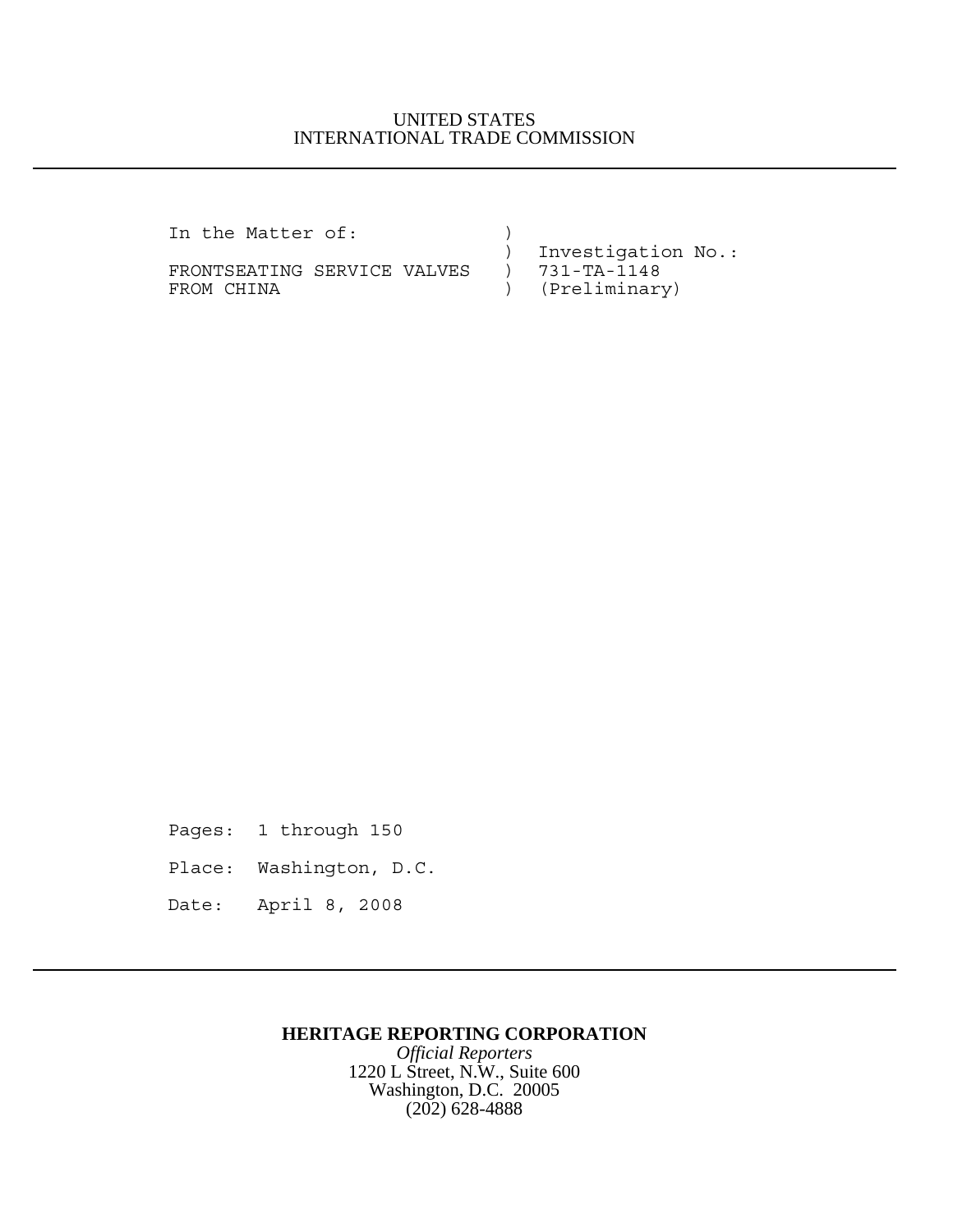UNITED STATES
INTERNATIONAL TRADE COMMISSION

---

```
In the Matter of:              )
                               )  Investigation No.:
FRONTSEATING SERVICE VALVES    )  731-TA-1148
FROM CHINA                     )  (Preliminary)
```

Pages: 1 through 150

Place: Washington, D.C.

Date: April 8, 2008

---

**HERITAGE REPORTING CORPORATION**

*Official Reporters*

1220 L Street, N.W., Suite 600

Washington, D.C. 20005

(202) 628-4888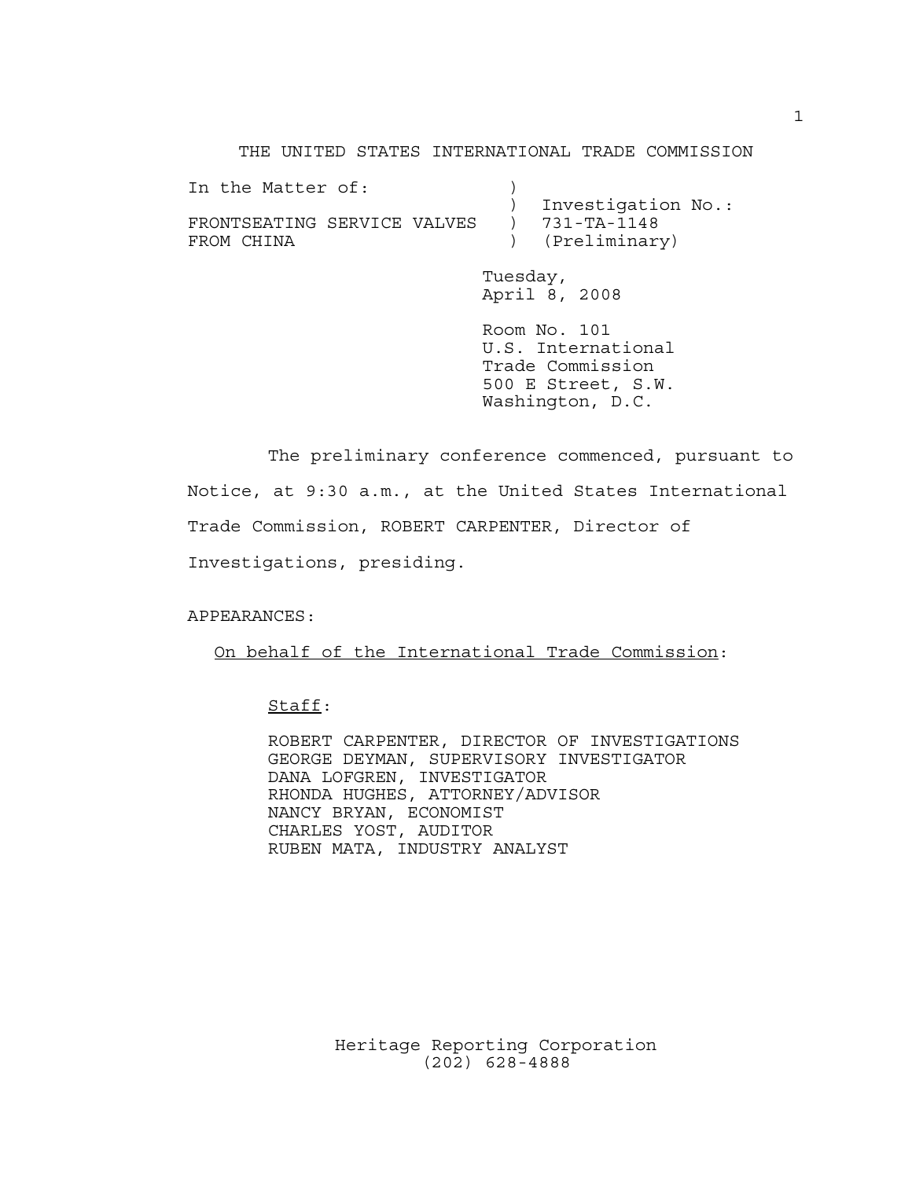THE UNITED STATES INTERNATIONAL TRADE COMMISSION

```
In the Matter of:             )
                              )  Investigation No.:
FRONTSEATING SERVICE VALVES   )  731-TA-1148
FROM CHINA                    )  (Preliminary)
```

Tuesday,
April 8, 2008

Room No. 101
U.S. International
Trade Commission
500 E Street, S.W.
Washington, D.C.

The preliminary conference commenced, pursuant to Notice, at 9:30 a.m., at the United States International Trade Commission, ROBERT CARPENTER, Director of Investigations, presiding.

APPEARANCES:

On behalf of the International Trade Commission:

Staff:

ROBERT CARPENTER, DIRECTOR OF INVESTIGATIONS
GEORGE DEYMAN, SUPERVISORY INVESTIGATOR
DANA LOFGREN, INVESTIGATOR
RHONDA HUGHES, ATTORNEY/ADVISOR
NANCY BRYAN, ECONOMIST
CHARLES YOST, AUDITOR
RUBEN MATA, INDUSTRY ANALYST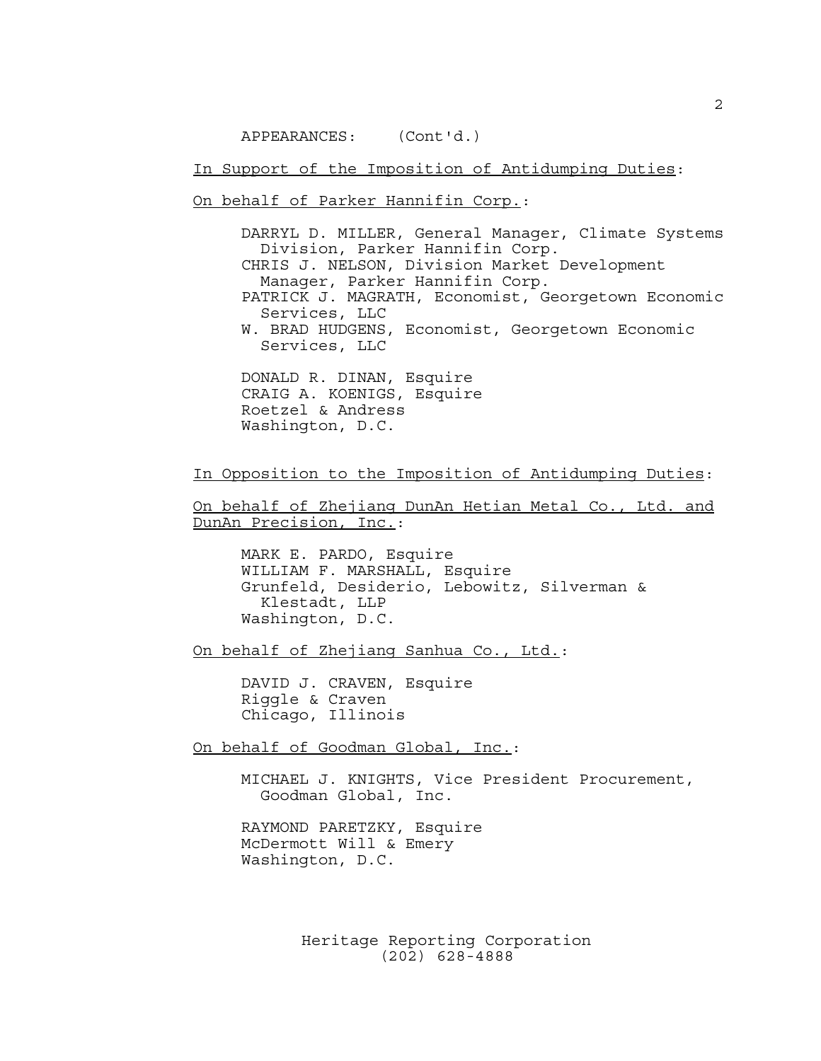APPEARANCES: (Cont'd.)

In Support of the Imposition of Antidumping Duties:

On behalf of Parker Hannifin Corp.:

DARRYL D. MILLER, General Manager, Climate Systems Division, Parker Hannifin Corp.
CHRIS J. NELSON, Division Market Development Manager, Parker Hannifin Corp.
PATRICK J. MAGRATH, Economist, Georgetown Economic Services, LLC
W. BRAD HUDGENS, Economist, Georgetown Economic Services, LLC

DONALD R. DINAN, Esquire
CRAIG A. KOENIGS, Esquire
Roetzel & Andress
Washington, D.C.

In Opposition to the Imposition of Antidumping Duties:

On behalf of Zhejiang DunAn Hetian Metal Co., Ltd. and DunAn Precision, Inc.:

MARK E. PARDO, Esquire
WILLIAM F. MARSHALL, Esquire
Grunfeld, Desiderio, Lebowitz, Silverman & Klestadt, LLP
Washington, D.C.

On behalf of Zhejiang Sanhua Co., Ltd.:

DAVID J. CRAVEN, Esquire
Riggle & Craven
Chicago, Illinois

On behalf of Goodman Global, Inc.:

MICHAEL J. KNIGHTS, Vice President Procurement, Goodman Global, Inc.

RAYMOND PARETZKY, Esquire
McDermott Will & Emery
Washington, D.C.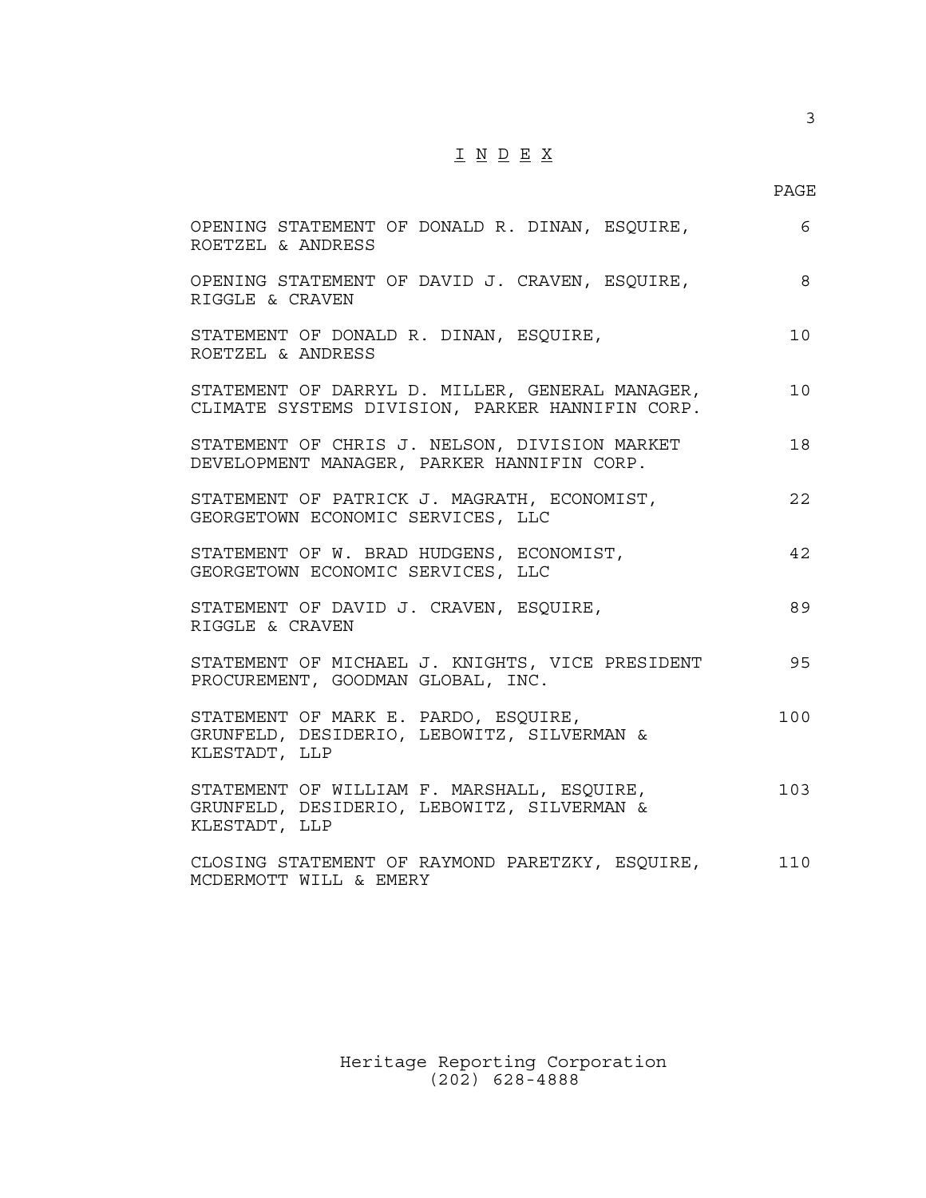# I N D E X

| | PAGE |
|---|---|
| OPENING STATEMENT OF DONALD R. DINAN, ESQUIRE, ROETZEL & ANDRESS | 6 |
| OPENING STATEMENT OF DAVID J. CRAVEN, ESQUIRE, RIGGLE & CRAVEN | 8 |
| STATEMENT OF DONALD R. DINAN, ESQUIRE, ROETZEL & ANDRESS | 10 |
| STATEMENT OF DARRYL D. MILLER, GENERAL MANAGER, CLIMATE SYSTEMS DIVISION, PARKER HANNIFIN CORP. | 10 |
| STATEMENT OF CHRIS J. NELSON, DIVISION MARKET DEVELOPMENT MANAGER, PARKER HANNIFIN CORP. | 18 |
| STATEMENT OF PATRICK J. MAGRATH, ECONOMIST, GEORGETOWN ECONOMIC SERVICES, LLC | 22 |
| STATEMENT OF W. BRAD HUDGENS, ECONOMIST, GEORGETOWN ECONOMIC SERVICES, LLC | 42 |
| STATEMENT OF DAVID J. CRAVEN, ESQUIRE, RIGGLE & CRAVEN | 89 |
| STATEMENT OF MICHAEL J. KNIGHTS, VICE PRESIDENT PROCUREMENT, GOODMAN GLOBAL, INC. | 95 |
| STATEMENT OF MARK E. PARDO, ESQUIRE, GRUNFELD, DESIDERIO, LEBOWITZ, SILVERMAN & KLESTADT, LLP | 100 |
| STATEMENT OF WILLIAM F. MARSHALL, ESQUIRE, GRUNFELD, DESIDERIO, LEBOWITZ, SILVERMAN & KLESTADT, LLP | 103 |
| CLOSING STATEMENT OF RAYMOND PARETZKY, ESQUIRE, MCDERMOTT WILL & EMERY | 110 |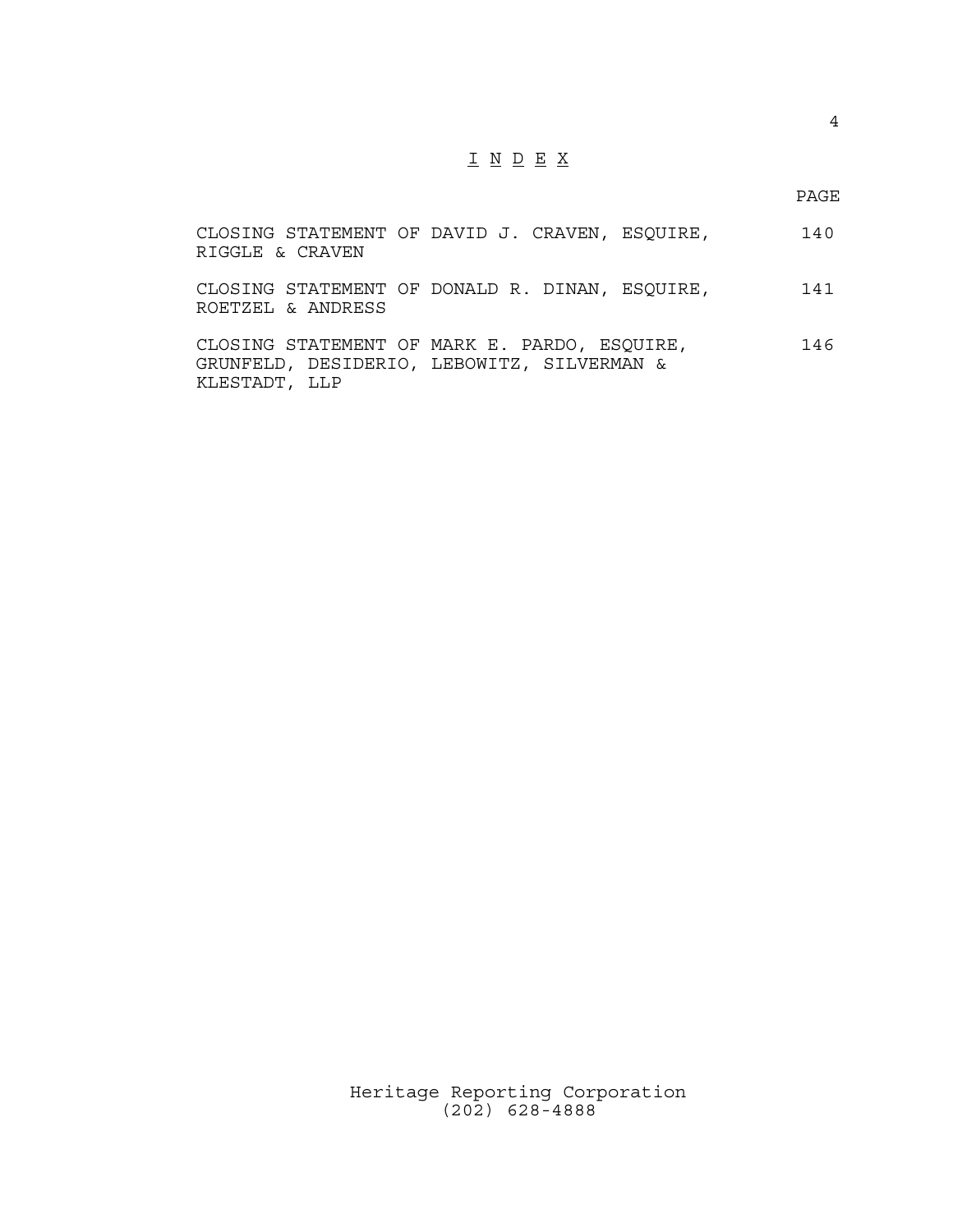# I N D E X

| | PAGE |
| --- | --- |
| CLOSING STATEMENT OF DAVID J. CRAVEN, ESQUIRE, RIGGLE & CRAVEN | 140 |
| CLOSING STATEMENT OF DONALD R. DINAN, ESQUIRE, ROETZEL & ANDRESS | 141 |
| CLOSING STATEMENT OF MARK E. PARDO, ESQUIRE, GRUNFELD, DESIDERIO, LEBOWITZ, SILVERMAN & KLESTADT, LLP | 146 |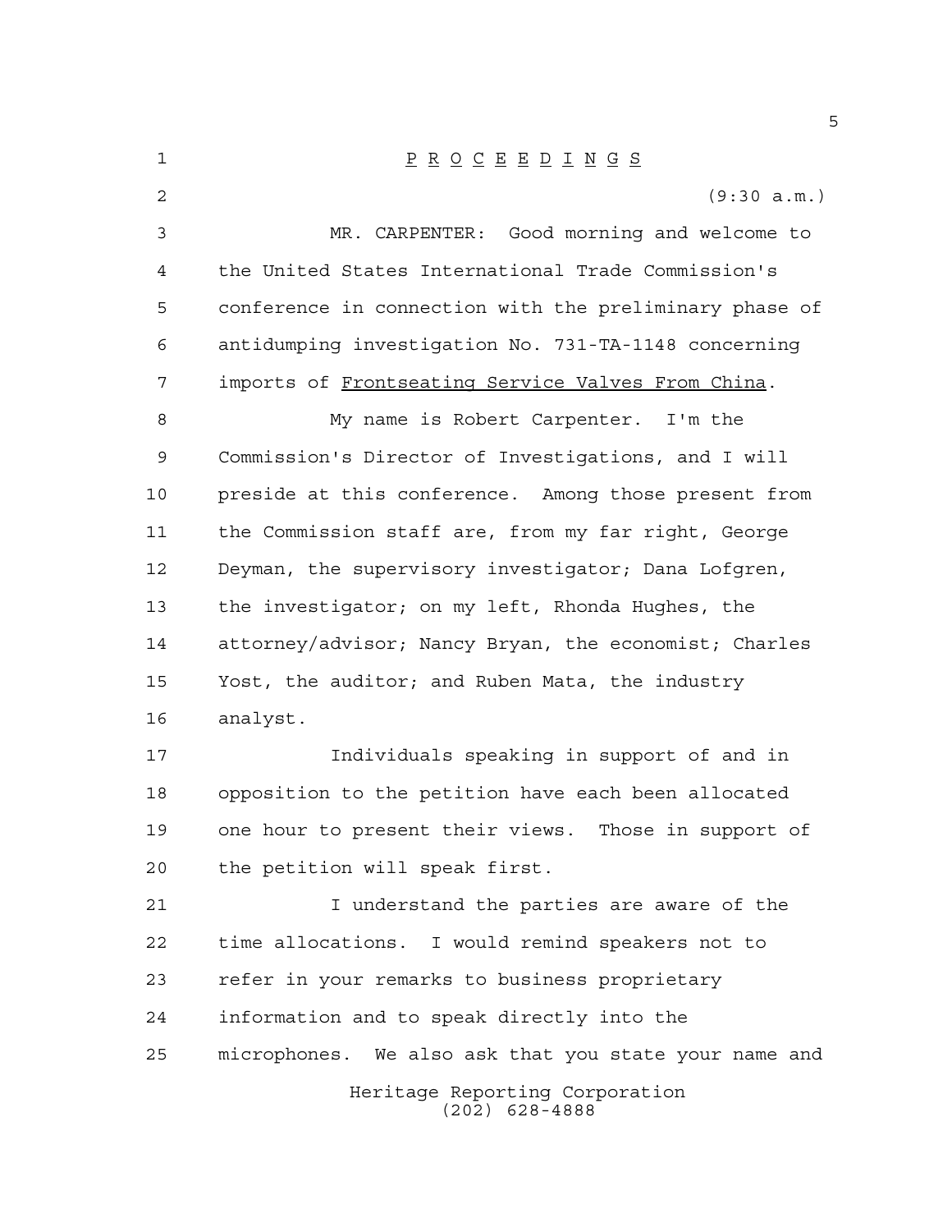P R O C E E D I N G S

(9:30 a.m.)

MR. CARPENTER: Good morning and welcome to the United States International Trade Commission's conference in connection with the preliminary phase of antidumping investigation No. 731-TA-1148 concerning imports of Frontseating Service Valves From China.

My name is Robert Carpenter. I'm the Commission's Director of Investigations, and I will preside at this conference. Among those present from the Commission staff are, from my far right, George Deyman, the supervisory investigator; Dana Lofgren, the investigator; on my left, Rhonda Hughes, the attorney/advisor; Nancy Bryan, the economist; Charles Yost, the auditor; and Ruben Mata, the industry analyst.

Individuals speaking in support of and in opposition to the petition have each been allocated one hour to present their views. Those in support of the petition will speak first.

I understand the parties are aware of the time allocations. I would remind speakers not to refer in your remarks to business proprietary information and to speak directly into the microphones. We also ask that you state your name and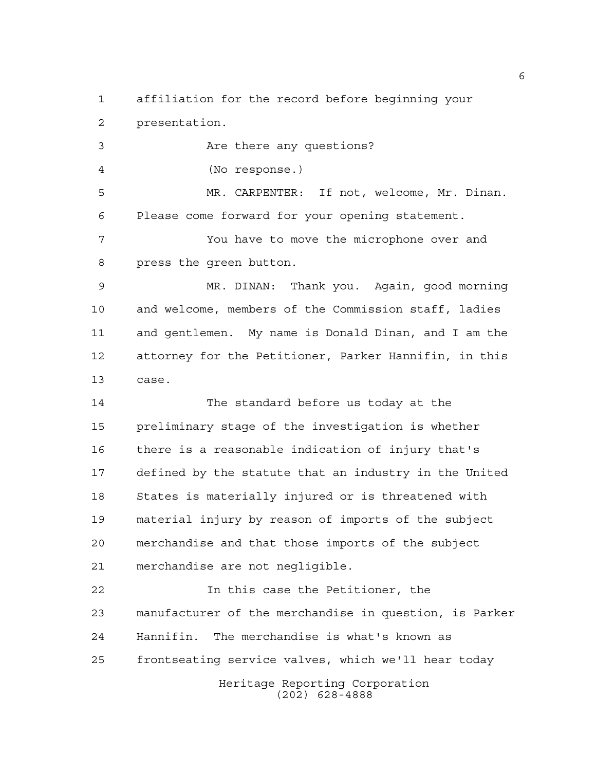affiliation for the record before beginning your presentation.

Are there any questions?

(No response.)

MR. CARPENTER: If not, welcome, Mr. Dinan. Please come forward for your opening statement.

You have to move the microphone over and press the green button.

MR. DINAN: Thank you. Again, good morning and welcome, members of the Commission staff, ladies and gentlemen. My name is Donald Dinan, and I am the attorney for the Petitioner, Parker Hannifin, in this case.

The standard before us today at the preliminary stage of the investigation is whether there is a reasonable indication of injury that's defined by the statute that an industry in the United States is materially injured or is threatened with material injury by reason of imports of the subject merchandise and that those imports of the subject merchandise are not negligible.

In this case the Petitioner, the manufacturer of the merchandise in question, is Parker Hannifin. The merchandise is what's known as frontseating service valves, which we'll hear today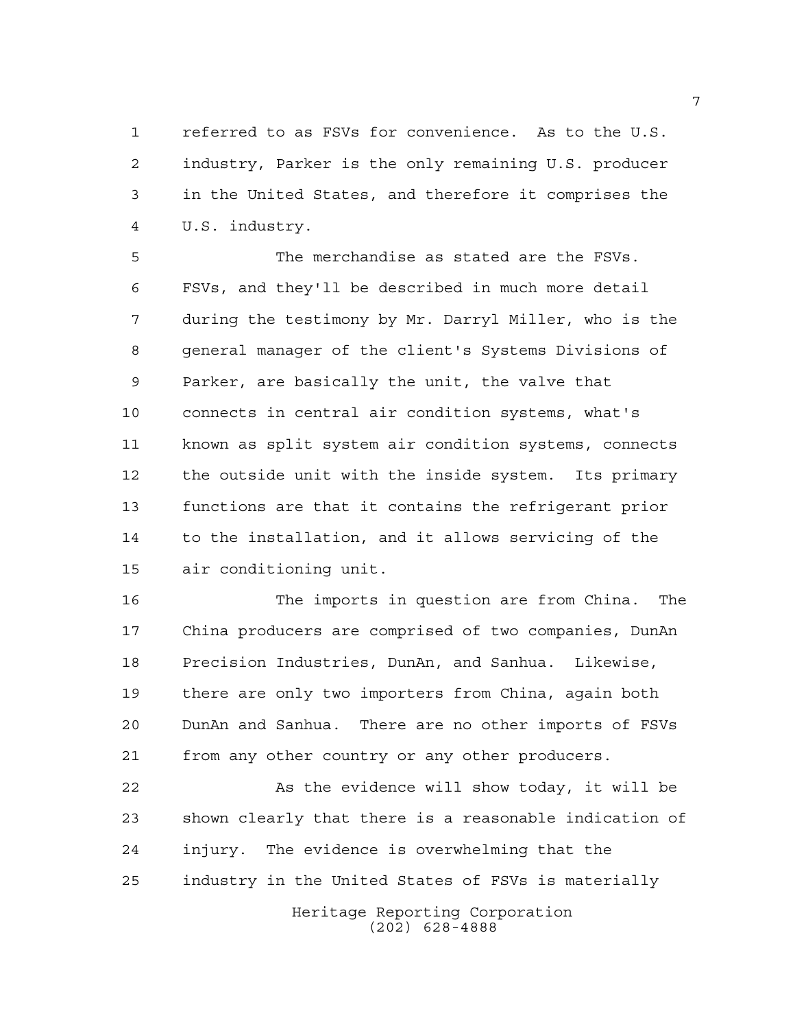referred to as FSVs for convenience. As to the U.S. industry, Parker is the only remaining U.S. producer in the United States, and therefore it comprises the U.S. industry.

The merchandise as stated are the FSVs. FSVs, and they'll be described in much more detail during the testimony by Mr. Darryl Miller, who is the general manager of the client's Systems Divisions of Parker, are basically the unit, the valve that connects in central air condition systems, what's known as split system air condition systems, connects the outside unit with the inside system. Its primary functions are that it contains the refrigerant prior to the installation, and it allows servicing of the air conditioning unit.

The imports in question are from China. The China producers are comprised of two companies, DunAn Precision Industries, DunAn, and Sanhua. Likewise, there are only two importers from China, again both DunAn and Sanhua. There are no other imports of FSVs from any other country or any other producers.

As the evidence will show today, it will be shown clearly that there is a reasonable indication of injury. The evidence is overwhelming that the industry in the United States of FSVs is materially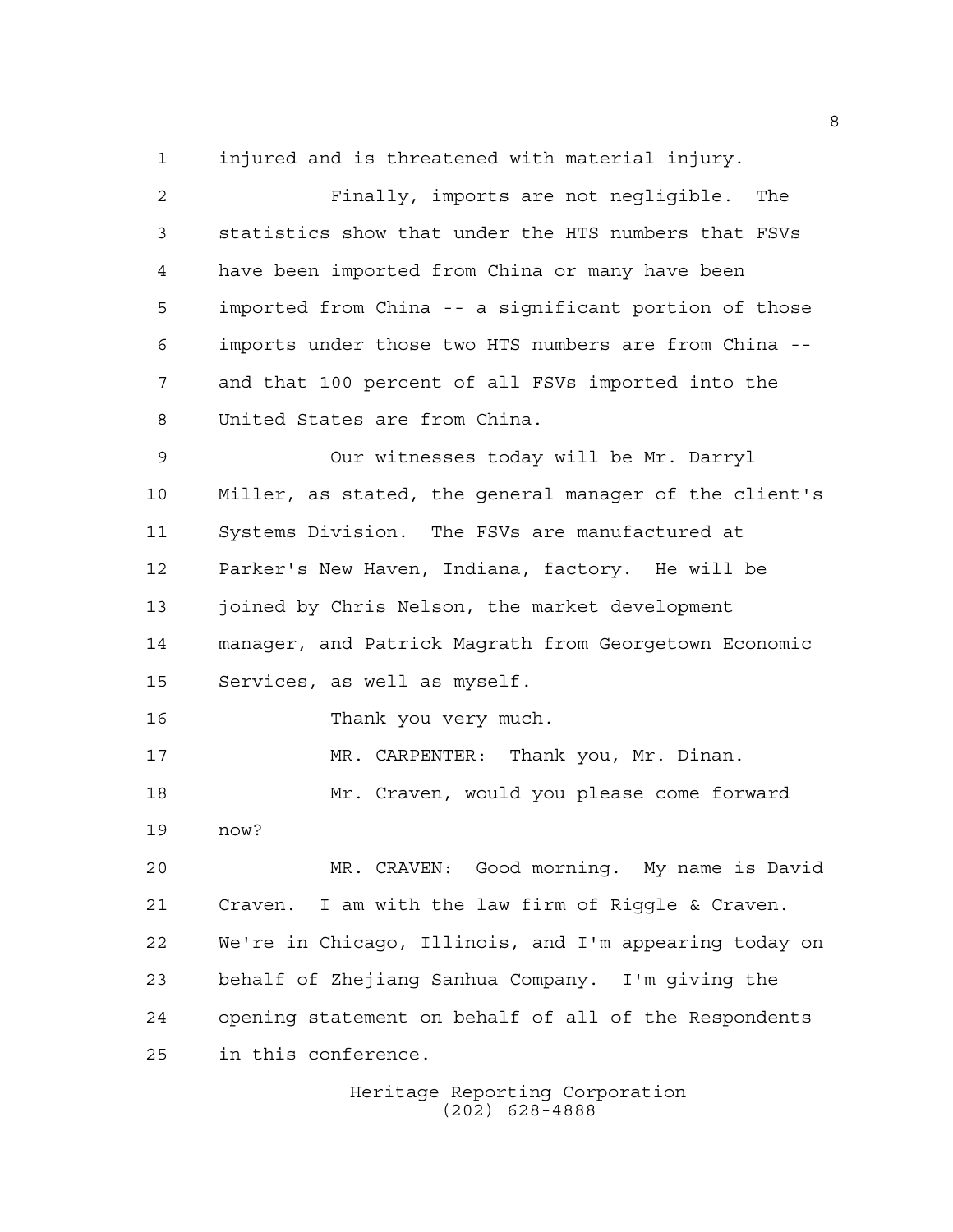injured and is threatened with material injury.

Finally, imports are not negligible. The statistics show that under the HTS numbers that FSVs have been imported from China or many have been imported from China -- a significant portion of those imports under those two HTS numbers are from China -- and that 100 percent of all FSVs imported into the United States are from China.

Our witnesses today will be Mr. Darryl Miller, as stated, the general manager of the client's Systems Division. The FSVs are manufactured at Parker's New Haven, Indiana, factory. He will be joined by Chris Nelson, the market development manager, and Patrick Magrath from Georgetown Economic Services, as well as myself.

Thank you very much.

MR. CARPENTER: Thank you, Mr. Dinan.

Mr. Craven, would you please come forward now?

MR. CRAVEN: Good morning. My name is David Craven. I am with the law firm of Riggle & Craven. We're in Chicago, Illinois, and I'm appearing today on behalf of Zhejiang Sanhua Company. I'm giving the opening statement on behalf of all of the Respondents in this conference.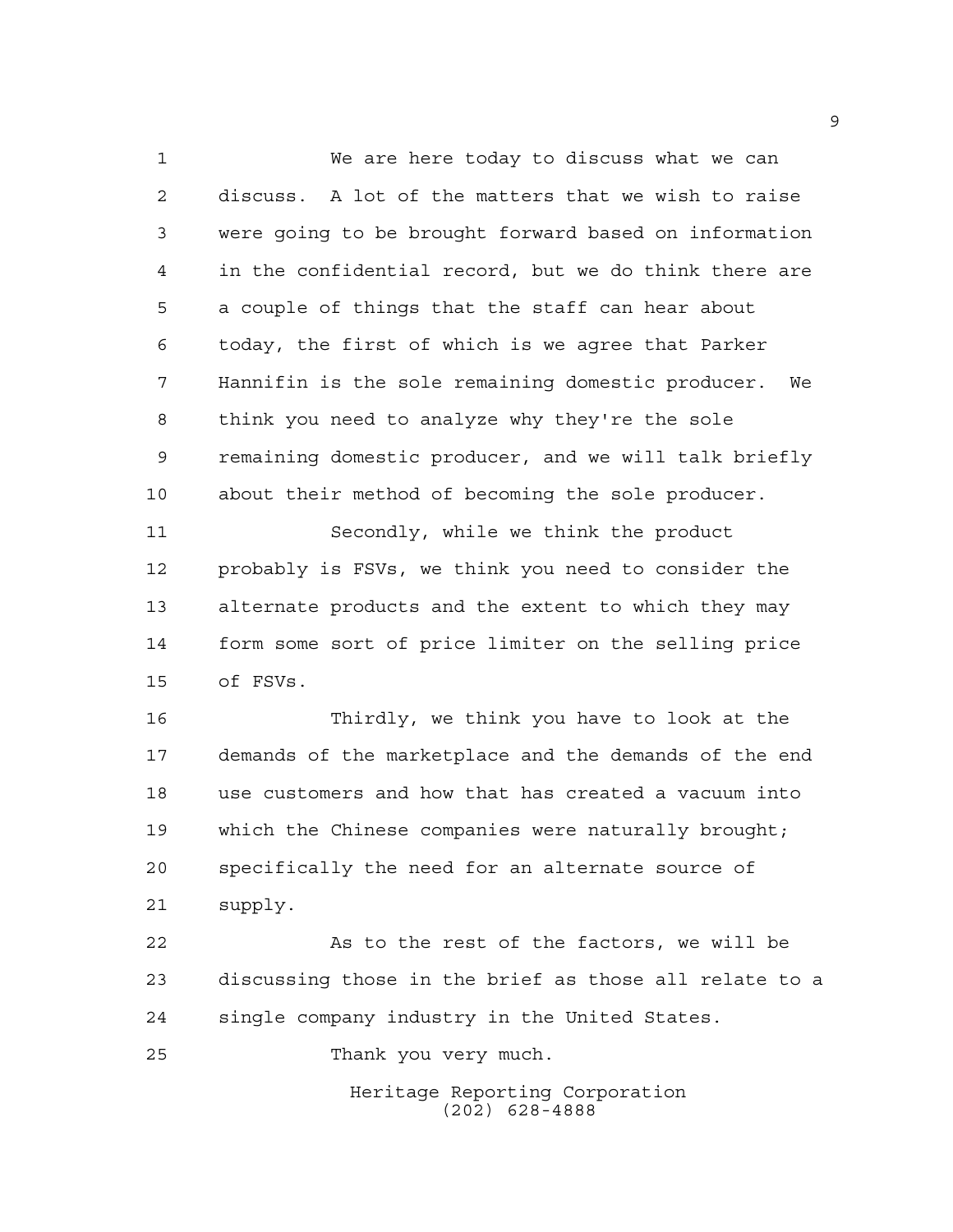We are here today to discuss what we can discuss. A lot of the matters that we wish to raise were going to be brought forward based on information in the confidential record, but we do think there are a couple of things that the staff can hear about today, the first of which is we agree that Parker Hannifin is the sole remaining domestic producer. We think you need to analyze why they're the sole remaining domestic producer, and we will talk briefly about their method of becoming the sole producer.

Secondly, while we think the product probably is FSVs, we think you need to consider the alternate products and the extent to which they may form some sort of price limiter on the selling price of FSVs.

Thirdly, we think you have to look at the demands of the marketplace and the demands of the end use customers and how that has created a vacuum into which the Chinese companies were naturally brought; specifically the need for an alternate source of supply.

As to the rest of the factors, we will be discussing those in the brief as those all relate to a single company industry in the United States.

Thank you very much.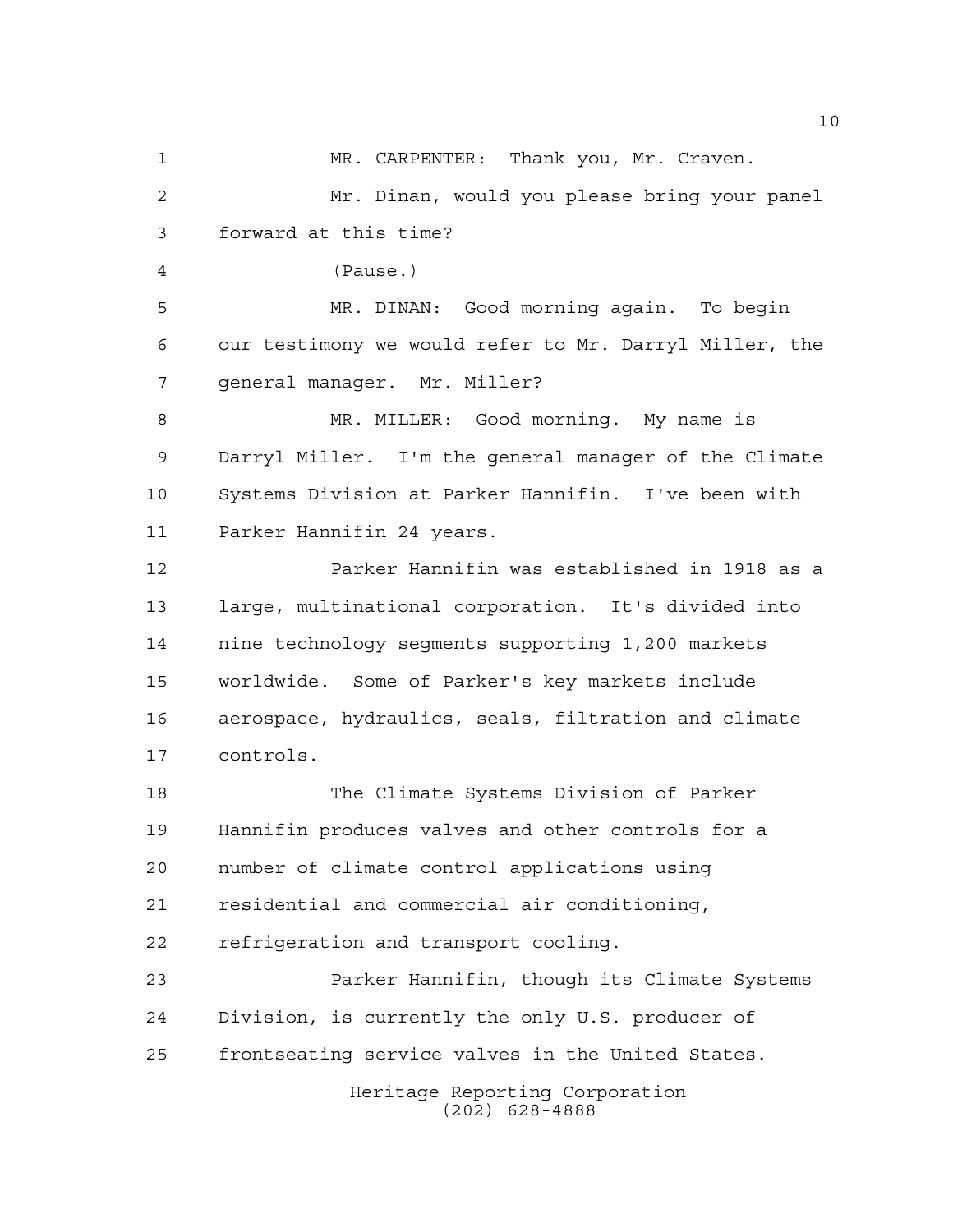MR. CARPENTER: Thank you, Mr. Craven.

Mr. Dinan, would you please bring your panel forward at this time?

(Pause.)

MR. DINAN: Good morning again. To begin our testimony we would refer to Mr. Darryl Miller, the general manager. Mr. Miller?

MR. MILLER: Good morning. My name is Darryl Miller. I'm the general manager of the Climate Systems Division at Parker Hannifin. I've been with Parker Hannifin 24 years.

Parker Hannifin was established in 1918 as a large, multinational corporation. It's divided into nine technology segments supporting 1,200 markets worldwide. Some of Parker's key markets include aerospace, hydraulics, seals, filtration and climate controls.

The Climate Systems Division of Parker Hannifin produces valves and other controls for a number of climate control applications using residential and commercial air conditioning, refrigeration and transport cooling.

Parker Hannifin, though its Climate Systems Division, is currently the only U.S. producer of frontseating service valves in the United States.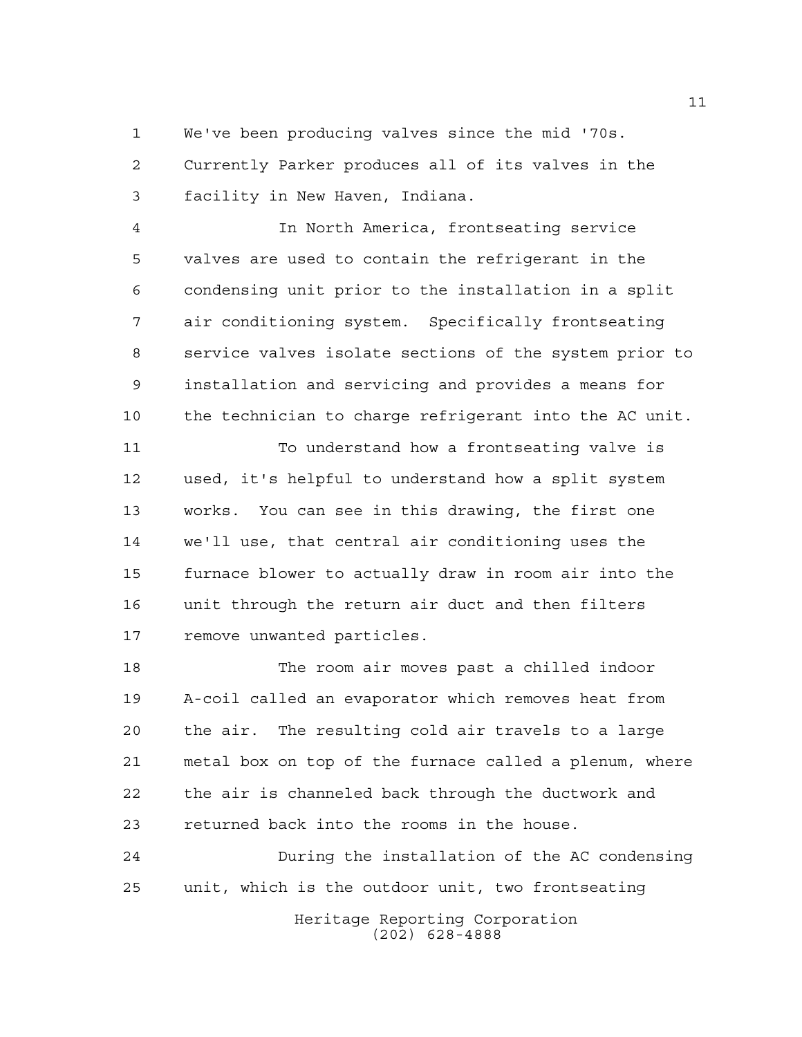We've been producing valves since the mid '70s. Currently Parker produces all of its valves in the facility in New Haven, Indiana.

In North America, frontseating service valves are used to contain the refrigerant in the condensing unit prior to the installation in a split air conditioning system. Specifically frontseating service valves isolate sections of the system prior to installation and servicing and provides a means for the technician to charge refrigerant into the AC unit.

To understand how a frontseating valve is used, it's helpful to understand how a split system works. You can see in this drawing, the first one we'll use, that central air conditioning uses the furnace blower to actually draw in room air into the unit through the return air duct and then filters remove unwanted particles.

The room air moves past a chilled indoor A-coil called an evaporator which removes heat from the air. The resulting cold air travels to a large metal box on top of the furnace called a plenum, where the air is channeled back through the ductwork and returned back into the rooms in the house.

During the installation of the AC condensing unit, which is the outdoor unit, two frontseating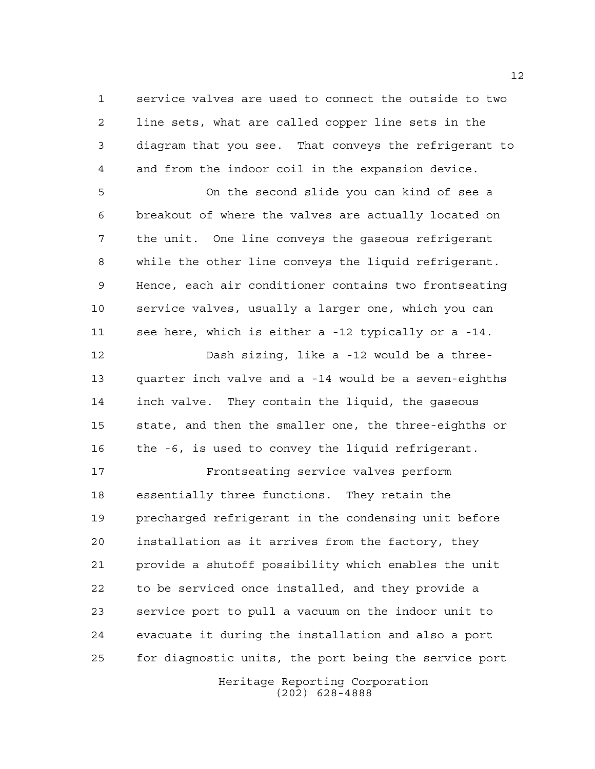service valves are used to connect the outside to two line sets, what are called copper line sets in the diagram that you see. That conveys the refrigerant to and from the indoor coil in the expansion device.

On the second slide you can kind of see a breakout of where the valves are actually located on the unit. One line conveys the gaseous refrigerant while the other line conveys the liquid refrigerant. Hence, each air conditioner contains two frontseating service valves, usually a larger one, which you can see here, which is either a -12 typically or a -14.

Dash sizing, like a -12 would be a three-quarter inch valve and a -14 would be a seven-eighths inch valve. They contain the liquid, the gaseous state, and then the smaller one, the three-eighths or the -6, is used to convey the liquid refrigerant.

Frontseating service valves perform essentially three functions. They retain the precharged refrigerant in the condensing unit before installation as it arrives from the factory, they provide a shutoff possibility which enables the unit to be serviced once installed, and they provide a service port to pull a vacuum on the indoor unit to evacuate it during the installation and also a port for diagnostic units, the port being the service port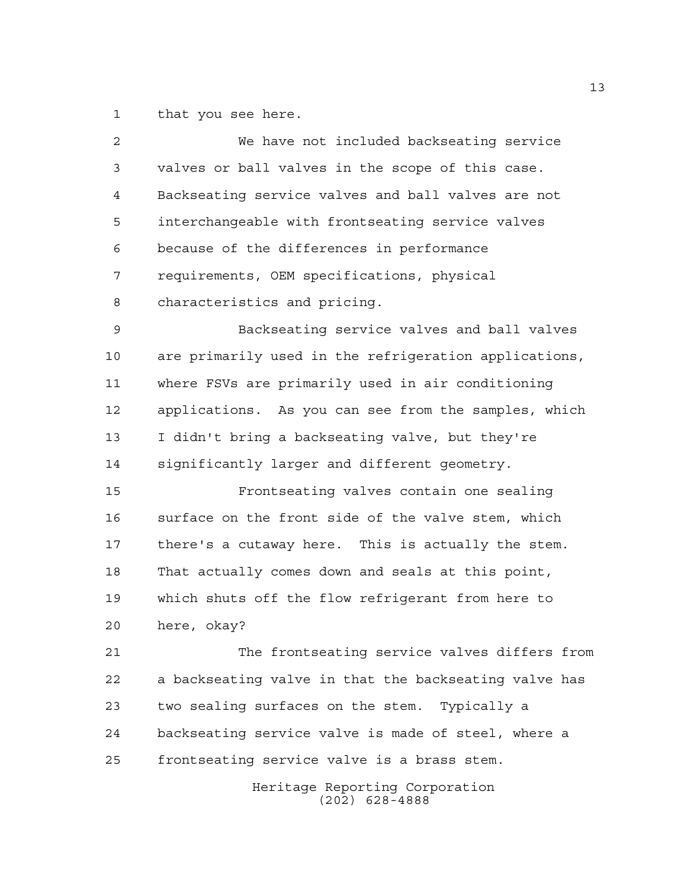that you see here.

We have not included backseating service valves or ball valves in the scope of this case. Backseating service valves and ball valves are not interchangeable with frontseating service valves because of the differences in performance requirements, OEM specifications, physical characteristics and pricing.

Backseating service valves and ball valves are primarily used in the refrigeration applications, where FSVs are primarily used in air conditioning applications. As you can see from the samples, which I didn't bring a backseating valve, but they're significantly larger and different geometry.

Frontseating valves contain one sealing surface on the front side of the valve stem, which there's a cutaway here. This is actually the stem. That actually comes down and seals at this point, which shuts off the flow refrigerant from here to here, okay?

The frontseating service valves differs from a backseating valve in that the backseating valve has two sealing surfaces on the stem. Typically a backseating service valve is made of steel, where a frontseating service valve is a brass stem.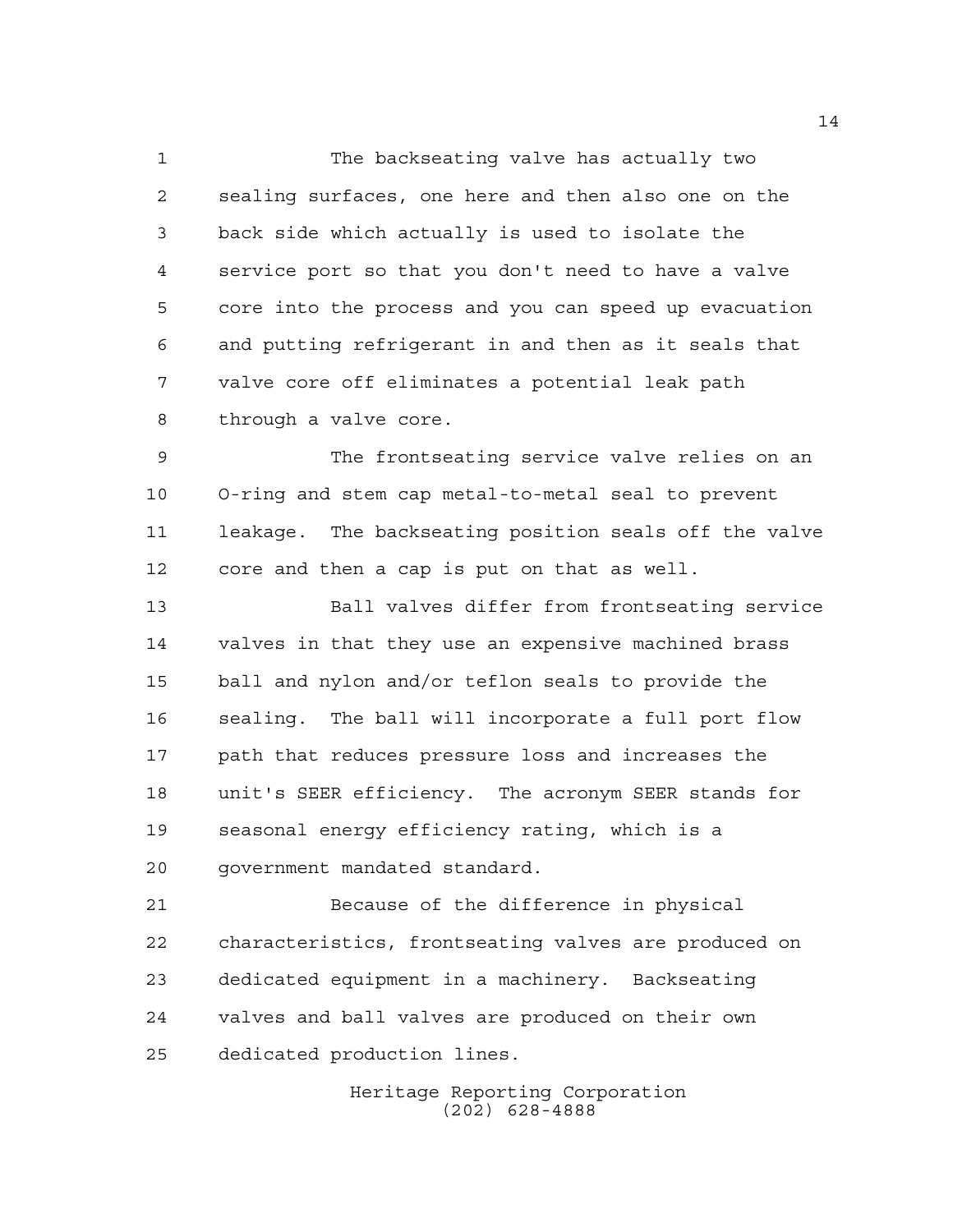The backseating valve has actually two sealing surfaces, one here and then also one on the back side which actually is used to isolate the service port so that you don't need to have a valve core into the process and you can speed up evacuation and putting refrigerant in and then as it seals that valve core off eliminates a potential leak path through a valve core.

The frontseating service valve relies on an O-ring and stem cap metal-to-metal seal to prevent leakage. The backseating position seals off the valve core and then a cap is put on that as well.

Ball valves differ from frontseating service valves in that they use an expensive machined brass ball and nylon and/or teflon seals to provide the sealing. The ball will incorporate a full port flow path that reduces pressure loss and increases the unit's SEER efficiency. The acronym SEER stands for seasonal energy efficiency rating, which is a government mandated standard.

Because of the difference in physical characteristics, frontseating valves are produced on dedicated equipment in a machinery. Backseating valves and ball valves are produced on their own dedicated production lines.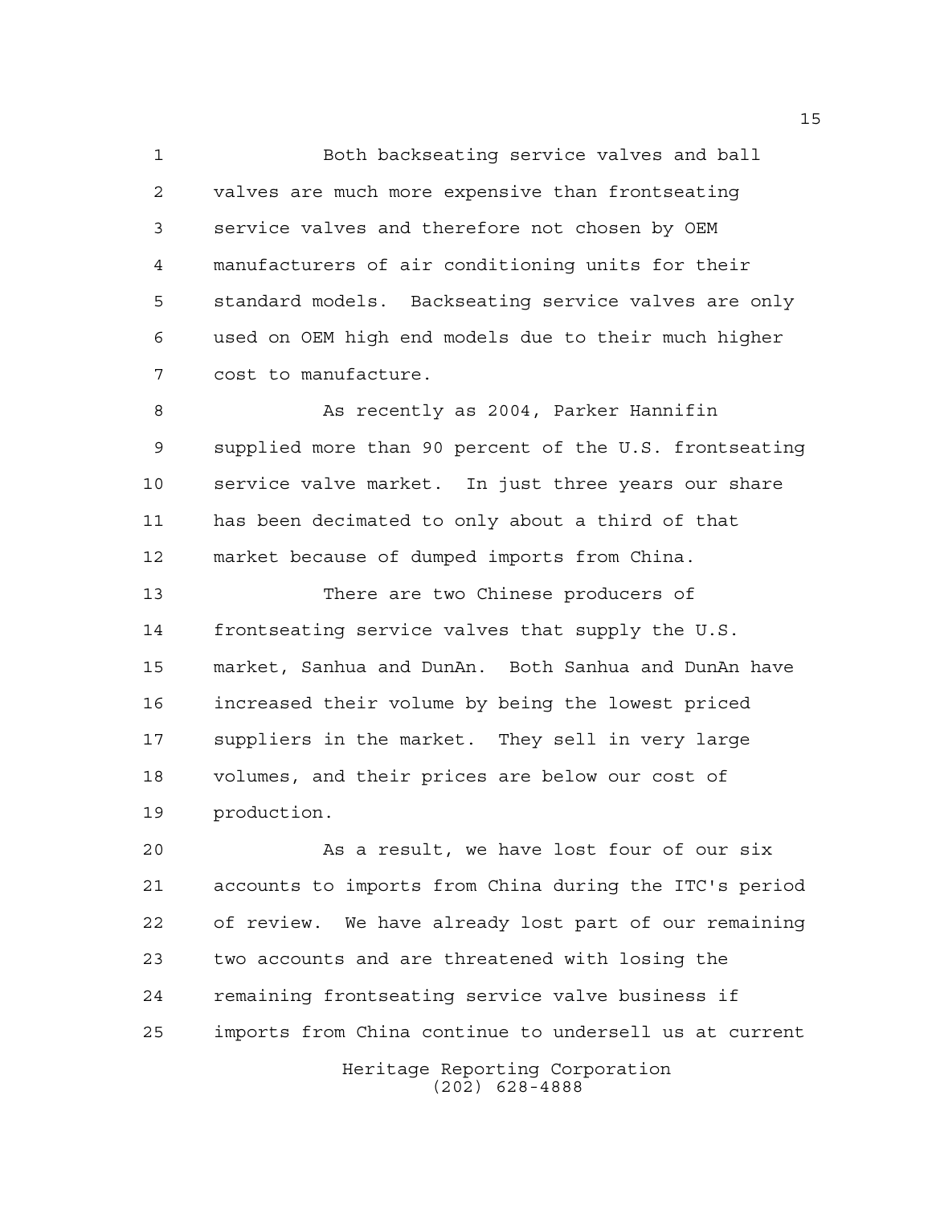Both backseating service valves and ball valves are much more expensive than frontseating service valves and therefore not chosen by OEM manufacturers of air conditioning units for their standard models. Backseating service valves are only used on OEM high end models due to their much higher cost to manufacture.

As recently as 2004, Parker Hannifin supplied more than 90 percent of the U.S. frontseating service valve market. In just three years our share has been decimated to only about a third of that market because of dumped imports from China.

There are two Chinese producers of frontseating service valves that supply the U.S. market, Sanhua and DunAn. Both Sanhua and DunAn have increased their volume by being the lowest priced suppliers in the market. They sell in very large volumes, and their prices are below our cost of production.

As a result, we have lost four of our six accounts to imports from China during the ITC's period of review. We have already lost part of our remaining two accounts and are threatened with losing the remaining frontseating service valve business if imports from China continue to undersell us at current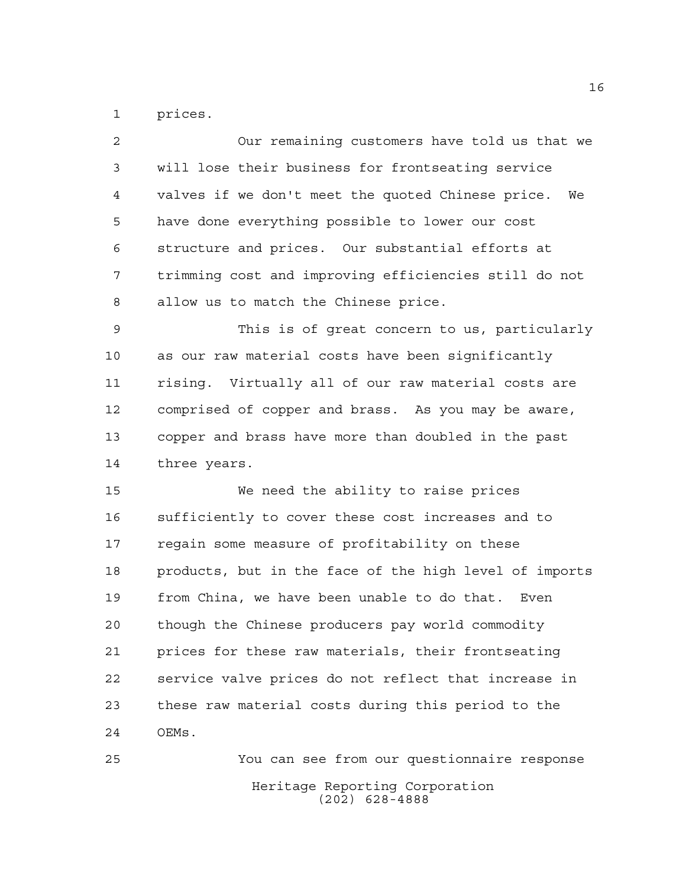prices.

Our remaining customers have told us that we will lose their business for frontseating service valves if we don't meet the quoted Chinese price. We have done everything possible to lower our cost structure and prices. Our substantial efforts at trimming cost and improving efficiencies still do not allow us to match the Chinese price.

This is of great concern to us, particularly as our raw material costs have been significantly rising. Virtually all of our raw material costs are comprised of copper and brass. As you may be aware, copper and brass have more than doubled in the past three years.

We need the ability to raise prices sufficiently to cover these cost increases and to regain some measure of profitability on these products, but in the face of the high level of imports from China, we have been unable to do that. Even though the Chinese producers pay world commodity prices for these raw materials, their frontseating service valve prices do not reflect that increase in these raw material costs during this period to the OEMs.

You can see from our questionnaire response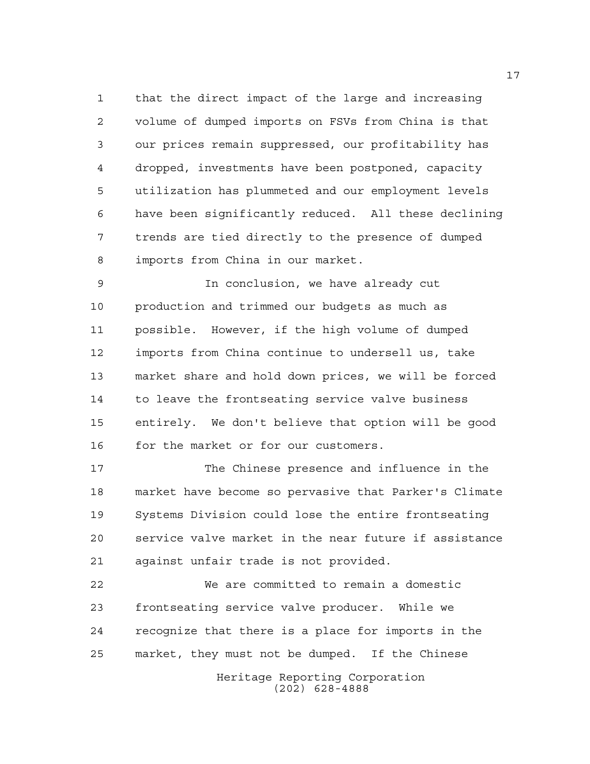that the direct impact of the large and increasing volume of dumped imports on FSVs from China is that our prices remain suppressed, our profitability has dropped, investments have been postponed, capacity utilization has plummeted and our employment levels have been significantly reduced. All these declining trends are tied directly to the presence of dumped imports from China in our market.

In conclusion, we have already cut production and trimmed our budgets as much as possible. However, if the high volume of dumped imports from China continue to undersell us, take market share and hold down prices, we will be forced to leave the frontseating service valve business entirely. We don't believe that option will be good for the market or for our customers.

The Chinese presence and influence in the market have become so pervasive that Parker's Climate Systems Division could lose the entire frontseating service valve market in the near future if assistance against unfair trade is not provided.

We are committed to remain a domestic frontseating service valve producer. While we recognize that there is a place for imports in the market, they must not be dumped. If the Chinese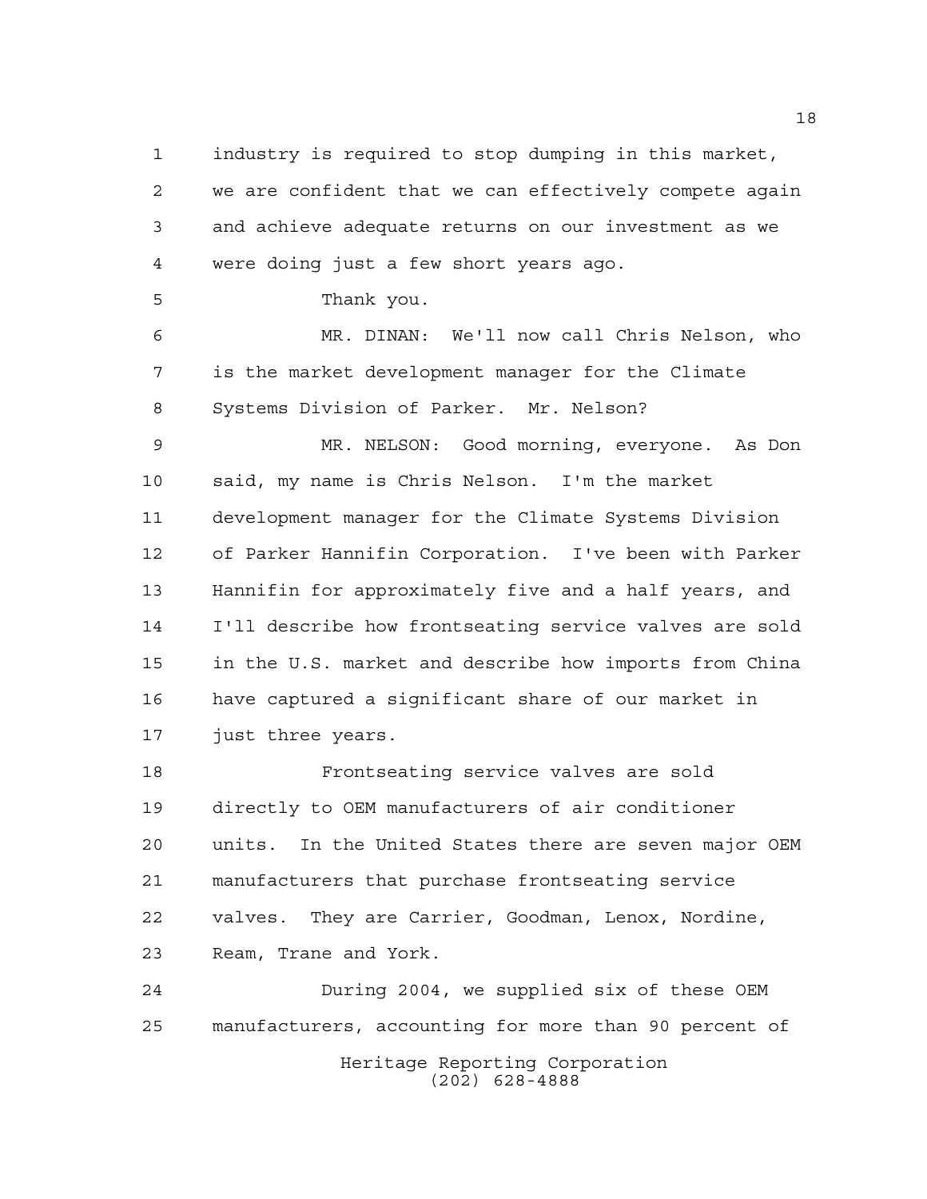industry is required to stop dumping in this market, we are confident that we can effectively compete again and achieve adequate returns on our investment as we were doing just a few short years ago.

Thank you.

MR. DINAN: We'll now call Chris Nelson, who is the market development manager for the Climate Systems Division of Parker. Mr. Nelson?

MR. NELSON: Good morning, everyone. As Don said, my name is Chris Nelson. I'm the market development manager for the Climate Systems Division of Parker Hannifin Corporation. I've been with Parker Hannifin for approximately five and a half years, and I'll describe how frontseating service valves are sold in the U.S. market and describe how imports from China have captured a significant share of our market in just three years.

Frontseating service valves are sold directly to OEM manufacturers of air conditioner units. In the United States there are seven major OEM manufacturers that purchase frontseating service valves. They are Carrier, Goodman, Lenox, Nordine, Ream, Trane and York.

During 2004, we supplied six of these OEM manufacturers, accounting for more than 90 percent of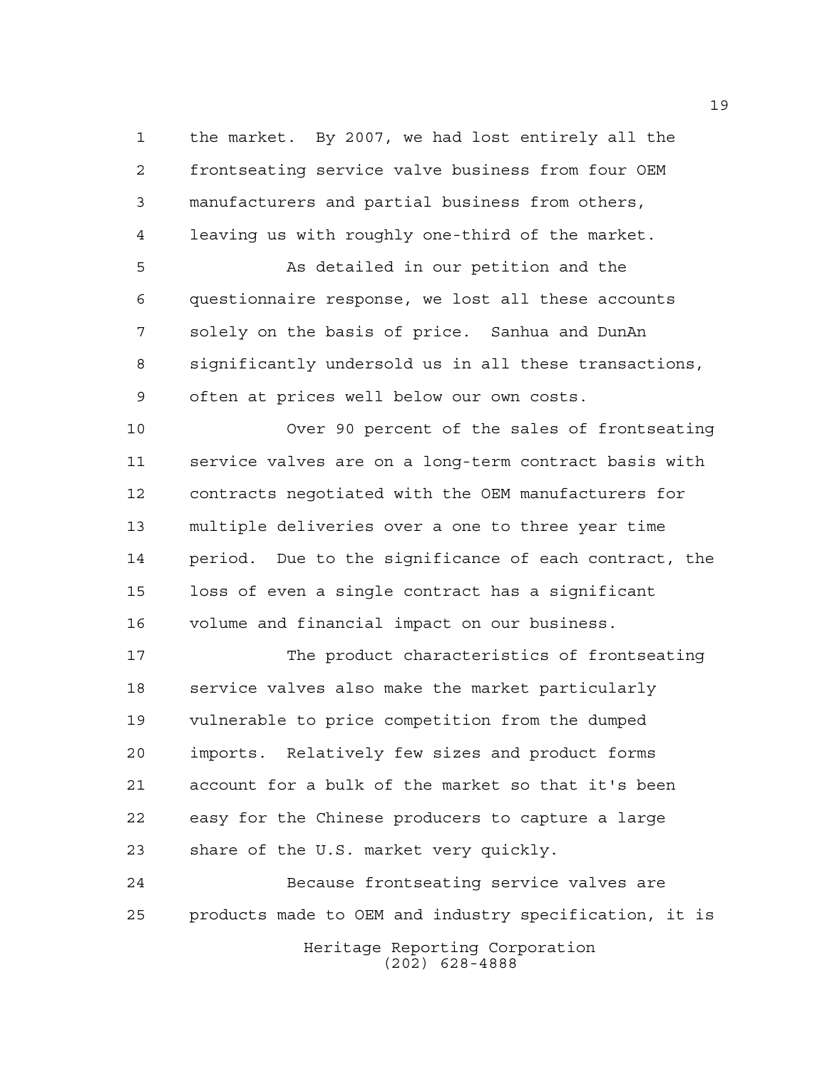the market. By 2007, we had lost entirely all the frontseating service valve business from four OEM manufacturers and partial business from others, leaving us with roughly one-third of the market.

As detailed in our petition and the questionnaire response, we lost all these accounts solely on the basis of price. Sanhua and DunAn significantly undersold us in all these transactions, often at prices well below our own costs.

Over 90 percent of the sales of frontseating service valves are on a long-term contract basis with contracts negotiated with the OEM manufacturers for multiple deliveries over a one to three year time period. Due to the significance of each contract, the loss of even a single contract has a significant volume and financial impact on our business.

The product characteristics of frontseating service valves also make the market particularly vulnerable to price competition from the dumped imports. Relatively few sizes and product forms account for a bulk of the market so that it's been easy for the Chinese producers to capture a large share of the U.S. market very quickly.

Because frontseating service valves are products made to OEM and industry specification, it is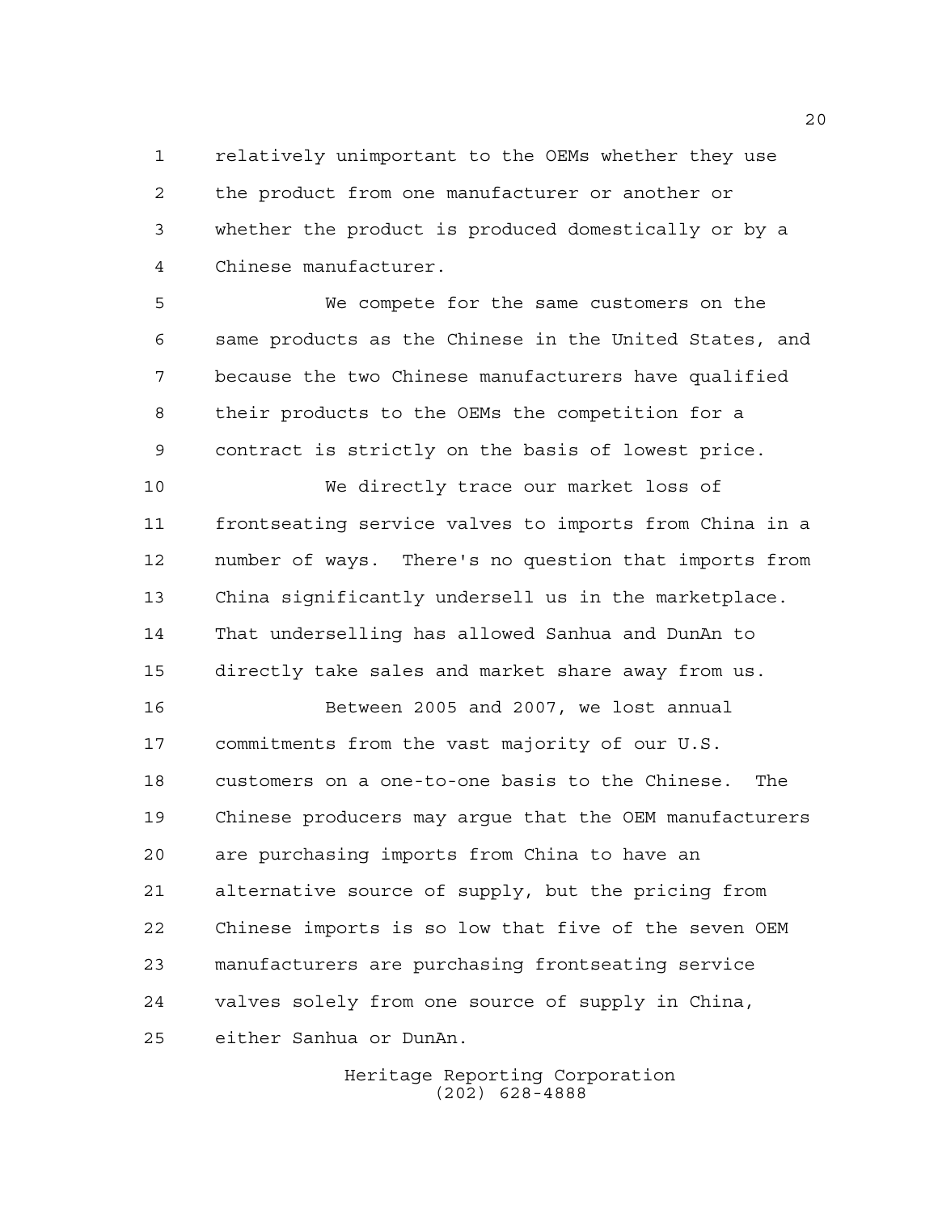relatively unimportant to the OEMs whether they use the product from one manufacturer or another or whether the product is produced domestically or by a Chinese manufacturer.

We compete for the same customers on the same products as the Chinese in the United States, and because the two Chinese manufacturers have qualified their products to the OEMs the competition for a contract is strictly on the basis of lowest price.

We directly trace our market loss of frontseating service valves to imports from China in a number of ways. There's no question that imports from China significantly undersell us in the marketplace. That underselling has allowed Sanhua and DunAn to directly take sales and market share away from us.

Between 2005 and 2007, we lost annual commitments from the vast majority of our U.S. customers on a one-to-one basis to the Chinese. The Chinese producers may argue that the OEM manufacturers are purchasing imports from China to have an alternative source of supply, but the pricing from Chinese imports is so low that five of the seven OEM manufacturers are purchasing frontseating service valves solely from one source of supply in China, either Sanhua or DunAn.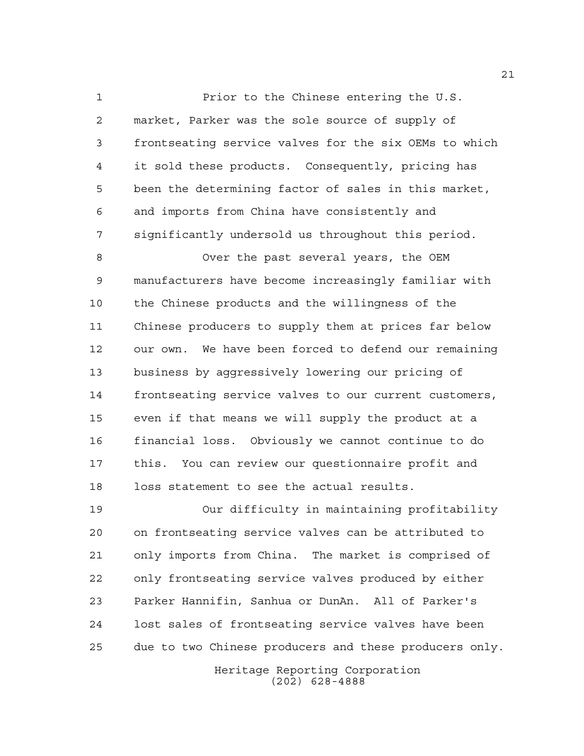Prior to the Chinese entering the U.S. market, Parker was the sole source of supply of frontseating service valves for the six OEMs to which it sold these products. Consequently, pricing has been the determining factor of sales in this market, and imports from China have consistently and significantly undersold us throughout this period.

Over the past several years, the OEM manufacturers have become increasingly familiar with the Chinese products and the willingness of the Chinese producers to supply them at prices far below our own. We have been forced to defend our remaining business by aggressively lowering our pricing of frontseating service valves to our current customers, even if that means we will supply the product at a financial loss. Obviously we cannot continue to do this. You can review our questionnaire profit and loss statement to see the actual results.

Our difficulty in maintaining profitability on frontseating service valves can be attributed to only imports from China. The market is comprised of only frontseating service valves produced by either Parker Hannifin, Sanhua or DunAn. All of Parker's lost sales of frontseating service valves have been due to two Chinese producers and these producers only.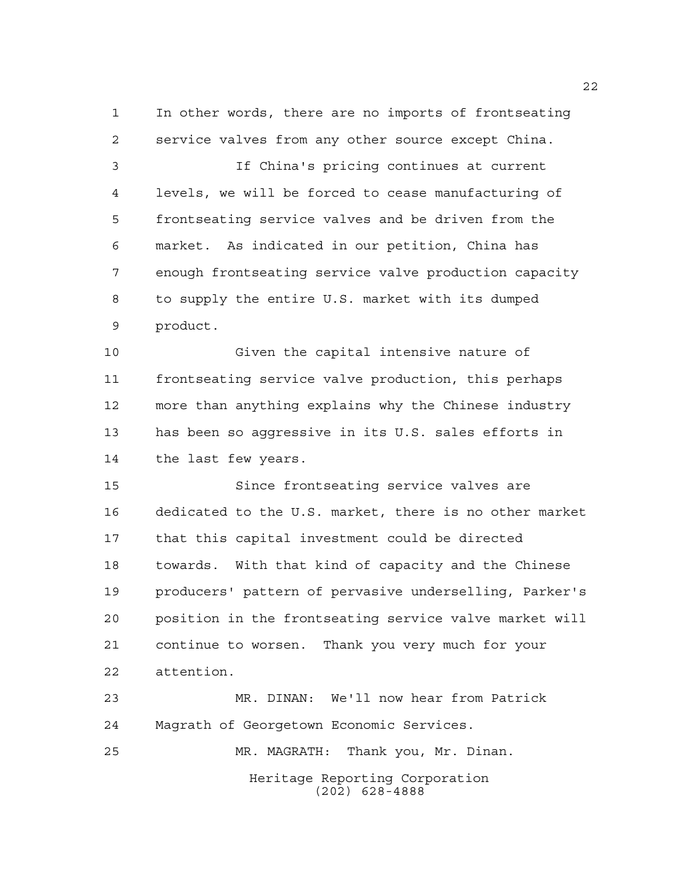In other words, there are no imports of frontseating service valves from any other source except China.

If China's pricing continues at current levels, we will be forced to cease manufacturing of frontseating service valves and be driven from the market. As indicated in our petition, China has enough frontseating service valve production capacity to supply the entire U.S. market with its dumped product.

Given the capital intensive nature of frontseating service valve production, this perhaps more than anything explains why the Chinese industry has been so aggressive in its U.S. sales efforts in the last few years.

Since frontseating service valves are dedicated to the U.S. market, there is no other market that this capital investment could be directed towards. With that kind of capacity and the Chinese producers' pattern of pervasive underselling, Parker's position in the frontseating service valve market will continue to worsen. Thank you very much for your attention.

MR. DINAN: We'll now hear from Patrick Magrath of Georgetown Economic Services.

MR. MAGRATH: Thank you, Mr. Dinan.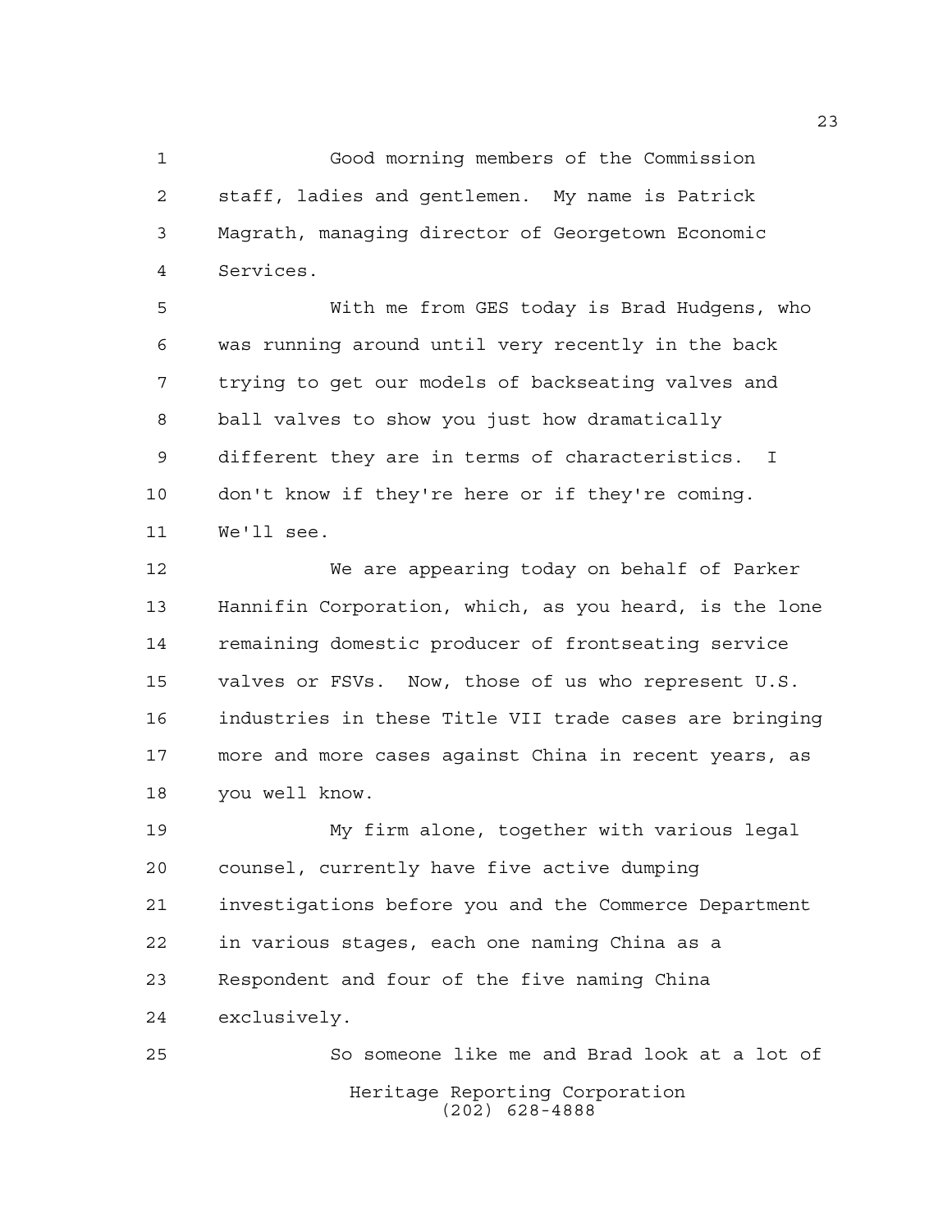Good morning members of the Commission staff, ladies and gentlemen. My name is Patrick Magrath, managing director of Georgetown Economic Services.

With me from GES today is Brad Hudgens, who was running around until very recently in the back trying to get our models of backseating valves and ball valves to show you just how dramatically different they are in terms of characteristics. I don't know if they're here or if they're coming. We'll see.

We are appearing today on behalf of Parker Hannifin Corporation, which, as you heard, is the lone remaining domestic producer of frontseating service valves or FSVs. Now, those of us who represent U.S. industries in these Title VII trade cases are bringing more and more cases against China in recent years, as you well know.

My firm alone, together with various legal counsel, currently have five active dumping investigations before you and the Commerce Department in various stages, each one naming China as a Respondent and four of the five naming China exclusively.

So someone like me and Brad look at a lot of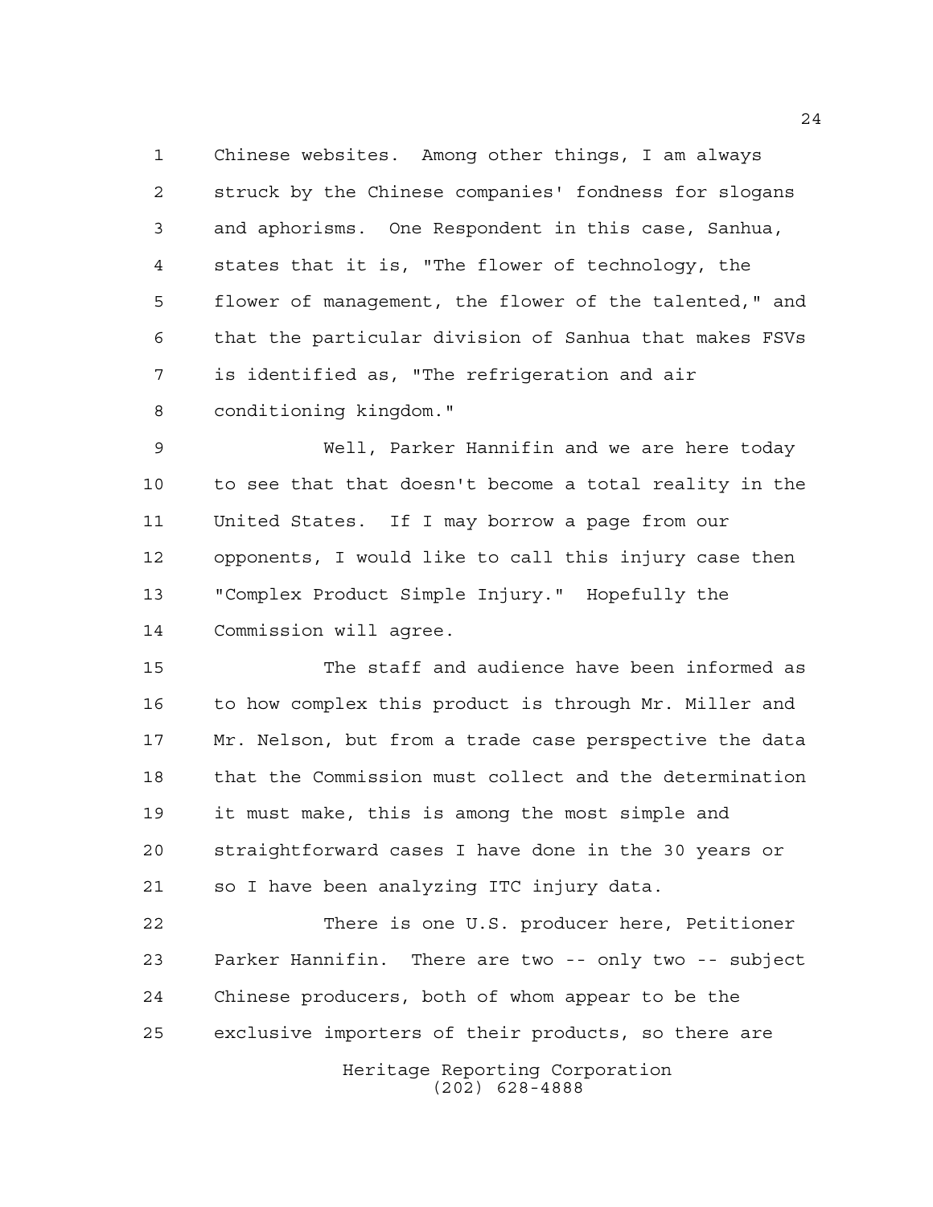Chinese websites. Among other things, I am always struck by the Chinese companies' fondness for slogans and aphorisms. One Respondent in this case, Sanhua, states that it is, "The flower of technology, the flower of management, the flower of the talented," and that the particular division of Sanhua that makes FSVs is identified as, "The refrigeration and air conditioning kingdom."

Well, Parker Hannifin and we are here today to see that that doesn't become a total reality in the United States. If I may borrow a page from our opponents, I would like to call this injury case then "Complex Product Simple Injury." Hopefully the Commission will agree.

The staff and audience have been informed as to how complex this product is through Mr. Miller and Mr. Nelson, but from a trade case perspective the data that the Commission must collect and the determination it must make, this is among the most simple and straightforward cases I have done in the 30 years or so I have been analyzing ITC injury data.

There is one U.S. producer here, Petitioner Parker Hannifin. There are two -- only two -- subject Chinese producers, both of whom appear to be the exclusive importers of their products, so there are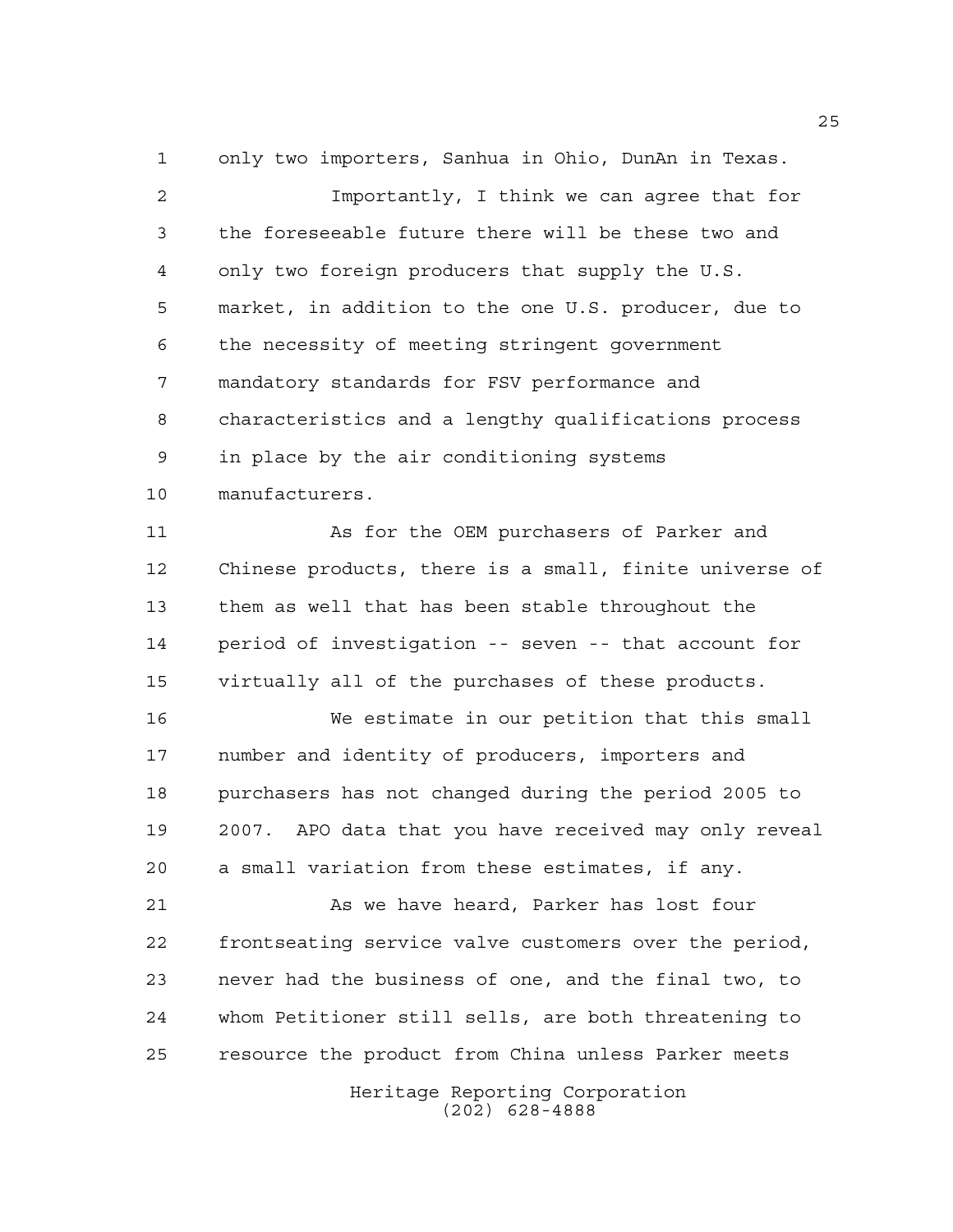only two importers, Sanhua in Ohio, DunAn in Texas.

Importantly, I think we can agree that for the foreseeable future there will be these two and only two foreign producers that supply the U.S. market, in addition to the one U.S. producer, due to the necessity of meeting stringent government mandatory standards for FSV performance and characteristics and a lengthy qualifications process in place by the air conditioning systems manufacturers.

As for the OEM purchasers of Parker and Chinese products, there is a small, finite universe of them as well that has been stable throughout the period of investigation -- seven -- that account for virtually all of the purchases of these products.

We estimate in our petition that this small number and identity of producers, importers and purchasers has not changed during the period 2005 to 2007. APO data that you have received may only reveal a small variation from these estimates, if any.

As we have heard, Parker has lost four frontseating service valve customers over the period, never had the business of one, and the final two, to whom Petitioner still sells, are both threatening to resource the product from China unless Parker meets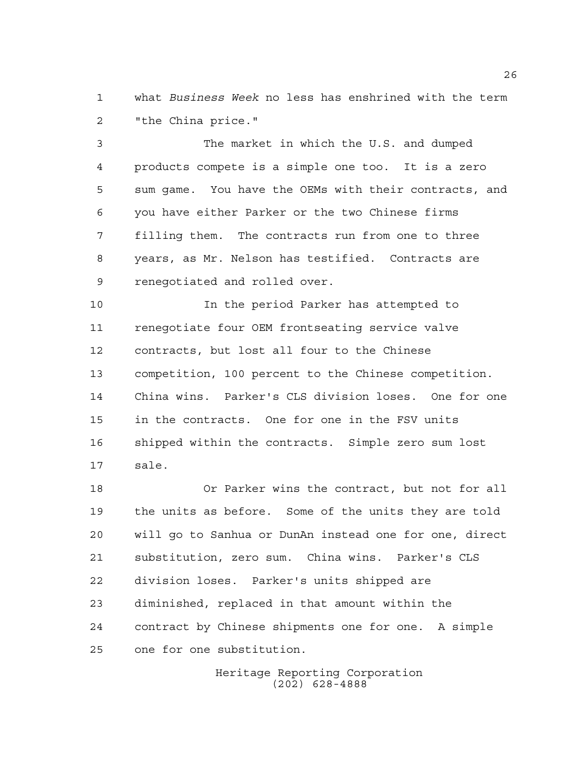what *Business Week* no less has enshrined with the term "the China price."

The market in which the U.S. and dumped products compete is a simple one too. It is a zero sum game. You have the OEMs with their contracts, and you have either Parker or the two Chinese firms filling them. The contracts run from one to three years, as Mr. Nelson has testified. Contracts are renegotiated and rolled over.

In the period Parker has attempted to renegotiate four OEM frontseating service valve contracts, but lost all four to the Chinese competition, 100 percent to the Chinese competition. China wins. Parker's CLS division loses. One for one in the contracts. One for one in the FSV units shipped within the contracts. Simple zero sum lost sale.

Or Parker wins the contract, but not for all the units as before. Some of the units they are told will go to Sanhua or DunAn instead one for one, direct substitution, zero sum. China wins. Parker's CLS division loses. Parker's units shipped are diminished, replaced in that amount within the contract by Chinese shipments one for one. A simple one for one substitution.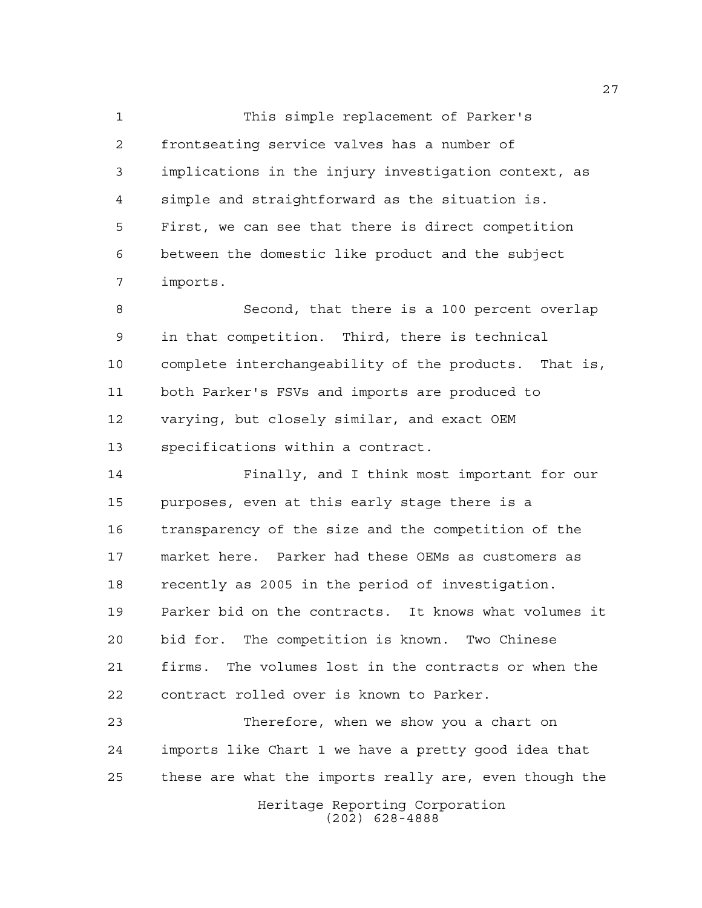This simple replacement of Parker's frontseating service valves has a number of implications in the injury investigation context, as simple and straightforward as the situation is. First, we can see that there is direct competition between the domestic like product and the subject imports.

Second, that there is a 100 percent overlap in that competition. Third, there is technical complete interchangeability of the products. That is, both Parker's FSVs and imports are produced to varying, but closely similar, and exact OEM specifications within a contract.

Finally, and I think most important for our purposes, even at this early stage there is a transparency of the size and the competition of the market here. Parker had these OEMs as customers as recently as 2005 in the period of investigation. Parker bid on the contracts. It knows what volumes it bid for. The competition is known. Two Chinese firms. The volumes lost in the contracts or when the contract rolled over is known to Parker.

Therefore, when we show you a chart on imports like Chart 1 we have a pretty good idea that these are what the imports really are, even though the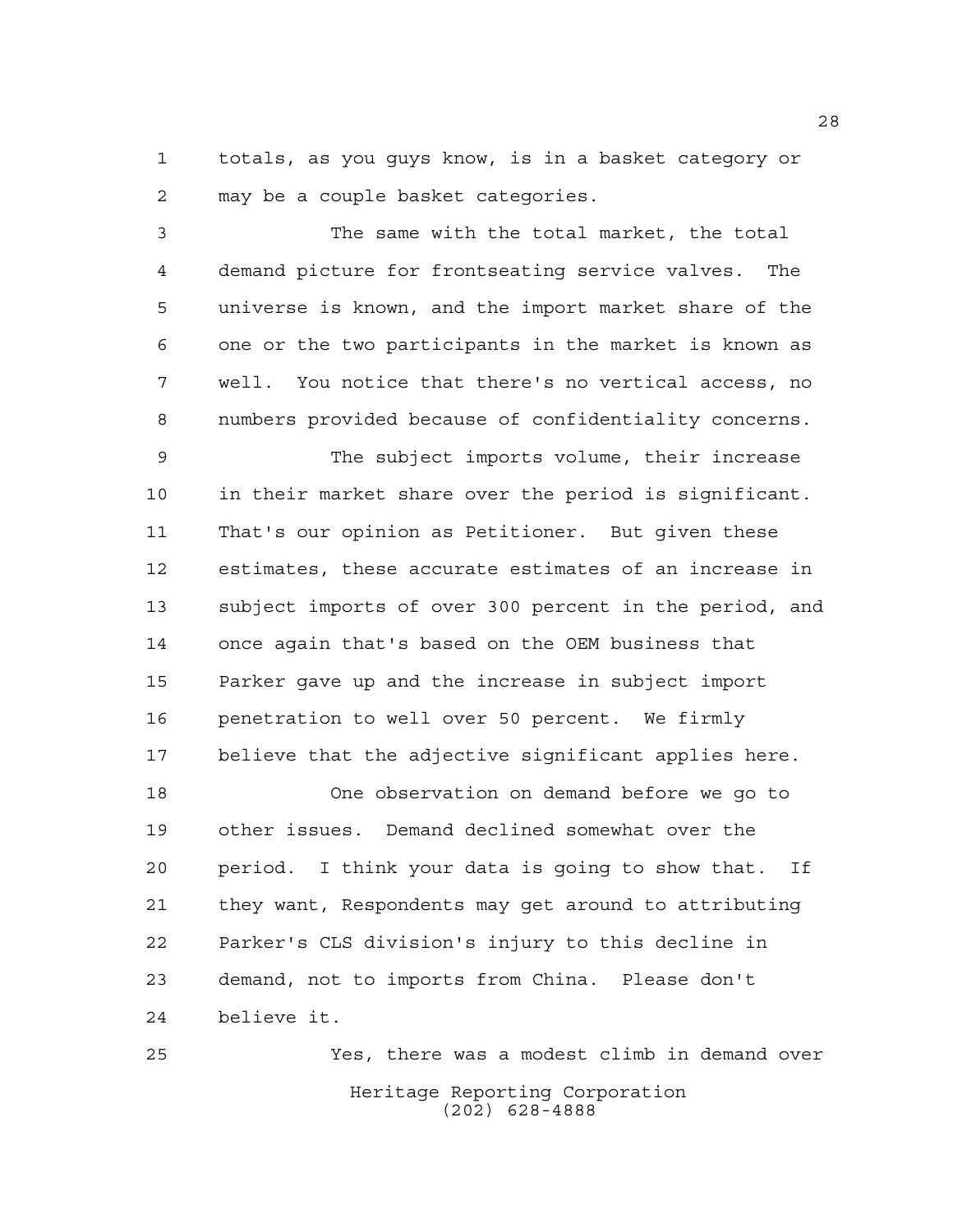totals, as you guys know, is in a basket category or may be a couple basket categories.

The same with the total market, the total demand picture for frontseating service valves. The universe is known, and the import market share of the one or the two participants in the market is known as well. You notice that there's no vertical access, no numbers provided because of confidentiality concerns.

The subject imports volume, their increase in their market share over the period is significant. That's our opinion as Petitioner. But given these estimates, these accurate estimates of an increase in subject imports of over 300 percent in the period, and once again that's based on the OEM business that Parker gave up and the increase in subject import penetration to well over 50 percent. We firmly believe that the adjective significant applies here.

One observation on demand before we go to other issues. Demand declined somewhat over the period. I think your data is going to show that. If they want, Respondents may get around to attributing Parker's CLS division's injury to this decline in demand, not to imports from China. Please don't believe it.

Yes, there was a modest climb in demand over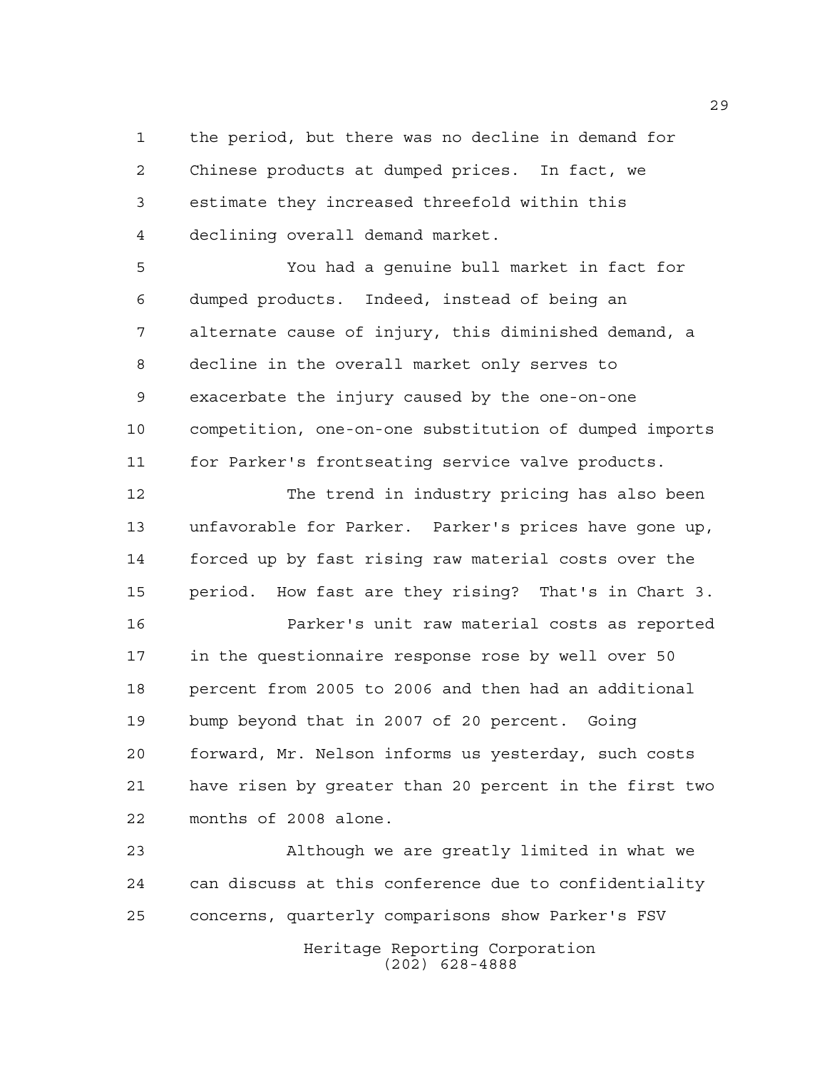the period, but there was no decline in demand for Chinese products at dumped prices. In fact, we estimate they increased threefold within this declining overall demand market.

You had a genuine bull market in fact for dumped products. Indeed, instead of being an alternate cause of injury, this diminished demand, a decline in the overall market only serves to exacerbate the injury caused by the one-on-one competition, one-on-one substitution of dumped imports for Parker's frontseating service valve products.

The trend in industry pricing has also been unfavorable for Parker. Parker's prices have gone up, forced up by fast rising raw material costs over the period. How fast are they rising? That's in Chart 3.

Parker's unit raw material costs as reported in the questionnaire response rose by well over 50 percent from 2005 to 2006 and then had an additional bump beyond that in 2007 of 20 percent. Going forward, Mr. Nelson informs us yesterday, such costs have risen by greater than 20 percent in the first two months of 2008 alone.

Although we are greatly limited in what we can discuss at this conference due to confidentiality concerns, quarterly comparisons show Parker's FSV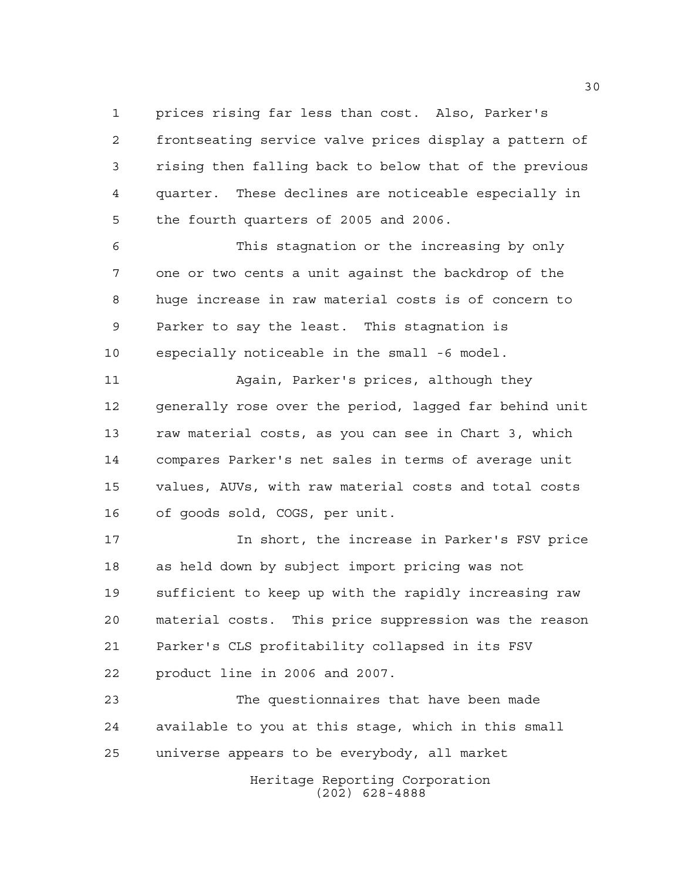prices rising far less than cost. Also, Parker's frontseating service valve prices display a pattern of rising then falling back to below that of the previous quarter. These declines are noticeable especially in the fourth quarters of 2005 and 2006.

This stagnation or the increasing by only one or two cents a unit against the backdrop of the huge increase in raw material costs is of concern to Parker to say the least. This stagnation is especially noticeable in the small -6 model.

Again, Parker's prices, although they generally rose over the period, lagged far behind unit raw material costs, as you can see in Chart 3, which compares Parker's net sales in terms of average unit values, AUVs, with raw material costs and total costs of goods sold, COGS, per unit.

In short, the increase in Parker's FSV price as held down by subject import pricing was not sufficient to keep up with the rapidly increasing raw material costs. This price suppression was the reason Parker's CLS profitability collapsed in its FSV product line in 2006 and 2007.

The questionnaires that have been made available to you at this stage, which in this small universe appears to be everybody, all market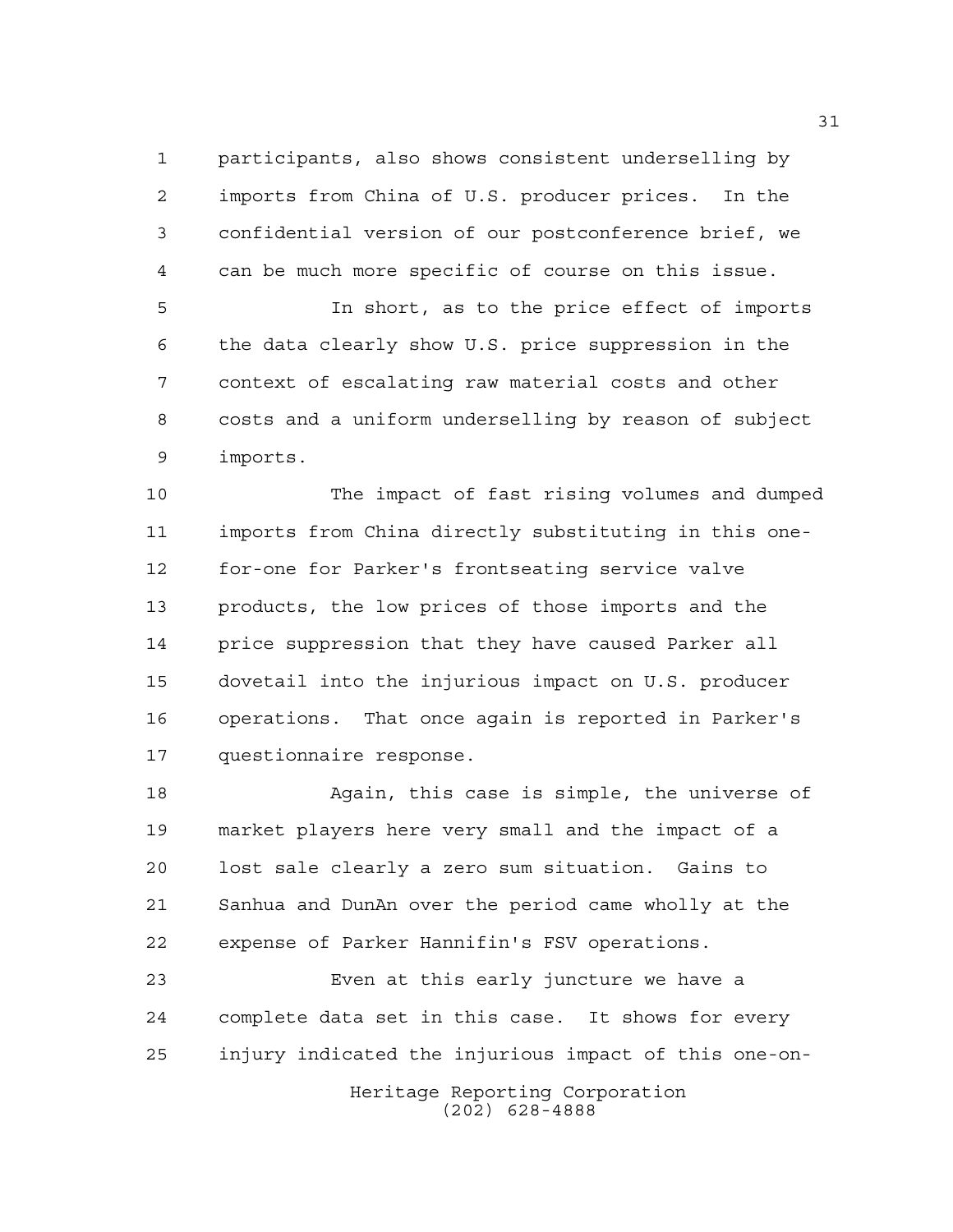participants, also shows consistent underselling by imports from China of U.S. producer prices. In the confidential version of our postconference brief, we can be much more specific of course on this issue.

In short, as to the price effect of imports the data clearly show U.S. price suppression in the context of escalating raw material costs and other costs and a uniform underselling by reason of subject imports.

The impact of fast rising volumes and dumped imports from China directly substituting in this one-for-one for Parker's frontseating service valve products, the low prices of those imports and the price suppression that they have caused Parker all dovetail into the injurious impact on U.S. producer operations. That once again is reported in Parker's questionnaire response.

Again, this case is simple, the universe of market players here very small and the impact of a lost sale clearly a zero sum situation. Gains to Sanhua and DunAn over the period came wholly at the expense of Parker Hannifin's FSV operations.

Even at this early juncture we have a complete data set in this case. It shows for every injury indicated the injurious impact of this one-on-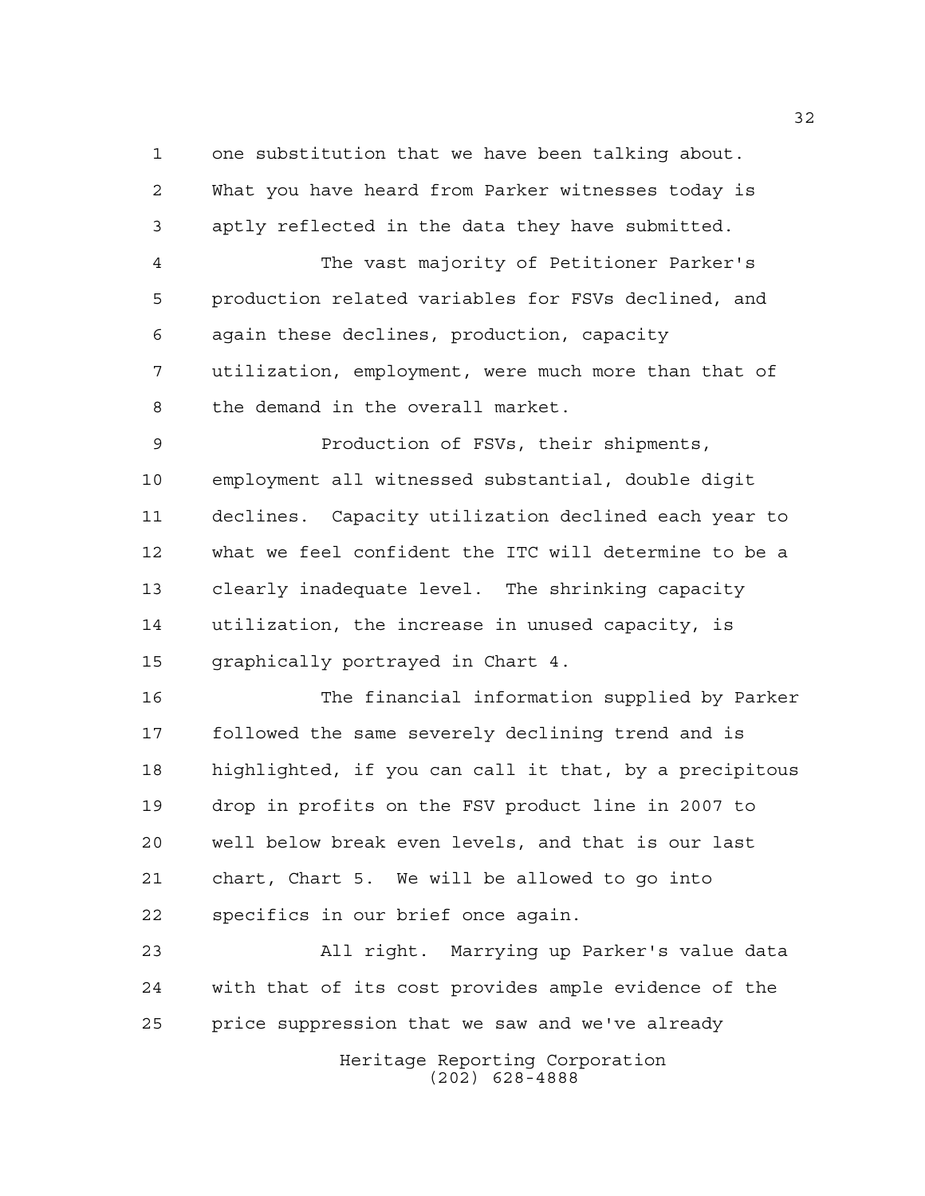one substitution that we have been talking about. What you have heard from Parker witnesses today is aptly reflected in the data they have submitted.

The vast majority of Petitioner Parker's production related variables for FSVs declined, and again these declines, production, capacity utilization, employment, were much more than that of the demand in the overall market.

Production of FSVs, their shipments, employment all witnessed substantial, double digit declines. Capacity utilization declined each year to what we feel confident the ITC will determine to be a clearly inadequate level. The shrinking capacity utilization, the increase in unused capacity, is graphically portrayed in Chart 4.

The financial information supplied by Parker followed the same severely declining trend and is highlighted, if you can call it that, by a precipitous drop in profits on the FSV product line in 2007 to well below break even levels, and that is our last chart, Chart 5. We will be allowed to go into specifics in our brief once again.

All right. Marrying up Parker's value data with that of its cost provides ample evidence of the price suppression that we saw and we've already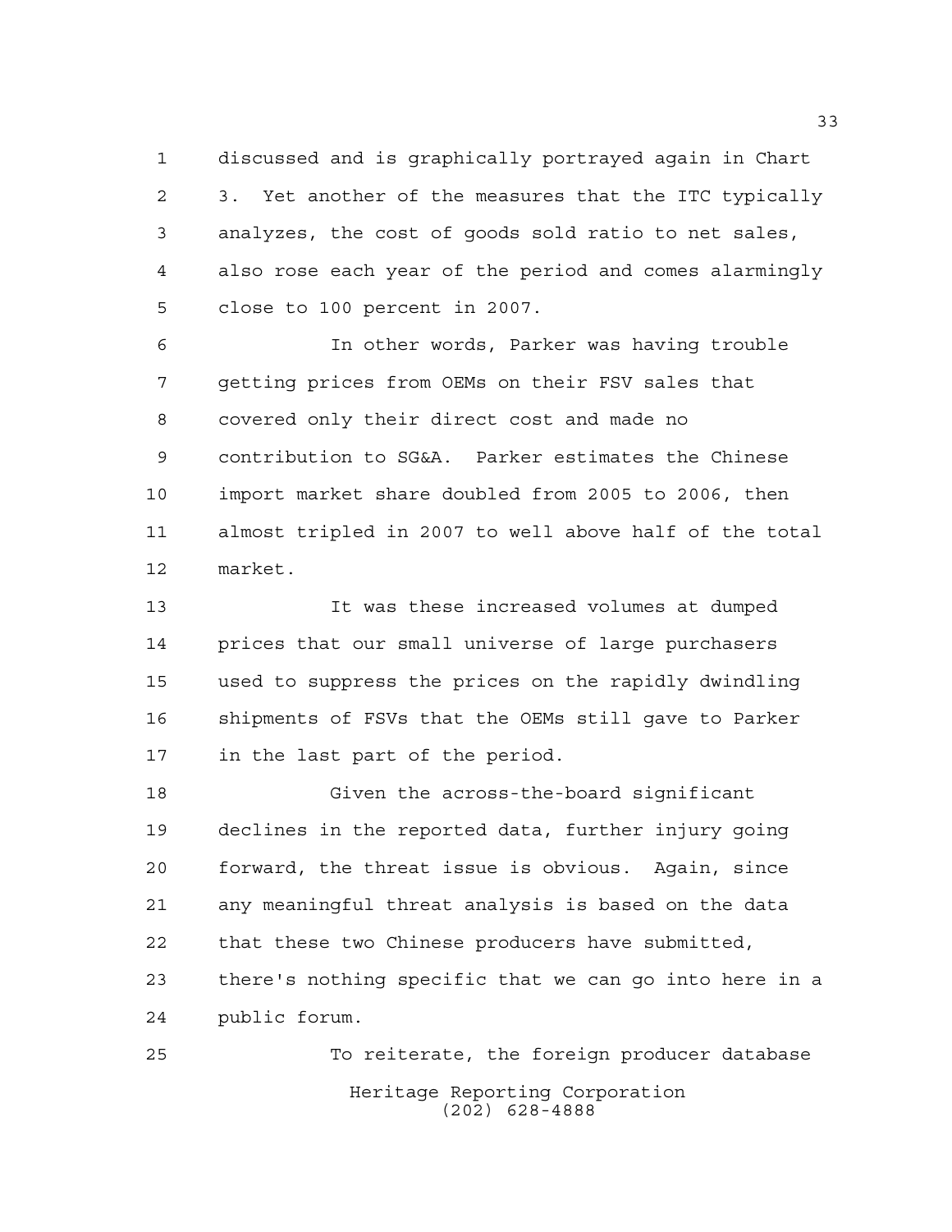discussed and is graphically portrayed again in Chart 3. Yet another of the measures that the ITC typically analyzes, the cost of goods sold ratio to net sales, also rose each year of the period and comes alarmingly close to 100 percent in 2007.

In other words, Parker was having trouble getting prices from OEMs on their FSV sales that covered only their direct cost and made no contribution to SG&A. Parker estimates the Chinese import market share doubled from 2005 to 2006, then almost tripled in 2007 to well above half of the total market.

It was these increased volumes at dumped prices that our small universe of large purchasers used to suppress the prices on the rapidly dwindling shipments of FSVs that the OEMs still gave to Parker in the last part of the period.

Given the across-the-board significant declines in the reported data, further injury going forward, the threat issue is obvious. Again, since any meaningful threat analysis is based on the data that these two Chinese producers have submitted, there's nothing specific that we can go into here in a public forum.

To reiterate, the foreign producer database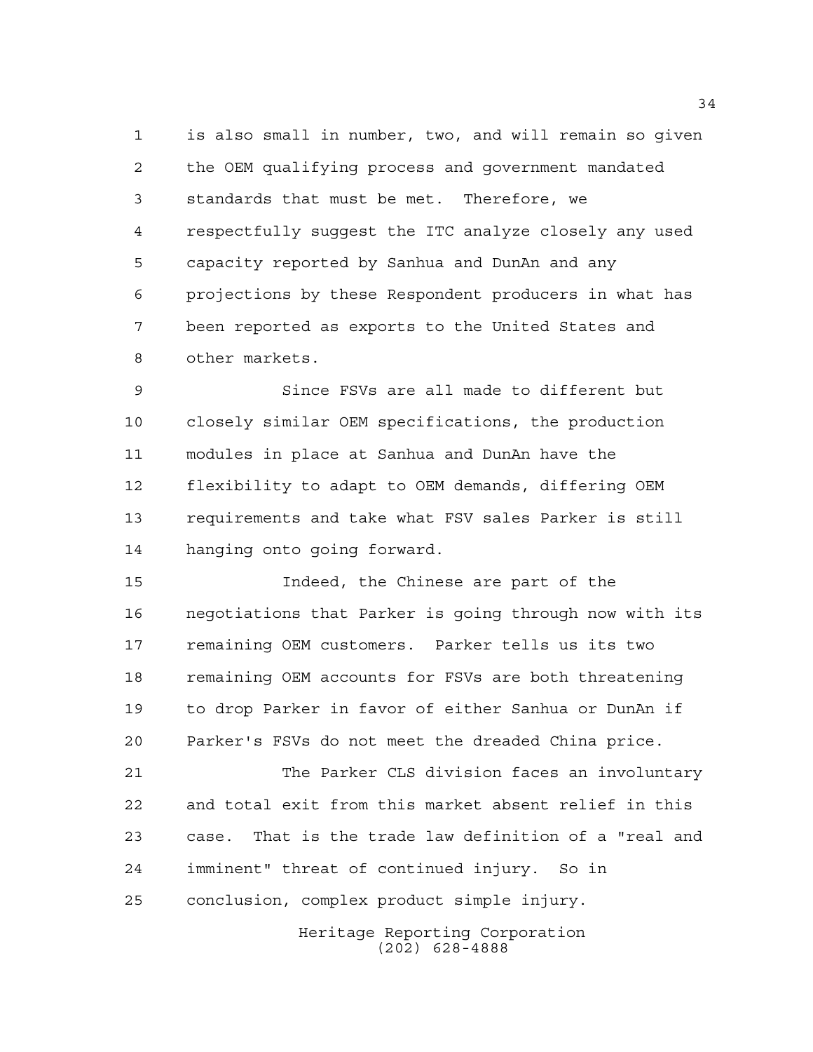is also small in number, two, and will remain so given the OEM qualifying process and government mandated standards that must be met. Therefore, we respectfully suggest the ITC analyze closely any used capacity reported by Sanhua and DunAn and any projections by these Respondent producers in what has been reported as exports to the United States and other markets.

Since FSVs are all made to different but closely similar OEM specifications, the production modules in place at Sanhua and DunAn have the flexibility to adapt to OEM demands, differing OEM requirements and take what FSV sales Parker is still hanging onto going forward.

Indeed, the Chinese are part of the negotiations that Parker is going through now with its remaining OEM customers. Parker tells us its two remaining OEM accounts for FSVs are both threatening to drop Parker in favor of either Sanhua or DunAn if Parker's FSVs do not meet the dreaded China price.

The Parker CLS division faces an involuntary and total exit from this market absent relief in this case. That is the trade law definition of a "real and imminent" threat of continued injury. So in conclusion, complex product simple injury.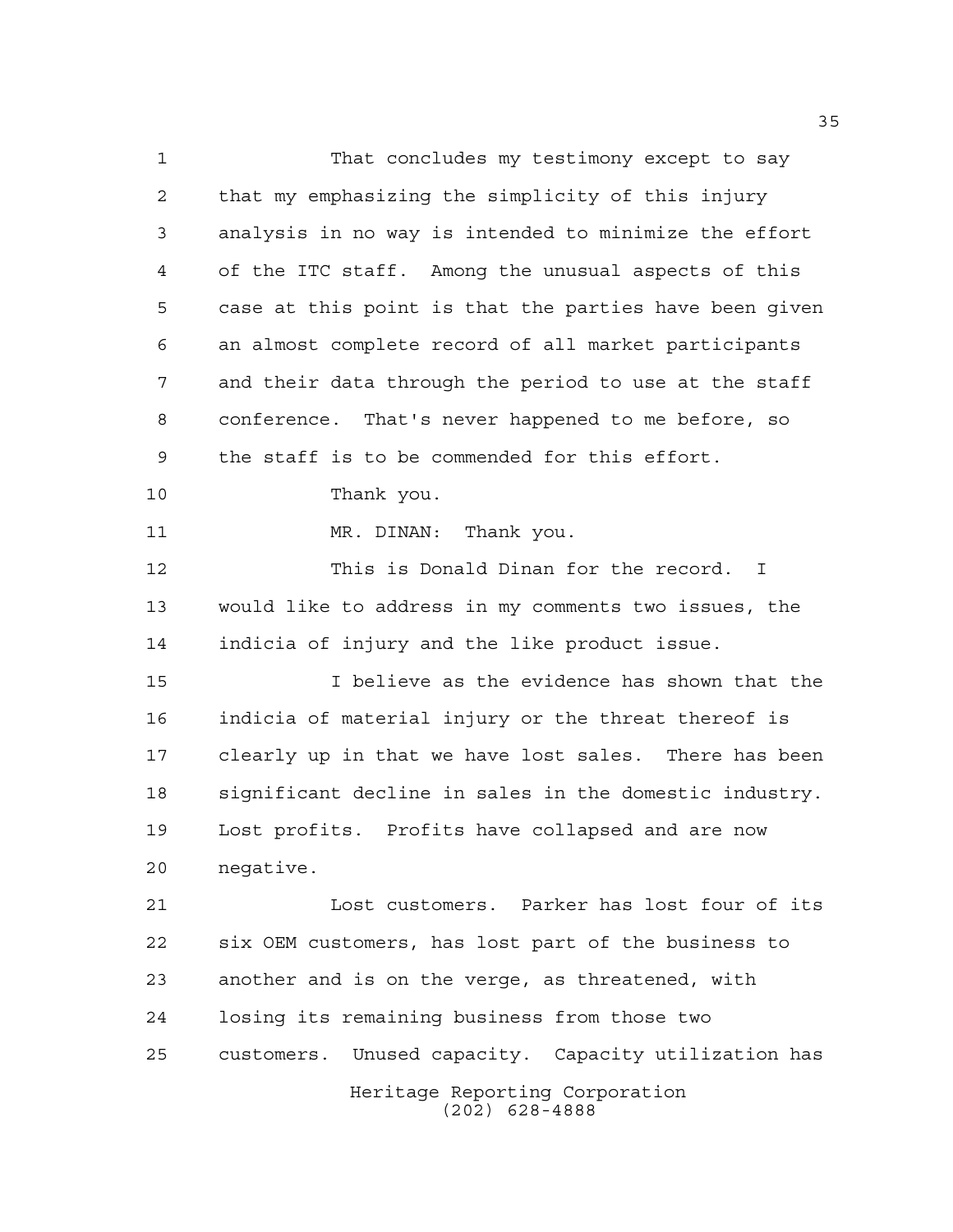That concludes my testimony except to say that my emphasizing the simplicity of this injury analysis in no way is intended to minimize the effort of the ITC staff. Among the unusual aspects of this case at this point is that the parties have been given an almost complete record of all market participants and their data through the period to use at the staff conference. That's never happened to me before, so the staff is to be commended for this effort.

Thank you.

MR. DINAN: Thank you.

This is Donald Dinan for the record. I would like to address in my comments two issues, the indicia of injury and the like product issue.

I believe as the evidence has shown that the indicia of material injury or the threat thereof is clearly up in that we have lost sales. There has been significant decline in sales in the domestic industry. Lost profits. Profits have collapsed and are now negative.

Lost customers. Parker has lost four of its six OEM customers, has lost part of the business to another and is on the verge, as threatened, with losing its remaining business from those two customers. Unused capacity. Capacity utilization has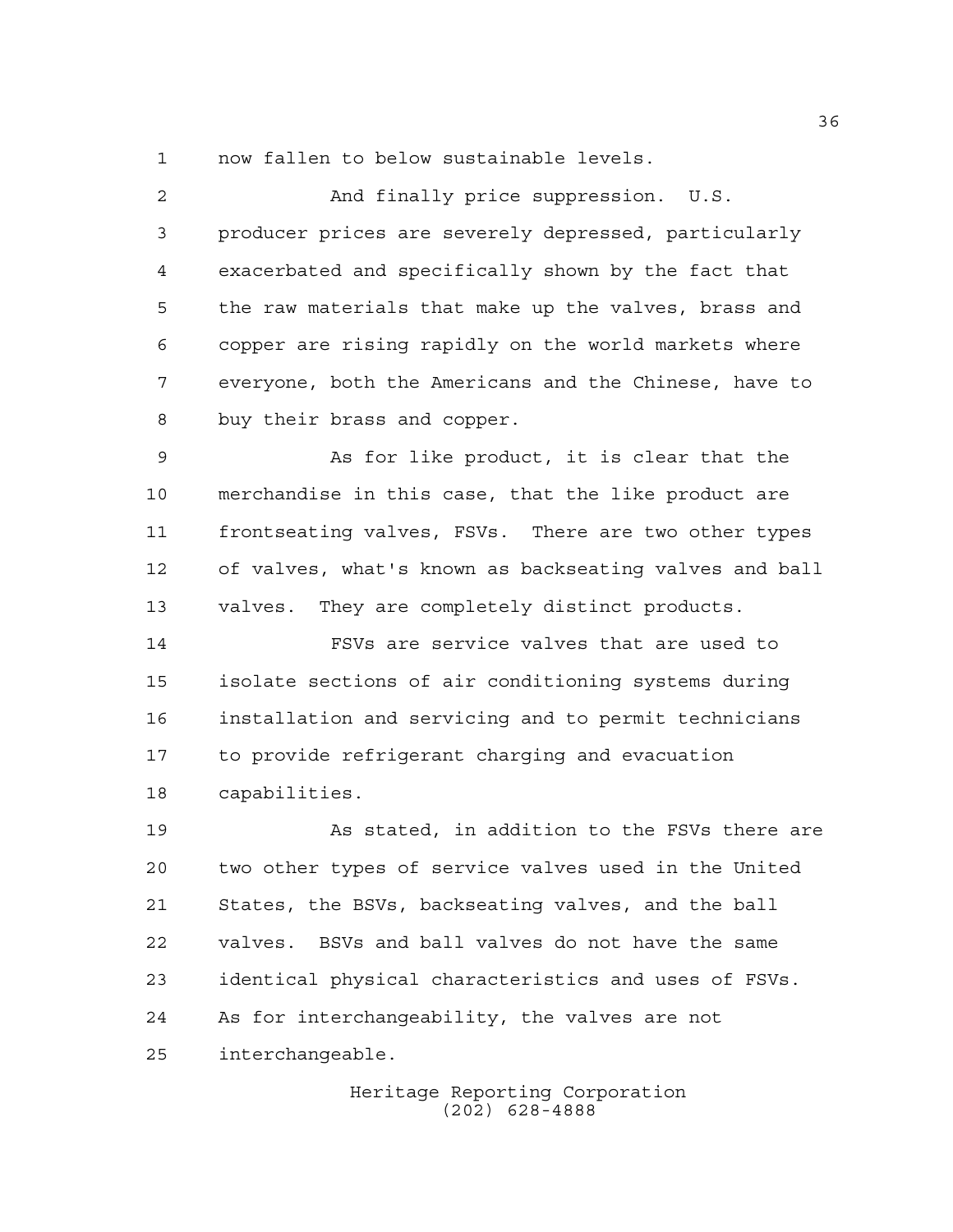now fallen to below sustainable levels.

And finally price suppression. U.S. producer prices are severely depressed, particularly exacerbated and specifically shown by the fact that the raw materials that make up the valves, brass and copper are rising rapidly on the world markets where everyone, both the Americans and the Chinese, have to buy their brass and copper.

As for like product, it is clear that the merchandise in this case, that the like product are frontseating valves, FSVs. There are two other types of valves, what's known as backseating valves and ball valves. They are completely distinct products.

FSVs are service valves that are used to isolate sections of air conditioning systems during installation and servicing and to permit technicians to provide refrigerant charging and evacuation capabilities.

As stated, in addition to the FSVs there are two other types of service valves used in the United States, the BSVs, backseating valves, and the ball valves. BSVs and ball valves do not have the same identical physical characteristics and uses of FSVs. As for interchangeability, the valves are not interchangeable.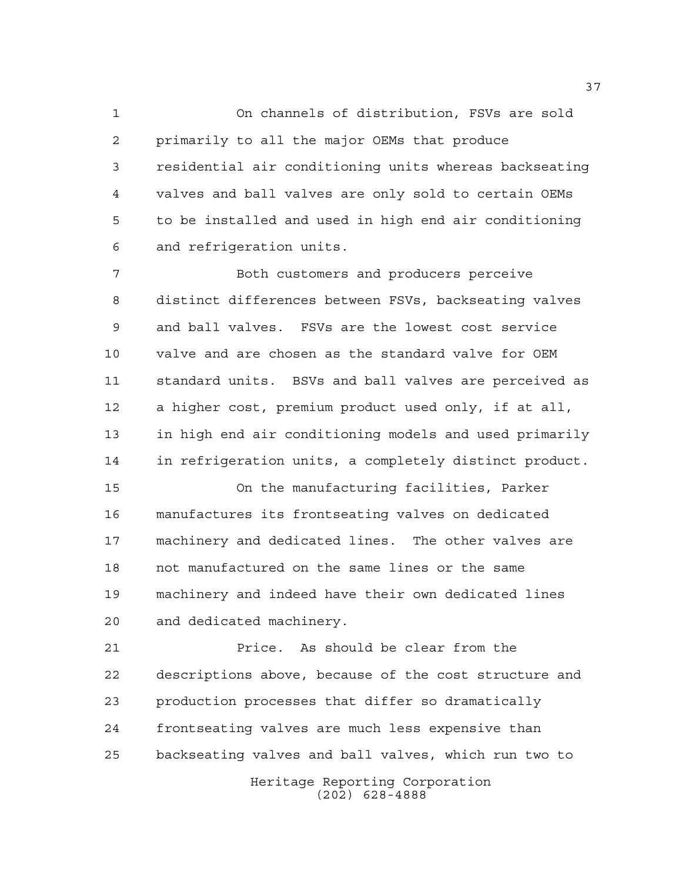On channels of distribution, FSVs are sold primarily to all the major OEMs that produce residential air conditioning units whereas backseating valves and ball valves are only sold to certain OEMs to be installed and used in high end air conditioning and refrigeration units.

Both customers and producers perceive distinct differences between FSVs, backseating valves and ball valves. FSVs are the lowest cost service valve and are chosen as the standard valve for OEM standard units. BSVs and ball valves are perceived as a higher cost, premium product used only, if at all, in high end air conditioning models and used primarily in refrigeration units, a completely distinct product.

On the manufacturing facilities, Parker manufactures its frontseating valves on dedicated machinery and dedicated lines. The other valves are not manufactured on the same lines or the same machinery and indeed have their own dedicated lines and dedicated machinery.

Price. As should be clear from the descriptions above, because of the cost structure and production processes that differ so dramatically frontseating valves are much less expensive than backseating valves and ball valves, which run two to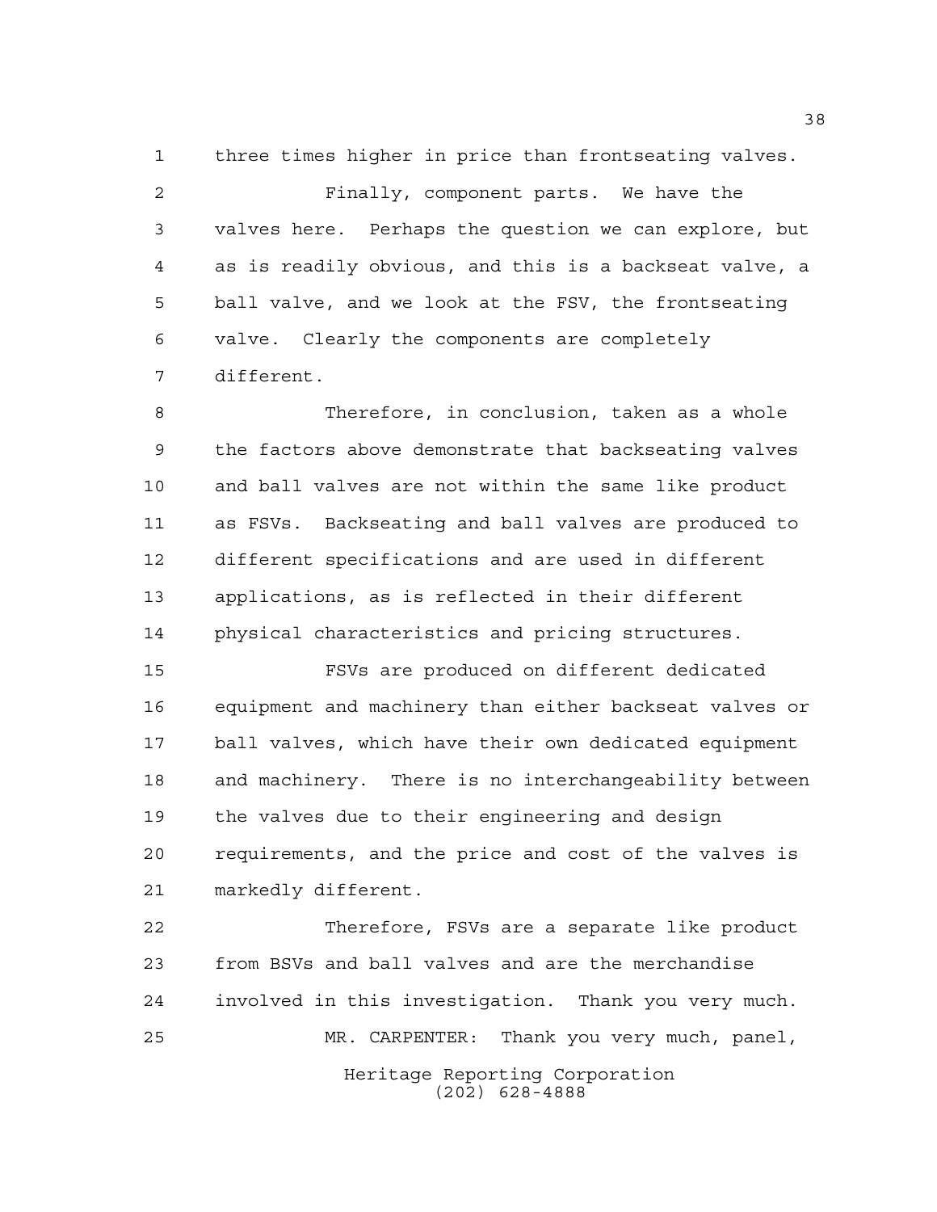three times higher in price than frontseating valves.

Finally, component parts. We have the valves here. Perhaps the question we can explore, but as is readily obvious, and this is a backseat valve, a ball valve, and we look at the FSV, the frontseating valve. Clearly the components are completely different.

Therefore, in conclusion, taken as a whole the factors above demonstrate that backseating valves and ball valves are not within the same like product as FSVs. Backseating and ball valves are produced to different specifications and are used in different applications, as is reflected in their different physical characteristics and pricing structures.

FSVs are produced on different dedicated equipment and machinery than either backseat valves or ball valves, which have their own dedicated equipment and machinery. There is no interchangeability between the valves due to their engineering and design requirements, and the price and cost of the valves is markedly different.

Therefore, FSVs are a separate like product from BSVs and ball valves and are the merchandise involved in this investigation. Thank you very much.

MR. CARPENTER: Thank you very much, panel,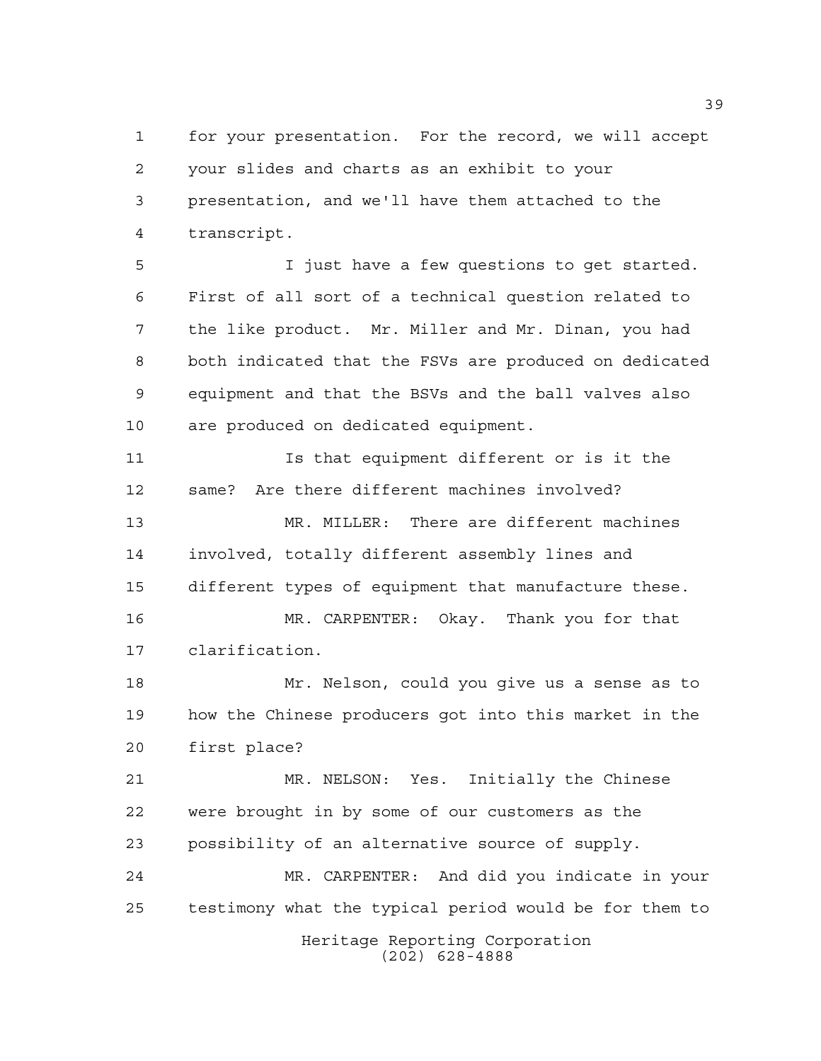for your presentation. For the record, we will accept your slides and charts as an exhibit to your presentation, and we'll have them attached to the transcript.

I just have a few questions to get started. First of all sort of a technical question related to the like product. Mr. Miller and Mr. Dinan, you had both indicated that the FSVs are produced on dedicated equipment and that the BSVs and the ball valves also are produced on dedicated equipment.

Is that equipment different or is it the same? Are there different machines involved?

MR. MILLER: There are different machines involved, totally different assembly lines and different types of equipment that manufacture these.

MR. CARPENTER: Okay. Thank you for that clarification.

Mr. Nelson, could you give us a sense as to how the Chinese producers got into this market in the first place?

MR. NELSON: Yes. Initially the Chinese were brought in by some of our customers as the possibility of an alternative source of supply.

MR. CARPENTER: And did you indicate in your testimony what the typical period would be for them to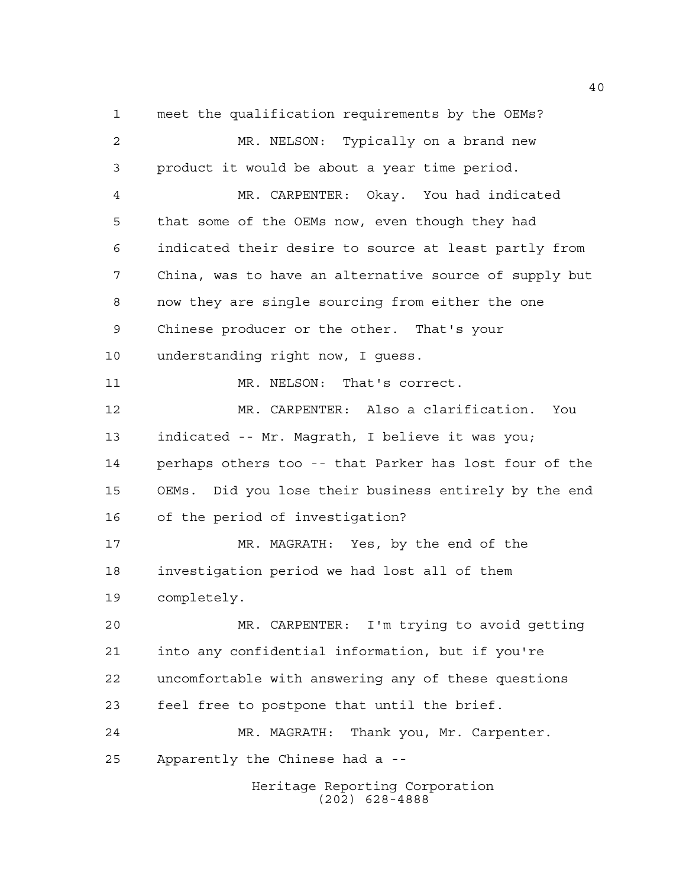meet the qualification requirements by the OEMs?

MR. NELSON: Typically on a brand new product it would be about a year time period.

MR. CARPENTER: Okay. You had indicated that some of the OEMs now, even though they had indicated their desire to source at least partly from China, was to have an alternative source of supply but now they are single sourcing from either the one Chinese producer or the other. That's your understanding right now, I guess.

MR. NELSON: That's correct.

MR. CARPENTER: Also a clarification. You indicated -- Mr. Magrath, I believe it was you; perhaps others too -- that Parker has lost four of the OEMs. Did you lose their business entirely by the end of the period of investigation?

MR. MAGRATH: Yes, by the end of the investigation period we had lost all of them completely.

MR. CARPENTER: I'm trying to avoid getting into any confidential information, but if you're uncomfortable with answering any of these questions feel free to postpone that until the brief.

MR. MAGRATH: Thank you, Mr. Carpenter. Apparently the Chinese had a --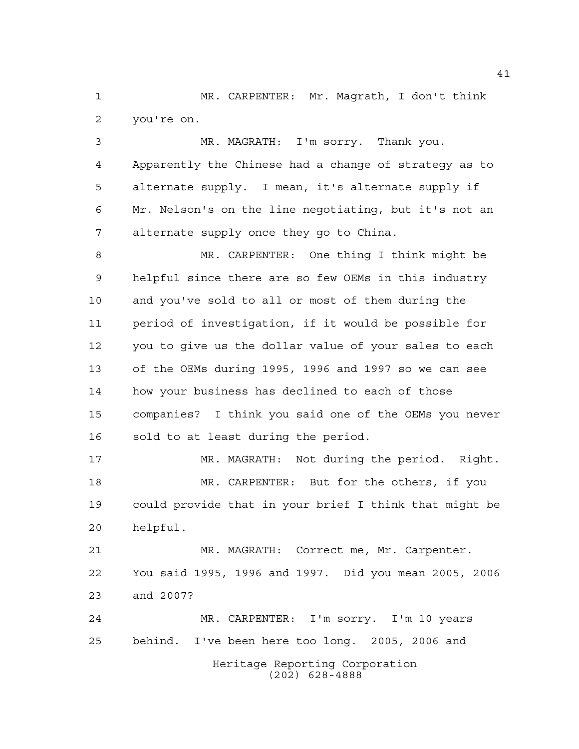MR. CARPENTER: Mr. Magrath, I don't think you're on.

MR. MAGRATH: I'm sorry. Thank you. Apparently the Chinese had a change of strategy as to alternate supply. I mean, it's alternate supply if Mr. Nelson's on the line negotiating, but it's not an alternate supply once they go to China.

MR. CARPENTER: One thing I think might be helpful since there are so few OEMs in this industry and you've sold to all or most of them during the period of investigation, if it would be possible for you to give us the dollar value of your sales to each of the OEMs during 1995, 1996 and 1997 so we can see how your business has declined to each of those companies? I think you said one of the OEMs you never sold to at least during the period.

MR. MAGRATH: Not during the period. Right.

MR. CARPENTER: But for the others, if you could provide that in your brief I think that might be helpful.

MR. MAGRATH: Correct me, Mr. Carpenter. You said 1995, 1996 and 1997. Did you mean 2005, 2006 and 2007?

MR. CARPENTER: I'm sorry. I'm 10 years behind. I've been here too long. 2005, 2006 and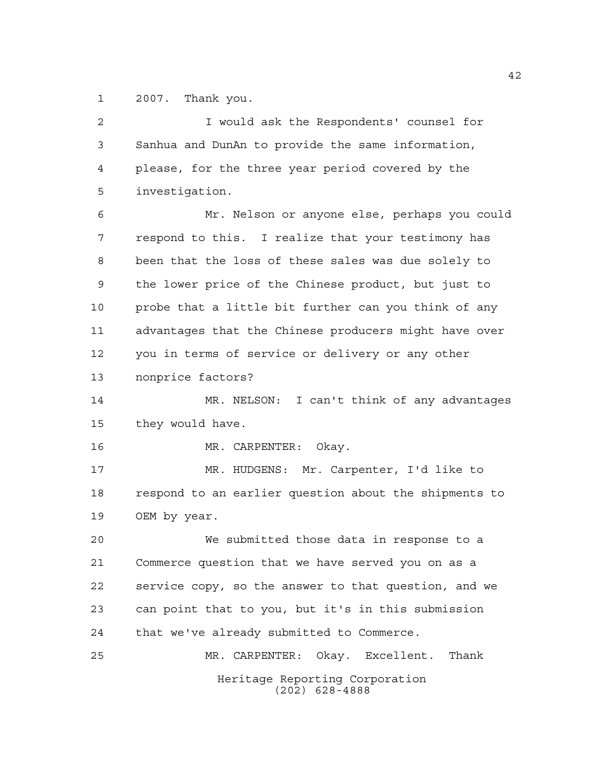2007. Thank you.

I would ask the Respondents' counsel for Sanhua and DunAn to provide the same information, please, for the three year period covered by the investigation.

Mr. Nelson or anyone else, perhaps you could respond to this. I realize that your testimony has been that the loss of these sales was due solely to the lower price of the Chinese product, but just to probe that a little bit further can you think of any advantages that the Chinese producers might have over you in terms of service or delivery or any other nonprice factors?

MR. NELSON: I can't think of any advantages they would have.

MR. CARPENTER: Okay.

MR. HUDGENS: Mr. Carpenter, I'd like to respond to an earlier question about the shipments to OEM by year.

We submitted those data in response to a Commerce question that we have served you on as a service copy, so the answer to that question, and we can point that to you, but it's in this submission that we've already submitted to Commerce.

MR. CARPENTER: Okay. Excellent. Thank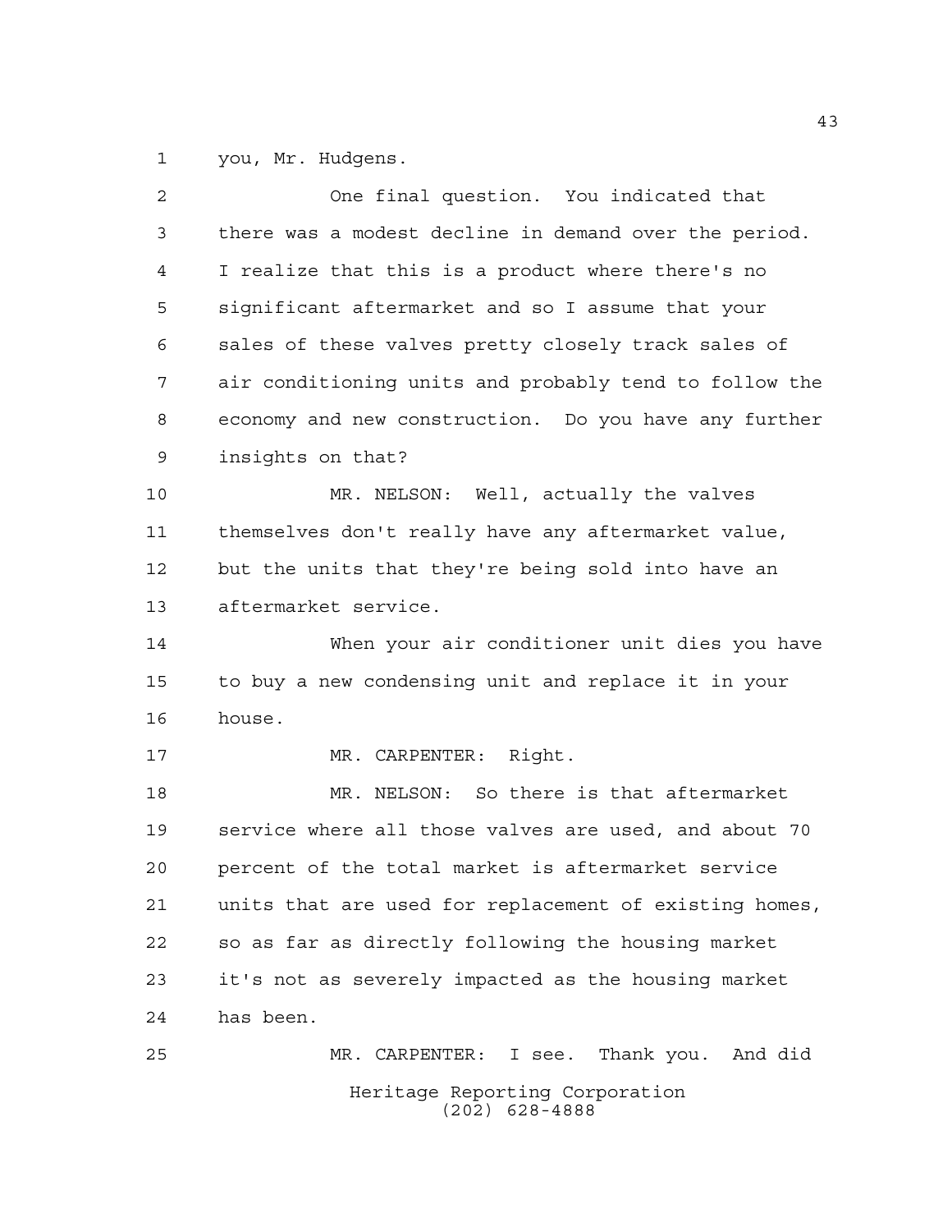you, Mr. Hudgens.

One final question. You indicated that there was a modest decline in demand over the period. I realize that this is a product where there's no significant aftermarket and so I assume that your sales of these valves pretty closely track sales of air conditioning units and probably tend to follow the economy and new construction. Do you have any further insights on that?

MR. NELSON: Well, actually the valves themselves don't really have any aftermarket value, but the units that they're being sold into have an aftermarket service.

When your air conditioner unit dies you have to buy a new condensing unit and replace it in your house.

MR. CARPENTER: Right.

MR. NELSON: So there is that aftermarket service where all those valves are used, and about 70 percent of the total market is aftermarket service units that are used for replacement of existing homes, so as far as directly following the housing market it's not as severely impacted as the housing market has been.

MR. CARPENTER: I see. Thank you. And did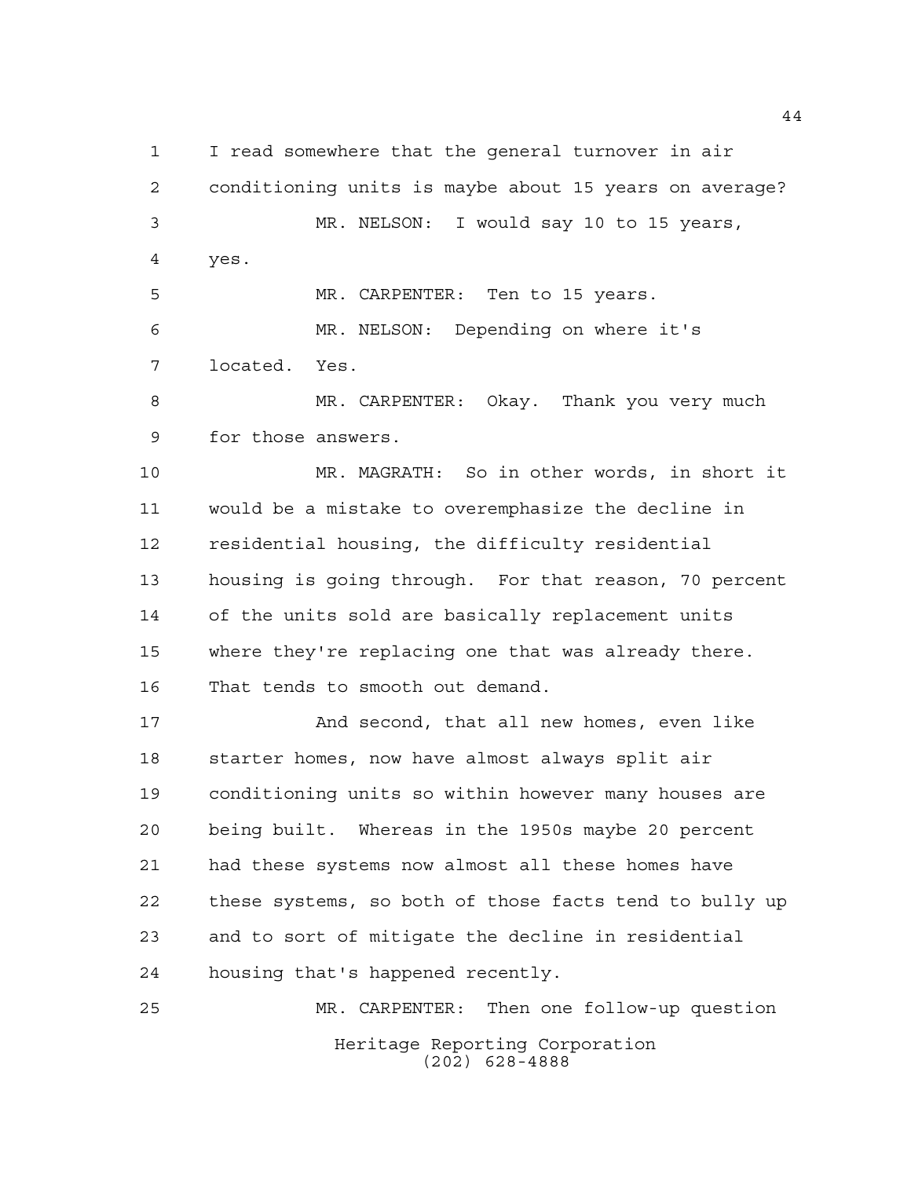I read somewhere that the general turnover in air conditioning units is maybe about 15 years on average?

MR. NELSON: I would say 10 to 15 years, yes.

MR. CARPENTER: Ten to 15 years.

MR. NELSON: Depending on where it's located. Yes.

MR. CARPENTER: Okay. Thank you very much for those answers.

MR. MAGRATH: So in other words, in short it would be a mistake to overemphasize the decline in residential housing, the difficulty residential housing is going through. For that reason, 70 percent of the units sold are basically replacement units where they're replacing one that was already there. That tends to smooth out demand.

And second, that all new homes, even like starter homes, now have almost always split air conditioning units so within however many houses are being built. Whereas in the 1950s maybe 20 percent had these systems now almost all these homes have these systems, so both of those facts tend to bully up and to sort of mitigate the decline in residential housing that's happened recently.

MR. CARPENTER: Then one follow-up question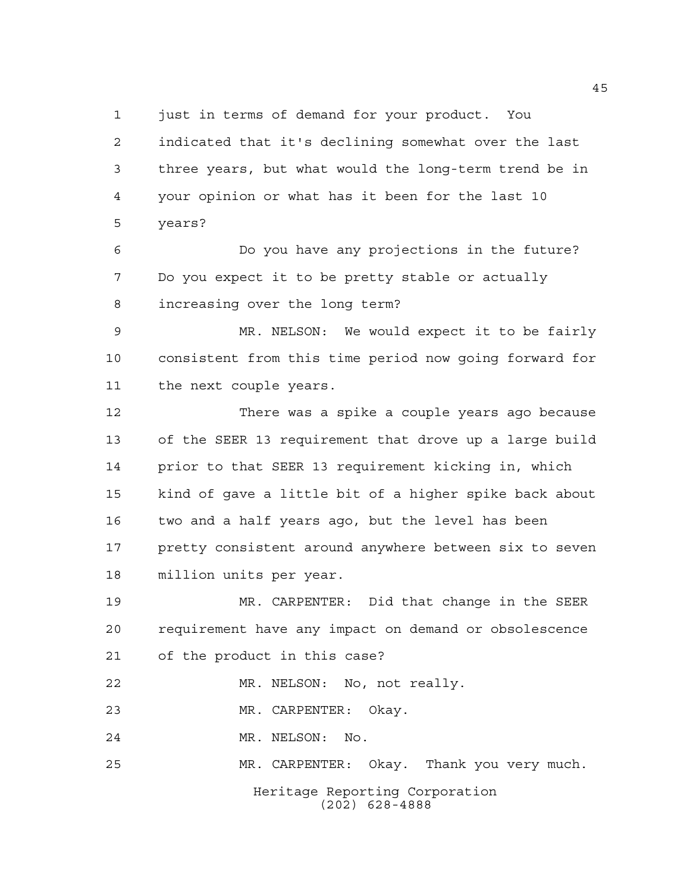just in terms of demand for your product. You indicated that it's declining somewhat over the last three years, but what would the long-term trend be in your opinion or what has it been for the last 10 years?

Do you have any projections in the future? Do you expect it to be pretty stable or actually increasing over the long term?

MR. NELSON: We would expect it to be fairly consistent from this time period now going forward for the next couple years.

There was a spike a couple years ago because of the SEER 13 requirement that drove up a large build prior to that SEER 13 requirement kicking in, which kind of gave a little bit of a higher spike back about two and a half years ago, but the level has been pretty consistent around anywhere between six to seven million units per year.

MR. CARPENTER: Did that change in the SEER requirement have any impact on demand or obsolescence of the product in this case?

MR. NELSON: No, not really.

MR. CARPENTER: Okay.

MR. NELSON: No.

MR. CARPENTER: Okay. Thank you very much.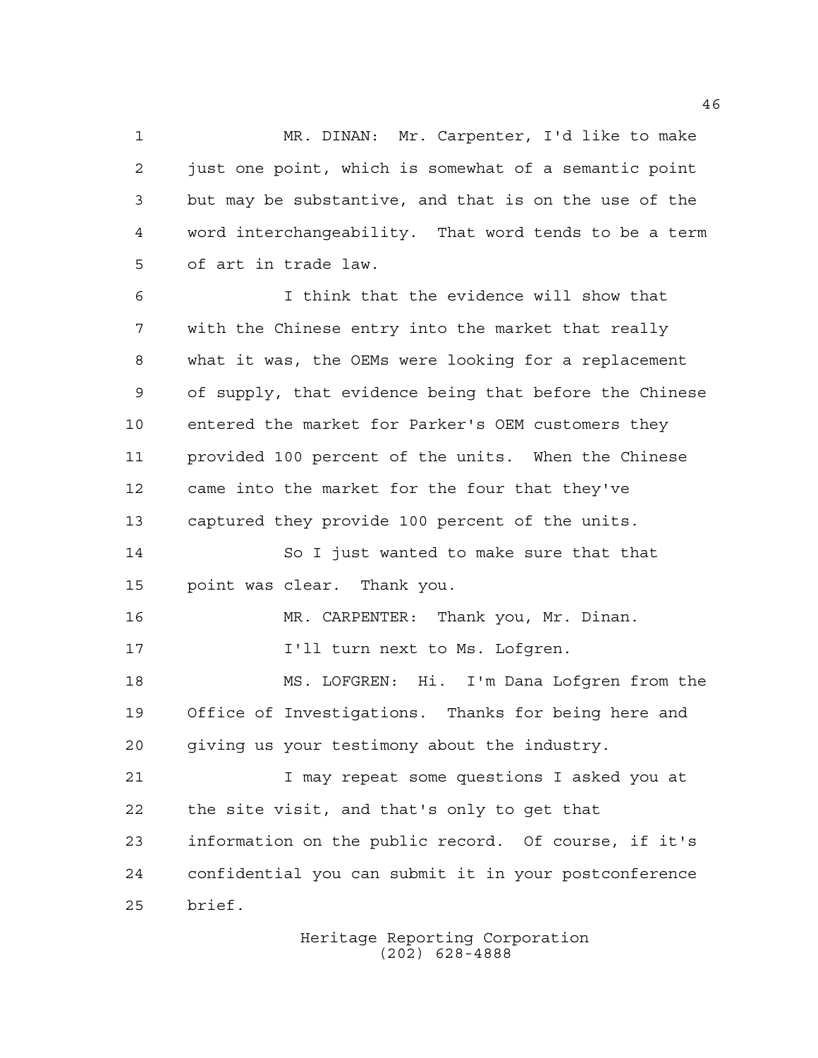MR. DINAN: Mr. Carpenter, I'd like to make just one point, which is somewhat of a semantic point but may be substantive, and that is on the use of the word interchangeability. That word tends to be a term of art in trade law.

I think that the evidence will show that with the Chinese entry into the market that really what it was, the OEMs were looking for a replacement of supply, that evidence being that before the Chinese entered the market for Parker's OEM customers they provided 100 percent of the units. When the Chinese came into the market for the four that they've captured they provide 100 percent of the units.

So I just wanted to make sure that that point was clear. Thank you.

MR. CARPENTER: Thank you, Mr. Dinan.

I'll turn next to Ms. Lofgren.

MS. LOFGREN: Hi. I'm Dana Lofgren from the Office of Investigations. Thanks for being here and giving us your testimony about the industry.

I may repeat some questions I asked you at the site visit, and that's only to get that information on the public record. Of course, if it's confidential you can submit it in your postconference brief.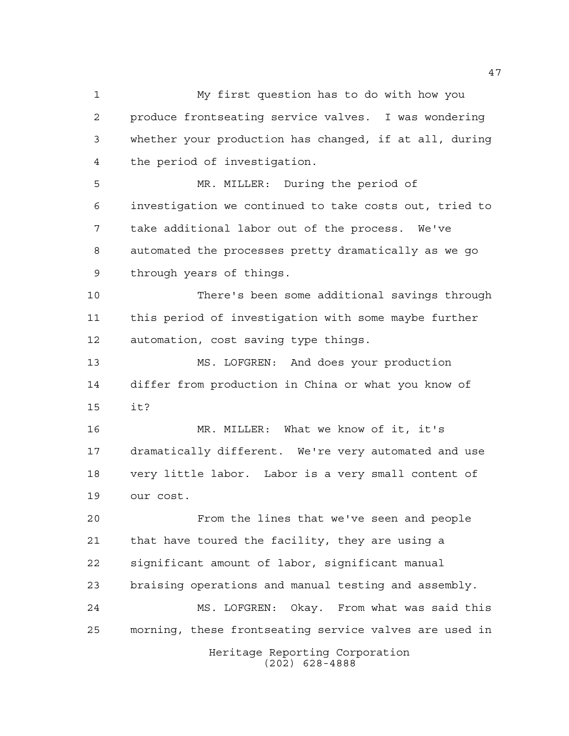My first question has to do with how you produce frontseating service valves. I was wondering whether your production has changed, if at all, during the period of investigation.

MR. MILLER: During the period of investigation we continued to take costs out, tried to take additional labor out of the process. We've automated the processes pretty dramatically as we go through years of things.

There's been some additional savings through this period of investigation with some maybe further automation, cost saving type things.

MS. LOFGREN: And does your production differ from production in China or what you know of it?

MR. MILLER: What we know of it, it's dramatically different. We're very automated and use very little labor. Labor is a very small content of our cost.

From the lines that we've seen and people that have toured the facility, they are using a significant amount of labor, significant manual braising operations and manual testing and assembly.

MS. LOFGREN: Okay. From what was said this morning, these frontseating service valves are used in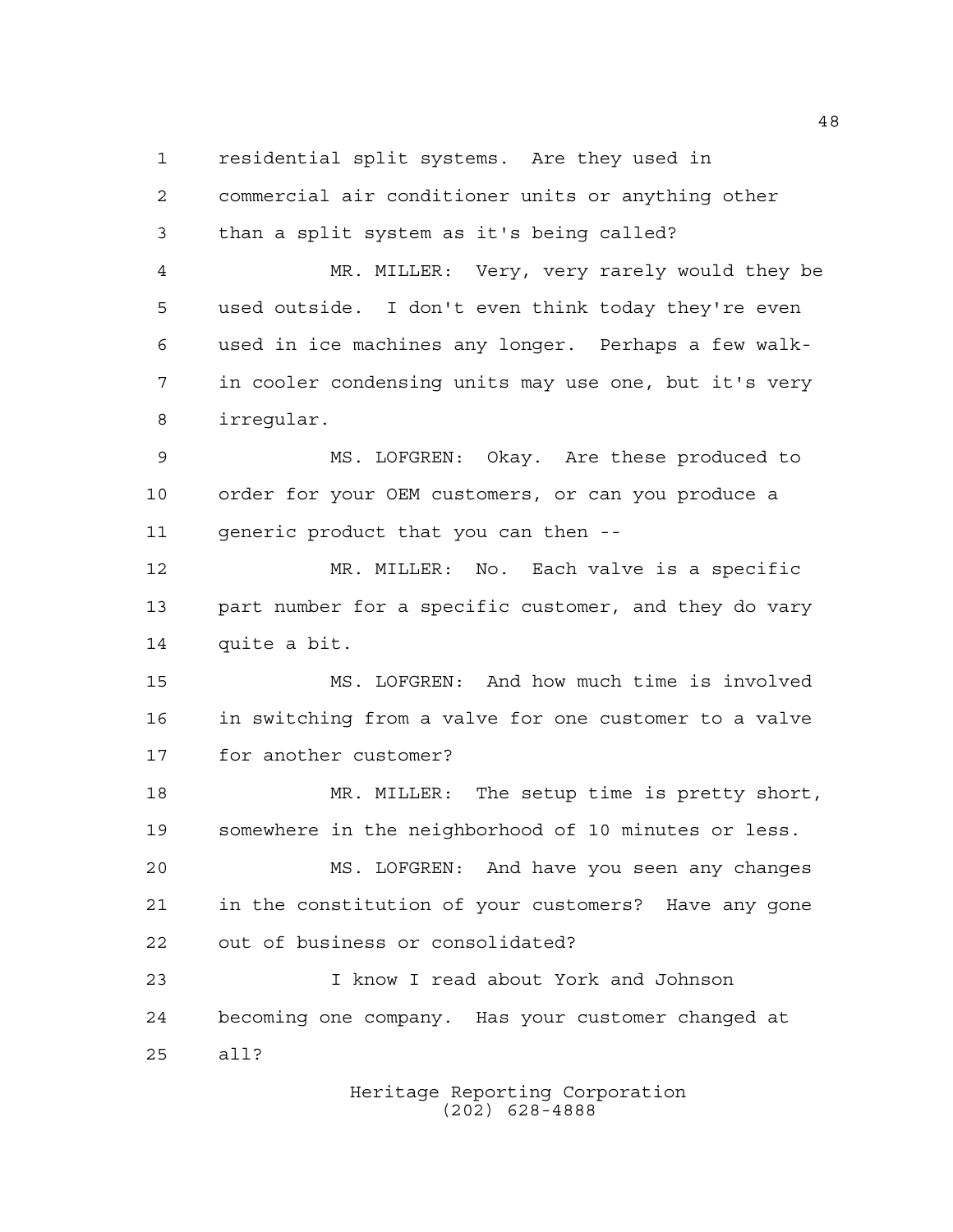residential split systems. Are they used in commercial air conditioner units or anything other than a split system as it's being called?

MR. MILLER: Very, very rarely would they be used outside. I don't even think today they're even used in ice machines any longer. Perhaps a few walk-in cooler condensing units may use one, but it's very irregular.

MS. LOFGREN: Okay. Are these produced to order for your OEM customers, or can you produce a generic product that you can then --

MR. MILLER: No. Each valve is a specific part number for a specific customer, and they do vary quite a bit.

MS. LOFGREN: And how much time is involved in switching from a valve for one customer to a valve for another customer?

MR. MILLER: The setup time is pretty short, somewhere in the neighborhood of 10 minutes or less.

MS. LOFGREN: And have you seen any changes in the constitution of your customers? Have any gone out of business or consolidated?

I know I read about York and Johnson becoming one company. Has your customer changed at all?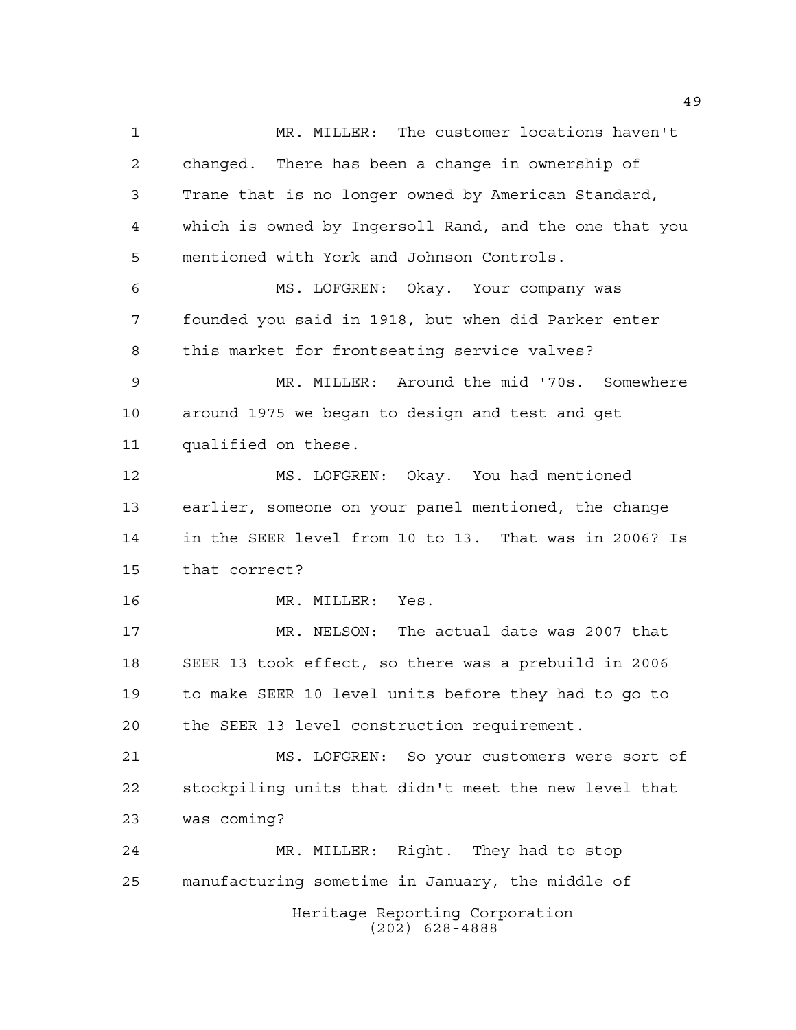MR. MILLER: The customer locations haven't changed. There has been a change in ownership of Trane that is no longer owned by American Standard, which is owned by Ingersoll Rand, and the one that you mentioned with York and Johnson Controls.

MS. LOFGREN: Okay. Your company was founded you said in 1918, but when did Parker enter this market for frontseating service valves?

MR. MILLER: Around the mid '70s. Somewhere around 1975 we began to design and test and get qualified on these.

MS. LOFGREN: Okay. You had mentioned earlier, someone on your panel mentioned, the change in the SEER level from 10 to 13. That was in 2006? Is that correct?

MR. MILLER: Yes.

MR. NELSON: The actual date was 2007 that SEER 13 took effect, so there was a prebuild in 2006 to make SEER 10 level units before they had to go to the SEER 13 level construction requirement.

MS. LOFGREN: So your customers were sort of stockpiling units that didn't meet the new level that was coming?

MR. MILLER: Right. They had to stop manufacturing sometime in January, the middle of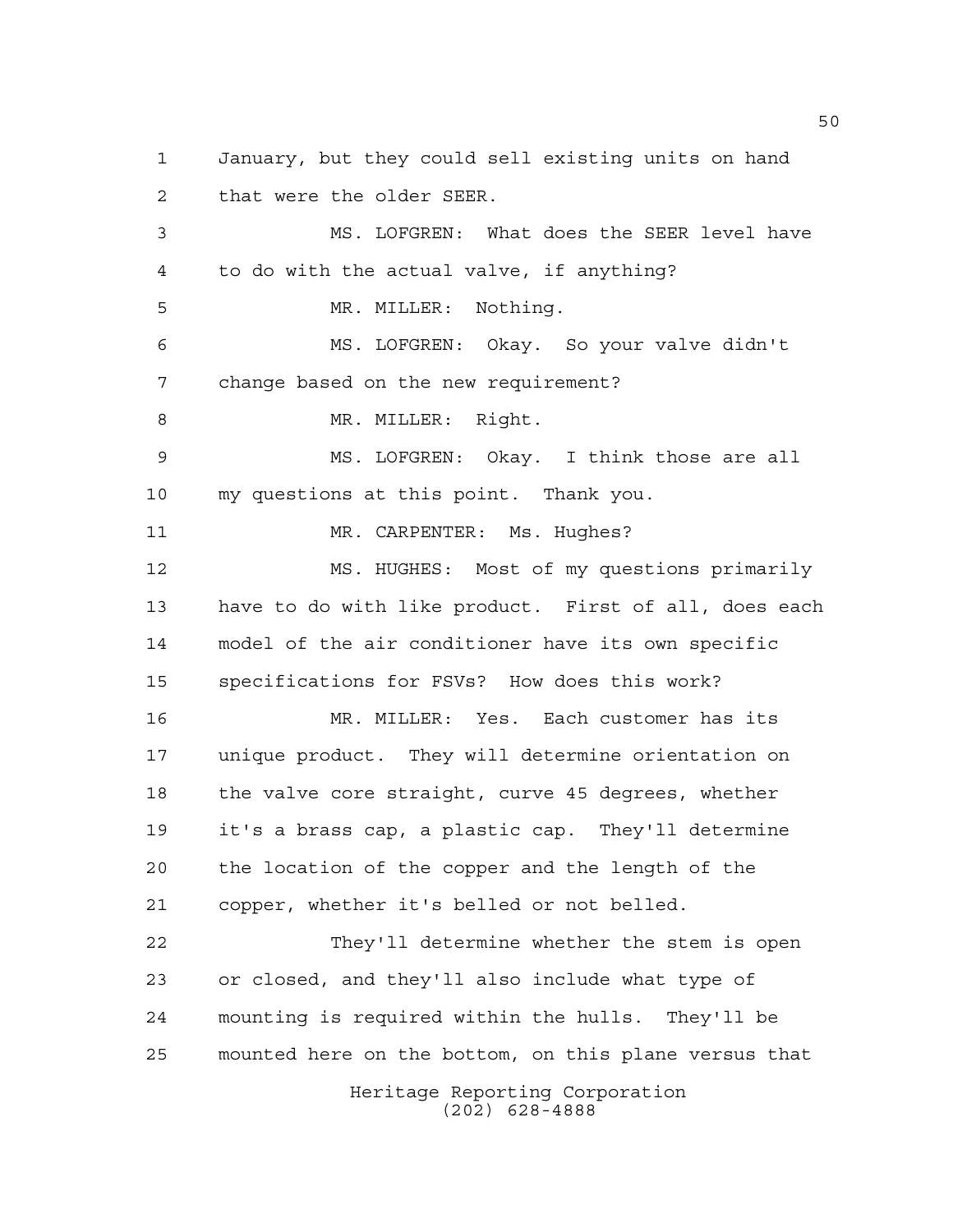1 January, but they could sell existing units on hand
2 that were the older SEER.

3 MS. LOFGREN: What does the SEER level have
4 to do with the actual valve, if anything?

5 MR. MILLER: Nothing.

6 MS. LOFGREN: Okay. So your valve didn't
7 change based on the new requirement?

8 MR. MILLER: Right.

9 MS. LOFGREN: Okay. I think those are all
10 my questions at this point. Thank you.

11 MR. CARPENTER: Ms. Hughes?

12 MS. HUGHES: Most of my questions primarily
13 have to do with like product. First of all, does each
14 model of the air conditioner have its own specific
15 specifications for FSVs? How does this work?

16 MR. MILLER: Yes. Each customer has its
17 unique product. They will determine orientation on
18 the valve core straight, curve 45 degrees, whether
19 it's a brass cap, a plastic cap. They'll determine
20 the location of the copper and the length of the
21 copper, whether it's belled or not belled.

22 They'll determine whether the stem is open
23 or closed, and they'll also include what type of
24 mounting is required within the hulls. They'll be
25 mounted here on the bottom, on this plane versus that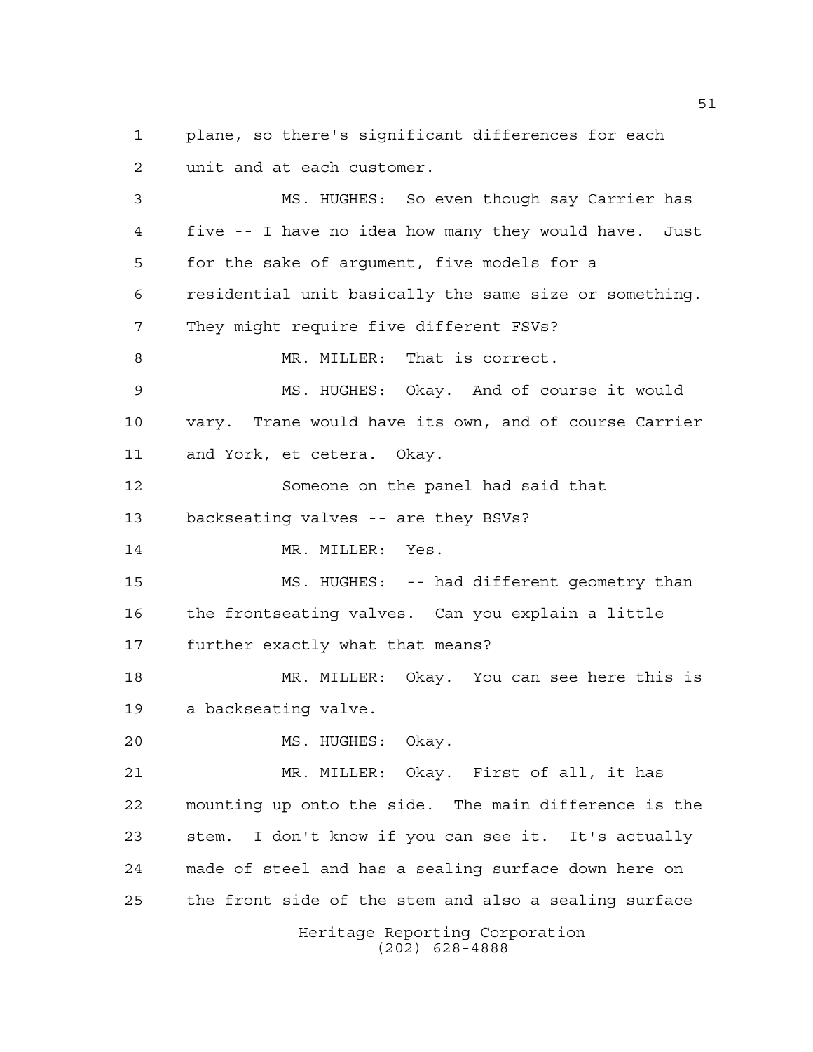plane, so there's significant differences for each unit and at each customer.

MS. HUGHES: So even though say Carrier has five -- I have no idea how many they would have. Just for the sake of argument, five models for a residential unit basically the same size or something. They might require five different FSVs?

MR. MILLER: That is correct.

MS. HUGHES: Okay. And of course it would vary. Trane would have its own, and of course Carrier and York, et cetera. Okay.

Someone on the panel had said that backseating valves -- are they BSVs?

MR. MILLER: Yes.

MS. HUGHES: -- had different geometry than the frontseating valves. Can you explain a little further exactly what that means?

MR. MILLER: Okay. You can see here this is a backseating valve.

MS. HUGHES: Okay.

MR. MILLER: Okay. First of all, it has mounting up onto the side. The main difference is the stem. I don't know if you can see it. It's actually made of steel and has a sealing surface down here on the front side of the stem and also a sealing surface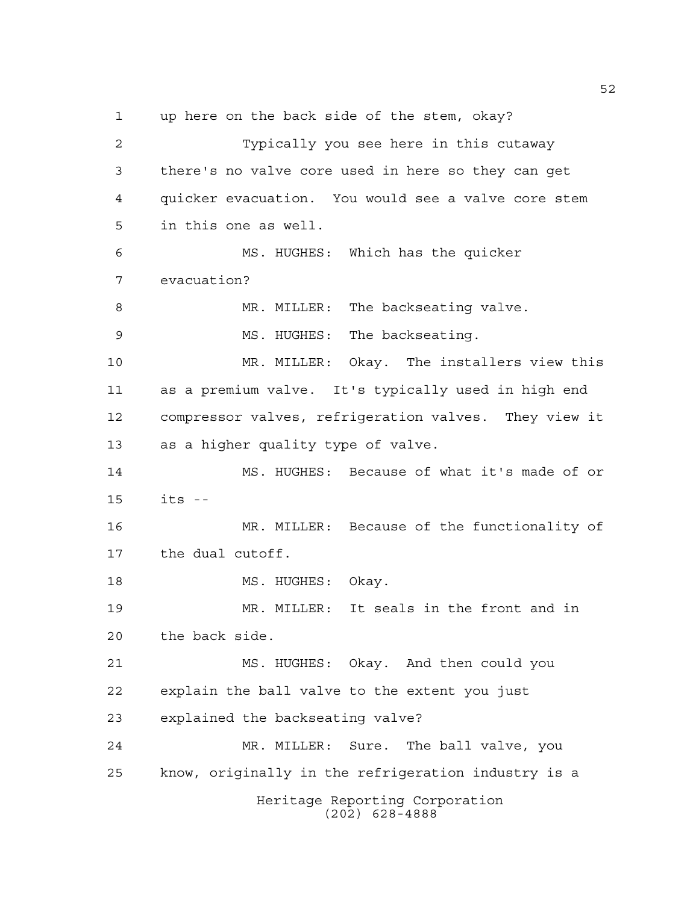up here on the back side of the stem, okay?

Typically you see here in this cutaway there's no valve core used in here so they can get quicker evacuation. You would see a valve core stem in this one as well.

MS. HUGHES: Which has the quicker evacuation?

MR. MILLER: The backseating valve.

MS. HUGHES: The backseating.

MR. MILLER: Okay. The installers view this as a premium valve. It's typically used in high end compressor valves, refrigeration valves. They view it as a higher quality type of valve.

MS. HUGHES: Because of what it's made of or its --

MR. MILLER: Because of the functionality of the dual cutoff.

MS. HUGHES: Okay.

MR. MILLER: It seals in the front and in the back side.

MS. HUGHES: Okay. And then could you explain the ball valve to the extent you just explained the backseating valve?

MR. MILLER: Sure. The ball valve, you know, originally in the refrigeration industry is a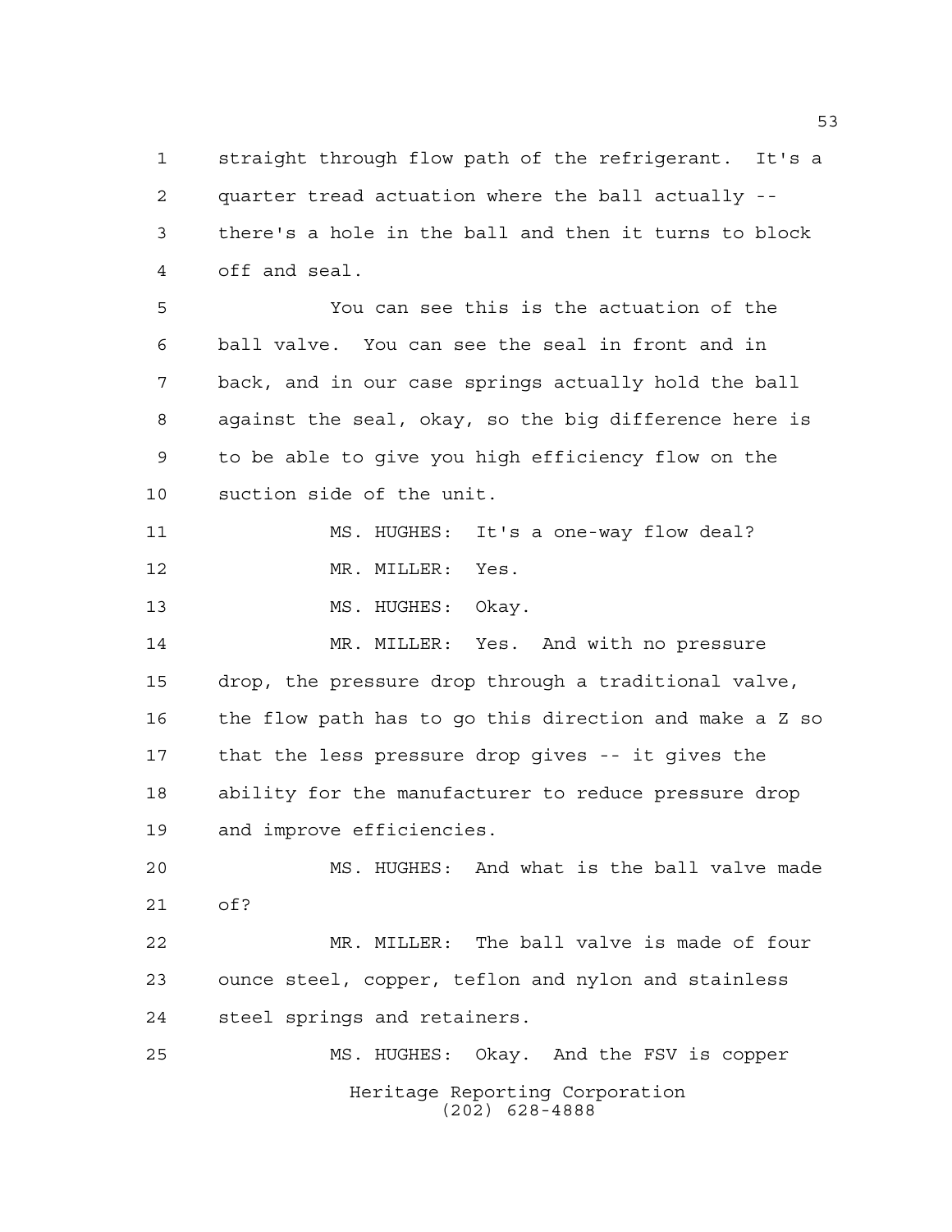straight through flow path of the refrigerant. It's a quarter tread actuation where the ball actually -- there's a hole in the ball and then it turns to block off and seal.

You can see this is the actuation of the ball valve. You can see the seal in front and in back, and in our case springs actually hold the ball against the seal, okay, so the big difference here is to be able to give you high efficiency flow on the suction side of the unit.

MS. HUGHES: It's a one-way flow deal?

MR. MILLER: Yes.

MS. HUGHES: Okay.

MR. MILLER: Yes. And with no pressure drop, the pressure drop through a traditional valve, the flow path has to go this direction and make a Z so that the less pressure drop gives -- it gives the ability for the manufacturer to reduce pressure drop and improve efficiencies.

MS. HUGHES: And what is the ball valve made of?

MR. MILLER: The ball valve is made of four ounce steel, copper, teflon and nylon and stainless steel springs and retainers.

MS. HUGHES: Okay. And the FSV is copper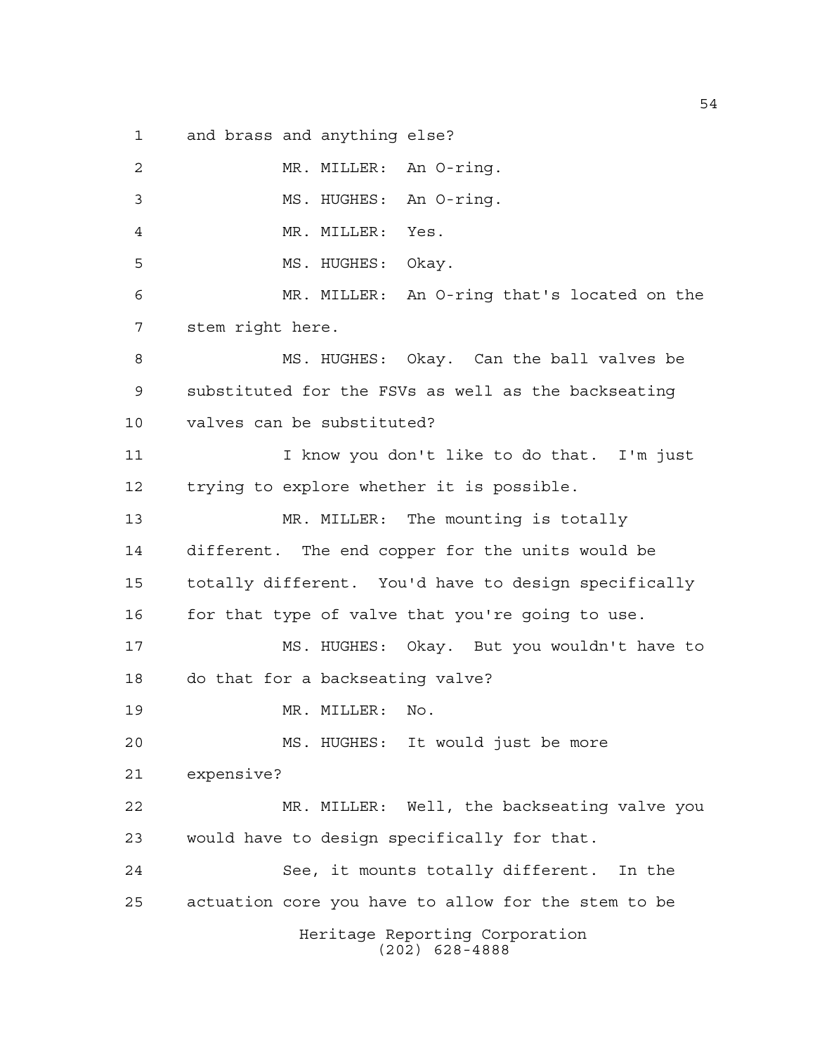and brass and anything else?

MR. MILLER: An O-ring.

MS. HUGHES: An O-ring.

MR. MILLER: Yes.

MS. HUGHES: Okay.

MR. MILLER: An O-ring that's located on the stem right here.

MS. HUGHES: Okay. Can the ball valves be substituted for the FSVs as well as the backseating valves can be substituted?

I know you don't like to do that. I'm just trying to explore whether it is possible.

MR. MILLER: The mounting is totally different. The end copper for the units would be totally different. You'd have to design specifically for that type of valve that you're going to use.

MS. HUGHES: Okay. But you wouldn't have to do that for a backseating valve?

MR. MILLER: No.

MS. HUGHES: It would just be more expensive?

MR. MILLER: Well, the backseating valve you would have to design specifically for that.

See, it mounts totally different. In the actuation core you have to allow for the stem to be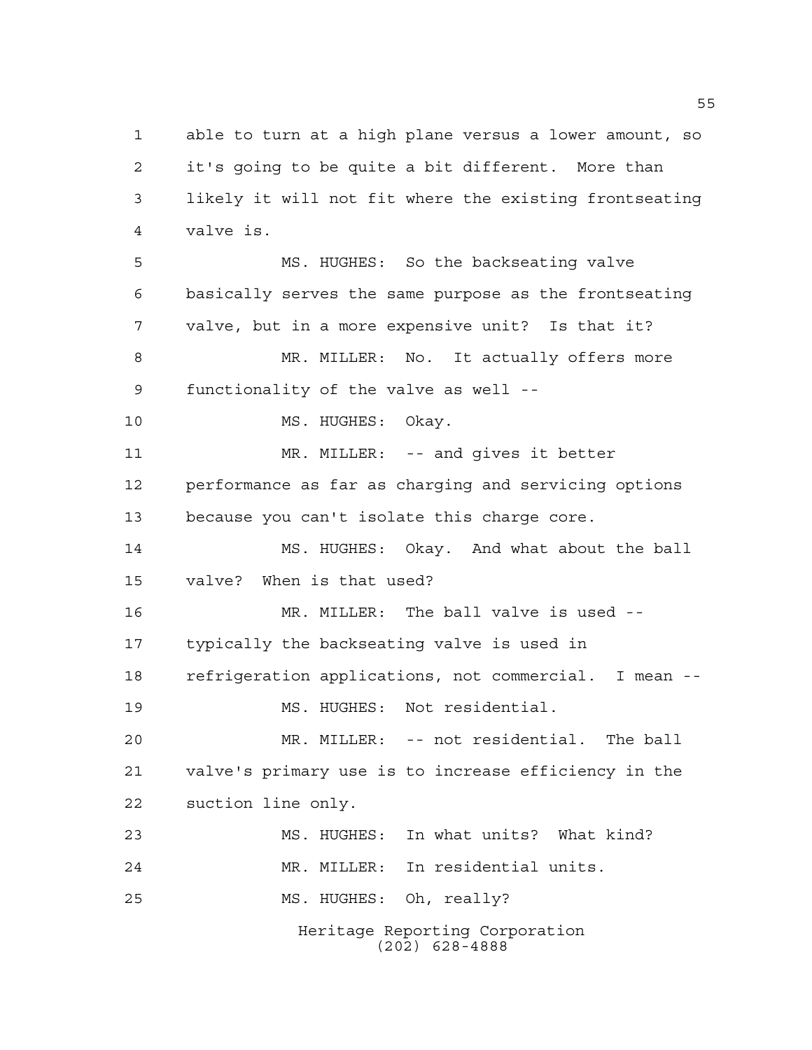able to turn at a high plane versus a lower amount, so it's going to be quite a bit different. More than likely it will not fit where the existing frontseating valve is.

MS. HUGHES: So the backseating valve basically serves the same purpose as the frontseating valve, but in a more expensive unit? Is that it?

MR. MILLER: No. It actually offers more functionality of the valve as well --

MS. HUGHES: Okay.

MR. MILLER: -- and gives it better performance as far as charging and servicing options because you can't isolate this charge core.

MS. HUGHES: Okay. And what about the ball valve? When is that used?

MR. MILLER: The ball valve is used -- typically the backseating valve is used in refrigeration applications, not commercial. I mean --

MS. HUGHES: Not residential.

MR. MILLER: -- not residential. The ball valve's primary use is to increase efficiency in the suction line only.

MS. HUGHES: In what units? What kind?

MR. MILLER: In residential units.

MS. HUGHES: Oh, really?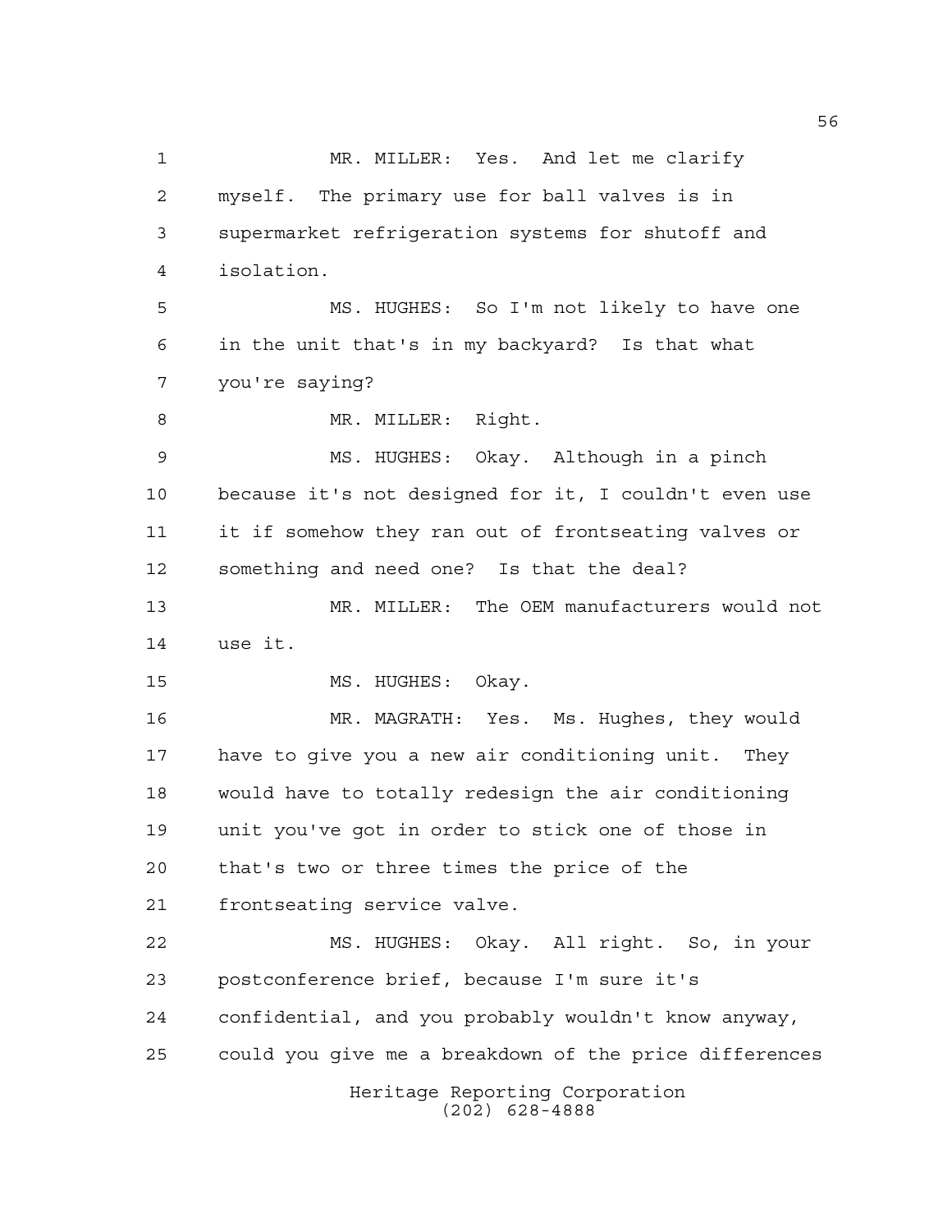MR. MILLER: Yes. And let me clarify myself. The primary use for ball valves is in supermarket refrigeration systems for shutoff and isolation.

MS. HUGHES: So I'm not likely to have one in the unit that's in my backyard? Is that what you're saying?

MR. MILLER: Right.

MS. HUGHES: Okay. Although in a pinch because it's not designed for it, I couldn't even use it if somehow they ran out of frontseating valves or something and need one? Is that the deal?

MR. MILLER: The OEM manufacturers would not use it.

MS. HUGHES: Okay.

MR. MAGRATH: Yes. Ms. Hughes, they would have to give you a new air conditioning unit. They would have to totally redesign the air conditioning unit you've got in order to stick one of those in that's two or three times the price of the frontseating service valve.

MS. HUGHES: Okay. All right. So, in your postconference brief, because I'm sure it's confidential, and you probably wouldn't know anyway, could you give me a breakdown of the price differences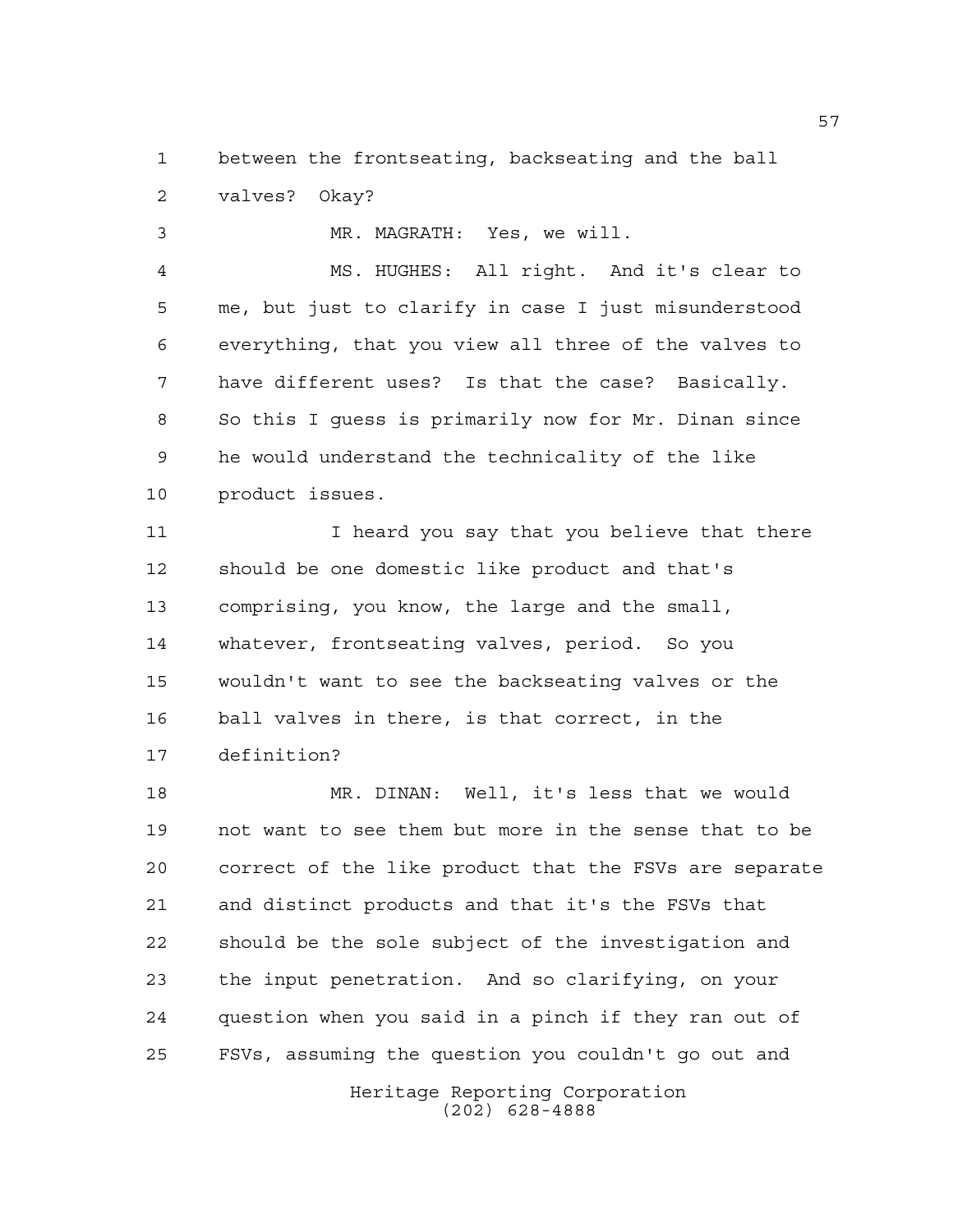between the frontseating, backseating and the ball valves? Okay?

MR. MAGRATH: Yes, we will.

MS. HUGHES: All right. And it's clear to me, but just to clarify in case I just misunderstood everything, that you view all three of the valves to have different uses? Is that the case? Basically. So this I guess is primarily now for Mr. Dinan since he would understand the technicality of the like product issues.

I heard you say that you believe that there should be one domestic like product and that's comprising, you know, the large and the small, whatever, frontseating valves, period. So you wouldn't want to see the backseating valves or the ball valves in there, is that correct, in the definition?

MR. DINAN: Well, it's less that we would not want to see them but more in the sense that to be correct of the like product that the FSVs are separate and distinct products and that it's the FSVs that should be the sole subject of the investigation and the input penetration. And so clarifying, on your question when you said in a pinch if they ran out of FSVs, assuming the question you couldn't go out and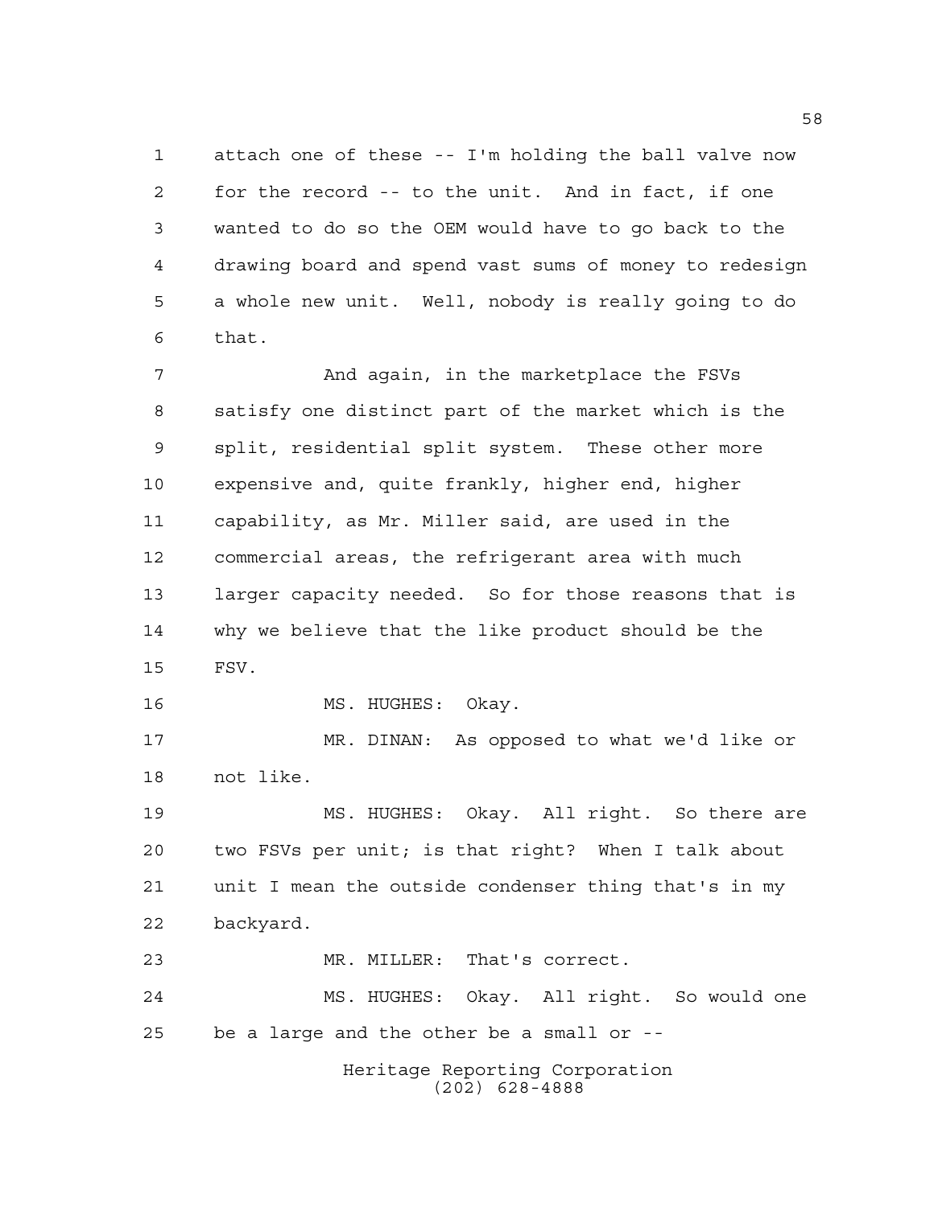attach one of these -- I'm holding the ball valve now for the record -- to the unit. And in fact, if one wanted to do so the OEM would have to go back to the drawing board and spend vast sums of money to redesign a whole new unit. Well, nobody is really going to do that.

And again, in the marketplace the FSVs satisfy one distinct part of the market which is the split, residential split system. These other more expensive and, quite frankly, higher end, higher capability, as Mr. Miller said, are used in the commercial areas, the refrigerant area with much larger capacity needed. So for those reasons that is why we believe that the like product should be the FSV.

MS. HUGHES: Okay.

MR. DINAN: As opposed to what we'd like or not like.

MS. HUGHES: Okay. All right. So there are two FSVs per unit; is that right? When I talk about unit I mean the outside condenser thing that's in my backyard.

MR. MILLER: That's correct.

MS. HUGHES: Okay. All right. So would one be a large and the other be a small or --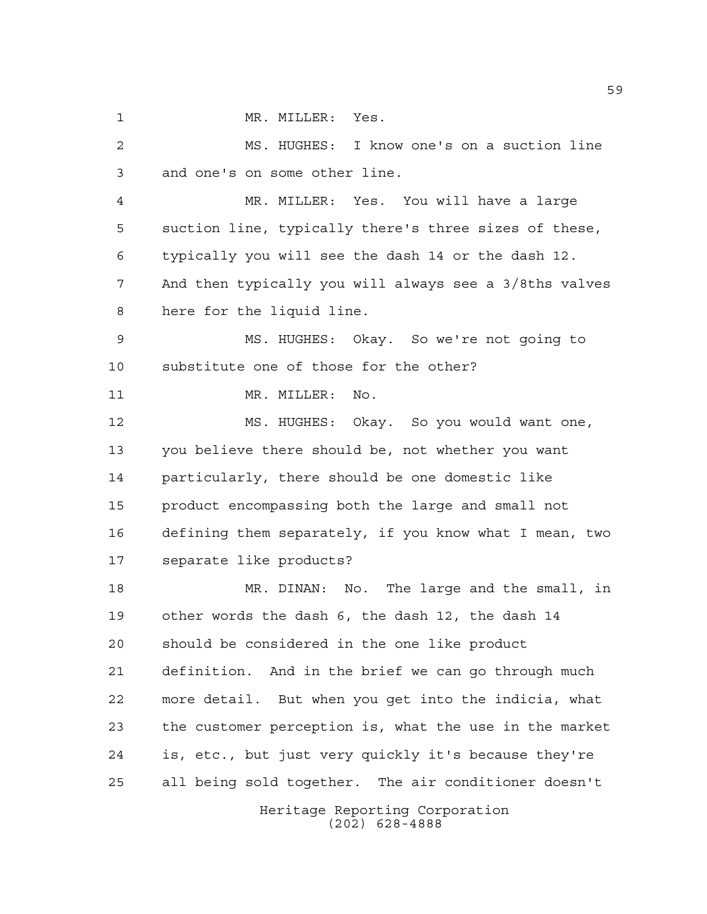MR. MILLER: Yes.

MS. HUGHES: I know one's on a suction line and one's on some other line.

MR. MILLER: Yes. You will have a large suction line, typically there's three sizes of these, typically you will see the dash 14 or the dash 12. And then typically you will always see a 3/8ths valves here for the liquid line.

MS. HUGHES: Okay. So we're not going to substitute one of those for the other?

MR. MILLER: No.

MS. HUGHES: Okay. So you would want one, you believe there should be, not whether you want particularly, there should be one domestic like product encompassing both the large and small not defining them separately, if you know what I mean, two separate like products?

MR. DINAN: No. The large and the small, in other words the dash 6, the dash 12, the dash 14 should be considered in the one like product definition. And in the brief we can go through much more detail. But when you get into the indicia, what the customer perception is, what the use in the market is, etc., but just very quickly it's because they're all being sold together. The air conditioner doesn't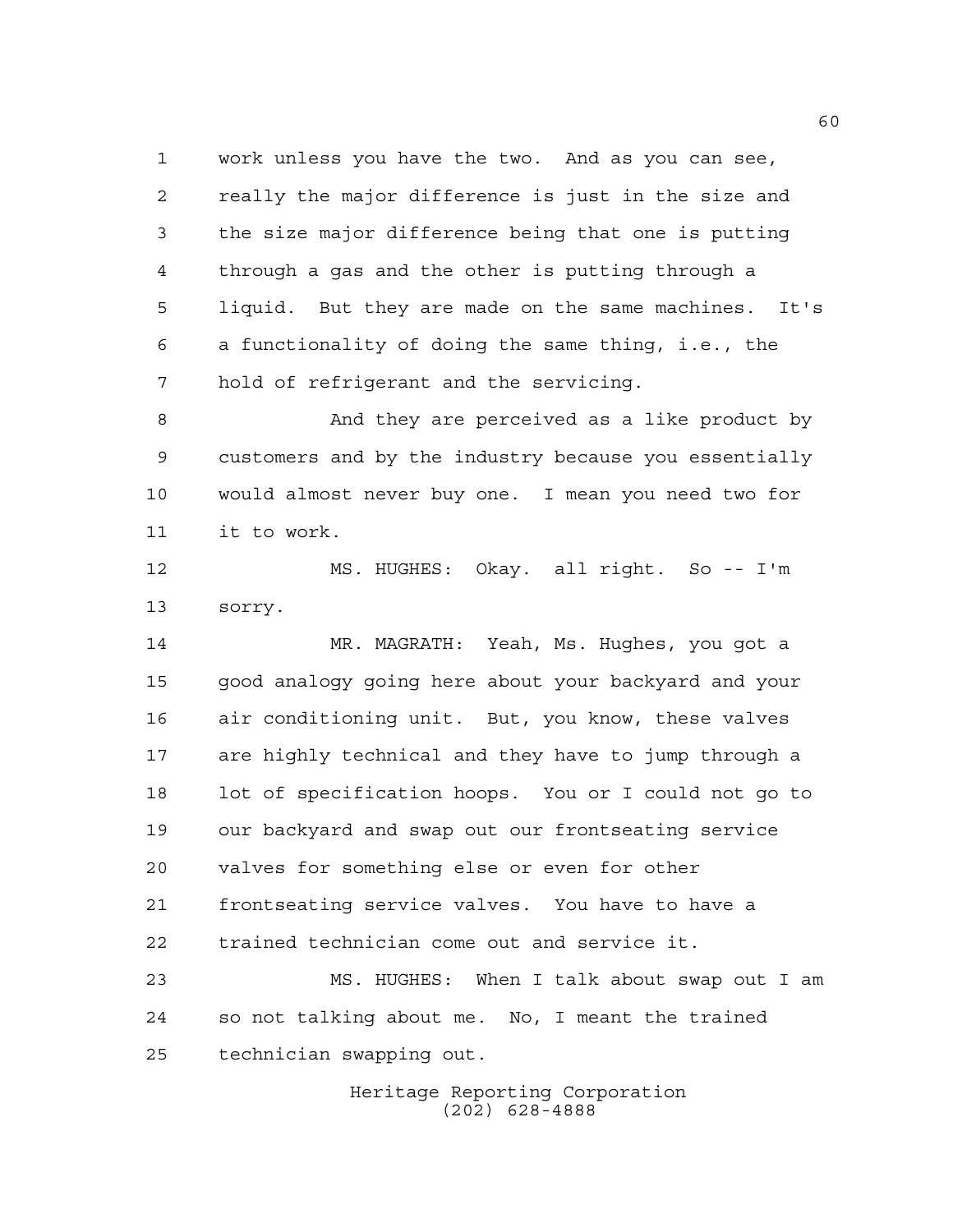work unless you have the two. And as you can see, really the major difference is just in the size and the size major difference being that one is putting through a gas and the other is putting through a liquid. But they are made on the same machines. It's a functionality of doing the same thing, i.e., the hold of refrigerant and the servicing.

And they are perceived as a like product by customers and by the industry because you essentially would almost never buy one. I mean you need two for it to work.

MS. HUGHES: Okay. all right. So -- I'm sorry.

MR. MAGRATH: Yeah, Ms. Hughes, you got a good analogy going here about your backyard and your air conditioning unit. But, you know, these valves are highly technical and they have to jump through a lot of specification hoops. You or I could not go to our backyard and swap out our frontseating service valves for something else or even for other frontseating service valves. You have to have a trained technician come out and service it.

MS. HUGHES: When I talk about swap out I am so not talking about me. No, I meant the trained technician swapping out.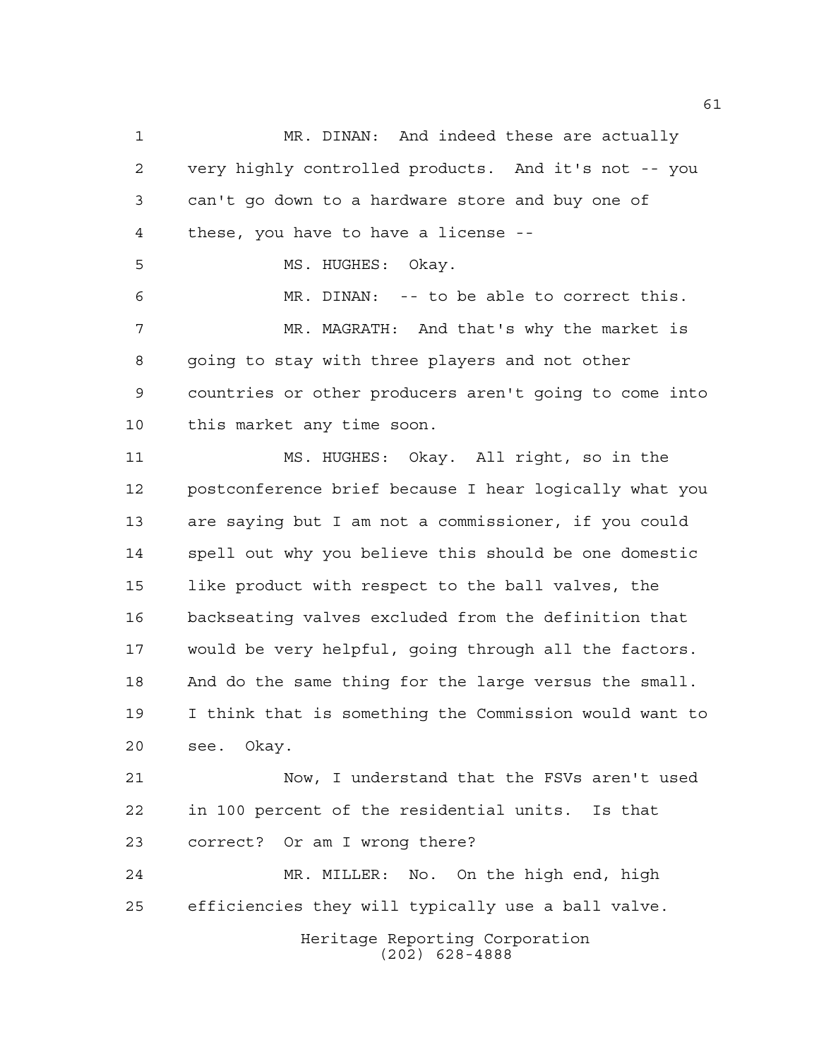MR. DINAN: And indeed these are actually very highly controlled products. And it's not -- you can't go down to a hardware store and buy one of these, you have to have a license --

MS. HUGHES: Okay.

MR. DINAN: -- to be able to correct this.

MR. MAGRATH: And that's why the market is going to stay with three players and not other countries or other producers aren't going to come into this market any time soon.

MS. HUGHES: Okay. All right, so in the postconference brief because I hear logically what you are saying but I am not a commissioner, if you could spell out why you believe this should be one domestic like product with respect to the ball valves, the backseating valves excluded from the definition that would be very helpful, going through all the factors. And do the same thing for the large versus the small. I think that is something the Commission would want to see. Okay.

Now, I understand that the FSVs aren't used in 100 percent of the residential units. Is that correct? Or am I wrong there?

MR. MILLER: No. On the high end, high efficiencies they will typically use a ball valve.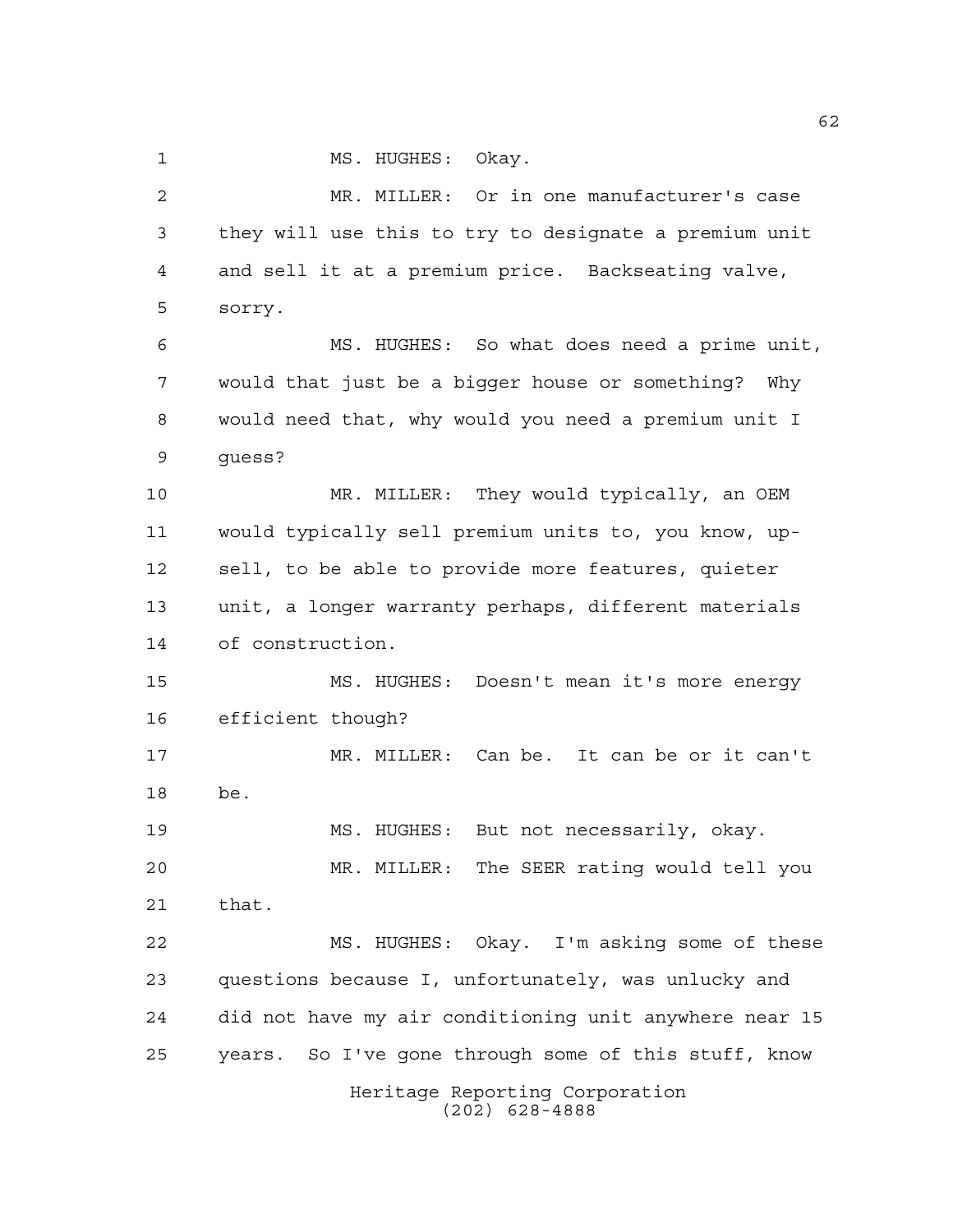MS. HUGHES: Okay.

MR. MILLER: Or in one manufacturer's case they will use this to try to designate a premium unit and sell it at a premium price. Backseating valve, sorry.

MS. HUGHES: So what does need a prime unit, would that just be a bigger house or something? Why would need that, why would you need a premium unit I guess?

MR. MILLER: They would typically, an OEM would typically sell premium units to, you know, up-sell, to be able to provide more features, quieter unit, a longer warranty perhaps, different materials of construction.

MS. HUGHES: Doesn't mean it's more energy efficient though?

MR. MILLER: Can be. It can be or it can't be.

MS. HUGHES: But not necessarily, okay.

MR. MILLER: The SEER rating would tell you that.

MS. HUGHES: Okay. I'm asking some of these questions because I, unfortunately, was unlucky and did not have my air conditioning unit anywhere near 15 years. So I've gone through some of this stuff, know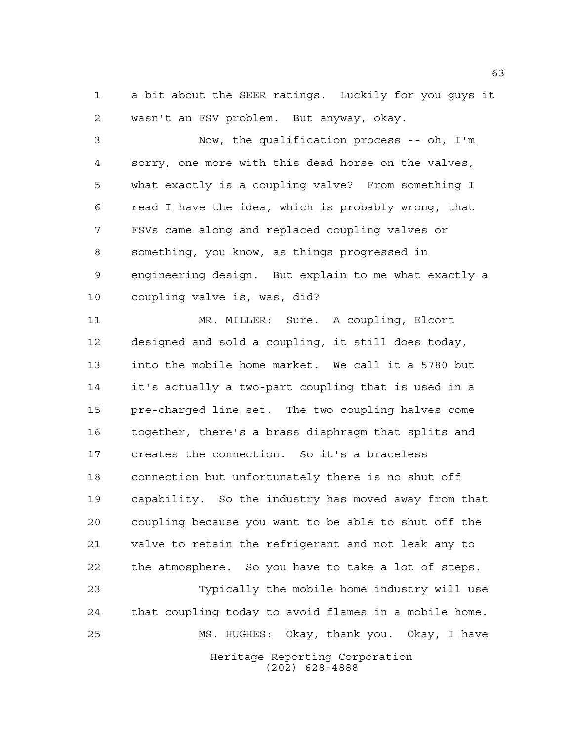a bit about the SEER ratings. Luckily for you guys it wasn't an FSV problem. But anyway, okay.

Now, the qualification process -- oh, I'm sorry, one more with this dead horse on the valves, what exactly is a coupling valve? From something I read I have the idea, which is probably wrong, that FSVs came along and replaced coupling valves or something, you know, as things progressed in engineering design. But explain to me what exactly a coupling valve is, was, did?

MR. MILLER: Sure. A coupling, Elcort designed and sold a coupling, it still does today, into the mobile home market. We call it a 5780 but it's actually a two-part coupling that is used in a pre-charged line set. The two coupling halves come together, there's a brass diaphragm that splits and creates the connection. So it's a braceless connection but unfortunately there is no shut off capability. So the industry has moved away from that coupling because you want to be able to shut off the valve to retain the refrigerant and not leak any to the atmosphere. So you have to take a lot of steps.

Typically the mobile home industry will use that coupling today to avoid flames in a mobile home.

MS. HUGHES: Okay, thank you. Okay, I have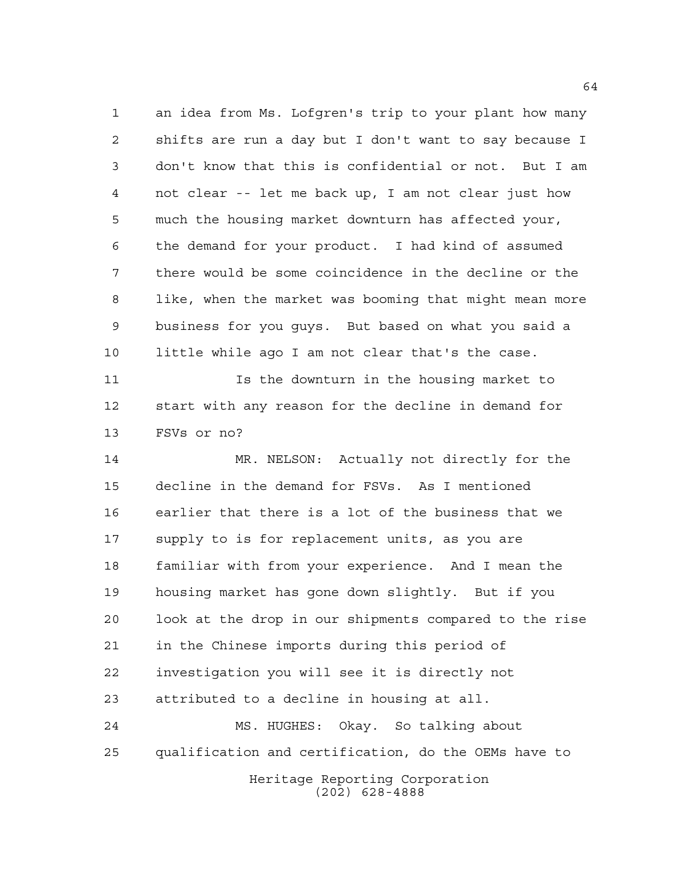an idea from Ms. Lofgren's trip to your plant how many shifts are run a day but I don't want to say because I don't know that this is confidential or not. But I am not clear -- let me back up, I am not clear just how much the housing market downturn has affected your, the demand for your product. I had kind of assumed there would be some coincidence in the decline or the like, when the market was booming that might mean more business for you guys. But based on what you said a little while ago I am not clear that's the case.

Is the downturn in the housing market to start with any reason for the decline in demand for FSVs or no?

MR. NELSON: Actually not directly for the decline in the demand for FSVs. As I mentioned earlier that there is a lot of the business that we supply to is for replacement units, as you are familiar with from your experience. And I mean the housing market has gone down slightly. But if you look at the drop in our shipments compared to the rise in the Chinese imports during this period of investigation you will see it is directly not attributed to a decline in housing at all.

MS. HUGHES: Okay. So talking about qualification and certification, do the OEMs have to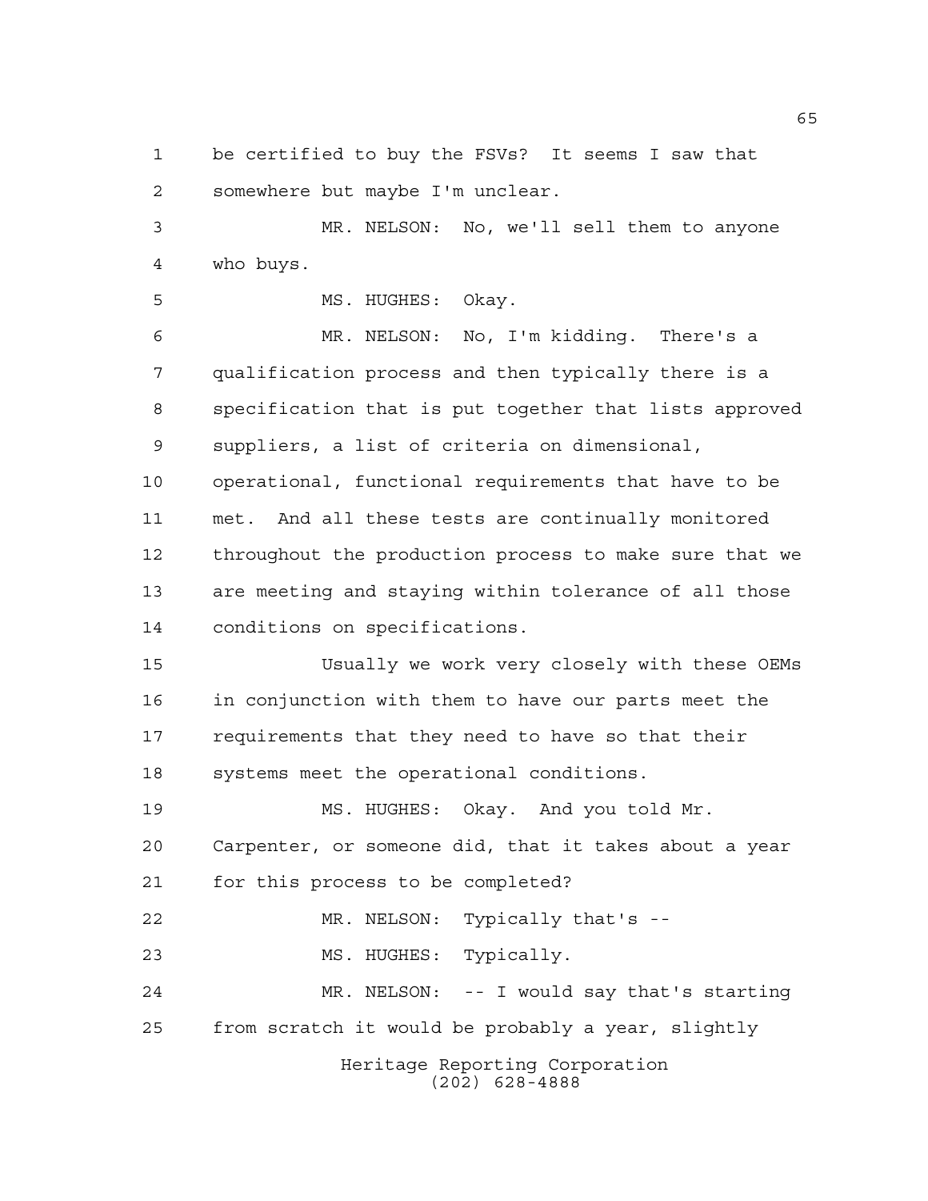be certified to buy the FSVs? It seems I saw that somewhere but maybe I'm unclear.

MR. NELSON: No, we'll sell them to anyone who buys.

MS. HUGHES: Okay.

MR. NELSON: No, I'm kidding. There's a qualification process and then typically there is a specification that is put together that lists approved suppliers, a list of criteria on dimensional, operational, functional requirements that have to be met. And all these tests are continually monitored throughout the production process to make sure that we are meeting and staying within tolerance of all those conditions on specifications.

Usually we work very closely with these OEMs in conjunction with them to have our parts meet the requirements that they need to have so that their systems meet the operational conditions.

MS. HUGHES: Okay. And you told Mr. Carpenter, or someone did, that it takes about a year for this process to be completed?

MR. NELSON: Typically that's --

MS. HUGHES: Typically.

MR. NELSON: -- I would say that's starting from scratch it would be probably a year, slightly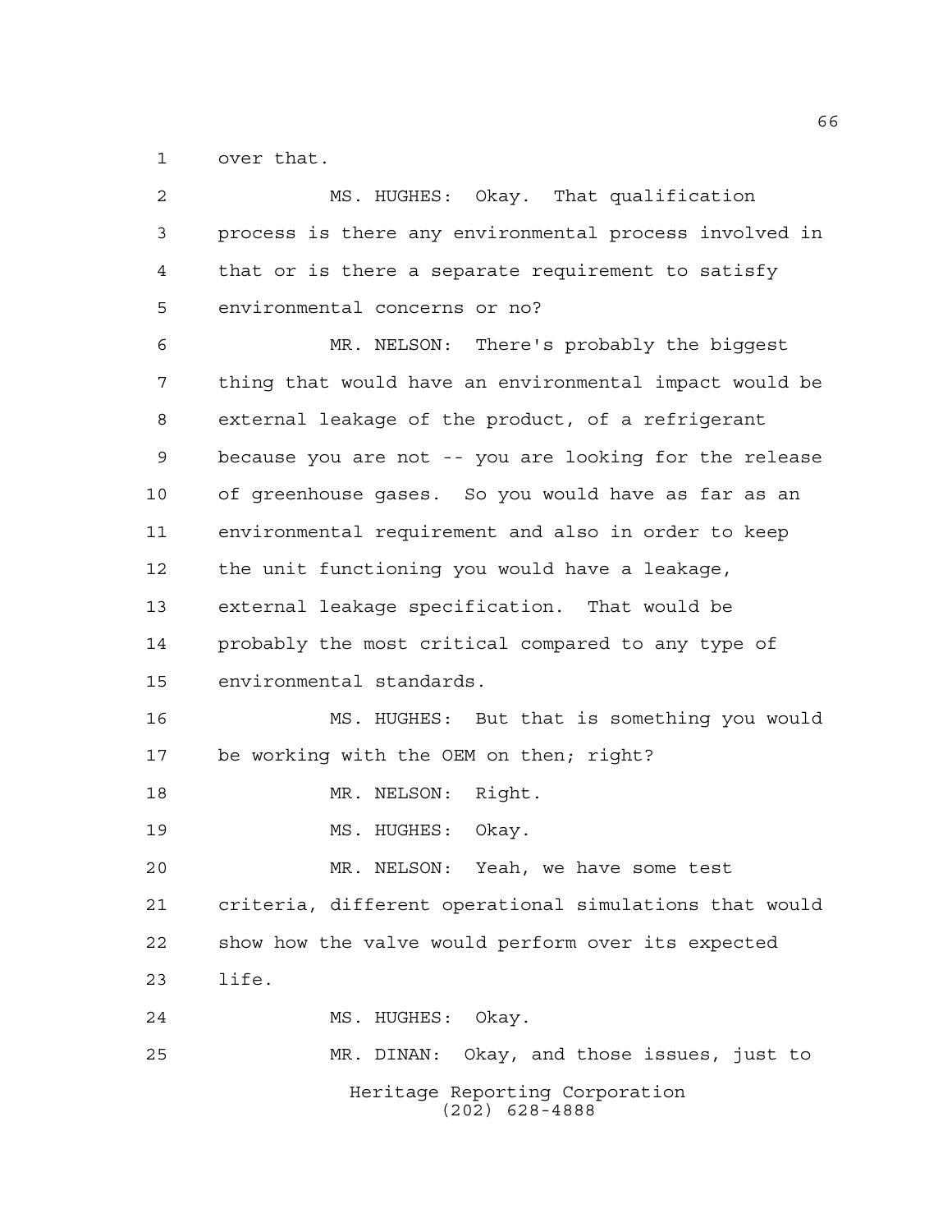over that.

MS. HUGHES: Okay. That qualification process is there any environmental process involved in that or is there a separate requirement to satisfy environmental concerns or no?

MR. NELSON: There's probably the biggest thing that would have an environmental impact would be external leakage of the product, of a refrigerant because you are not -- you are looking for the release of greenhouse gases. So you would have as far as an environmental requirement and also in order to keep the unit functioning you would have a leakage, external leakage specification. That would be probably the most critical compared to any type of environmental standards.

MS. HUGHES: But that is something you would be working with the OEM on then; right?

MR. NELSON: Right.

MS. HUGHES: Okay.

MR. NELSON: Yeah, we have some test criteria, different operational simulations that would show how the valve would perform over its expected life.

MS. HUGHES: Okay.

MR. DINAN: Okay, and those issues, just to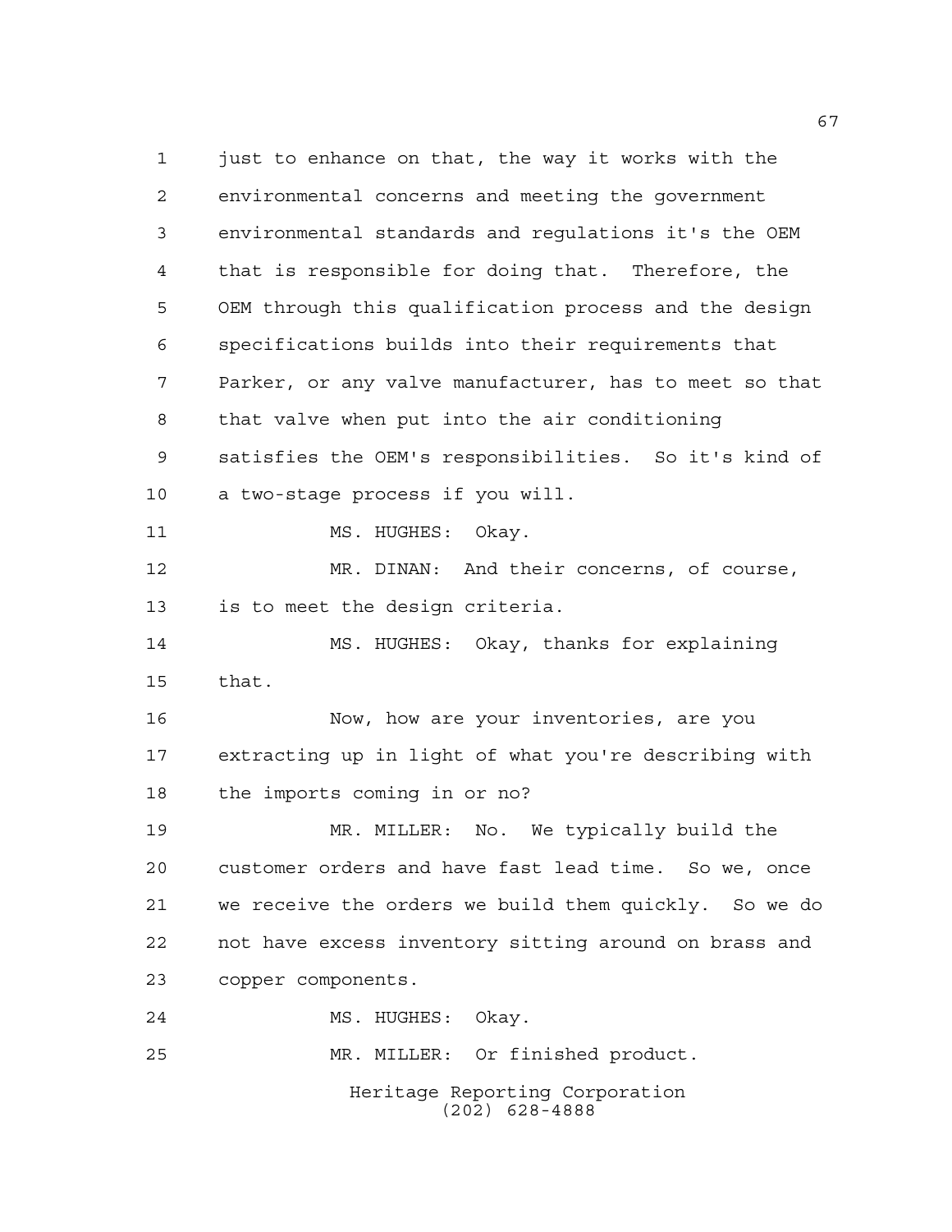just to enhance on that, the way it works with the environmental concerns and meeting the government environmental standards and regulations it's the OEM that is responsible for doing that. Therefore, the OEM through this qualification process and the design specifications builds into their requirements that Parker, or any valve manufacturer, has to meet so that that valve when put into the air conditioning satisfies the OEM's responsibilities. So it's kind of a two-stage process if you will.

MS. HUGHES: Okay.

MR. DINAN: And their concerns, of course, is to meet the design criteria.

MS. HUGHES: Okay, thanks for explaining that.

Now, how are your inventories, are you extracting up in light of what you're describing with the imports coming in or no?

MR. MILLER: No. We typically build the customer orders and have fast lead time. So we, once we receive the orders we build them quickly. So we do not have excess inventory sitting around on brass and copper components.

MS. HUGHES: Okay.

MR. MILLER: Or finished product.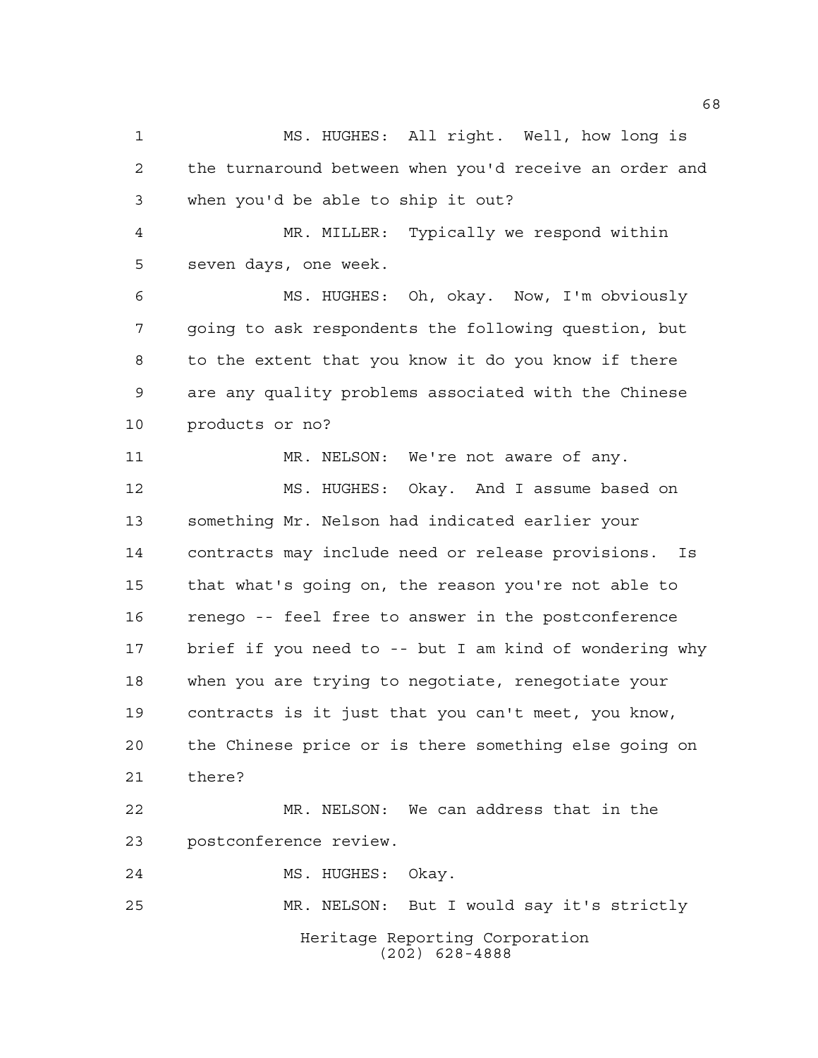MS. HUGHES: All right. Well, how long is the turnaround between when you'd receive an order and when you'd be able to ship it out?

MR. MILLER: Typically we respond within seven days, one week.

MS. HUGHES: Oh, okay. Now, I'm obviously going to ask respondents the following question, but to the extent that you know it do you know if there are any quality problems associated with the Chinese products or no?

MR. NELSON: We're not aware of any.

MS. HUGHES: Okay. And I assume based on something Mr. Nelson had indicated earlier your contracts may include need or release provisions. Is that what's going on, the reason you're not able to renego -- feel free to answer in the postconference brief if you need to -- but I am kind of wondering why when you are trying to negotiate, renegotiate your contracts is it just that you can't meet, you know, the Chinese price or is there something else going on there?

MR. NELSON: We can address that in the postconference review.

MS. HUGHES: Okay.

MR. NELSON: But I would say it's strictly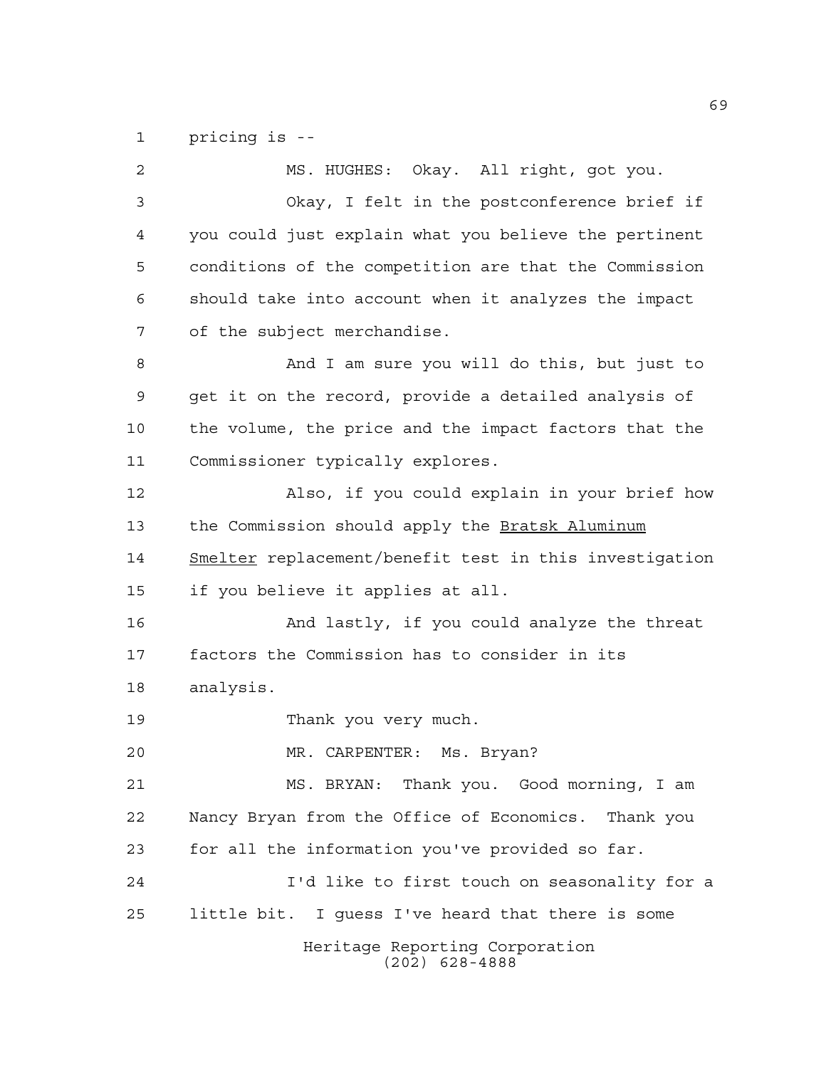pricing is --

MS. HUGHES: Okay. All right, got you.

Okay, I felt in the postconference brief if you could just explain what you believe the pertinent conditions of the competition are that the Commission should take into account when it analyzes the impact of the subject merchandise.

And I am sure you will do this, but just to get it on the record, provide a detailed analysis of the volume, the price and the impact factors that the Commissioner typically explores.

Also, if you could explain in your brief how the Commission should apply the Bratsk Aluminum Smelter replacement/benefit test in this investigation if you believe it applies at all.

And lastly, if you could analyze the threat factors the Commission has to consider in its analysis.

Thank you very much.

MR. CARPENTER: Ms. Bryan?

MS. BRYAN: Thank you. Good morning, I am Nancy Bryan from the Office of Economics. Thank you for all the information you've provided so far.

I'd like to first touch on seasonality for a little bit. I guess I've heard that there is some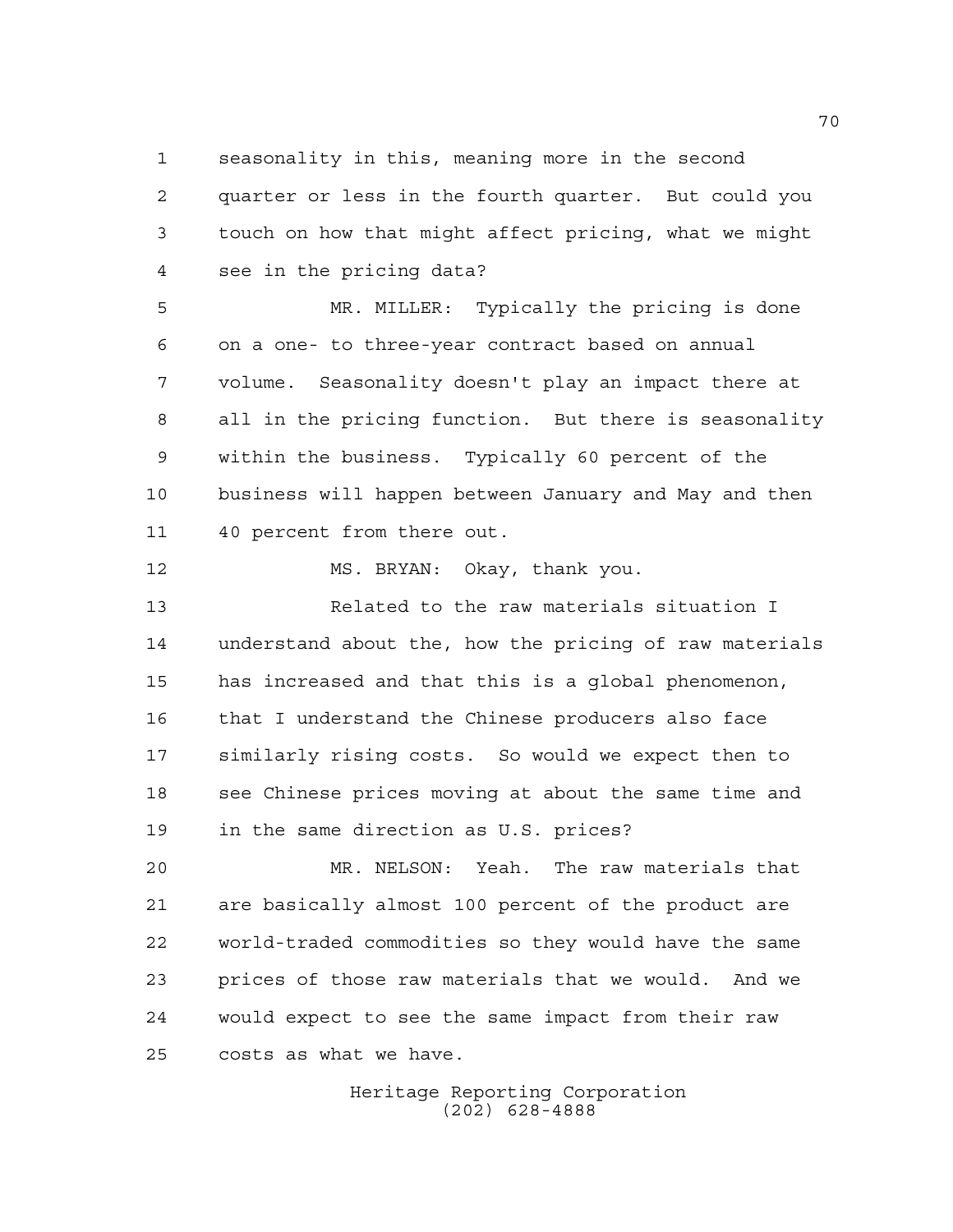seasonality in this, meaning more in the second quarter or less in the fourth quarter. But could you touch on how that might affect pricing, what we might see in the pricing data?

MR. MILLER: Typically the pricing is done on a one- to three-year contract based on annual volume. Seasonality doesn't play an impact there at all in the pricing function. But there is seasonality within the business. Typically 60 percent of the business will happen between January and May and then 40 percent from there out.

MS. BRYAN: Okay, thank you.

Related to the raw materials situation I understand about the, how the pricing of raw materials has increased and that this is a global phenomenon, that I understand the Chinese producers also face similarly rising costs. So would we expect then to see Chinese prices moving at about the same time and in the same direction as U.S. prices?

MR. NELSON: Yeah. The raw materials that are basically almost 100 percent of the product are world-traded commodities so they would have the same prices of those raw materials that we would. And we would expect to see the same impact from their raw costs as what we have.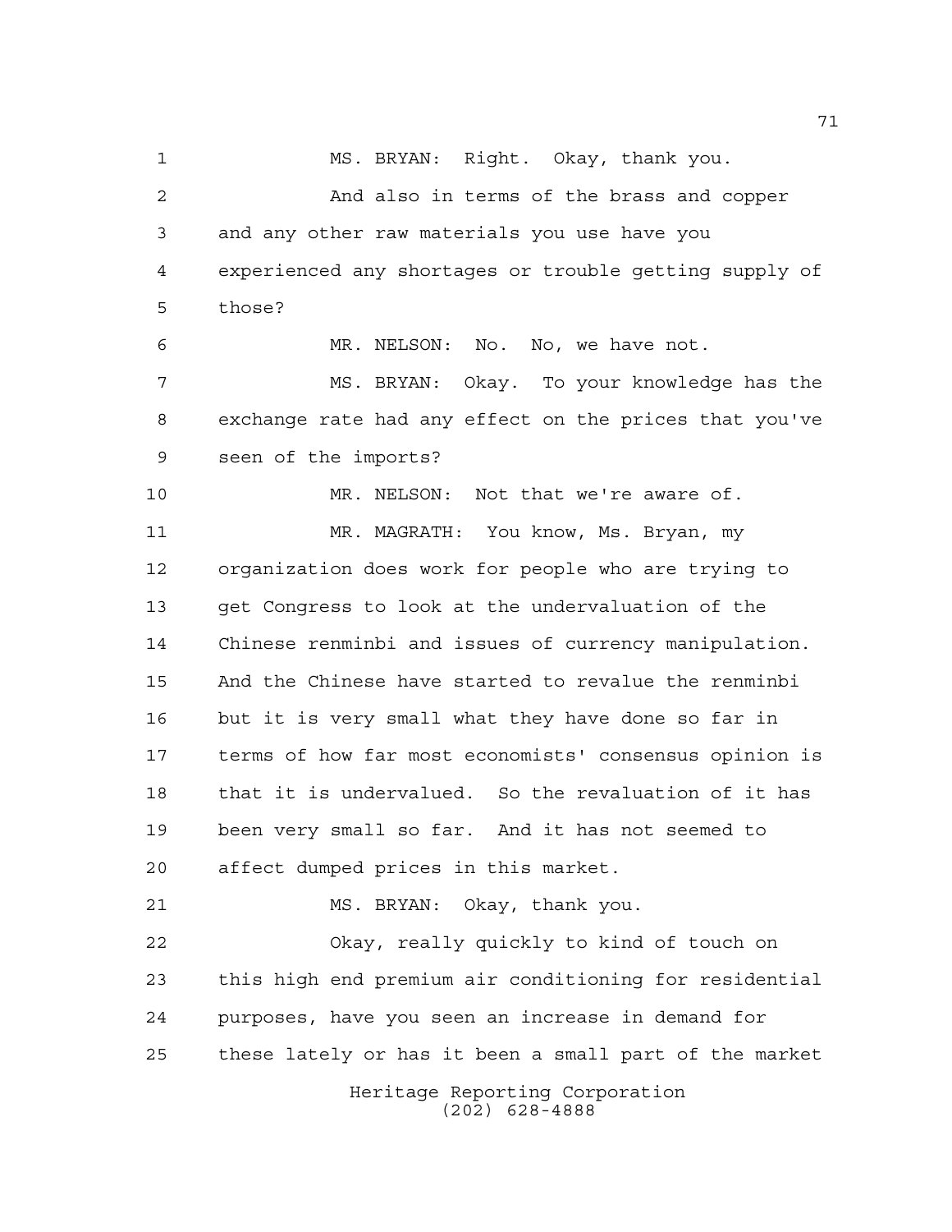MS. BRYAN: Right. Okay, thank you.

And also in terms of the brass and copper and any other raw materials you use have you experienced any shortages or trouble getting supply of those?

MR. NELSON: No. No, we have not.

MS. BRYAN: Okay. To your knowledge has the exchange rate had any effect on the prices that you've seen of the imports?

MR. NELSON: Not that we're aware of.

MR. MAGRATH: You know, Ms. Bryan, my organization does work for people who are trying to get Congress to look at the undervaluation of the Chinese renminbi and issues of currency manipulation. And the Chinese have started to revalue the renminbi but it is very small what they have done so far in terms of how far most economists' consensus opinion is that it is undervalued. So the revaluation of it has been very small so far. And it has not seemed to affect dumped prices in this market.

MS. BRYAN: Okay, thank you.

Okay, really quickly to kind of touch on this high end premium air conditioning for residential purposes, have you seen an increase in demand for these lately or has it been a small part of the market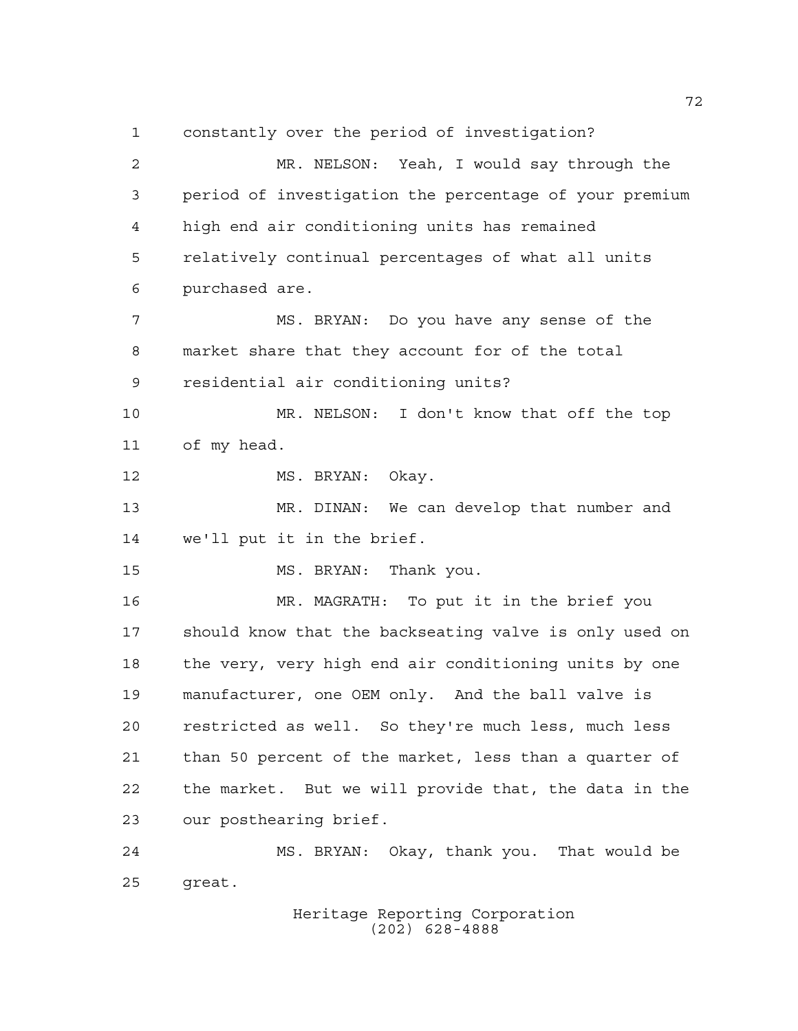constantly over the period of investigation?

MR. NELSON: Yeah, I would say through the period of investigation the percentage of your premium high end air conditioning units has remained relatively continual percentages of what all units purchased are.

MS. BRYAN: Do you have any sense of the market share that they account for of the total residential air conditioning units?

MR. NELSON: I don't know that off the top of my head.

MS. BRYAN: Okay.

MR. DINAN: We can develop that number and we'll put it in the brief.

MS. BRYAN: Thank you.

MR. MAGRATH: To put it in the brief you should know that the backseating valve is only used on the very, very high end air conditioning units by one manufacturer, one OEM only. And the ball valve is restricted as well. So they're much less, much less than 50 percent of the market, less than a quarter of the market. But we will provide that, the data in the our posthearing brief.

MS. BRYAN: Okay, thank you. That would be great.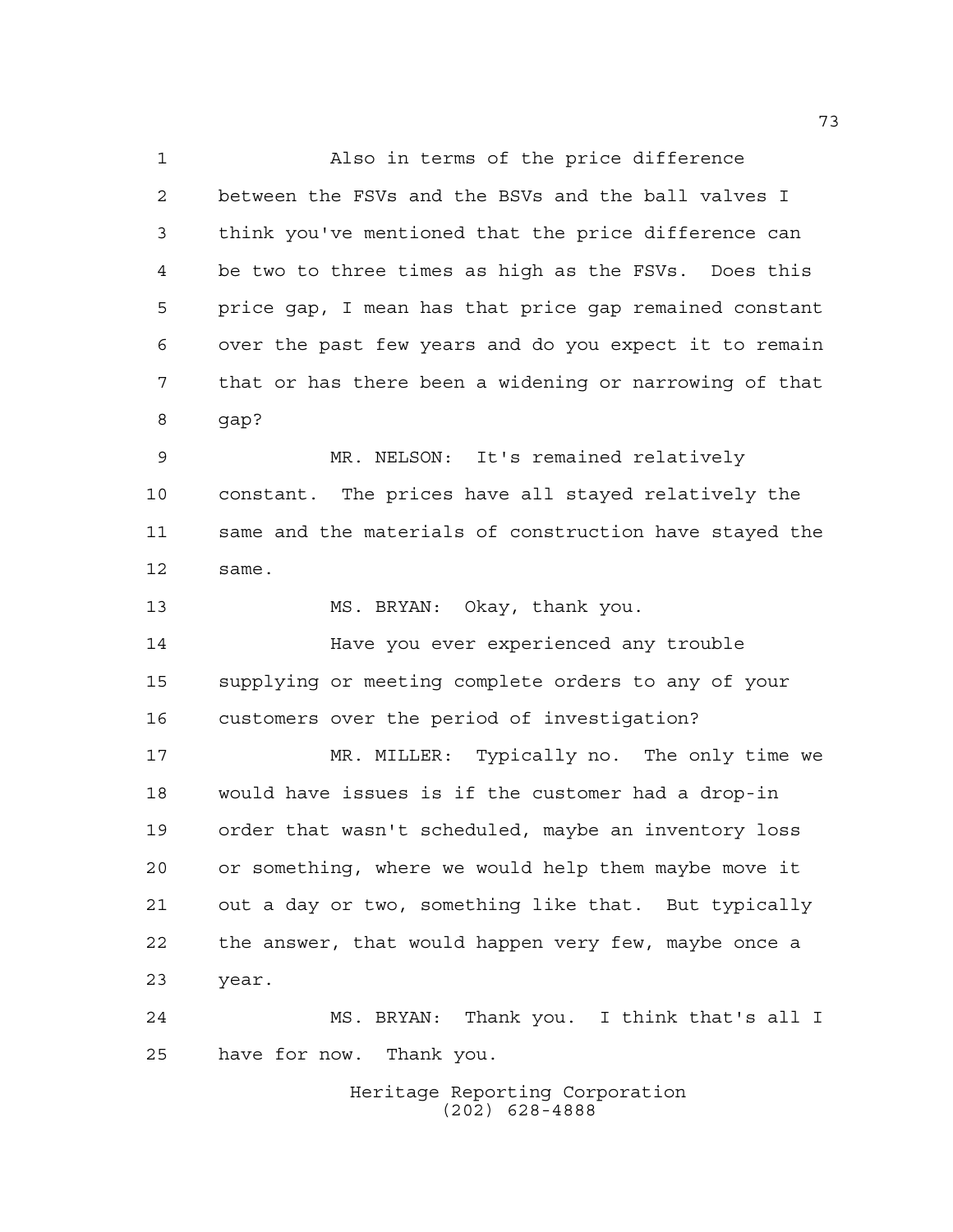Also in terms of the price difference between the FSVs and the BSVs and the ball valves I think you've mentioned that the price difference can be two to three times as high as the FSVs. Does this price gap, I mean has that price gap remained constant over the past few years and do you expect it to remain that or has there been a widening or narrowing of that gap?

MR. NELSON: It's remained relatively constant. The prices have all stayed relatively the same and the materials of construction have stayed the same.

MS. BRYAN: Okay, thank you.

Have you ever experienced any trouble supplying or meeting complete orders to any of your customers over the period of investigation?

MR. MILLER: Typically no. The only time we would have issues is if the customer had a drop-in order that wasn't scheduled, maybe an inventory loss or something, where we would help them maybe move it out a day or two, something like that. But typically the answer, that would happen very few, maybe once a year.

MS. BRYAN: Thank you. I think that's all I have for now. Thank you.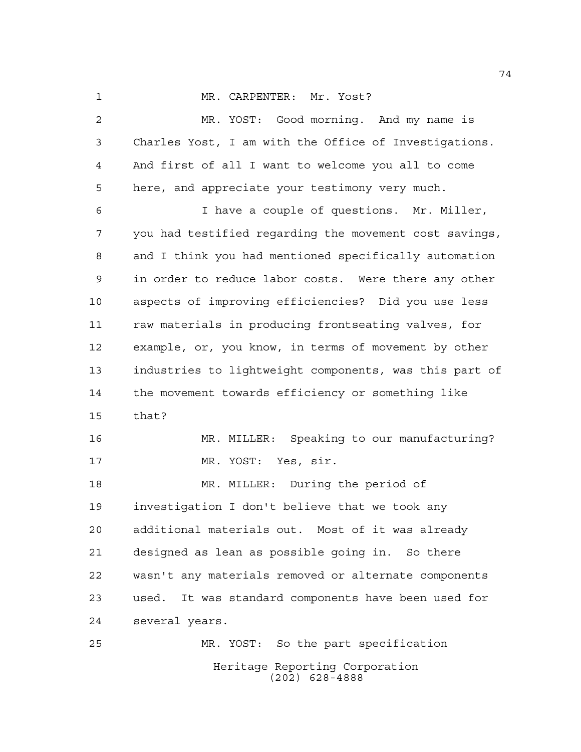MR. CARPENTER: Mr. Yost?

MR. YOST: Good morning. And my name is Charles Yost, I am with the Office of Investigations. And first of all I want to welcome you all to come here, and appreciate your testimony very much.

I have a couple of questions. Mr. Miller, you had testified regarding the movement cost savings, and I think you had mentioned specifically automation in order to reduce labor costs. Were there any other aspects of improving efficiencies? Did you use less raw materials in producing frontseating valves, for example, or, you know, in terms of movement by other industries to lightweight components, was this part of the movement towards efficiency or something like that?

MR. MILLER: Speaking to our manufacturing?

MR. YOST: Yes, sir.

MR. MILLER: During the period of investigation I don't believe that we took any additional materials out. Most of it was already designed as lean as possible going in. So there wasn't any materials removed or alternate components used. It was standard components have been used for several years.

MR. YOST: So the part specification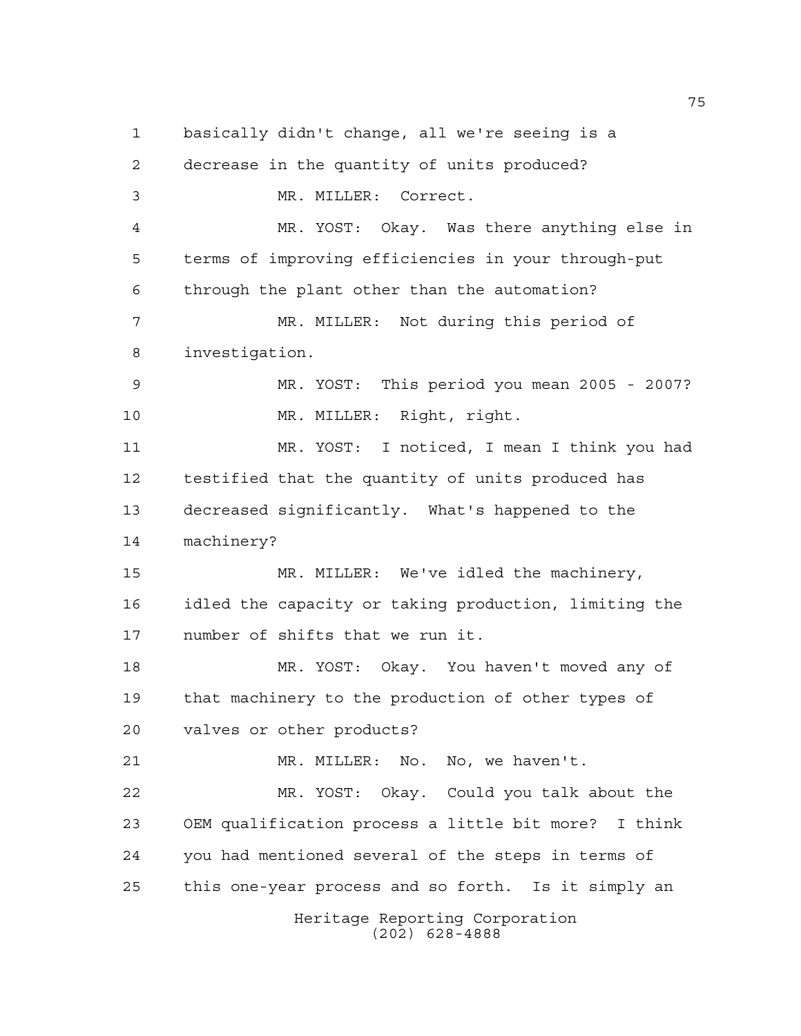basically didn't change, all we're seeing is a decrease in the quantity of units produced?

MR. MILLER: Correct.

MR. YOST: Okay. Was there anything else in terms of improving efficiencies in your through-put through the plant other than the automation?

MR. MILLER: Not during this period of investigation.

MR. YOST: This period you mean 2005 - 2007?

MR. MILLER: Right, right.

MR. YOST: I noticed, I mean I think you had testified that the quantity of units produced has decreased significantly. What's happened to the machinery?

MR. MILLER: We've idled the machinery, idled the capacity or taking production, limiting the number of shifts that we run it.

MR. YOST: Okay. You haven't moved any of that machinery to the production of other types of valves or other products?

MR. MILLER: No. No, we haven't.

MR. YOST: Okay. Could you talk about the OEM qualification process a little bit more? I think you had mentioned several of the steps in terms of this one-year process and so forth. Is it simply an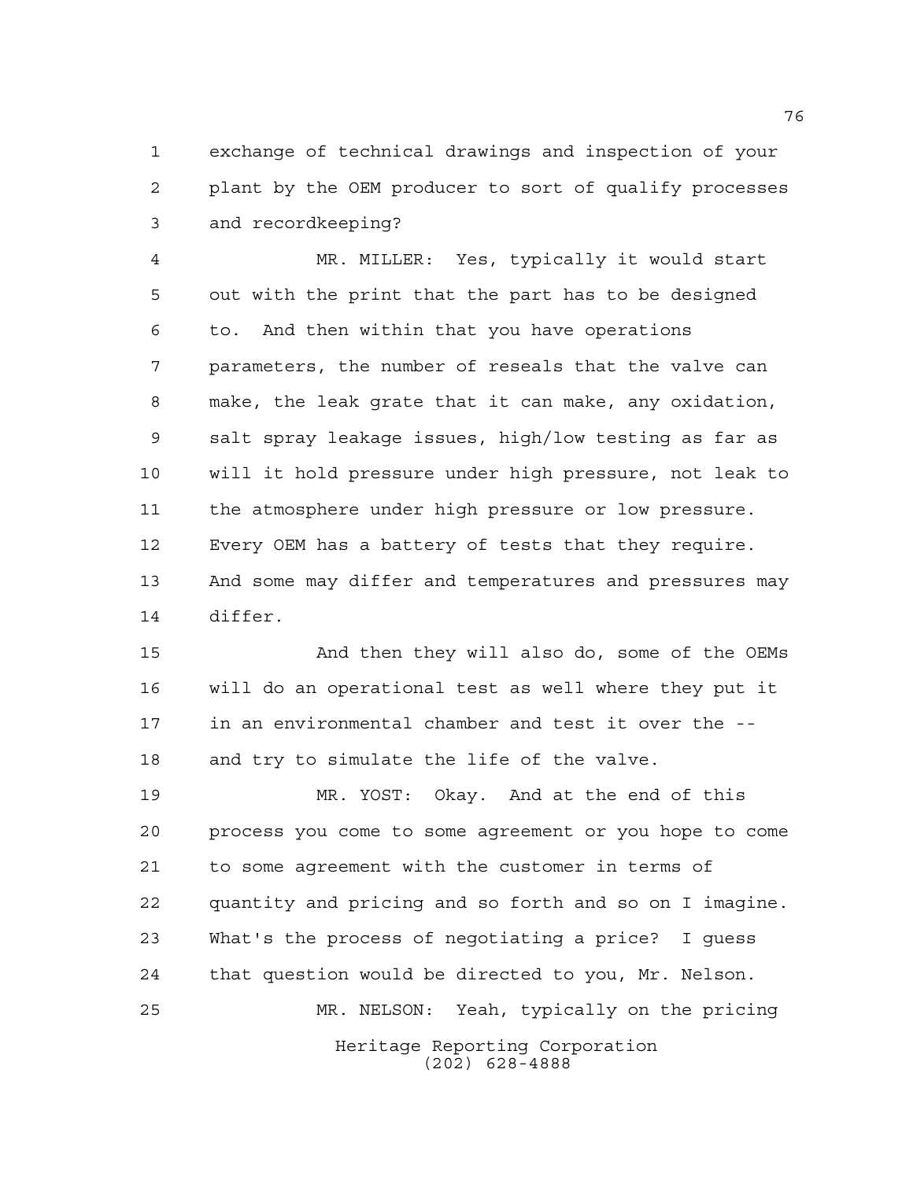exchange of technical drawings and inspection of your plant by the OEM producer to sort of qualify processes and recordkeeping?

MR. MILLER: Yes, typically it would start out with the print that the part has to be designed to. And then within that you have operations parameters, the number of reseals that the valve can make, the leak grate that it can make, any oxidation, salt spray leakage issues, high/low testing as far as will it hold pressure under high pressure, not leak to the atmosphere under high pressure or low pressure. Every OEM has a battery of tests that they require. And some may differ and temperatures and pressures may differ.

And then they will also do, some of the OEMs will do an operational test as well where they put it in an environmental chamber and test it over the -- and try to simulate the life of the valve.

MR. YOST: Okay. And at the end of this process you come to some agreement or you hope to come to some agreement with the customer in terms of quantity and pricing and so forth and so on I imagine. What's the process of negotiating a price? I guess that question would be directed to you, Mr. Nelson.

MR. NELSON: Yeah, typically on the pricing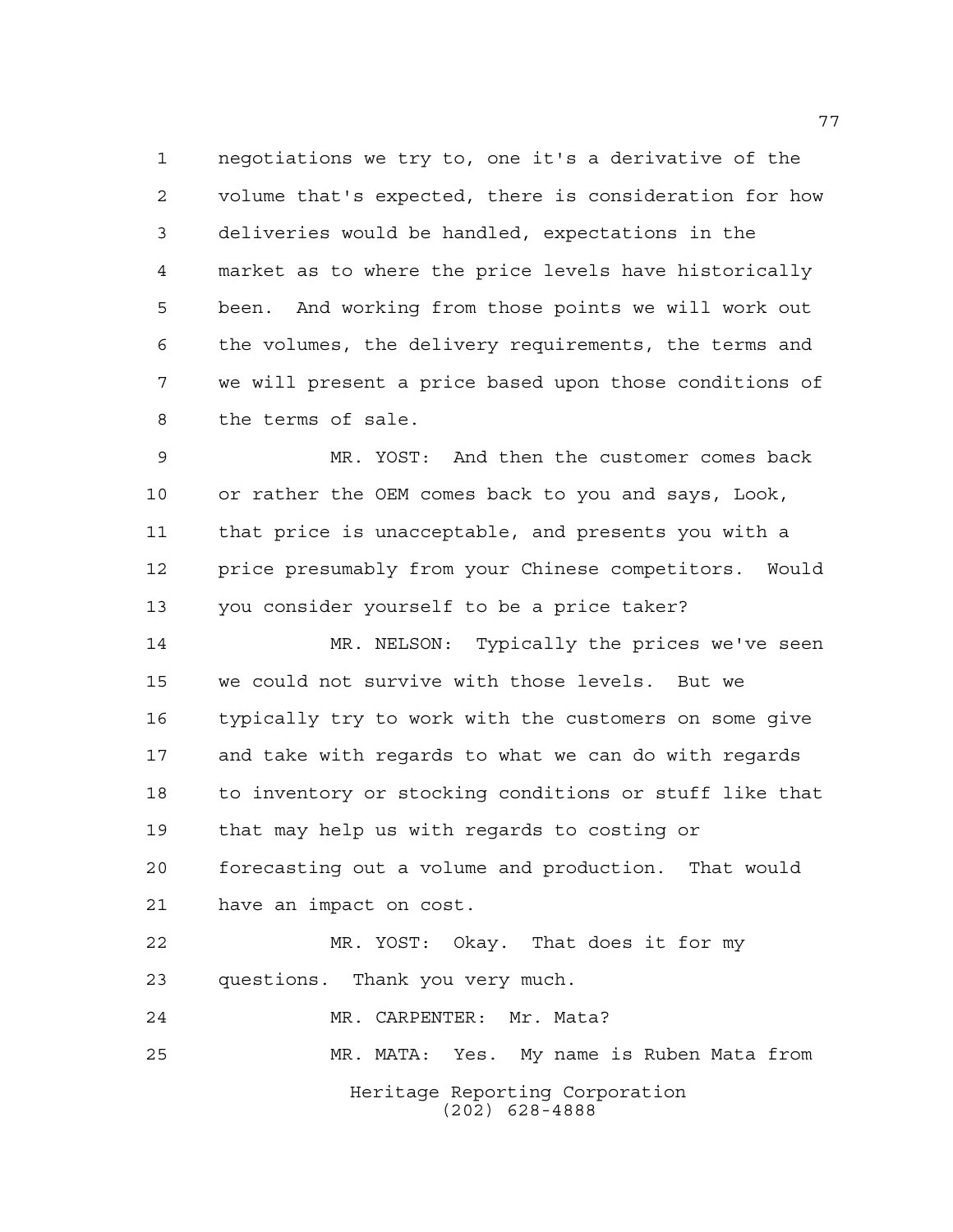negotiations we try to, one it's a derivative of the volume that's expected, there is consideration for how deliveries would be handled, expectations in the market as to where the price levels have historically been. And working from those points we will work out the volumes, the delivery requirements, the terms and we will present a price based upon those conditions of the terms of sale.

MR. YOST: And then the customer comes back or rather the OEM comes back to you and says, Look, that price is unacceptable, and presents you with a price presumably from your Chinese competitors. Would you consider yourself to be a price taker?

MR. NELSON: Typically the prices we've seen we could not survive with those levels. But we typically try to work with the customers on some give and take with regards to what we can do with regards to inventory or stocking conditions or stuff like that that may help us with regards to costing or forecasting out a volume and production. That would have an impact on cost.

MR. YOST: Okay. That does it for my questions. Thank you very much.

MR. CARPENTER: Mr. Mata?

MR. MATA: Yes. My name is Ruben Mata from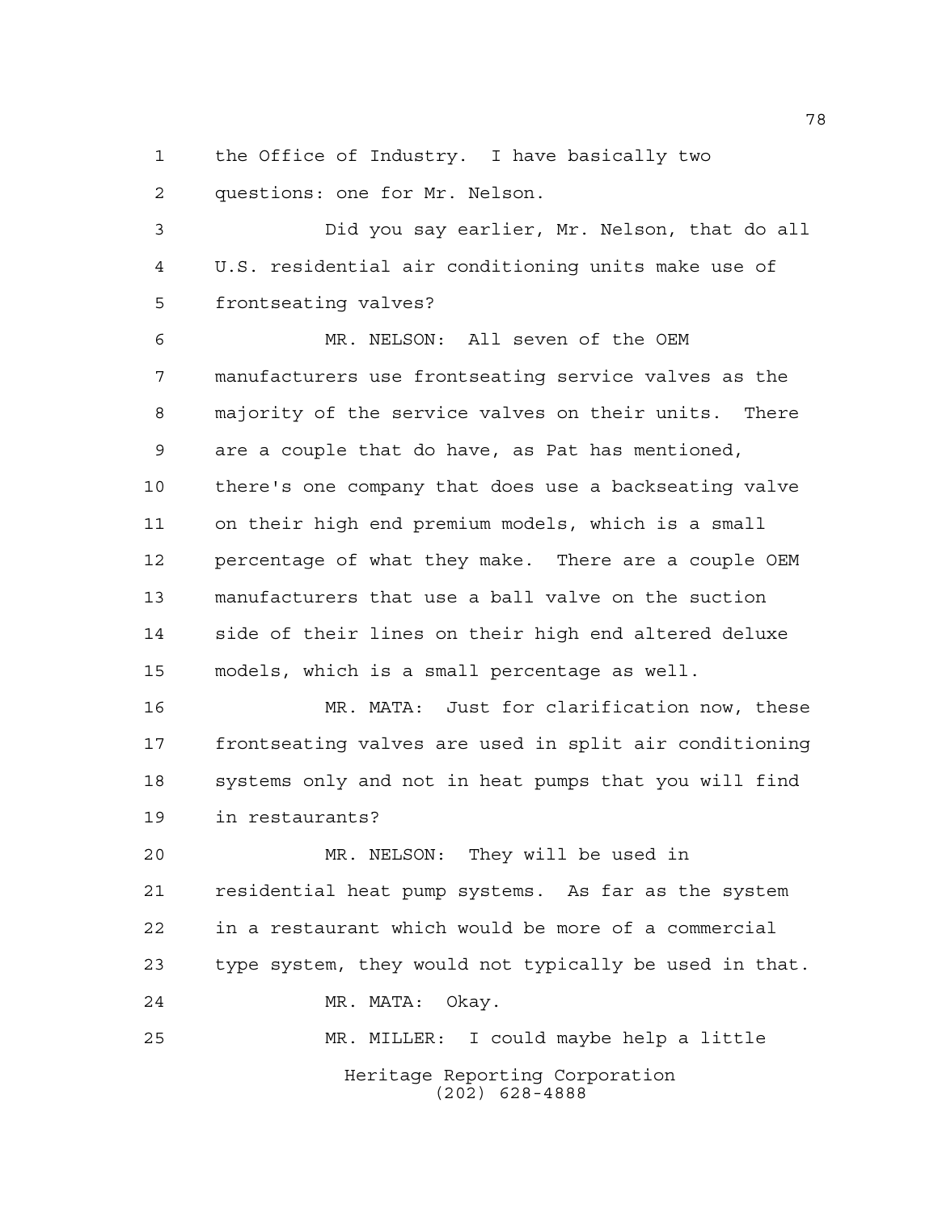the Office of Industry. I have basically two questions: one for Mr. Nelson.

Did you say earlier, Mr. Nelson, that do all U.S. residential air conditioning units make use of frontseating valves?

MR. NELSON: All seven of the OEM manufacturers use frontseating service valves as the majority of the service valves on their units. There are a couple that do have, as Pat has mentioned, there's one company that does use a backseating valve on their high end premium models, which is a small percentage of what they make. There are a couple OEM manufacturers that use a ball valve on the suction side of their lines on their high end altered deluxe models, which is a small percentage as well.

MR. MATA: Just for clarification now, these frontseating valves are used in split air conditioning systems only and not in heat pumps that you will find in restaurants?

MR. NELSON: They will be used in residential heat pump systems. As far as the system in a restaurant which would be more of a commercial type system, they would not typically be used in that.

MR. MATA: Okay.

MR. MILLER: I could maybe help a little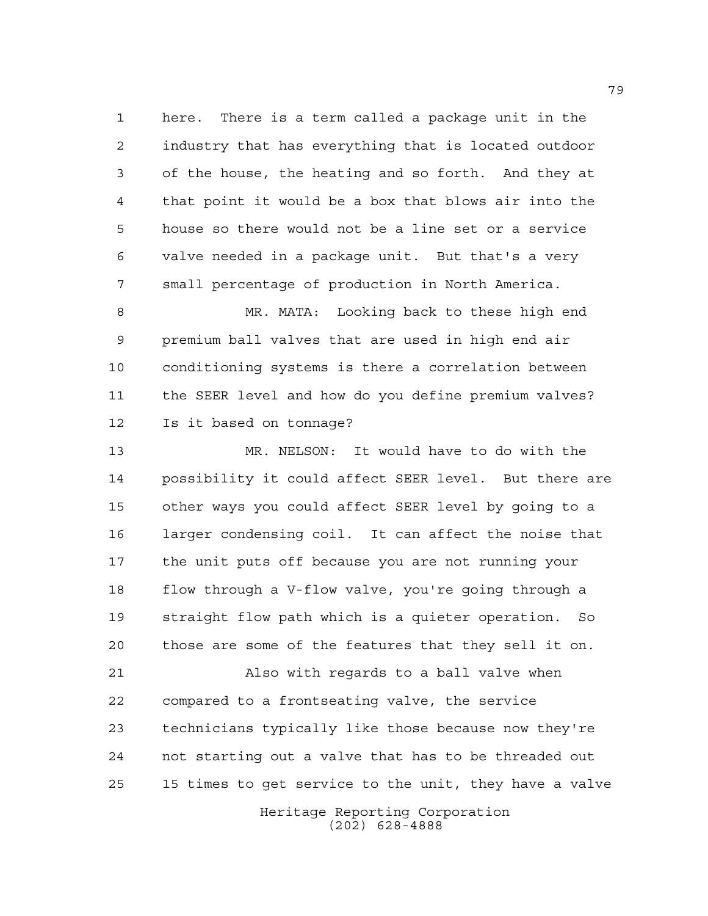here. There is a term called a package unit in the industry that has everything that is located outdoor of the house, the heating and so forth. And they at that point it would be a box that blows air into the house so there would not be a line set or a service valve needed in a package unit. But that's a very small percentage of production in North America.

MR. MATA: Looking back to these high end premium ball valves that are used in high end air conditioning systems is there a correlation between the SEER level and how do you define premium valves? Is it based on tonnage?

MR. NELSON: It would have to do with the possibility it could affect SEER level. But there are other ways you could affect SEER level by going to a larger condensing coil. It can affect the noise that the unit puts off because you are not running your flow through a V-flow valve, you're going through a straight flow path which is a quieter operation. So those are some of the features that they sell it on.

Also with regards to a ball valve when compared to a frontseating valve, the service technicians typically like those because now they're not starting out a valve that has to be threaded out 15 times to get service to the unit, they have a valve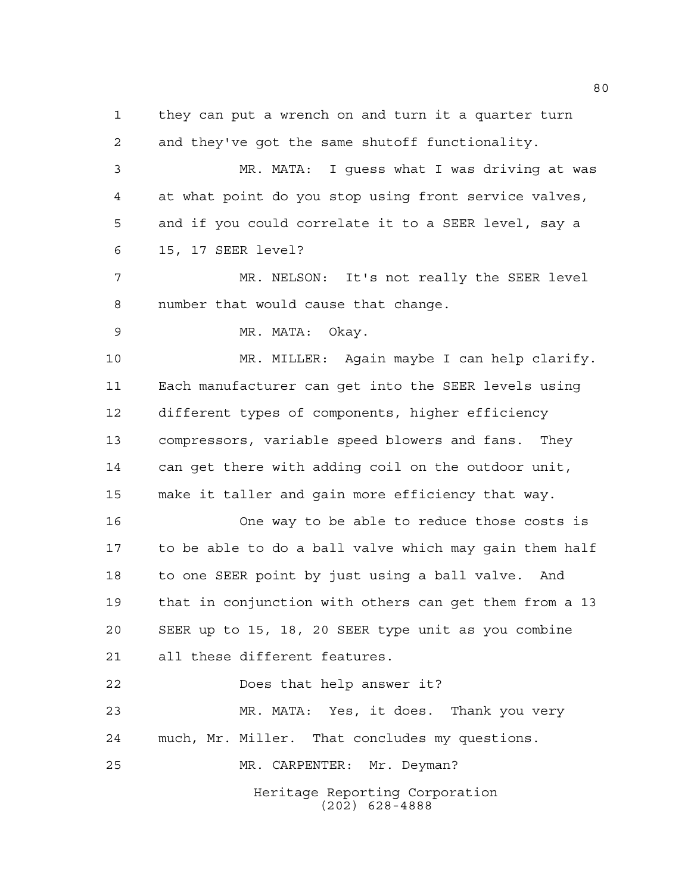they can put a wrench on and turn it a quarter turn and they've got the same shutoff functionality.

MR. MATA: I guess what I was driving at was at what point do you stop using front service valves, and if you could correlate it to a SEER level, say a 15, 17 SEER level?

MR. NELSON: It's not really the SEER level number that would cause that change.

MR. MATA: Okay.

MR. MILLER: Again maybe I can help clarify. Each manufacturer can get into the SEER levels using different types of components, higher efficiency compressors, variable speed blowers and fans. They can get there with adding coil on the outdoor unit, make it taller and gain more efficiency that way.

One way to be able to reduce those costs is to be able to do a ball valve which may gain them half to one SEER point by just using a ball valve. And that in conjunction with others can get them from a 13 SEER up to 15, 18, 20 SEER type unit as you combine all these different features.

Does that help answer it?

MR. MATA: Yes, it does. Thank you very much, Mr. Miller. That concludes my questions.

MR. CARPENTER: Mr. Deyman?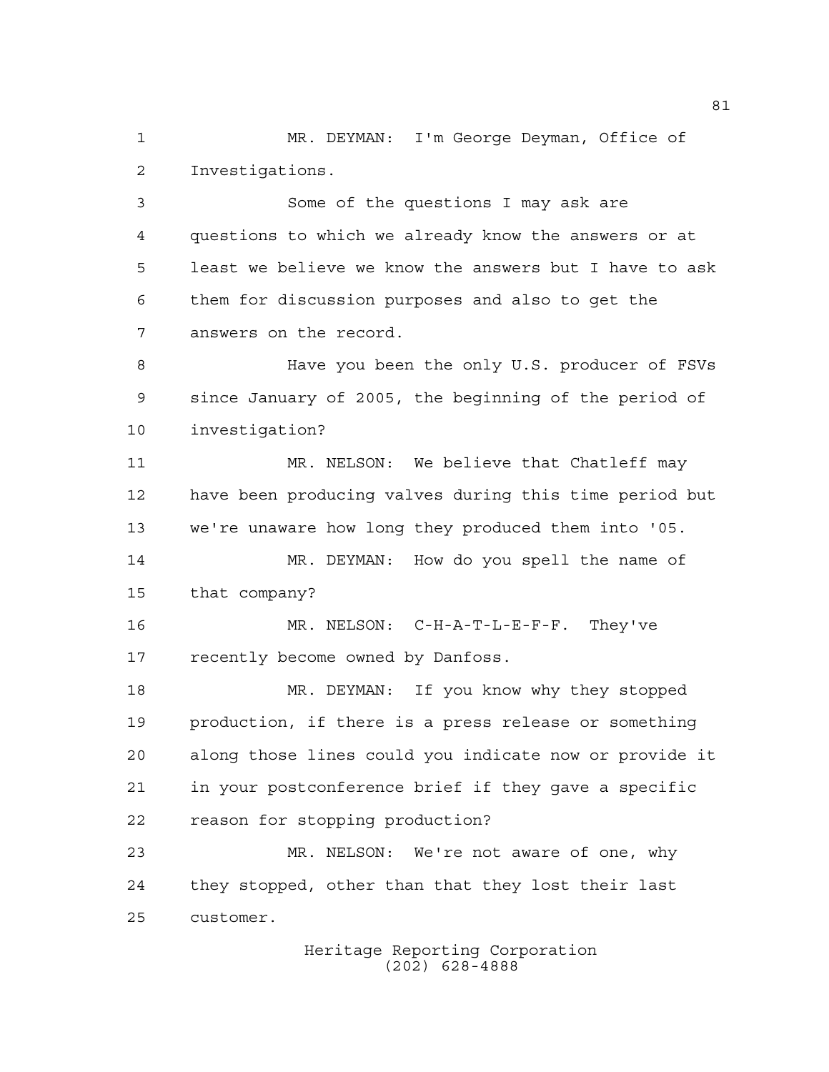MR. DEYMAN: I'm George Deyman, Office of Investigations.

Some of the questions I may ask are questions to which we already know the answers or at least we believe we know the answers but I have to ask them for discussion purposes and also to get the answers on the record.

Have you been the only U.S. producer of FSVs since January of 2005, the beginning of the period of investigation?

MR. NELSON: We believe that Chatleff may have been producing valves during this time period but we're unaware how long they produced them into '05.

MR. DEYMAN: How do you spell the name of that company?

MR. NELSON: C-H-A-T-L-E-F-F. They've recently become owned by Danfoss.

MR. DEYMAN: If you know why they stopped production, if there is a press release or something along those lines could you indicate now or provide it in your postconference brief if they gave a specific reason for stopping production?

MR. NELSON: We're not aware of one, why they stopped, other than that they lost their last customer.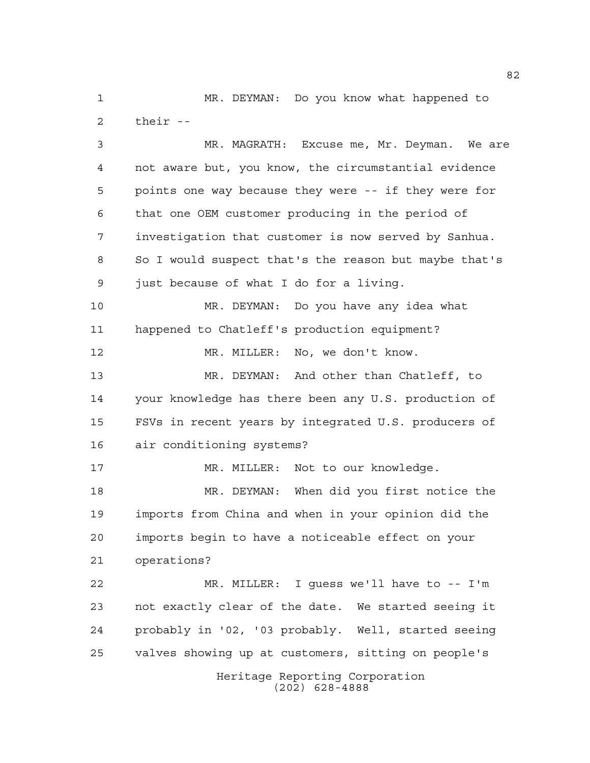MR. DEYMAN: Do you know what happened to their --

MR. MAGRATH: Excuse me, Mr. Deyman. We are not aware but, you know, the circumstantial evidence points one way because they were -- if they were for that one OEM customer producing in the period of investigation that customer is now served by Sanhua. So I would suspect that's the reason but maybe that's just because of what I do for a living.

MR. DEYMAN: Do you have any idea what happened to Chatleff's production equipment?

MR. MILLER: No, we don't know.

MR. DEYMAN: And other than Chatleff, to your knowledge has there been any U.S. production of FSVs in recent years by integrated U.S. producers of air conditioning systems?

MR. MILLER: Not to our knowledge.

MR. DEYMAN: When did you first notice the imports from China and when in your opinion did the imports begin to have a noticeable effect on your operations?

MR. MILLER: I guess we'll have to -- I'm not exactly clear of the date. We started seeing it probably in '02, '03 probably. Well, started seeing valves showing up at customers, sitting on people's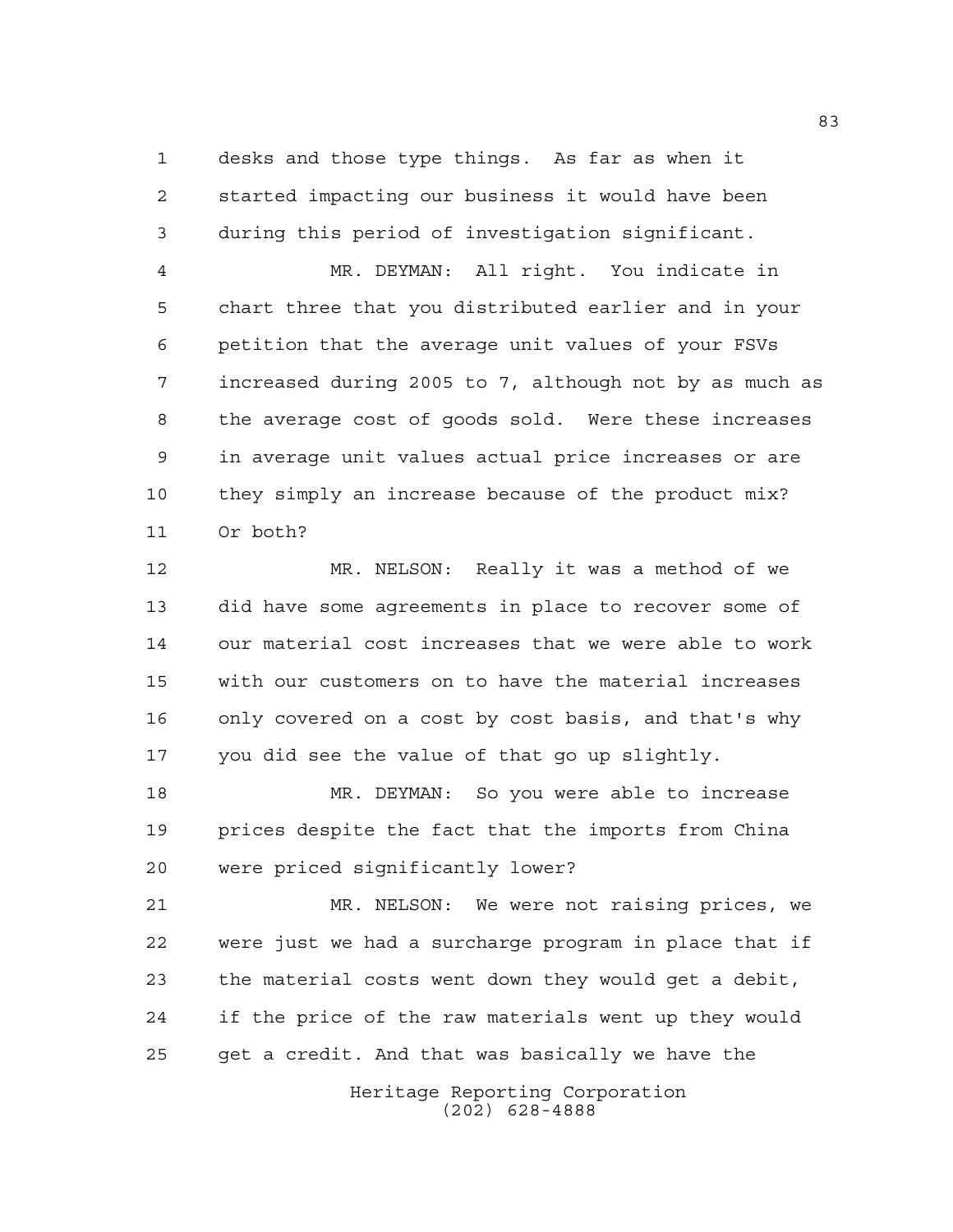desks and those type things. As far as when it started impacting our business it would have been during this period of investigation significant.

MR. DEYMAN: All right. You indicate in chart three that you distributed earlier and in your petition that the average unit values of your FSVs increased during 2005 to 7, although not by as much as the average cost of goods sold. Were these increases in average unit values actual price increases or are they simply an increase because of the product mix? Or both?

MR. NELSON: Really it was a method of we did have some agreements in place to recover some of our material cost increases that we were able to work with our customers on to have the material increases only covered on a cost by cost basis, and that's why you did see the value of that go up slightly.

MR. DEYMAN: So you were able to increase prices despite the fact that the imports from China were priced significantly lower?

MR. NELSON: We were not raising prices, we were just we had a surcharge program in place that if the material costs went down they would get a debit, if the price of the raw materials went up they would get a credit. And that was basically we have the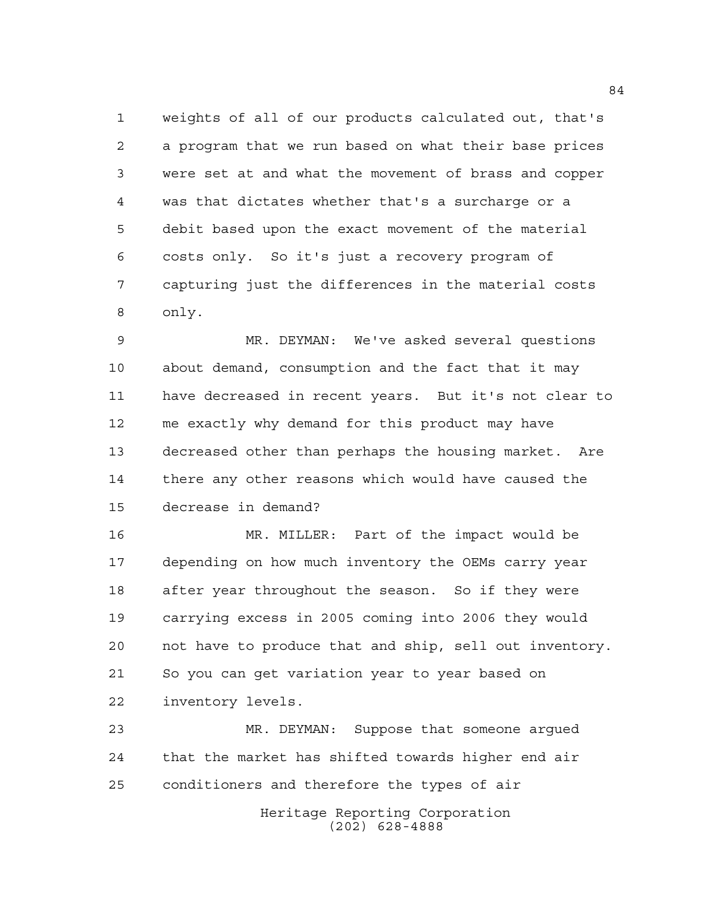weights of all of our products calculated out, that's a program that we run based on what their base prices were set at and what the movement of brass and copper was that dictates whether that's a surcharge or a debit based upon the exact movement of the material costs only. So it's just a recovery program of capturing just the differences in the material costs only.

MR. DEYMAN: We've asked several questions about demand, consumption and the fact that it may have decreased in recent years. But it's not clear to me exactly why demand for this product may have decreased other than perhaps the housing market. Are there any other reasons which would have caused the decrease in demand?

MR. MILLER: Part of the impact would be depending on how much inventory the OEMs carry year after year throughout the season. So if they were carrying excess in 2005 coming into 2006 they would not have to produce that and ship, sell out inventory. So you can get variation year to year based on inventory levels.

MR. DEYMAN: Suppose that someone argued that the market has shifted towards higher end air conditioners and therefore the types of air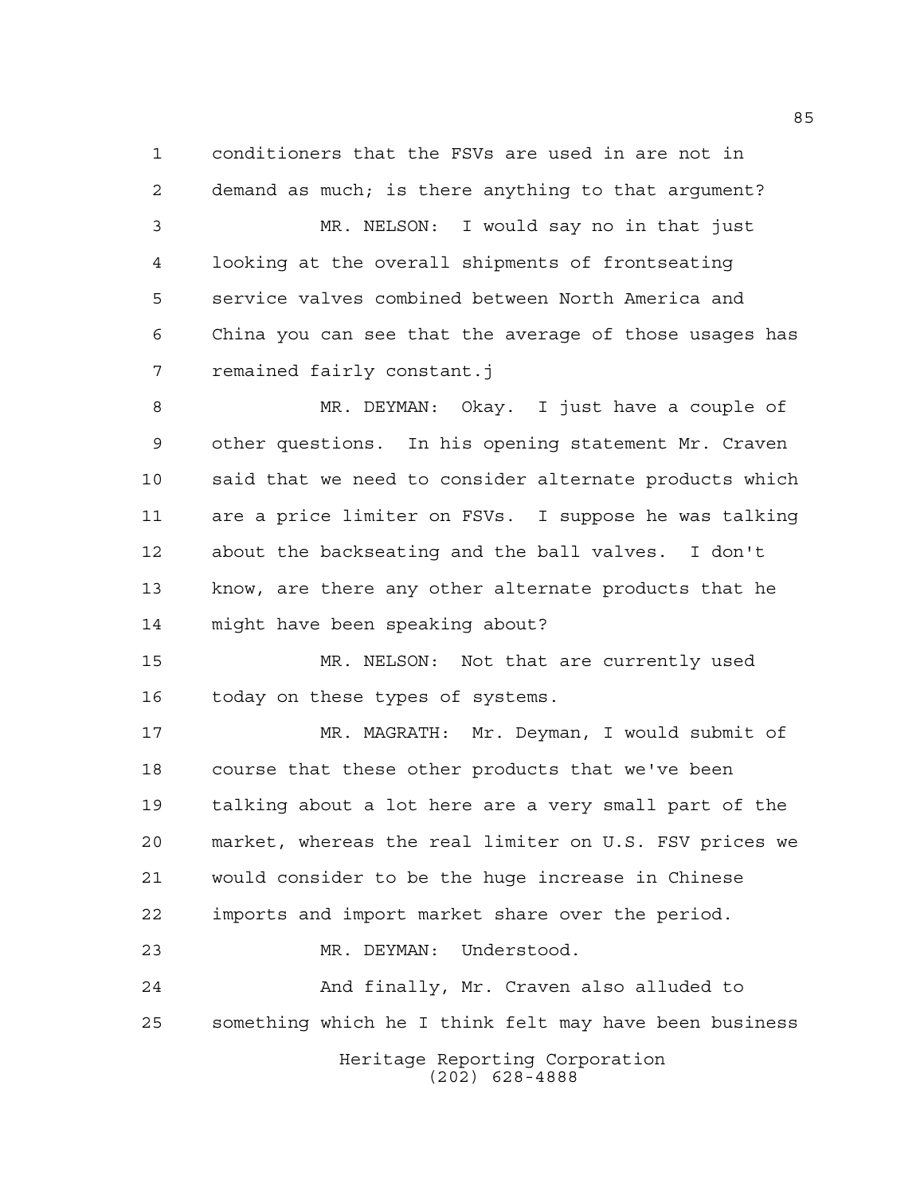conditioners that the FSVs are used in are not in demand as much; is there anything to that argument?

MR. NELSON: I would say no in that just looking at the overall shipments of frontseating service valves combined between North America and China you can see that the average of those usages has remained fairly constant.j

MR. DEYMAN: Okay. I just have a couple of other questions. In his opening statement Mr. Craven said that we need to consider alternate products which are a price limiter on FSVs. I suppose he was talking about the backseating and the ball valves. I don't know, are there any other alternate products that he might have been speaking about?

MR. NELSON: Not that are currently used today on these types of systems.

MR. MAGRATH: Mr. Deyman, I would submit of course that these other products that we've been talking about a lot here are a very small part of the market, whereas the real limiter on U.S. FSV prices we would consider to be the huge increase in Chinese imports and import market share over the period.

MR. DEYMAN: Understood.

And finally, Mr. Craven also alluded to something which he I think felt may have been business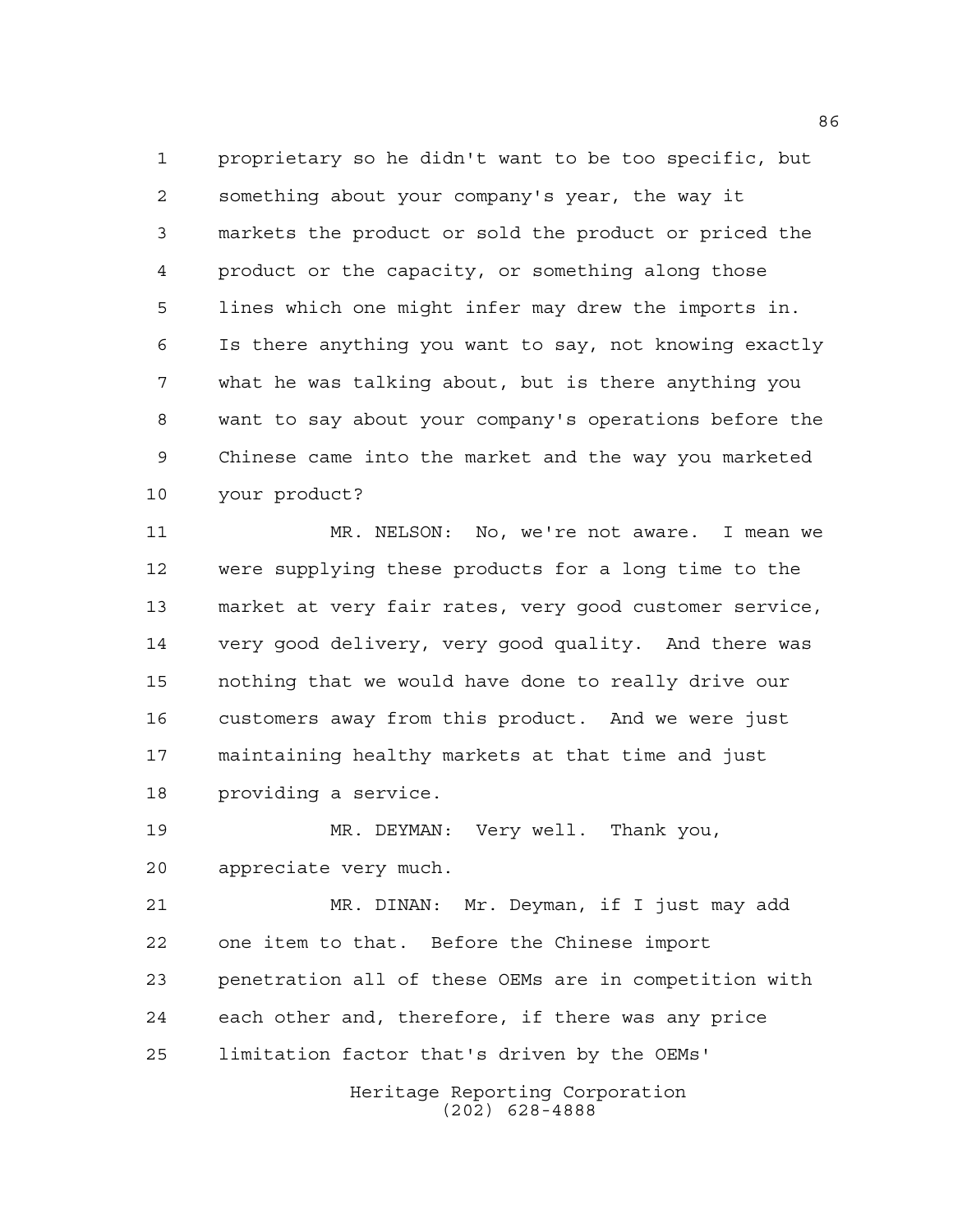proprietary so he didn't want to be too specific, but something about your company's year, the way it markets the product or sold the product or priced the product or the capacity, or something along those lines which one might infer may drew the imports in. Is there anything you want to say, not knowing exactly what he was talking about, but is there anything you want to say about your company's operations before the Chinese came into the market and the way you marketed your product?

MR. NELSON: No, we're not aware. I mean we were supplying these products for a long time to the market at very fair rates, very good customer service, very good delivery, very good quality. And there was nothing that we would have done to really drive our customers away from this product. And we were just maintaining healthy markets at that time and just providing a service.

MR. DEYMAN: Very well. Thank you, appreciate very much.

MR. DINAN: Mr. Deyman, if I just may add one item to that. Before the Chinese import penetration all of these OEMs are in competition with each other and, therefore, if there was any price limitation factor that's driven by the OEMs'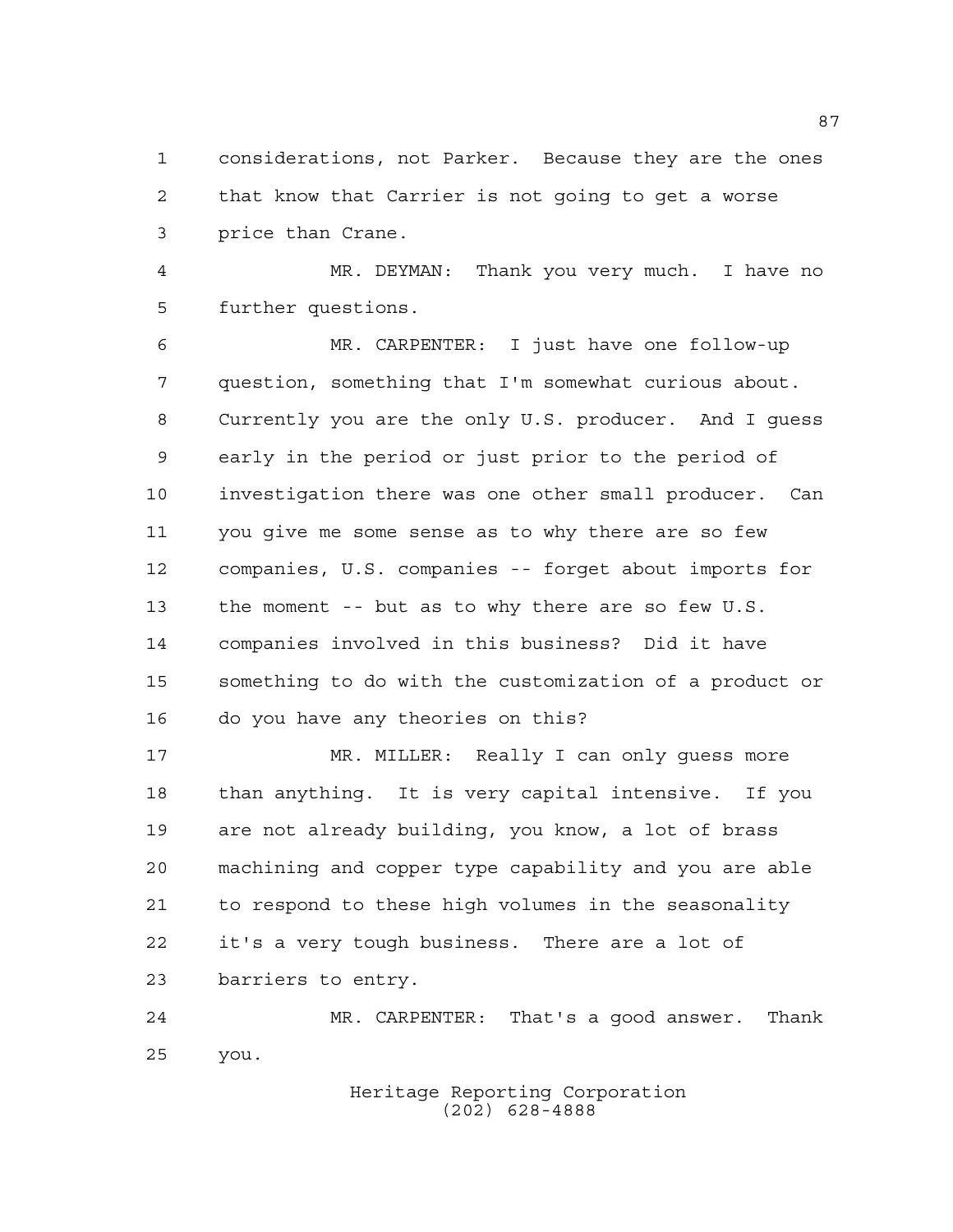considerations, not Parker. Because they are the ones that know that Carrier is not going to get a worse price than Crane.

MR. DEYMAN: Thank you very much. I have no further questions.

MR. CARPENTER: I just have one follow-up question, something that I'm somewhat curious about. Currently you are the only U.S. producer. And I guess early in the period or just prior to the period of investigation there was one other small producer. Can you give me some sense as to why there are so few companies, U.S. companies -- forget about imports for the moment -- but as to why there are so few U.S. companies involved in this business? Did it have something to do with the customization of a product or do you have any theories on this?

MR. MILLER: Really I can only guess more than anything. It is very capital intensive. If you are not already building, you know, a lot of brass machining and copper type capability and you are able to respond to these high volumes in the seasonality it's a very tough business. There are a lot of barriers to entry.

MR. CARPENTER: That's a good answer. Thank you.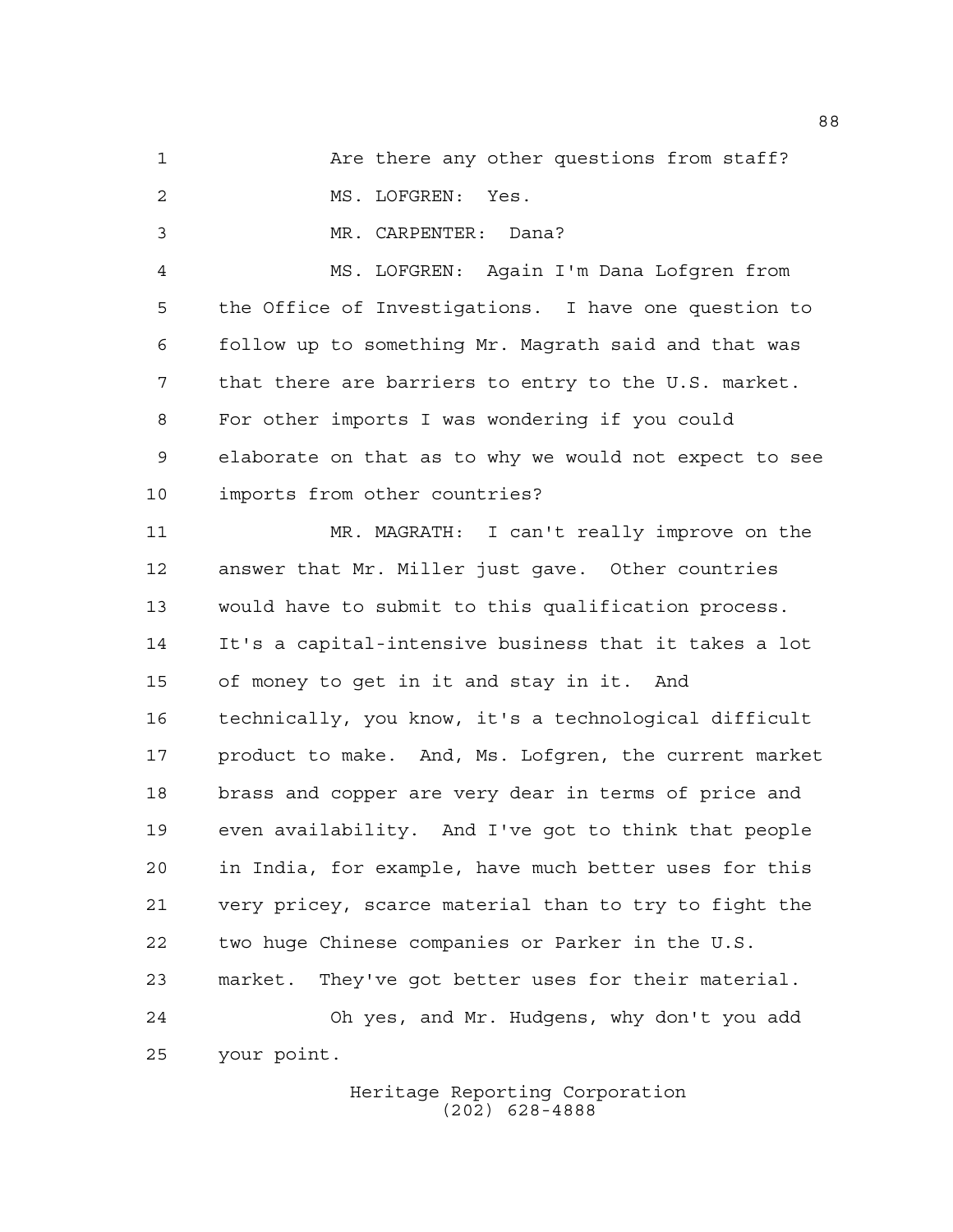Are there any other questions from staff?

MS. LOFGREN: Yes.

MR. CARPENTER: Dana?

MS. LOFGREN: Again I'm Dana Lofgren from the Office of Investigations. I have one question to follow up to something Mr. Magrath said and that was that there are barriers to entry to the U.S. market. For other imports I was wondering if you could elaborate on that as to why we would not expect to see imports from other countries?

MR. MAGRATH: I can't really improve on the answer that Mr. Miller just gave. Other countries would have to submit to this qualification process. It's a capital-intensive business that it takes a lot of money to get in it and stay in it. And technically, you know, it's a technological difficult product to make. And, Ms. Lofgren, the current market brass and copper are very dear in terms of price and even availability. And I've got to think that people in India, for example, have much better uses for this very pricey, scarce material than to try to fight the two huge Chinese companies or Parker in the U.S. market. They've got better uses for their material.

Oh yes, and Mr. Hudgens, why don't you add your point.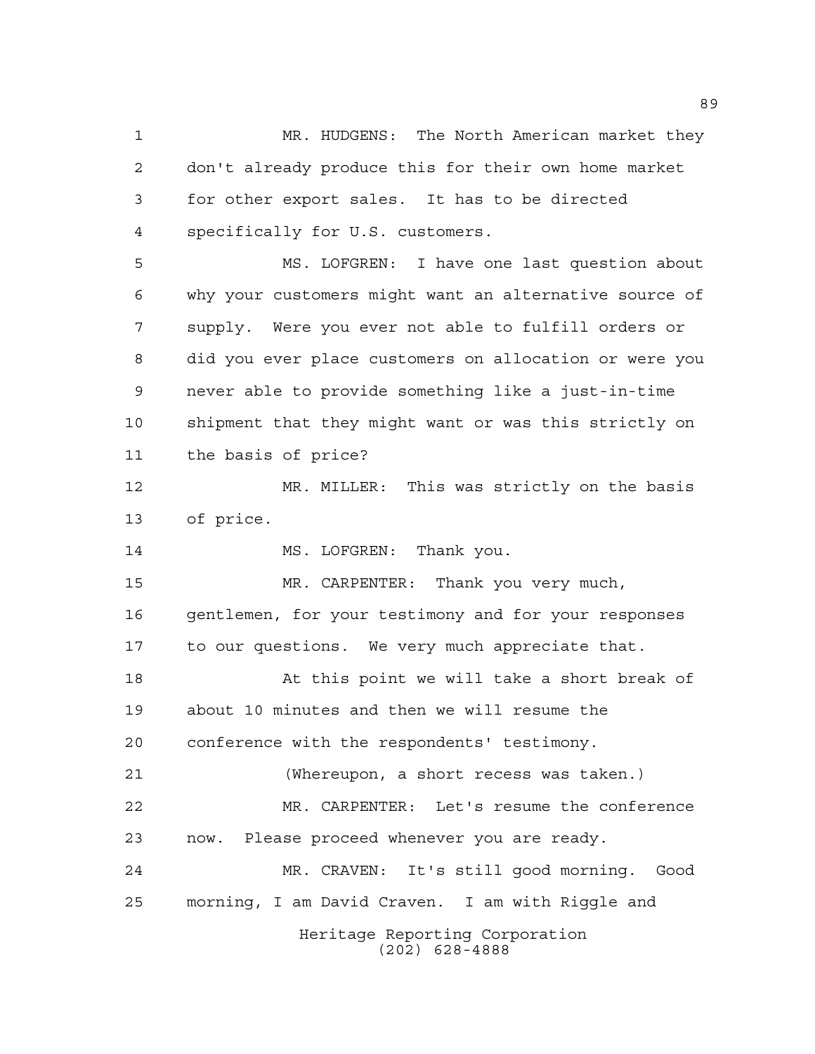MR. HUDGENS: The North American market they don't already produce this for their own home market for other export sales. It has to be directed specifically for U.S. customers.

MS. LOFGREN: I have one last question about why your customers might want an alternative source of supply. Were you ever not able to fulfill orders or did you ever place customers on allocation or were you never able to provide something like a just-in-time shipment that they might want or was this strictly on the basis of price?

MR. MILLER: This was strictly on the basis of price.

MS. LOFGREN: Thank you.

MR. CARPENTER: Thank you very much, gentlemen, for your testimony and for your responses to our questions. We very much appreciate that.

At this point we will take a short break of about 10 minutes and then we will resume the conference with the respondents' testimony.

(Whereupon, a short recess was taken.)

MR. CARPENTER: Let's resume the conference now. Please proceed whenever you are ready.

MR. CRAVEN: It's still good morning. Good morning, I am David Craven. I am with Riggle and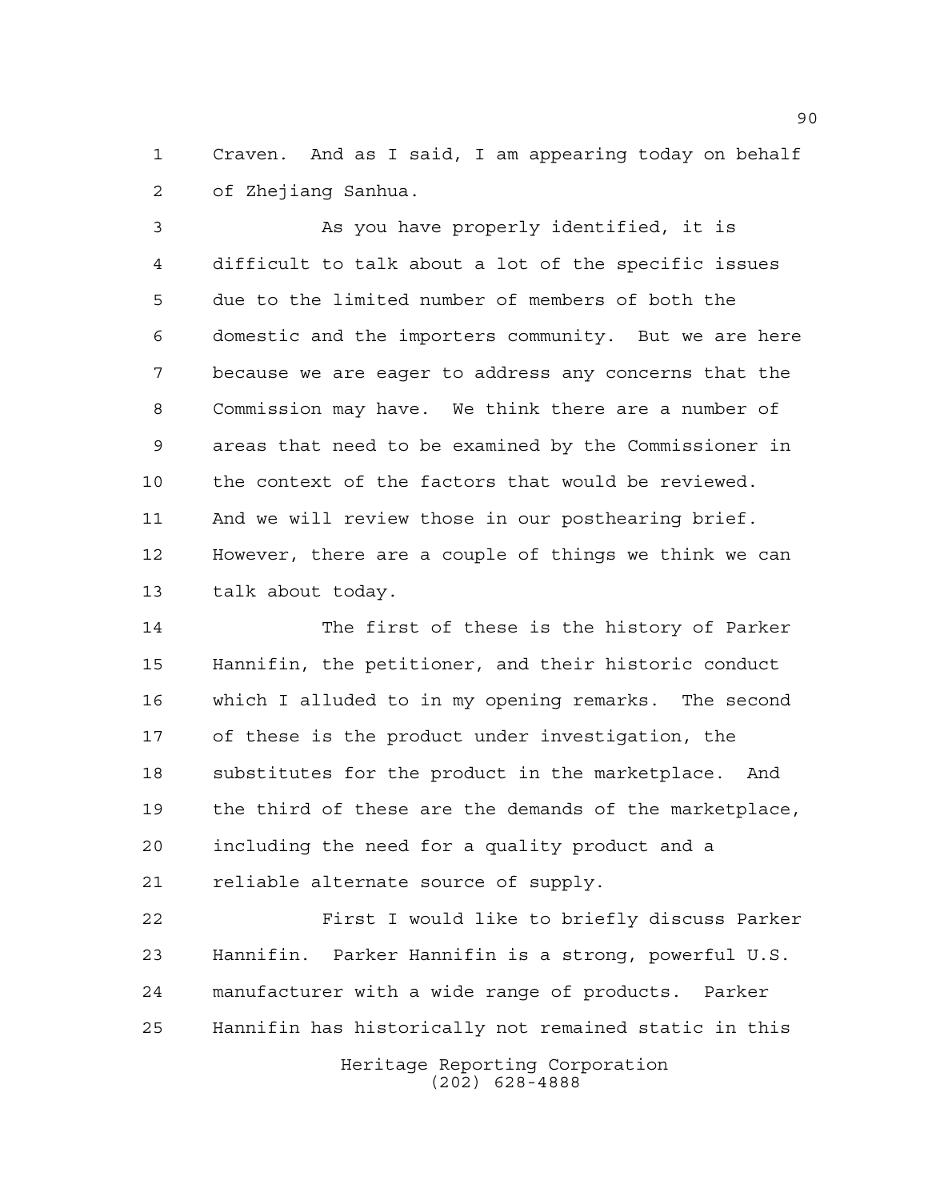Craven. And as I said, I am appearing today on behalf of Zhejiang Sanhua.

As you have properly identified, it is difficult to talk about a lot of the specific issues due to the limited number of members of both the domestic and the importers community. But we are here because we are eager to address any concerns that the Commission may have. We think there are a number of areas that need to be examined by the Commissioner in the context of the factors that would be reviewed. And we will review those in our posthearing brief. However, there are a couple of things we think we can talk about today.

The first of these is the history of Parker Hannifin, the petitioner, and their historic conduct which I alluded to in my opening remarks. The second of these is the product under investigation, the substitutes for the product in the marketplace. And the third of these are the demands of the marketplace, including the need for a quality product and a reliable alternate source of supply.

First I would like to briefly discuss Parker Hannifin. Parker Hannifin is a strong, powerful U.S. manufacturer with a wide range of products. Parker Hannifin has historically not remained static in this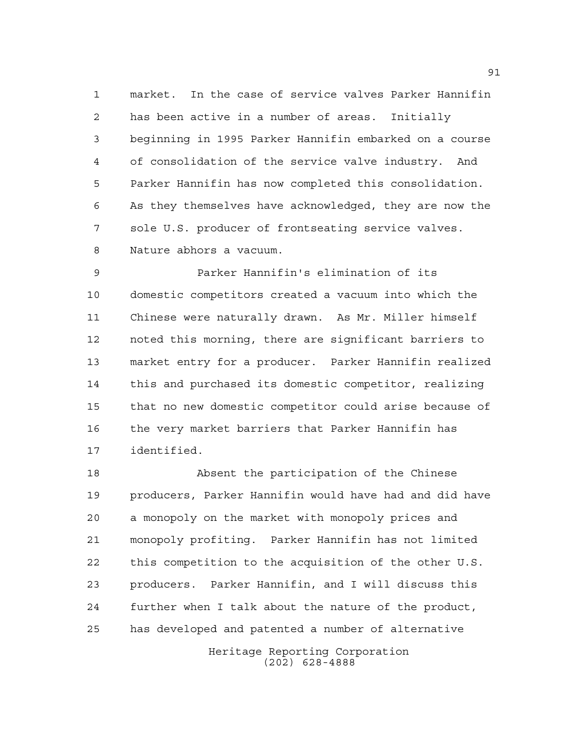market. In the case of service valves Parker Hannifin has been active in a number of areas. Initially beginning in 1995 Parker Hannifin embarked on a course of consolidation of the service valve industry. And Parker Hannifin has now completed this consolidation. As they themselves have acknowledged, they are now the sole U.S. producer of frontseating service valves. Nature abhors a vacuum.

Parker Hannifin's elimination of its domestic competitors created a vacuum into which the Chinese were naturally drawn. As Mr. Miller himself noted this morning, there are significant barriers to market entry for a producer. Parker Hannifin realized this and purchased its domestic competitor, realizing that no new domestic competitor could arise because of the very market barriers that Parker Hannifin has identified.

Absent the participation of the Chinese producers, Parker Hannifin would have had and did have a monopoly on the market with monopoly prices and monopoly profiting. Parker Hannifin has not limited this competition to the acquisition of the other U.S. producers. Parker Hannifin, and I will discuss this further when I talk about the nature of the product, has developed and patented a number of alternative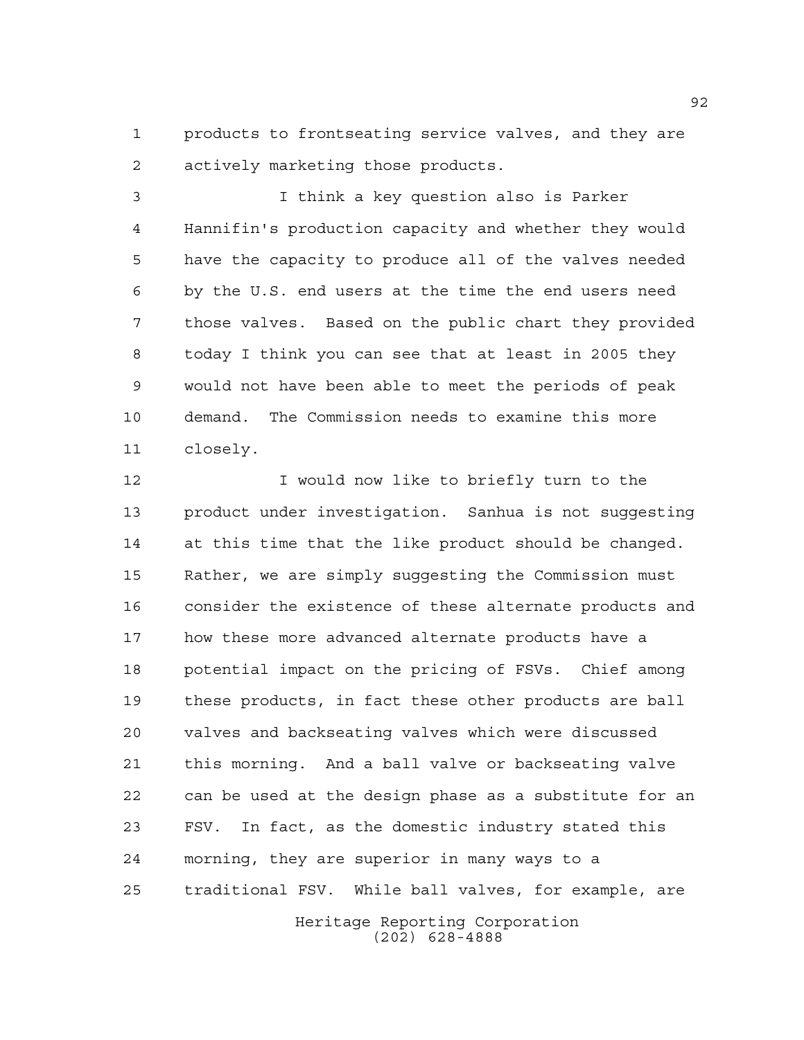products to frontseating service valves, and they are actively marketing those products.

I think a key question also is Parker Hannifin's production capacity and whether they would have the capacity to produce all of the valves needed by the U.S. end users at the time the end users need those valves. Based on the public chart they provided today I think you can see that at least in 2005 they would not have been able to meet the periods of peak demand. The Commission needs to examine this more closely.

I would now like to briefly turn to the product under investigation. Sanhua is not suggesting at this time that the like product should be changed. Rather, we are simply suggesting the Commission must consider the existence of these alternate products and how these more advanced alternate products have a potential impact on the pricing of FSVs. Chief among these products, in fact these other products are ball valves and backseating valves which were discussed this morning. And a ball valve or backseating valve can be used at the design phase as a substitute for an FSV. In fact, as the domestic industry stated this morning, they are superior in many ways to a traditional FSV. While ball valves, for example, are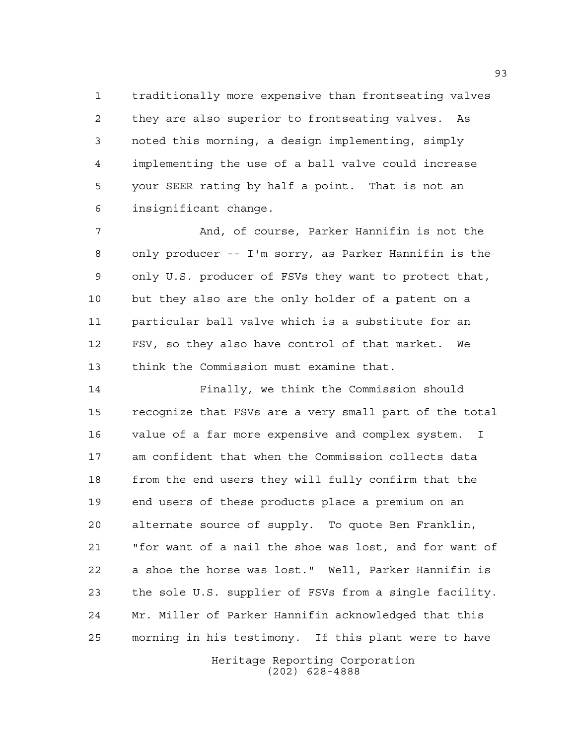traditionally more expensive than frontseating valves they are also superior to frontseating valves. As noted this morning, a design implementing, simply implementing the use of a ball valve could increase your SEER rating by half a point. That is not an insignificant change.

And, of course, Parker Hannifin is not the only producer -- I'm sorry, as Parker Hannifin is the only U.S. producer of FSVs they want to protect that, but they also are the only holder of a patent on a particular ball valve which is a substitute for an FSV, so they also have control of that market. We think the Commission must examine that.

Finally, we think the Commission should recognize that FSVs are a very small part of the total value of a far more expensive and complex system. I am confident that when the Commission collects data from the end users they will fully confirm that the end users of these products place a premium on an alternate source of supply. To quote Ben Franklin, "for want of a nail the shoe was lost, and for want of a shoe the horse was lost." Well, Parker Hannifin is the sole U.S. supplier of FSVs from a single facility. Mr. Miller of Parker Hannifin acknowledged that this morning in his testimony. If this plant were to have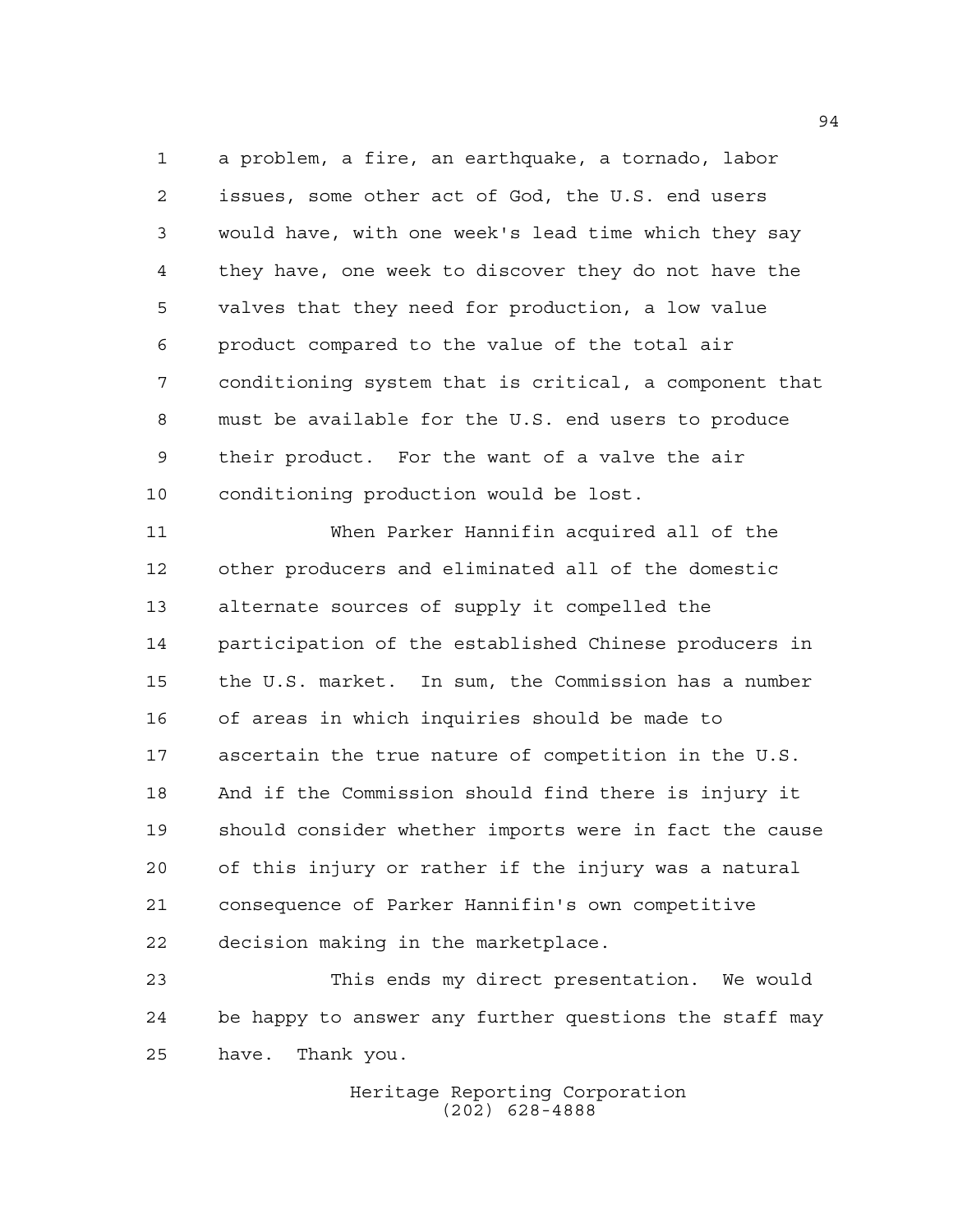a problem, a fire, an earthquake, a tornado, labor issues, some other act of God, the U.S. end users would have, with one week's lead time which they say they have, one week to discover they do not have the valves that they need for production, a low value product compared to the value of the total air conditioning system that is critical, a component that must be available for the U.S. end users to produce their product. For the want of a valve the air conditioning production would be lost.

When Parker Hannifin acquired all of the other producers and eliminated all of the domestic alternate sources of supply it compelled the participation of the established Chinese producers in the U.S. market. In sum, the Commission has a number of areas in which inquiries should be made to ascertain the true nature of competition in the U.S. And if the Commission should find there is injury it should consider whether imports were in fact the cause of this injury or rather if the injury was a natural consequence of Parker Hannifin's own competitive decision making in the marketplace.

This ends my direct presentation. We would be happy to answer any further questions the staff may have. Thank you.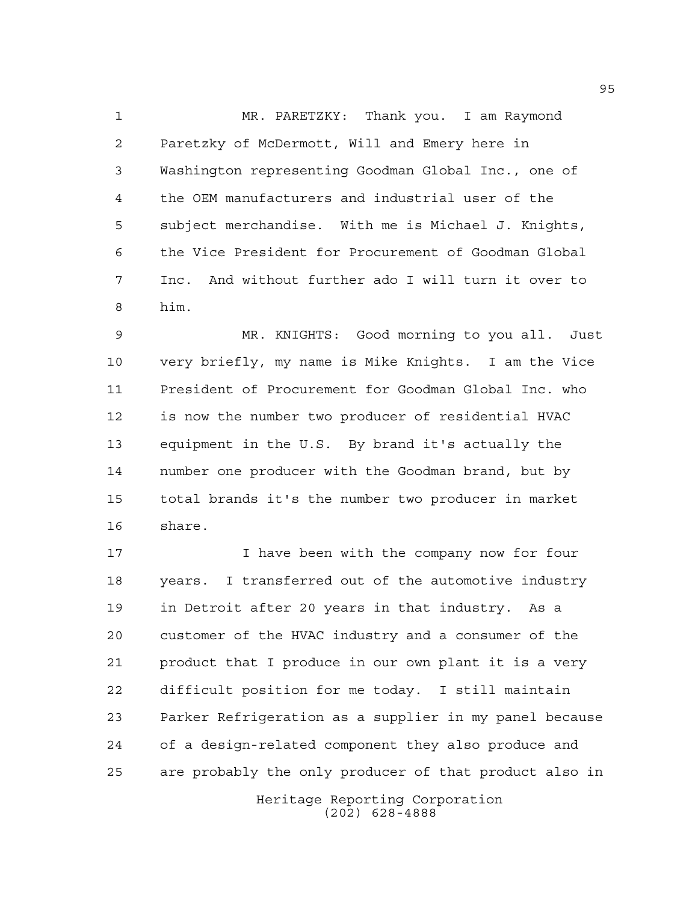MR. PARETZKY: Thank you. I am Raymond Paretzky of McDermott, Will and Emery here in Washington representing Goodman Global Inc., one of the OEM manufacturers and industrial user of the subject merchandise. With me is Michael J. Knights, the Vice President for Procurement of Goodman Global Inc. And without further ado I will turn it over to him.

MR. KNIGHTS: Good morning to you all. Just very briefly, my name is Mike Knights. I am the Vice President of Procurement for Goodman Global Inc. who is now the number two producer of residential HVAC equipment in the U.S. By brand it's actually the number one producer with the Goodman brand, but by total brands it's the number two producer in market share.

I have been with the company now for four years. I transferred out of the automotive industry in Detroit after 20 years in that industry. As a customer of the HVAC industry and a consumer of the product that I produce in our own plant it is a very difficult position for me today. I still maintain Parker Refrigeration as a supplier in my panel because of a design-related component they also produce and are probably the only producer of that product also in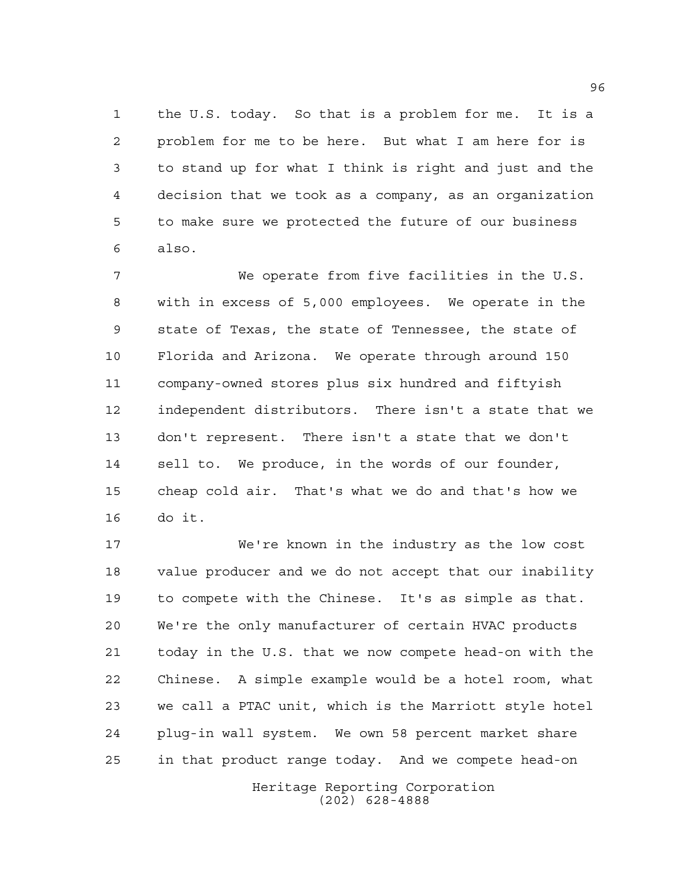the U.S. today. So that is a problem for me. It is a problem for me to be here. But what I am here for is to stand up for what I think is right and just and the decision that we took as a company, as an organization to make sure we protected the future of our business also.

We operate from five facilities in the U.S. with in excess of 5,000 employees. We operate in the state of Texas, the state of Tennessee, the state of Florida and Arizona. We operate through around 150 company-owned stores plus six hundred and fiftyish independent distributors. There isn't a state that we don't represent. There isn't a state that we don't sell to. We produce, in the words of our founder, cheap cold air. That's what we do and that's how we do it.

We're known in the industry as the low cost value producer and we do not accept that our inability to compete with the Chinese. It's as simple as that. We're the only manufacturer of certain HVAC products today in the U.S. that we now compete head-on with the Chinese. A simple example would be a hotel room, what we call a PTAC unit, which is the Marriott style hotel plug-in wall system. We own 58 percent market share in that product range today. And we compete head-on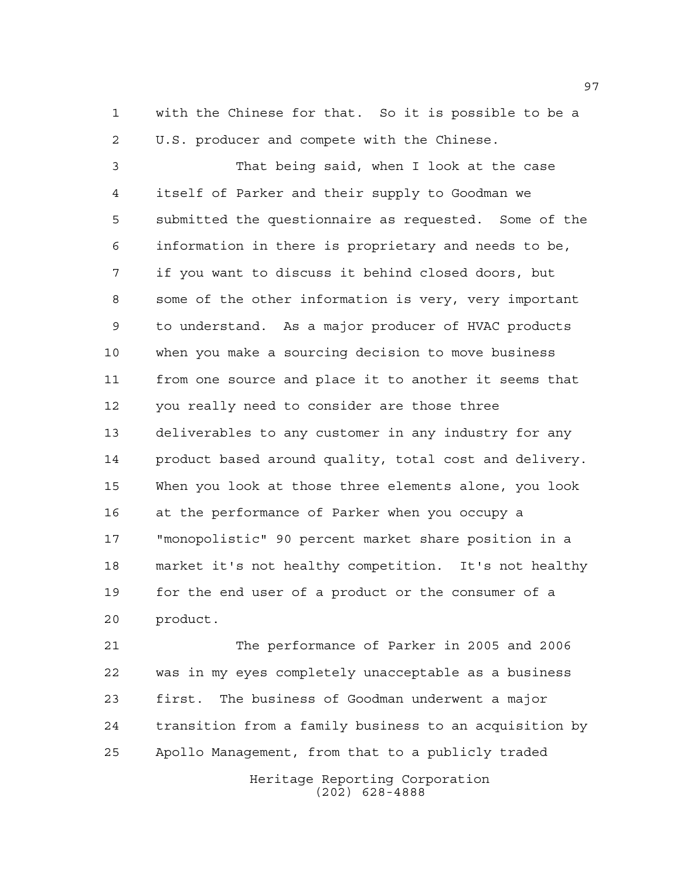with the Chinese for that. So it is possible to be a U.S. producer and compete with the Chinese.

That being said, when I look at the case itself of Parker and their supply to Goodman we submitted the questionnaire as requested. Some of the information in there is proprietary and needs to be, if you want to discuss it behind closed doors, but some of the other information is very, very important to understand. As a major producer of HVAC products when you make a sourcing decision to move business from one source and place it to another it seems that you really need to consider are those three deliverables to any customer in any industry for any product based around quality, total cost and delivery. When you look at those three elements alone, you look at the performance of Parker when you occupy a "monopolistic" 90 percent market share position in a market it's not healthy competition. It's not healthy for the end user of a product or the consumer of a product.

The performance of Parker in 2005 and 2006 was in my eyes completely unacceptable as a business first. The business of Goodman underwent a major transition from a family business to an acquisition by Apollo Management, from that to a publicly traded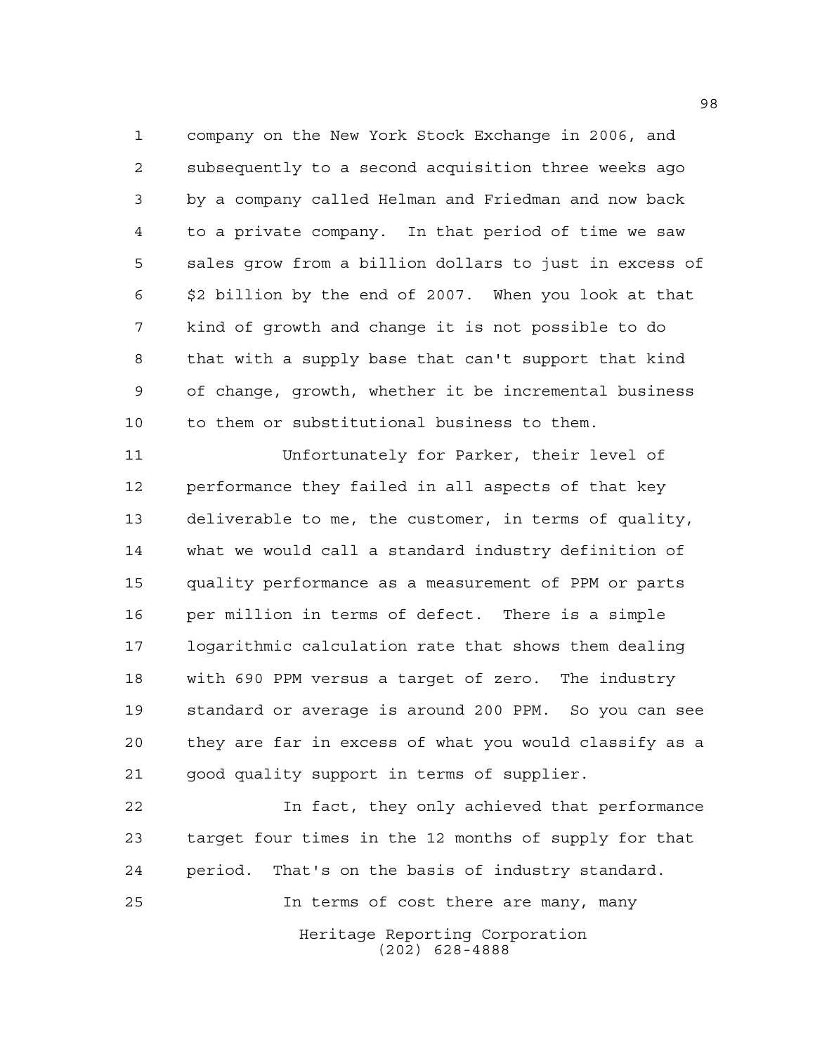company on the New York Stock Exchange in 2006, and subsequently to a second acquisition three weeks ago by a company called Helman and Friedman and now back to a private company. In that period of time we saw sales grow from a billion dollars to just in excess of $2 billion by the end of 2007. When you look at that kind of growth and change it is not possible to do that with a supply base that can't support that kind of change, growth, whether it be incremental business to them or substitutional business to them.

Unfortunately for Parker, their level of performance they failed in all aspects of that key deliverable to me, the customer, in terms of quality, what we would call a standard industry definition of quality performance as a measurement of PPM or parts per million in terms of defect. There is a simple logarithmic calculation rate that shows them dealing with 690 PPM versus a target of zero. The industry standard or average is around 200 PPM. So you can see they are far in excess of what you would classify as a good quality support in terms of supplier.

In fact, they only achieved that performance target four times in the 12 months of supply for that period. That's on the basis of industry standard.

In terms of cost there are many, many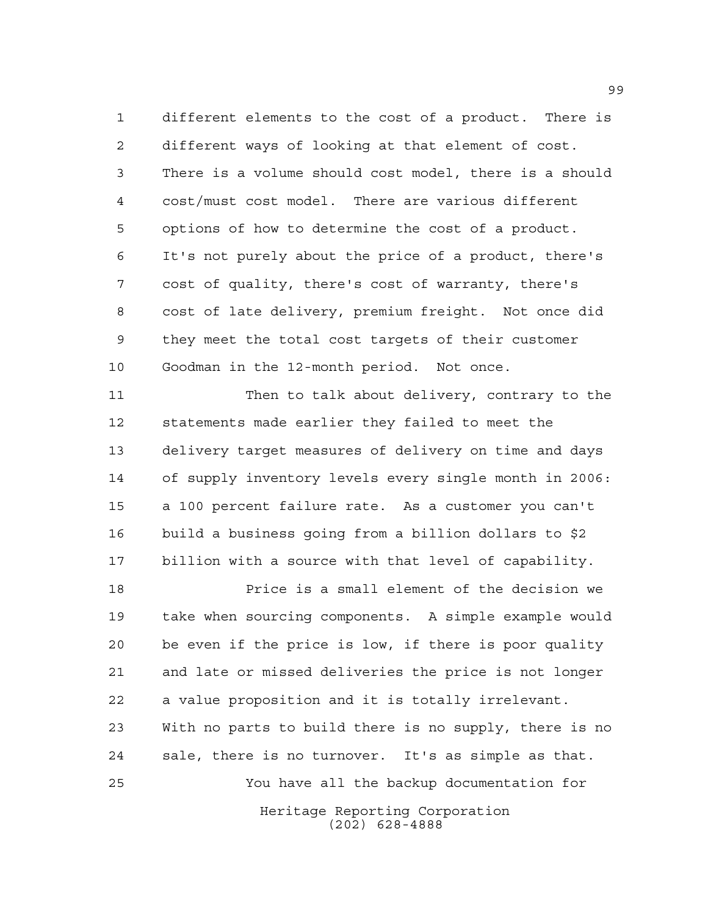different elements to the cost of a product. There is different ways of looking at that element of cost. There is a volume should cost model, there is a should cost/must cost model. There are various different options of how to determine the cost of a product. It's not purely about the price of a product, there's cost of quality, there's cost of warranty, there's cost of late delivery, premium freight. Not once did they meet the total cost targets of their customer Goodman in the 12-month period. Not once.

Then to talk about delivery, contrary to the statements made earlier they failed to meet the delivery target measures of delivery on time and days of supply inventory levels every single month in 2006: a 100 percent failure rate. As a customer you can't build a business going from a billion dollars to $2 billion with a source with that level of capability.

Price is a small element of the decision we take when sourcing components. A simple example would be even if the price is low, if there is poor quality and late or missed deliveries the price is not longer a value proposition and it is totally irrelevant. With no parts to build there is no supply, there is no sale, there is no turnover. It's as simple as that.

You have all the backup documentation for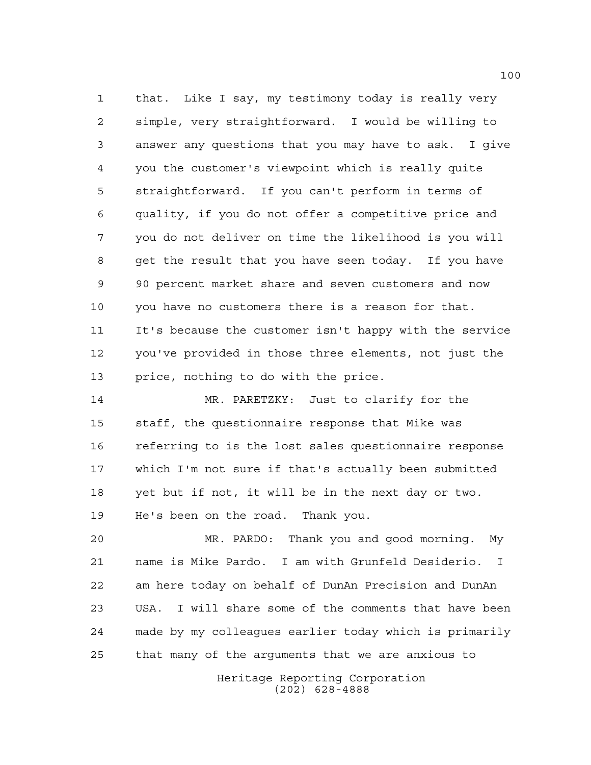that. Like I say, my testimony today is really very simple, very straightforward. I would be willing to answer any questions that you may have to ask. I give you the customer's viewpoint which is really quite straightforward. If you can't perform in terms of quality, if you do not offer a competitive price and you do not deliver on time the likelihood is you will get the result that you have seen today. If you have 90 percent market share and seven customers and now you have no customers there is a reason for that. It's because the customer isn't happy with the service you've provided in those three elements, not just the price, nothing to do with the price.

MR. PARETZKY: Just to clarify for the staff, the questionnaire response that Mike was referring to is the lost sales questionnaire response which I'm not sure if that's actually been submitted yet but if not, it will be in the next day or two. He's been on the road. Thank you.

MR. PARDO: Thank you and good morning. My name is Mike Pardo. I am with Grunfeld Desiderio. I am here today on behalf of DunAn Precision and DunAn USA. I will share some of the comments that have been made by my colleagues earlier today which is primarily that many of the arguments that we are anxious to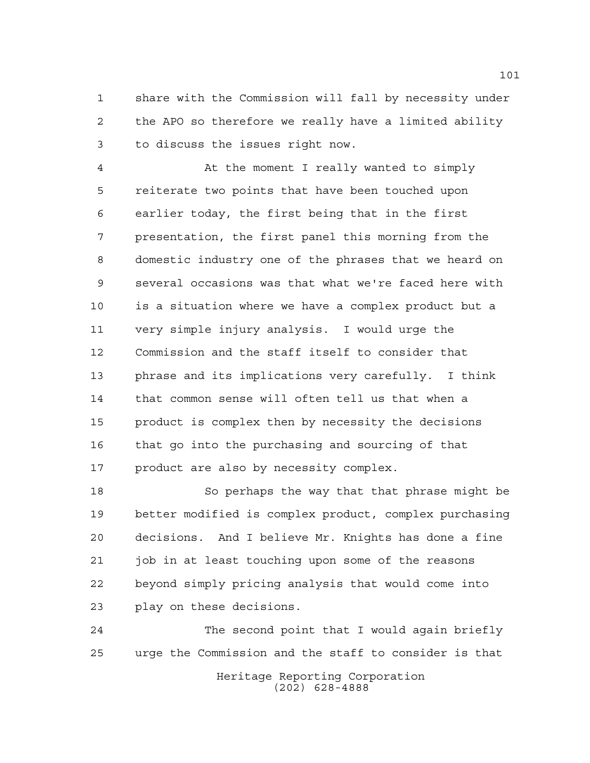share with the Commission will fall by necessity under the APO so therefore we really have a limited ability to discuss the issues right now.

At the moment I really wanted to simply reiterate two points that have been touched upon earlier today, the first being that in the first presentation, the first panel this morning from the domestic industry one of the phrases that we heard on several occasions was that what we're faced here with is a situation where we have a complex product but a very simple injury analysis. I would urge the Commission and the staff itself to consider that phrase and its implications very carefully. I think that common sense will often tell us that when a product is complex then by necessity the decisions that go into the purchasing and sourcing of that product are also by necessity complex.

So perhaps the way that that phrase might be better modified is complex product, complex purchasing decisions. And I believe Mr. Knights has done a fine job in at least touching upon some of the reasons beyond simply pricing analysis that would come into play on these decisions.

The second point that I would again briefly urge the Commission and the staff to consider is that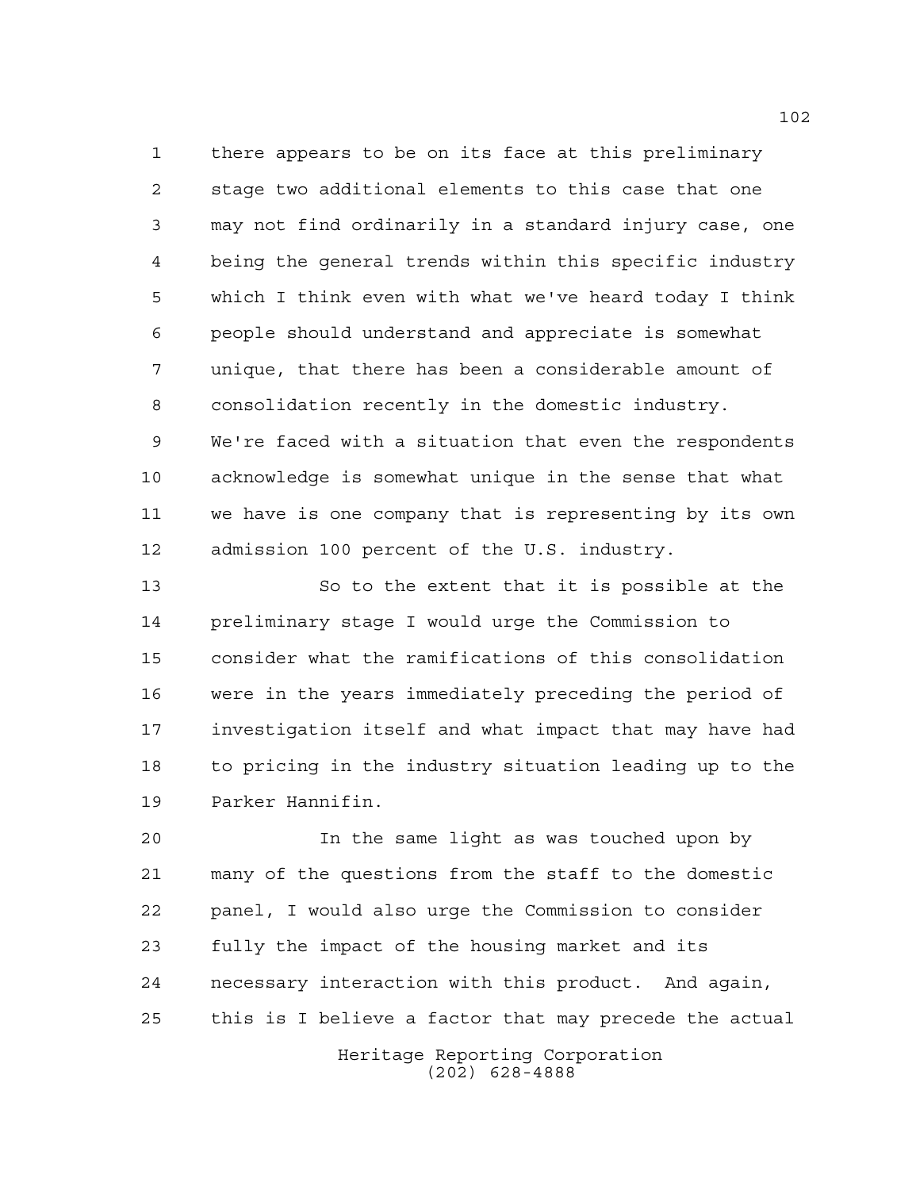there appears to be on its face at this preliminary stage two additional elements to this case that one may not find ordinarily in a standard injury case, one being the general trends within this specific industry which I think even with what we've heard today I think people should understand and appreciate is somewhat unique, that there has been a considerable amount of consolidation recently in the domestic industry. We're faced with a situation that even the respondents acknowledge is somewhat unique in the sense that what we have is one company that is representing by its own admission 100 percent of the U.S. industry.

So to the extent that it is possible at the preliminary stage I would urge the Commission to consider what the ramifications of this consolidation were in the years immediately preceding the period of investigation itself and what impact that may have had to pricing in the industry situation leading up to the Parker Hannifin.

In the same light as was touched upon by many of the questions from the staff to the domestic panel, I would also urge the Commission to consider fully the impact of the housing market and its necessary interaction with this product. And again, this is I believe a factor that may precede the actual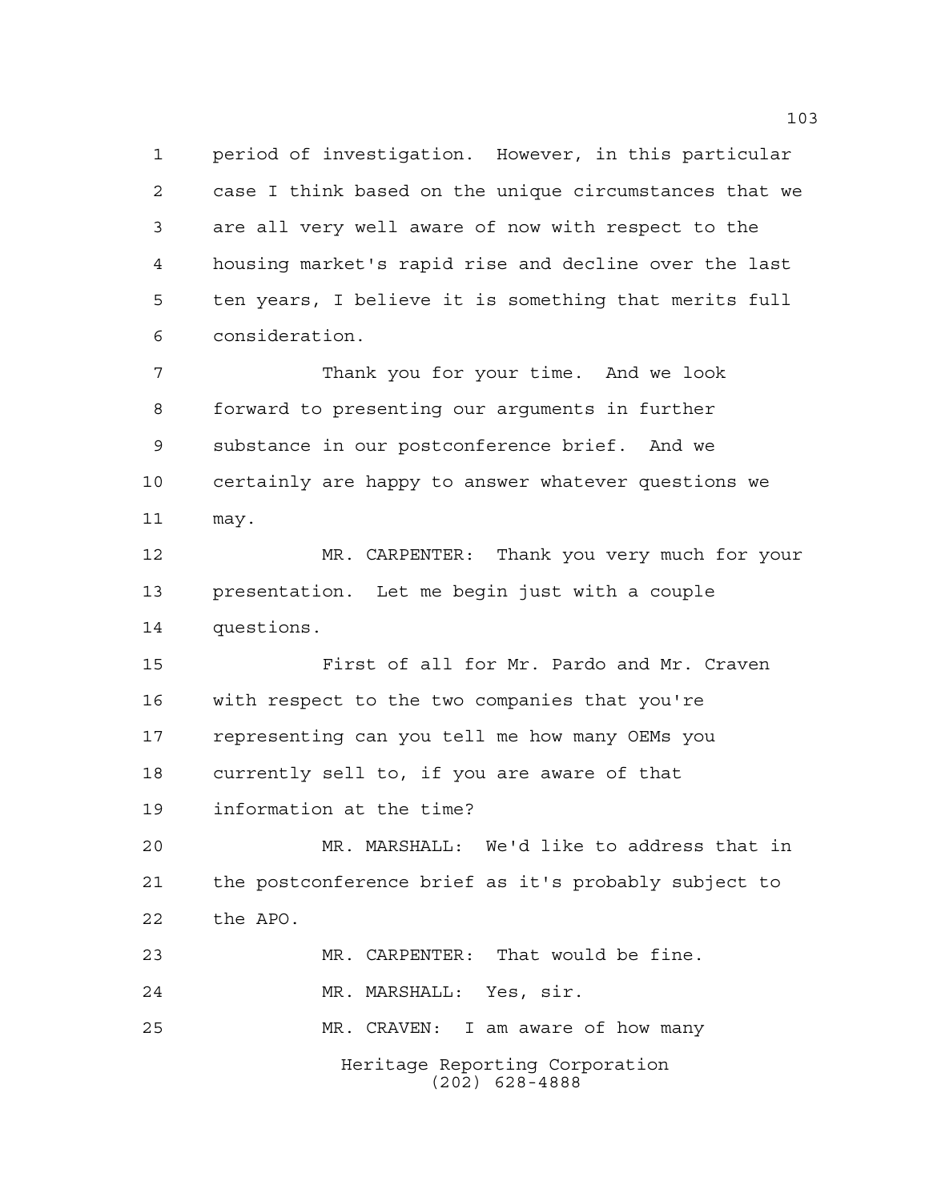period of investigation. However, in this particular case I think based on the unique circumstances that we are all very well aware of now with respect to the housing market's rapid rise and decline over the last ten years, I believe it is something that merits full consideration.

Thank you for your time. And we look forward to presenting our arguments in further substance in our postconference brief. And we certainly are happy to answer whatever questions we may.

MR. CARPENTER: Thank you very much for your presentation. Let me begin just with a couple questions.

First of all for Mr. Pardo and Mr. Craven with respect to the two companies that you're representing can you tell me how many OEMs you currently sell to, if you are aware of that information at the time?

MR. MARSHALL: We'd like to address that in the postconference brief as it's probably subject to the APO.

MR. CARPENTER: That would be fine.

MR. MARSHALL: Yes, sir.

MR. CRAVEN: I am aware of how many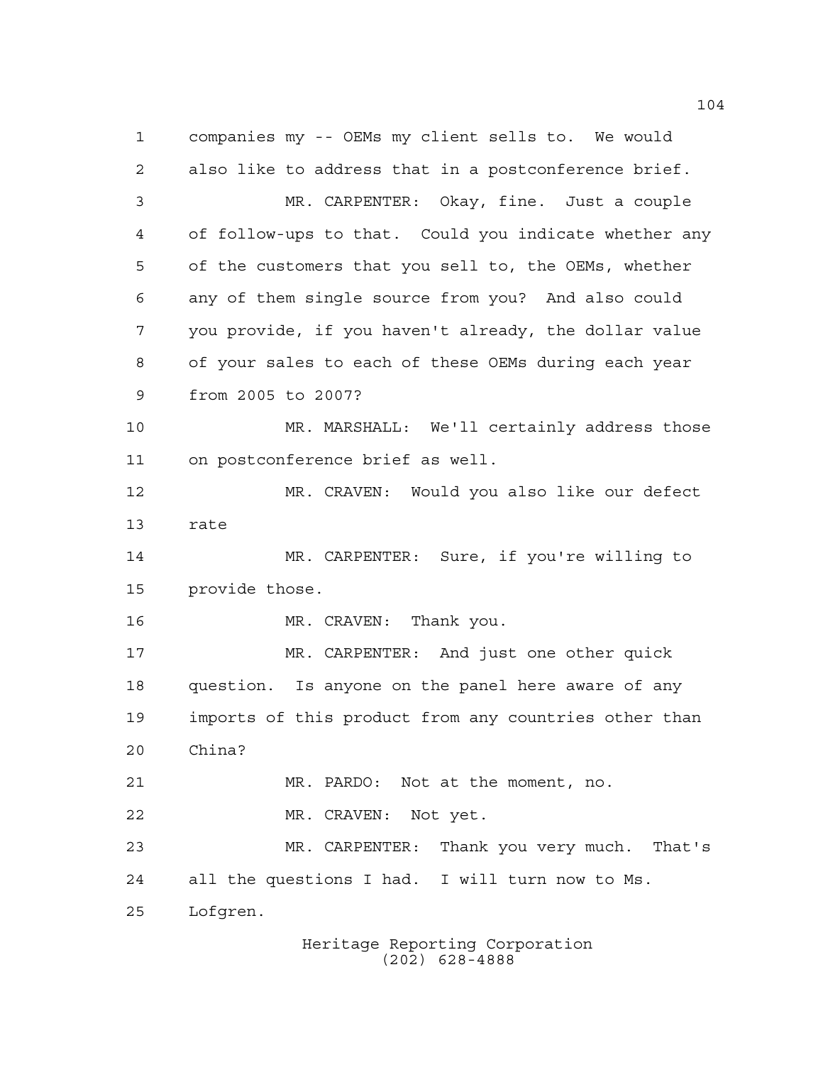companies my -- OEMs my client sells to. We would also like to address that in a postconference brief.

MR. CARPENTER: Okay, fine. Just a couple of follow-ups to that. Could you indicate whether any of the customers that you sell to, the OEMs, whether any of them single source from you? And also could you provide, if you haven't already, the dollar value of your sales to each of these OEMs during each year from 2005 to 2007?

MR. MARSHALL: We'll certainly address those on postconference brief as well.

MR. CRAVEN: Would you also like our defect rate

MR. CARPENTER: Sure, if you're willing to provide those.

MR. CRAVEN: Thank you.

MR. CARPENTER: And just one other quick question. Is anyone on the panel here aware of any imports of this product from any countries other than China?

MR. PARDO: Not at the moment, no.

MR. CRAVEN: Not yet.

MR. CARPENTER: Thank you very much. That's all the questions I had. I will turn now to Ms. Lofgren.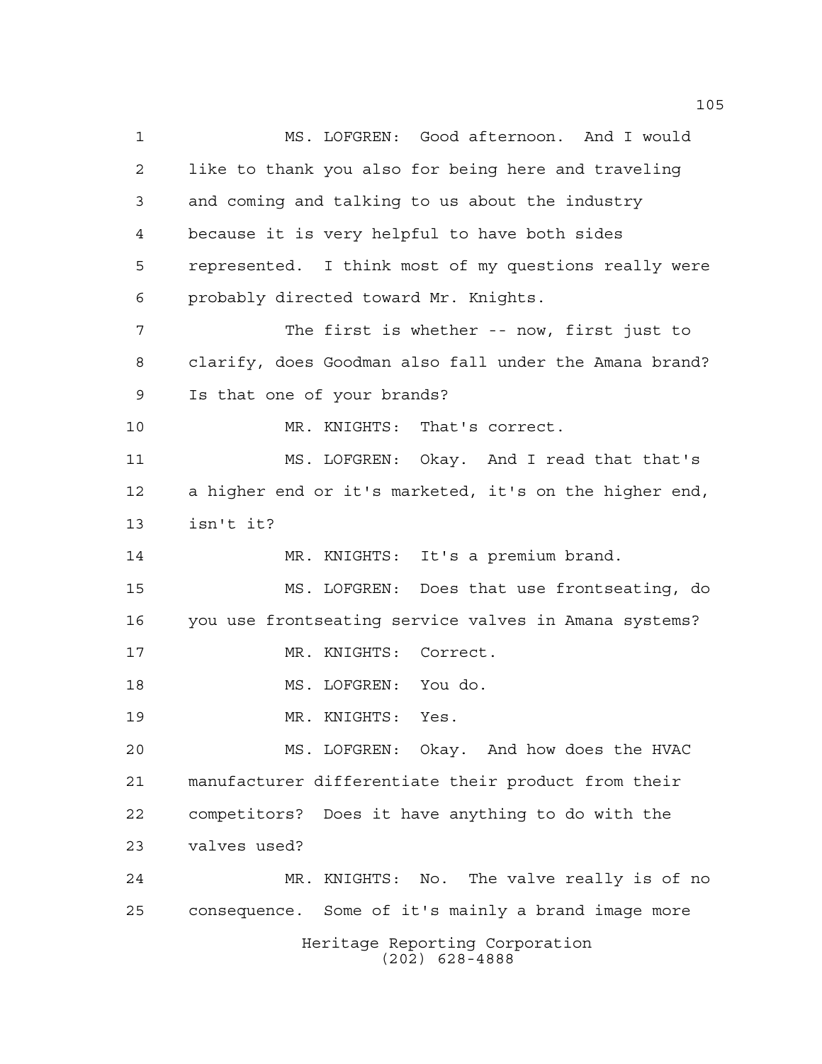MS. LOFGREN: Good afternoon. And I would like to thank you also for being here and traveling and coming and talking to us about the industry because it is very helpful to have both sides represented. I think most of my questions really were probably directed toward Mr. Knights.

The first is whether -- now, first just to clarify, does Goodman also fall under the Amana brand? Is that one of your brands?

MR. KNIGHTS: That's correct.

MS. LOFGREN: Okay. And I read that that's a higher end or it's marketed, it's on the higher end, isn't it?

MR. KNIGHTS: It's a premium brand.

MS. LOFGREN: Does that use frontseating, do you use frontseating service valves in Amana systems?

MR. KNIGHTS: Correct.

MS. LOFGREN: You do.

MR. KNIGHTS: Yes.

MS. LOFGREN: Okay. And how does the HVAC manufacturer differentiate their product from their competitors? Does it have anything to do with the valves used?

MR. KNIGHTS: No. The valve really is of no consequence. Some of it's mainly a brand image more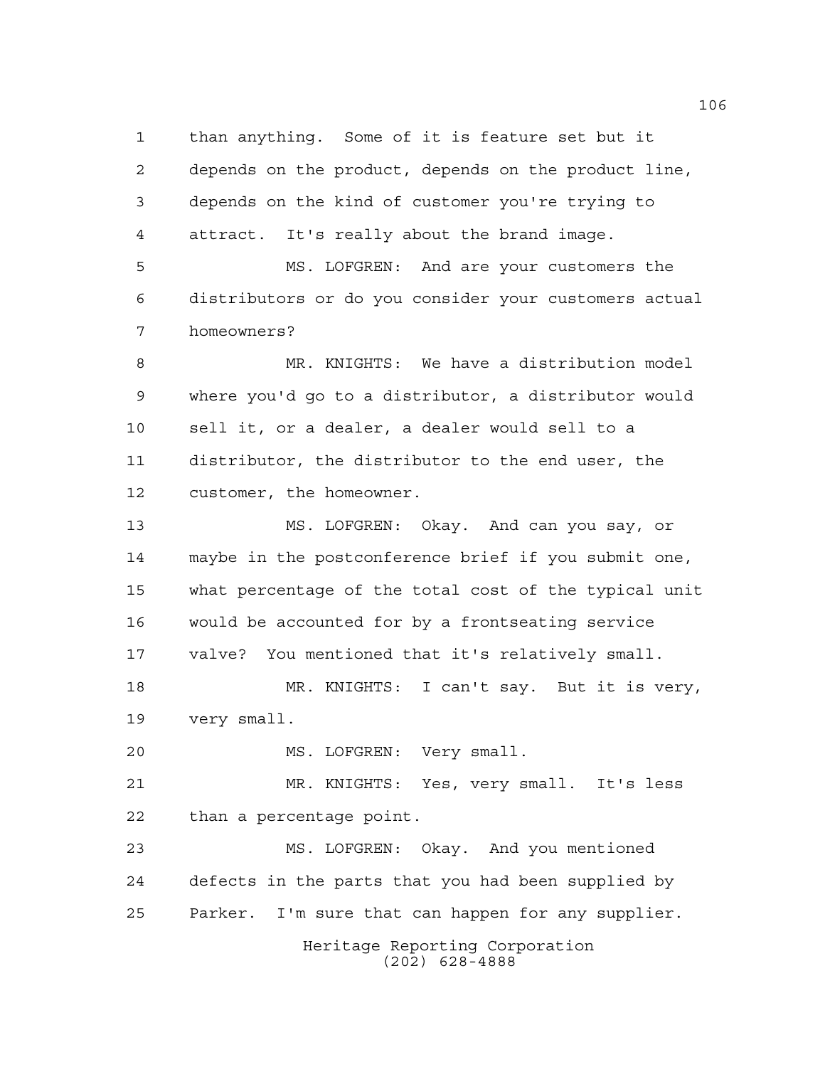than anything. Some of it is feature set but it depends on the product, depends on the product line, depends on the kind of customer you're trying to attract. It's really about the brand image.

MS. LOFGREN: And are your customers the distributors or do you consider your customers actual homeowners?

MR. KNIGHTS: We have a distribution model where you'd go to a distributor, a distributor would sell it, or a dealer, a dealer would sell to a distributor, the distributor to the end user, the customer, the homeowner.

MS. LOFGREN: Okay. And can you say, or maybe in the postconference brief if you submit one, what percentage of the total cost of the typical unit would be accounted for by a frontseating service valve? You mentioned that it's relatively small.

MR. KNIGHTS: I can't say. But it is very, very small.

MS. LOFGREN: Very small.

MR. KNIGHTS: Yes, very small. It's less than a percentage point.

MS. LOFGREN: Okay. And you mentioned defects in the parts that you had been supplied by Parker. I'm sure that can happen for any supplier.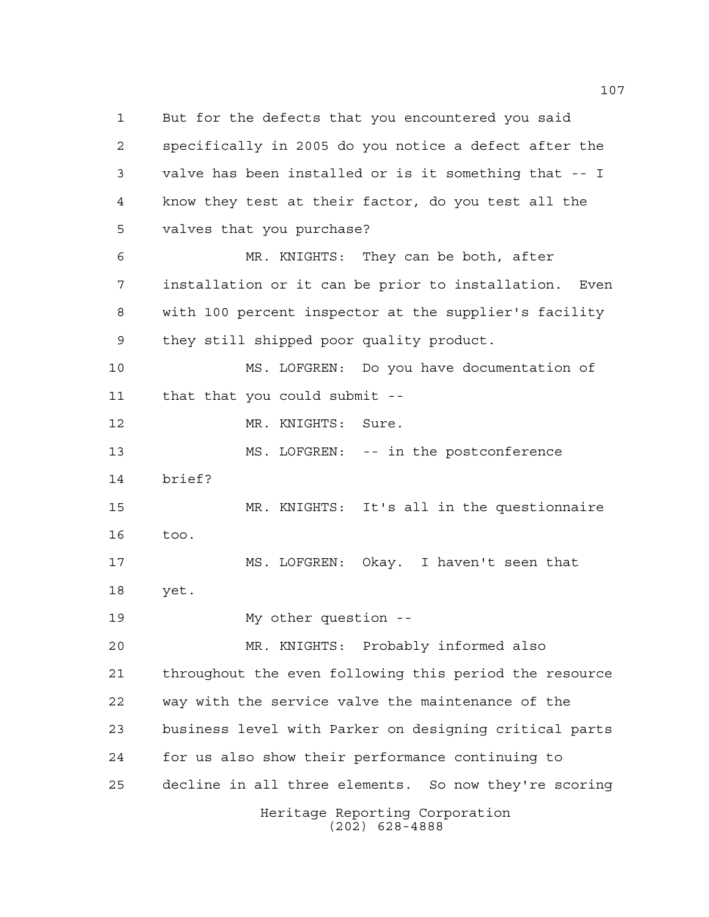1 But for the defects that you encountered you said
2 specifically in 2005 do you notice a defect after the
3 valve has been installed or is it something that -- I
4 know they test at their factor, do you test all the
5 valves that you purchase?

6 MR. KNIGHTS: They can be both, after
7 installation or it can be prior to installation. Even
8 with 100 percent inspector at the supplier's facility
9 they still shipped poor quality product.

10 MS. LOFGREN: Do you have documentation of
11 that that you could submit --

12 MR. KNIGHTS: Sure.

13 MS. LOFGREN: -- in the postconference
14 brief?

15 MR. KNIGHTS: It's all in the questionnaire
16 too.

17 MS. LOFGREN: Okay. I haven't seen that
18 yet.

19 My other question --

20 MR. KNIGHTS: Probably informed also
21 throughout the even following this period the resource
22 way with the service valve the maintenance of the
23 business level with Parker on designing critical parts
24 for us also show their performance continuing to
25 decline in all three elements. So now they're scoring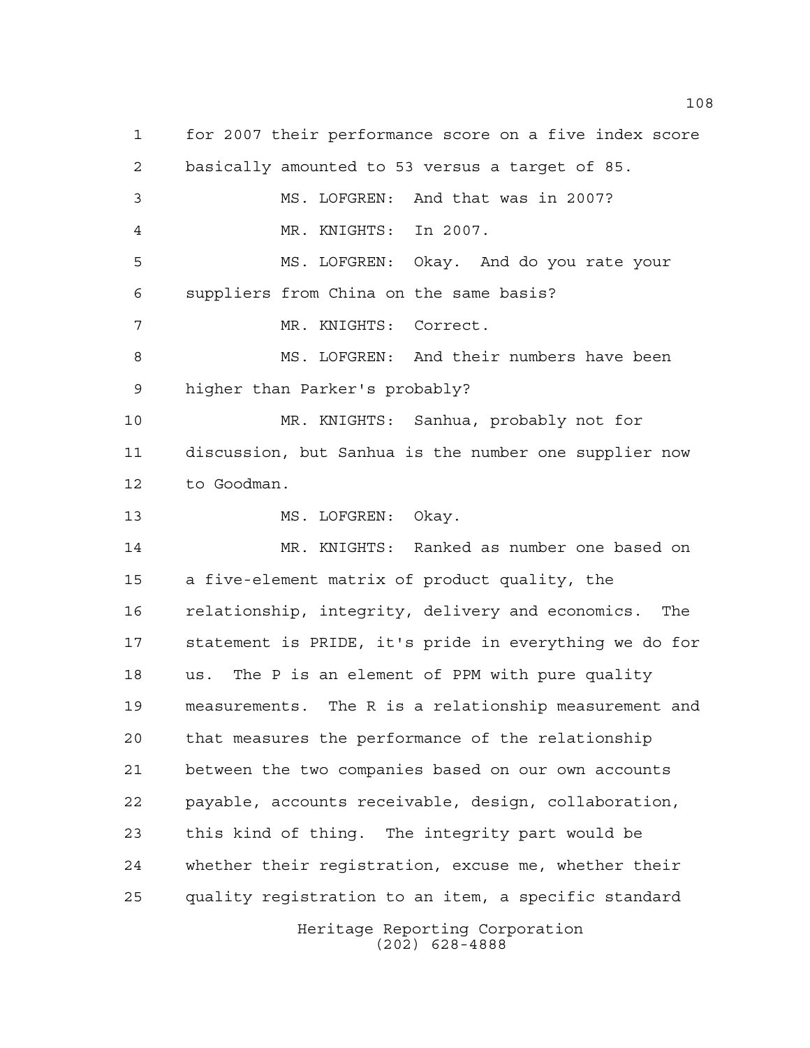1 for 2007 their performance score on a five index score
2 basically amounted to 53 versus a target of 85.
3 MS. LOFGREN: And that was in 2007?
4 MR. KNIGHTS: In 2007.
5 MS. LOFGREN: Okay. And do you rate your
6 suppliers from China on the same basis?
7 MR. KNIGHTS: Correct.
8 MS. LOFGREN: And their numbers have been
9 higher than Parker's probably?
10 MR. KNIGHTS: Sanhua, probably not for
11 discussion, but Sanhua is the number one supplier now
12 to Goodman.
13 MS. LOFGREN: Okay.
14 MR. KNIGHTS: Ranked as number one based on
15 a five-element matrix of product quality, the
16 relationship, integrity, delivery and economics. The
17 statement is PRIDE, it's pride in everything we do for
18 us. The P is an element of PPM with pure quality
19 measurements. The R is a relationship measurement and
20 that measures the performance of the relationship
21 between the two companies based on our own accounts
22 payable, accounts receivable, design, collaboration,
23 this kind of thing. The integrity part would be
24 whether their registration, excuse me, whether their
25 quality registration to an item, a specific standard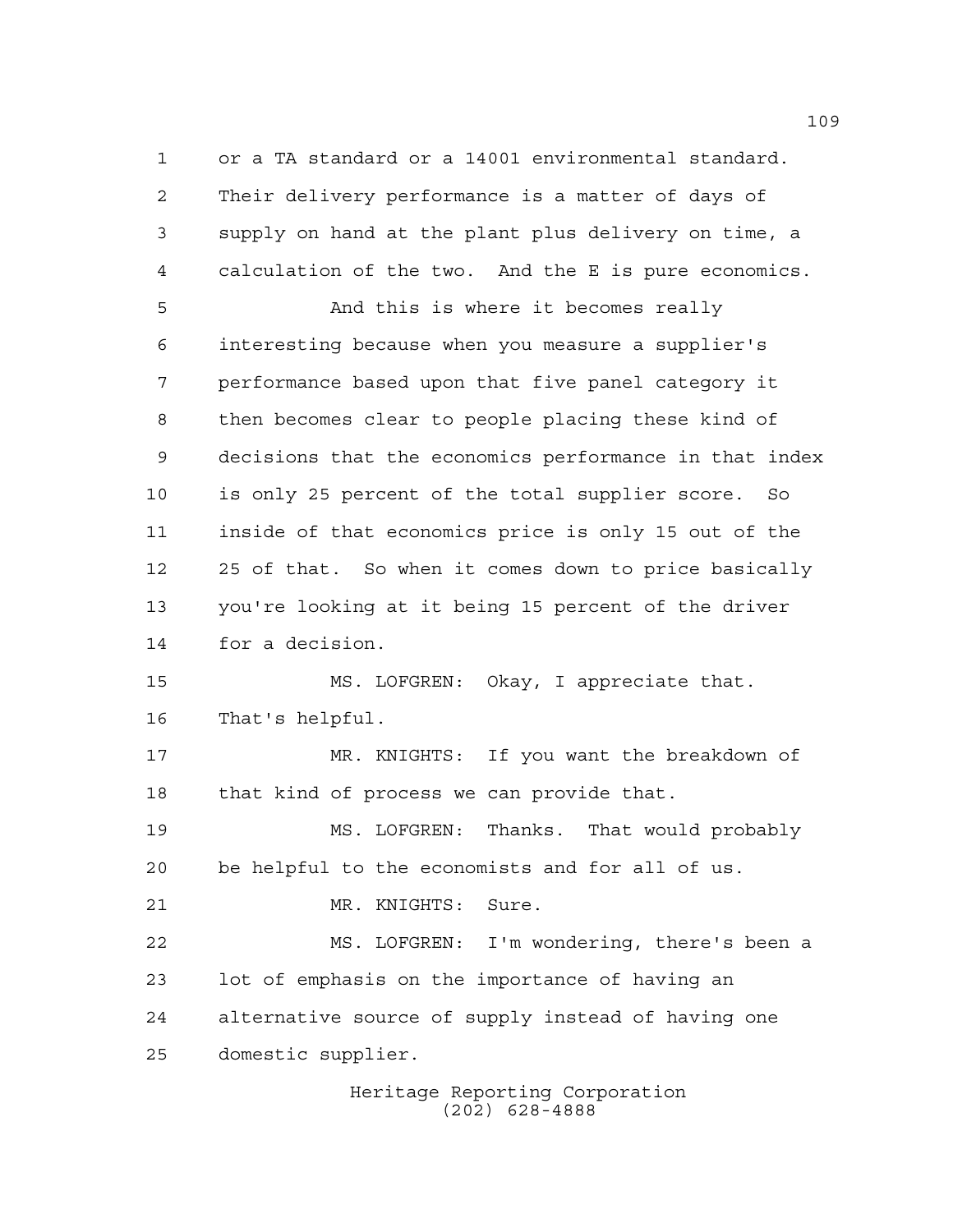or a TA standard or a 14001 environmental standard. Their delivery performance is a matter of days of supply on hand at the plant plus delivery on time, a calculation of the two. And the E is pure economics.

And this is where it becomes really interesting because when you measure a supplier's performance based upon that five panel category it then becomes clear to people placing these kind of decisions that the economics performance in that index is only 25 percent of the total supplier score. So inside of that economics price is only 15 out of the 25 of that. So when it comes down to price basically you're looking at it being 15 percent of the driver for a decision.

MS. LOFGREN: Okay, I appreciate that. That's helpful.

MR. KNIGHTS: If you want the breakdown of that kind of process we can provide that.

MS. LOFGREN: Thanks. That would probably be helpful to the economists and for all of us.

MR. KNIGHTS: Sure.

MS. LOFGREN: I'm wondering, there's been a lot of emphasis on the importance of having an alternative source of supply instead of having one domestic supplier.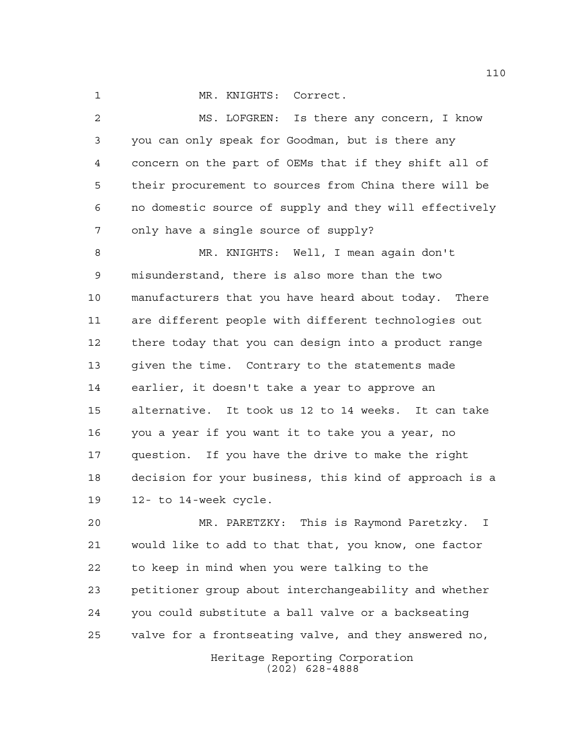MR. KNIGHTS: Correct.

MS. LOFGREN: Is there any concern, I know you can only speak for Goodman, but is there any concern on the part of OEMs that if they shift all of their procurement to sources from China there will be no domestic source of supply and they will effectively only have a single source of supply?

MR. KNIGHTS: Well, I mean again don't misunderstand, there is also more than the two manufacturers that you have heard about today. There are different people with different technologies out there today that you can design into a product range given the time. Contrary to the statements made earlier, it doesn't take a year to approve an alternative. It took us 12 to 14 weeks. It can take you a year if you want it to take you a year, no question. If you have the drive to make the right decision for your business, this kind of approach is a 12- to 14-week cycle.

MR. PARETZKY: This is Raymond Paretzky. I would like to add to that that, you know, one factor to keep in mind when you were talking to the petitioner group about interchangeability and whether you could substitute a ball valve or a backseating valve for a frontseating valve, and they answered no,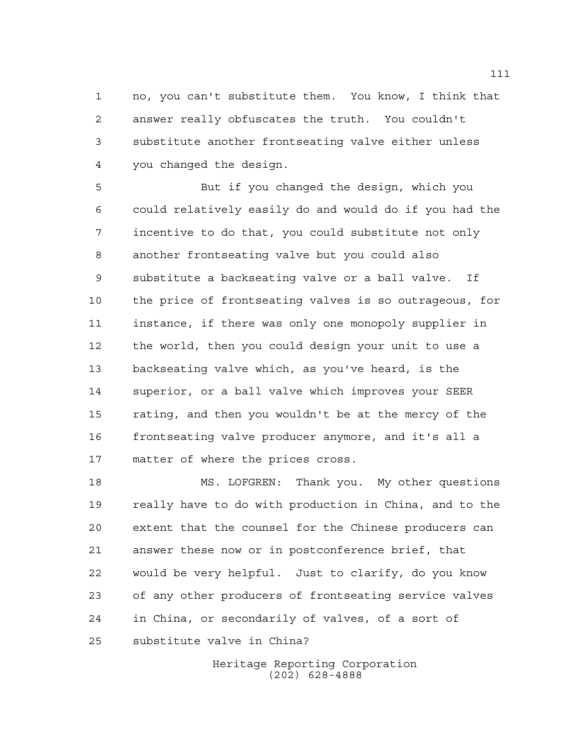no, you can't substitute them. You know, I think that answer really obfuscates the truth. You couldn't substitute another frontseating valve either unless you changed the design.

But if you changed the design, which you could relatively easily do and would do if you had the incentive to do that, you could substitute not only another frontseating valve but you could also substitute a backseating valve or a ball valve. If the price of frontseating valves is so outrageous, for instance, if there was only one monopoly supplier in the world, then you could design your unit to use a backseating valve which, as you've heard, is the superior, or a ball valve which improves your SEER rating, and then you wouldn't be at the mercy of the frontseating valve producer anymore, and it's all a matter of where the prices cross.

MS. LOFGREN: Thank you. My other questions really have to do with production in China, and to the extent that the counsel for the Chinese producers can answer these now or in postconference brief, that would be very helpful. Just to clarify, do you know of any other producers of frontseating service valves in China, or secondarily of valves, of a sort of substitute valve in China?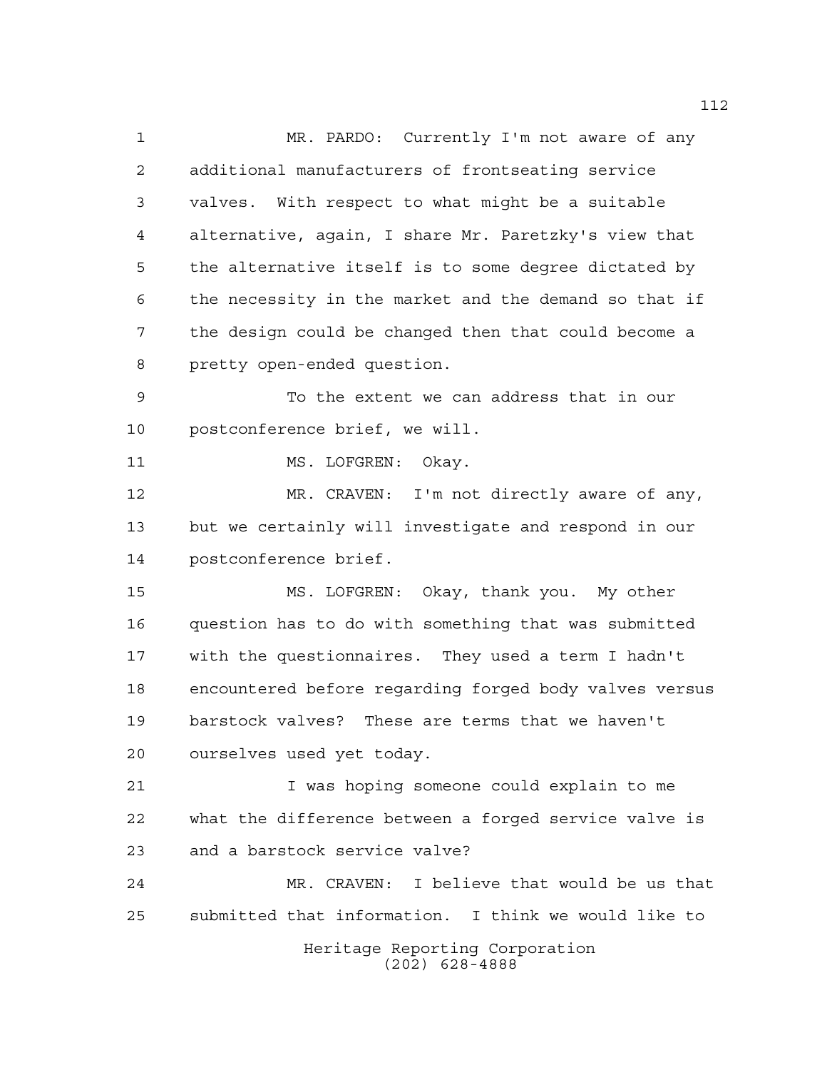MR. PARDO: Currently I'm not aware of any additional manufacturers of frontseating service valves. With respect to what might be a suitable alternative, again, I share Mr. Paretzky's view that the alternative itself is to some degree dictated by the necessity in the market and the demand so that if the design could be changed then that could become a pretty open-ended question.

To the extent we can address that in our postconference brief, we will.

MS. LOFGREN: Okay.

MR. CRAVEN: I'm not directly aware of any, but we certainly will investigate and respond in our postconference brief.

MS. LOFGREN: Okay, thank you. My other question has to do with something that was submitted with the questionnaires. They used a term I hadn't encountered before regarding forged body valves versus barstock valves? These are terms that we haven't ourselves used yet today.

I was hoping someone could explain to me what the difference between a forged service valve is and a barstock service valve?

MR. CRAVEN: I believe that would be us that submitted that information. I think we would like to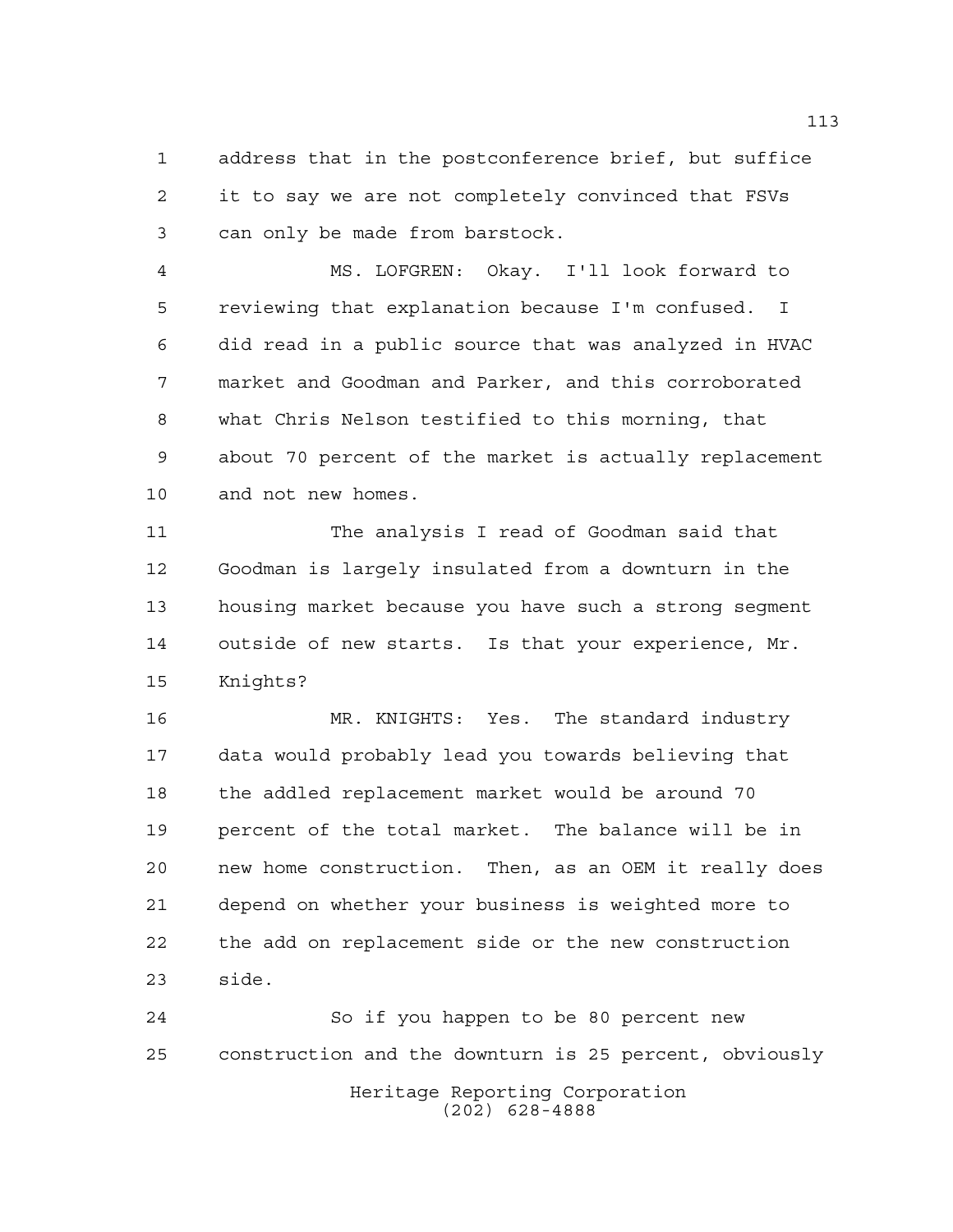1 address that in the postconference brief, but suffice
2 it to say we are not completely convinced that FSVs
3 can only be made from barstock.

4 MS. LOFGREN: Okay. I'll look forward to
5 reviewing that explanation because I'm confused. I
6 did read in a public source that was analyzed in HVAC
7 market and Goodman and Parker, and this corroborated
8 what Chris Nelson testified to this morning, that
9 about 70 percent of the market is actually replacement
10 and not new homes.

11 The analysis I read of Goodman said that
12 Goodman is largely insulated from a downturn in the
13 housing market because you have such a strong segment
14 outside of new starts. Is that your experience, Mr.
15 Knights?

16 MR. KNIGHTS: Yes. The standard industry
17 data would probably lead you towards believing that
18 the addled replacement market would be around 70
19 percent of the total market. The balance will be in
20 new home construction. Then, as an OEM it really does
21 depend on whether your business is weighted more to
22 the add on replacement side or the new construction
23 side.

24 So if you happen to be 80 percent new
25 construction and the downturn is 25 percent, obviously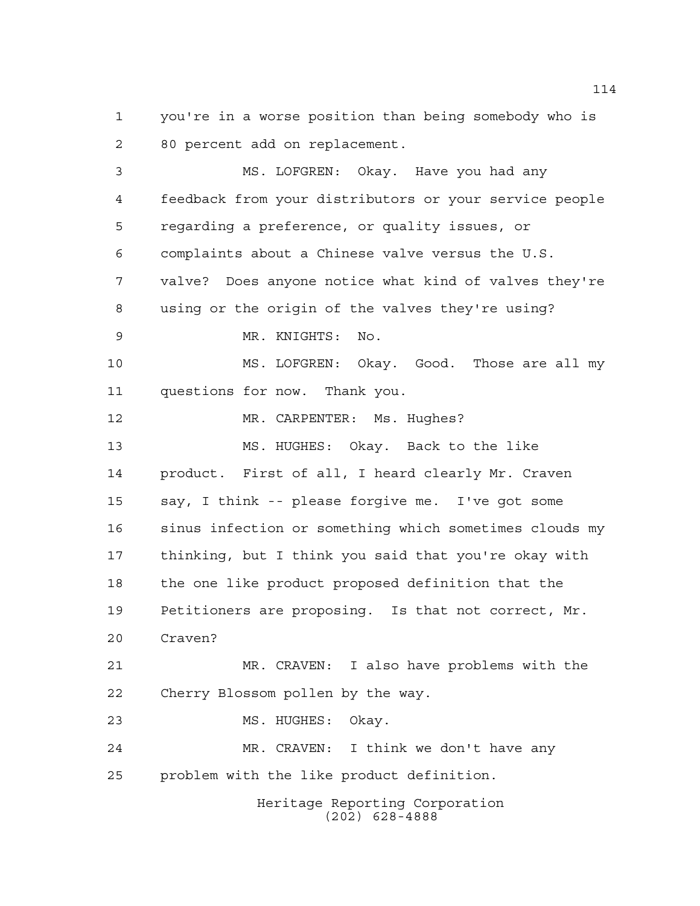you're in a worse position than being somebody who is 80 percent add on replacement.

MS. LOFGREN: Okay. Have you had any feedback from your distributors or your service people regarding a preference, or quality issues, or complaints about a Chinese valve versus the U.S. valve? Does anyone notice what kind of valves they're using or the origin of the valves they're using?

MR. KNIGHTS: No.

MS. LOFGREN: Okay. Good. Those are all my questions for now. Thank you.

MR. CARPENTER: Ms. Hughes?

MS. HUGHES: Okay. Back to the like product. First of all, I heard clearly Mr. Craven say, I think -- please forgive me. I've got some sinus infection or something which sometimes clouds my thinking, but I think you said that you're okay with the one like product proposed definition that the Petitioners are proposing. Is that not correct, Mr. Craven?

MR. CRAVEN: I also have problems with the Cherry Blossom pollen by the way.

MS. HUGHES: Okay.

MR. CRAVEN: I think we don't have any problem with the like product definition.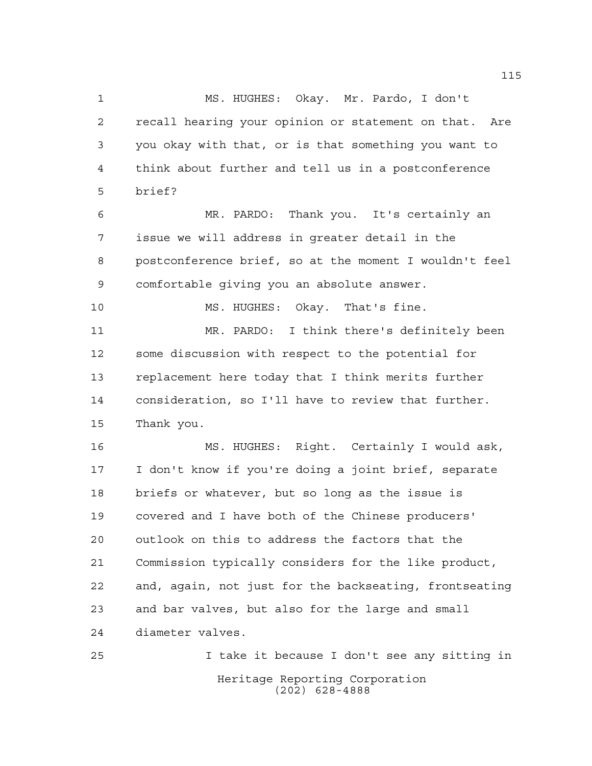MS. HUGHES: Okay. Mr. Pardo, I don't recall hearing your opinion or statement on that. Are you okay with that, or is that something you want to think about further and tell us in a postconference brief?

MR. PARDO: Thank you. It's certainly an issue we will address in greater detail in the postconference brief, so at the moment I wouldn't feel comfortable giving you an absolute answer.

MS. HUGHES: Okay. That's fine.

MR. PARDO: I think there's definitely been some discussion with respect to the potential for replacement here today that I think merits further consideration, so I'll have to review that further. Thank you.

MS. HUGHES: Right. Certainly I would ask, I don't know if you're doing a joint brief, separate briefs or whatever, but so long as the issue is covered and I have both of the Chinese producers' outlook on this to address the factors that the Commission typically considers for the like product, and, again, not just for the backseating, frontseating and bar valves, but also for the large and small diameter valves.

I take it because I don't see any sitting in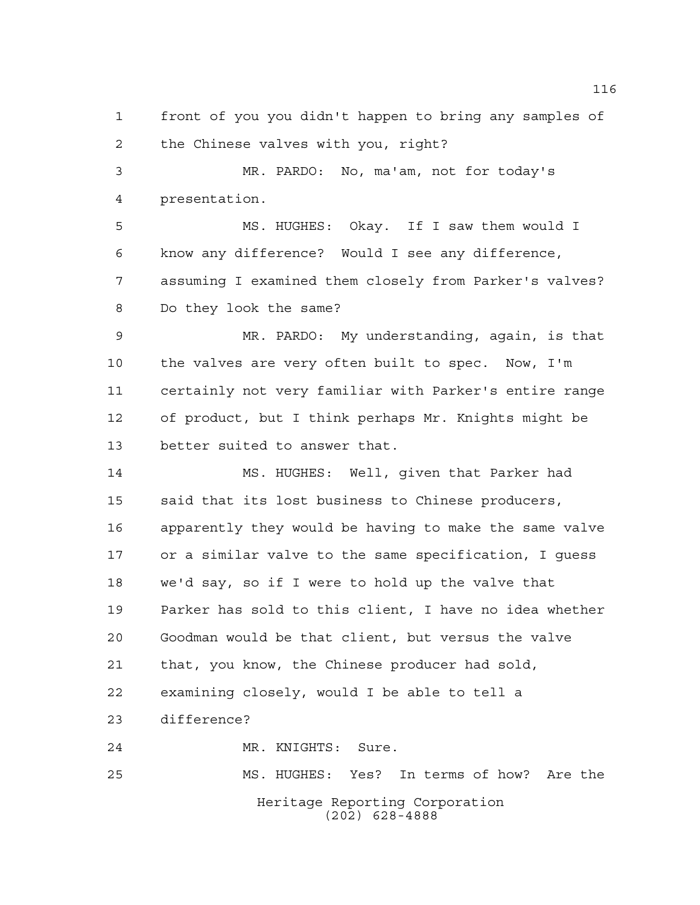front of you you didn't happen to bring any samples of the Chinese valves with you, right?

MR. PARDO: No, ma'am, not for today's presentation.

MS. HUGHES: Okay. If I saw them would I know any difference? Would I see any difference, assuming I examined them closely from Parker's valves? Do they look the same?

MR. PARDO: My understanding, again, is that the valves are very often built to spec. Now, I'm certainly not very familiar with Parker's entire range of product, but I think perhaps Mr. Knights might be better suited to answer that.

MS. HUGHES: Well, given that Parker had said that its lost business to Chinese producers, apparently they would be having to make the same valve or a similar valve to the same specification, I guess we'd say, so if I were to hold up the valve that Parker has sold to this client, I have no idea whether Goodman would be that client, but versus the valve that, you know, the Chinese producer had sold, examining closely, would I be able to tell a difference?

MR. KNIGHTS: Sure.

MS. HUGHES: Yes? In terms of how? Are the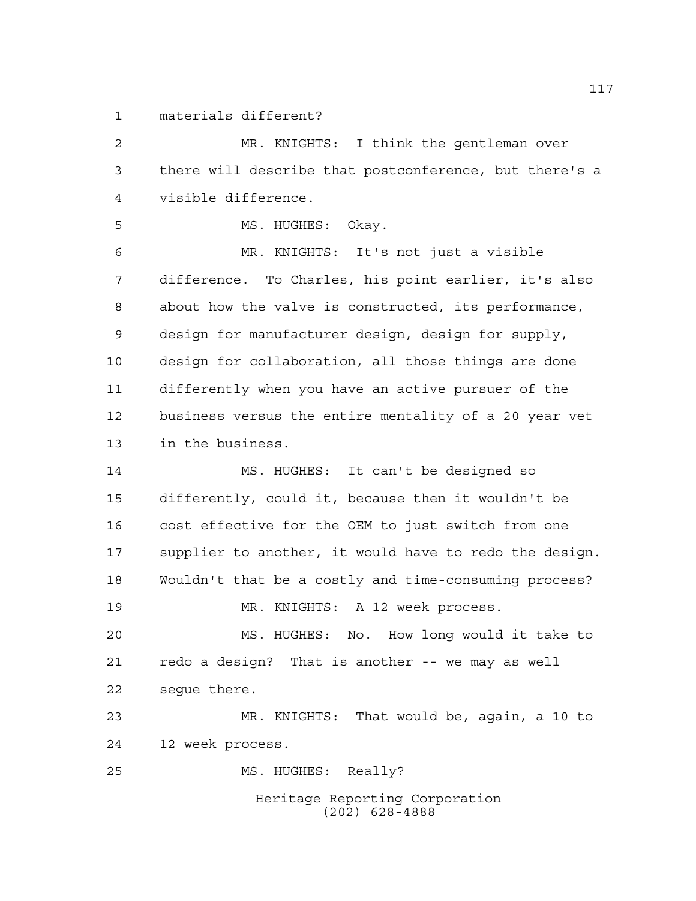materials different?

MR. KNIGHTS: I think the gentleman over there will describe that postconference, but there's a visible difference.

MS. HUGHES: Okay.

MR. KNIGHTS: It's not just a visible difference. To Charles, his point earlier, it's also about how the valve is constructed, its performance, design for manufacturer design, design for supply, design for collaboration, all those things are done differently when you have an active pursuer of the business versus the entire mentality of a 20 year vet in the business.

MS. HUGHES: It can't be designed so differently, could it, because then it wouldn't be cost effective for the OEM to just switch from one supplier to another, it would have to redo the design. Wouldn't that be a costly and time-consuming process?

MR. KNIGHTS: A 12 week process.

MS. HUGHES: No. How long would it take to redo a design? That is another -- we may as well segue there.

MR. KNIGHTS: That would be, again, a 10 to 12 week process.

MS. HUGHES: Really?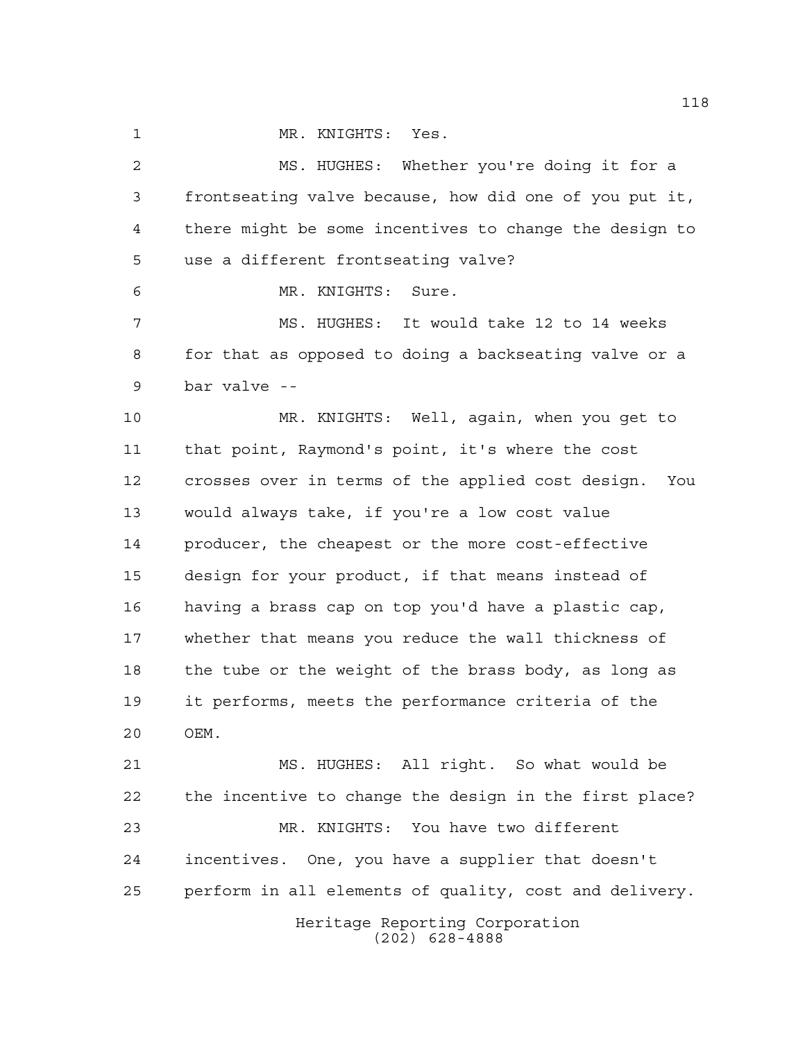MR. KNIGHTS: Yes.

MS. HUGHES: Whether you're doing it for a frontseating valve because, how did one of you put it, there might be some incentives to change the design to use a different frontseating valve?

MR. KNIGHTS: Sure.

MS. HUGHES: It would take 12 to 14 weeks for that as opposed to doing a backseating valve or a bar valve --

MR. KNIGHTS: Well, again, when you get to that point, Raymond's point, it's where the cost crosses over in terms of the applied cost design. You would always take, if you're a low cost value producer, the cheapest or the more cost-effective design for your product, if that means instead of having a brass cap on top you'd have a plastic cap, whether that means you reduce the wall thickness of the tube or the weight of the brass body, as long as it performs, meets the performance criteria of the OEM.

MS. HUGHES: All right. So what would be the incentive to change the design in the first place?

MR. KNIGHTS: You have two different incentives. One, you have a supplier that doesn't perform in all elements of quality, cost and delivery.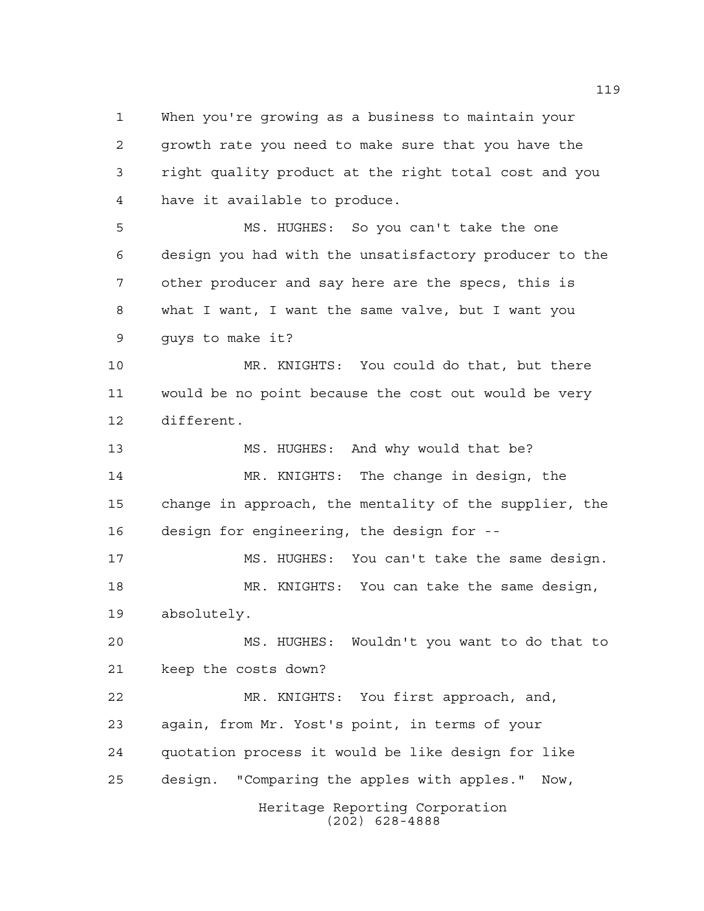When you're growing as a business to maintain your growth rate you need to make sure that you have the right quality product at the right total cost and you have it available to produce.

MS. HUGHES: So you can't take the one design you had with the unsatisfactory producer to the other producer and say here are the specs, this is what I want, I want the same valve, but I want you guys to make it?

MR. KNIGHTS: You could do that, but there would be no point because the cost out would be very different.

MS. HUGHES: And why would that be?

MR. KNIGHTS: The change in design, the change in approach, the mentality of the supplier, the design for engineering, the design for --

MS. HUGHES: You can't take the same design.

MR. KNIGHTS: You can take the same design, absolutely.

MS. HUGHES: Wouldn't you want to do that to keep the costs down?

MR. KNIGHTS: You first approach, and, again, from Mr. Yost's point, in terms of your quotation process it would be like design for like design. "Comparing the apples with apples." Now,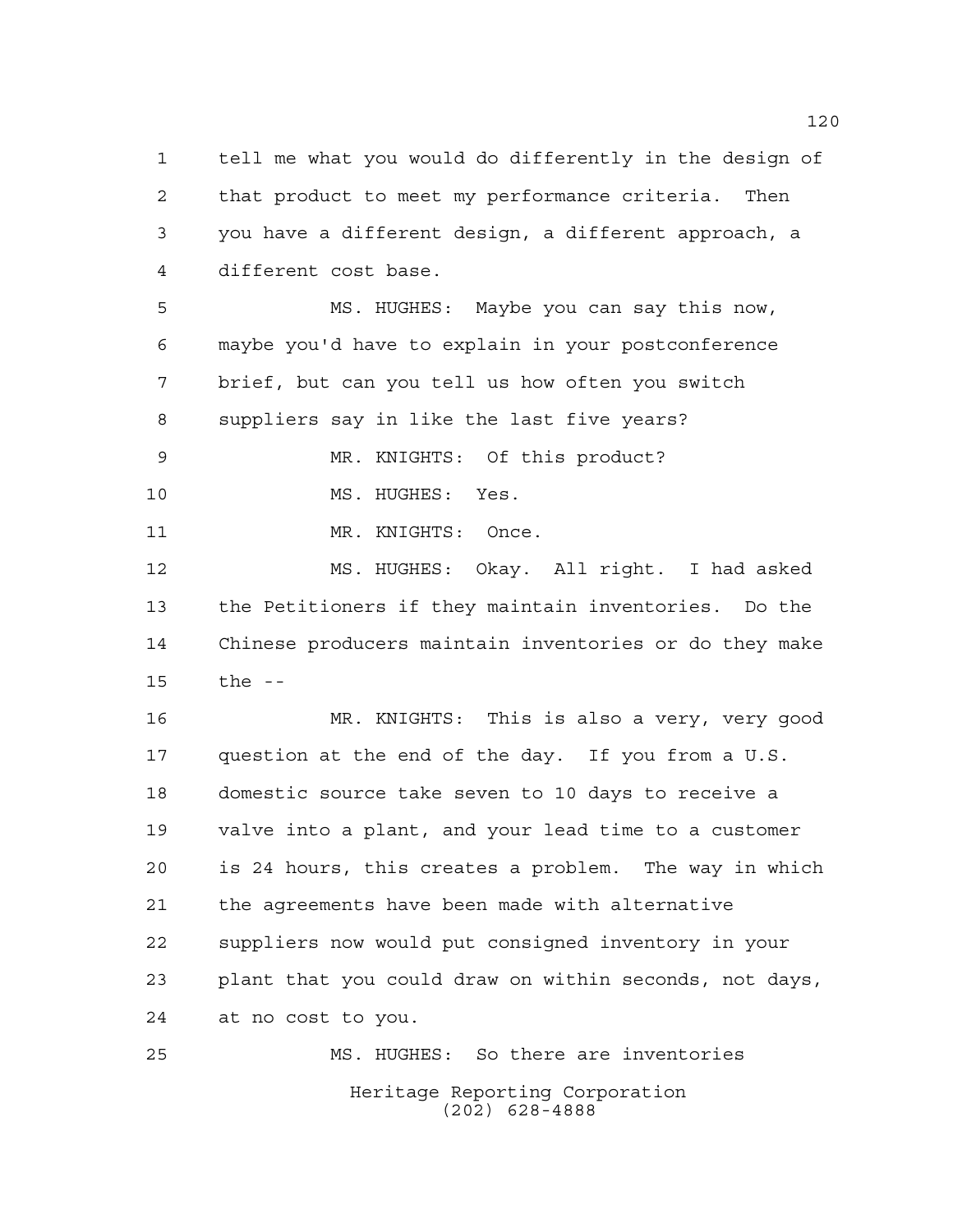tell me what you would do differently in the design of that product to meet my performance criteria. Then you have a different design, a different approach, a different cost base.

MS. HUGHES: Maybe you can say this now, maybe you'd have to explain in your postconference brief, but can you tell us how often you switch suppliers say in like the last five years?

MR. KNIGHTS: Of this product?

MS. HUGHES: Yes.

MR. KNIGHTS: Once.

MS. HUGHES: Okay. All right. I had asked the Petitioners if they maintain inventories. Do the Chinese producers maintain inventories or do they make the --

MR. KNIGHTS: This is also a very, very good question at the end of the day. If you from a U.S. domestic source take seven to 10 days to receive a valve into a plant, and your lead time to a customer is 24 hours, this creates a problem. The way in which the agreements have been made with alternative suppliers now would put consigned inventory in your plant that you could draw on within seconds, not days, at no cost to you.

MS. HUGHES: So there are inventories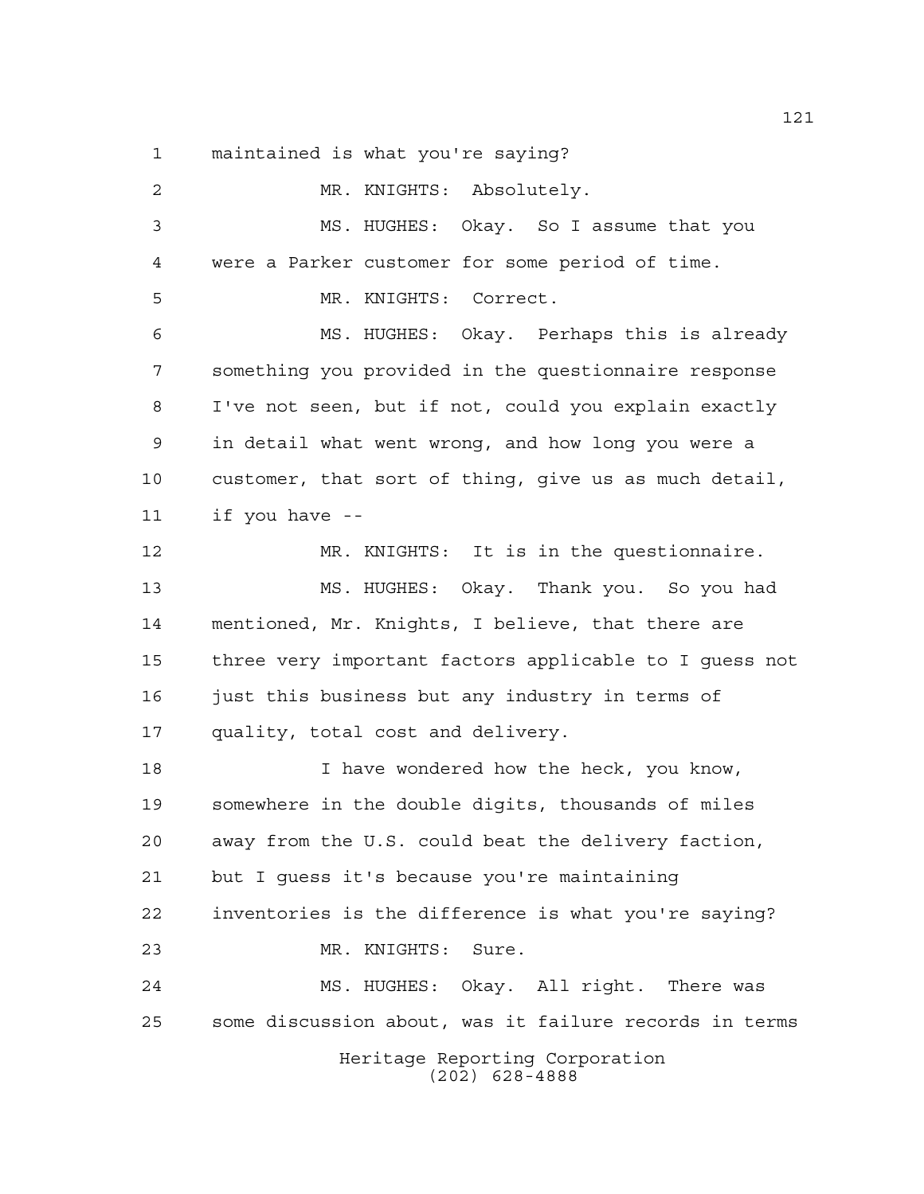1 maintained is what you're saying?

2 MR. KNIGHTS: Absolutely.

3 MS. HUGHES: Okay. So I assume that you

4 were a Parker customer for some period of time.

5 MR. KNIGHTS: Correct.

6 MS. HUGHES: Okay. Perhaps this is already

7 something you provided in the questionnaire response

8 I've not seen, but if not, could you explain exactly

9 in detail what went wrong, and how long you were a

10 customer, that sort of thing, give us as much detail,

11 if you have --

12 MR. KNIGHTS: It is in the questionnaire.

13 MS. HUGHES: Okay. Thank you. So you had

14 mentioned, Mr. Knights, I believe, that there are

15 three very important factors applicable to I guess not

16 just this business but any industry in terms of

17 quality, total cost and delivery.

18 I have wondered how the heck, you know,

19 somewhere in the double digits, thousands of miles

20 away from the U.S. could beat the delivery faction,

21 but I guess it's because you're maintaining

22 inventories is the difference is what you're saying?

23 MR. KNIGHTS: Sure.

24 MS. HUGHES: Okay. All right. There was

25 some discussion about, was it failure records in terms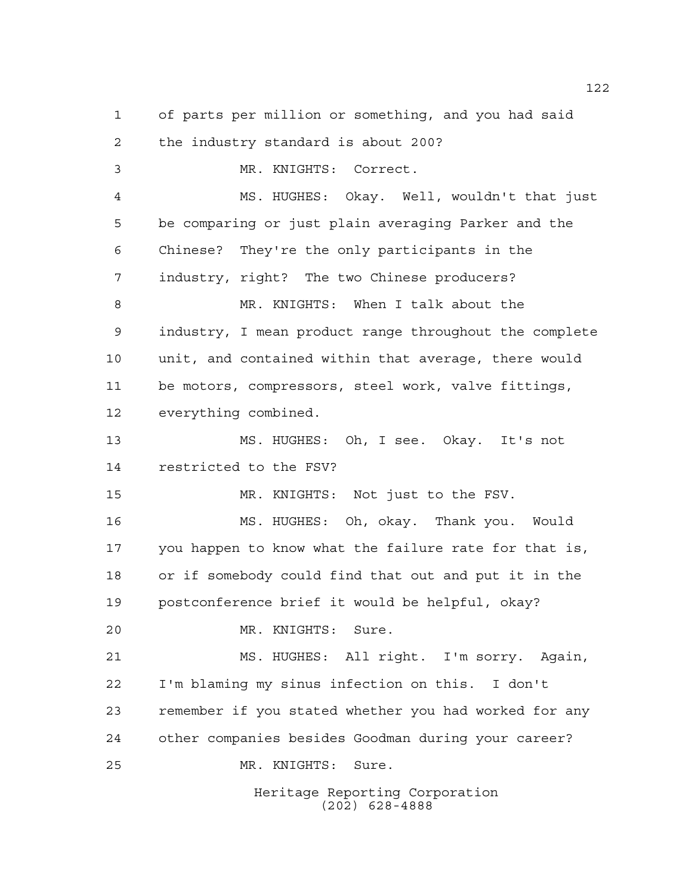of parts per million or something, and you had said the industry standard is about 200?

MR. KNIGHTS: Correct.

MS. HUGHES: Okay. Well, wouldn't that just be comparing or just plain averaging Parker and the Chinese? They're the only participants in the industry, right? The two Chinese producers?

MR. KNIGHTS: When I talk about the industry, I mean product range throughout the complete unit, and contained within that average, there would be motors, compressors, steel work, valve fittings, everything combined.

MS. HUGHES: Oh, I see. Okay. It's not restricted to the FSV?

MR. KNIGHTS: Not just to the FSV.

MS. HUGHES: Oh, okay. Thank you. Would you happen to know what the failure rate for that is, or if somebody could find that out and put it in the postconference brief it would be helpful, okay?

MR. KNIGHTS: Sure.

MS. HUGHES: All right. I'm sorry. Again, I'm blaming my sinus infection on this. I don't remember if you stated whether you had worked for any other companies besides Goodman during your career?

MR. KNIGHTS: Sure.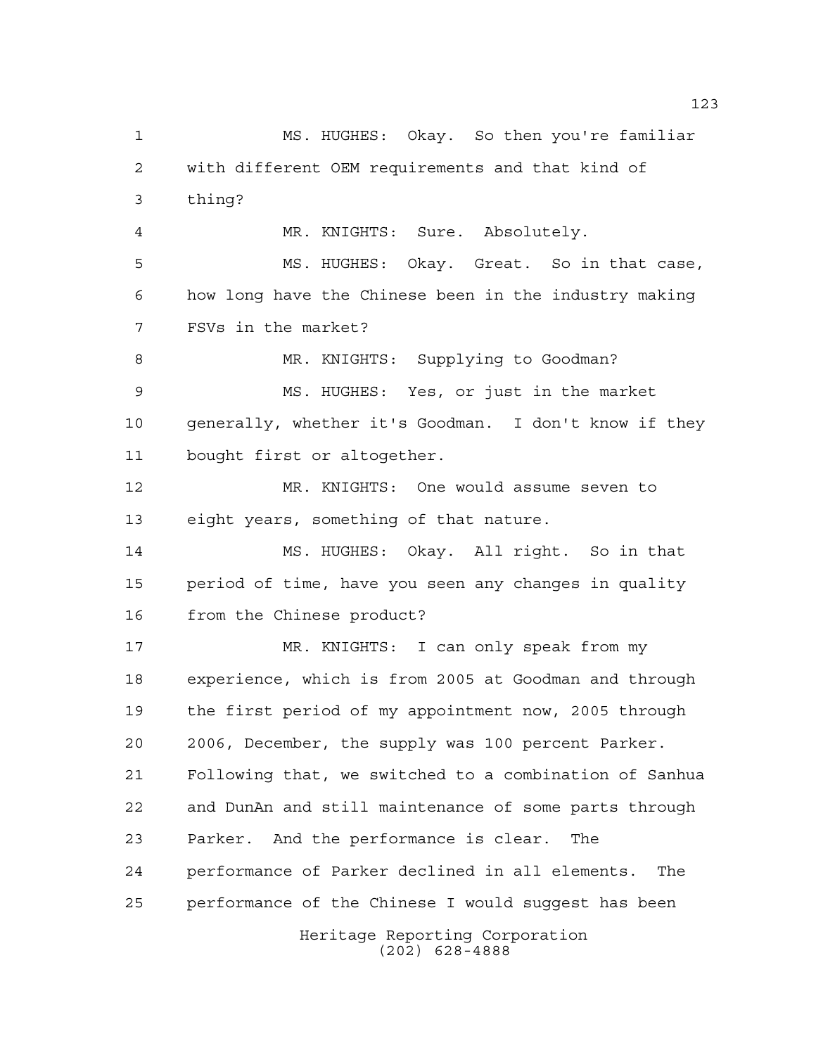MS. HUGHES: Okay. So then you're familiar with different OEM requirements and that kind of thing?

MR. KNIGHTS: Sure. Absolutely.

MS. HUGHES: Okay. Great. So in that case, how long have the Chinese been in the industry making FSVs in the market?

MR. KNIGHTS: Supplying to Goodman?

MS. HUGHES: Yes, or just in the market generally, whether it's Goodman. I don't know if they bought first or altogether.

MR. KNIGHTS: One would assume seven to eight years, something of that nature.

MS. HUGHES: Okay. All right. So in that period of time, have you seen any changes in quality from the Chinese product?

MR. KNIGHTS: I can only speak from my experience, which is from 2005 at Goodman and through the first period of my appointment now, 2005 through 2006, December, the supply was 100 percent Parker. Following that, we switched to a combination of Sanhua and DunAn and still maintenance of some parts through Parker. And the performance is clear. The performance of Parker declined in all elements. The performance of the Chinese I would suggest has been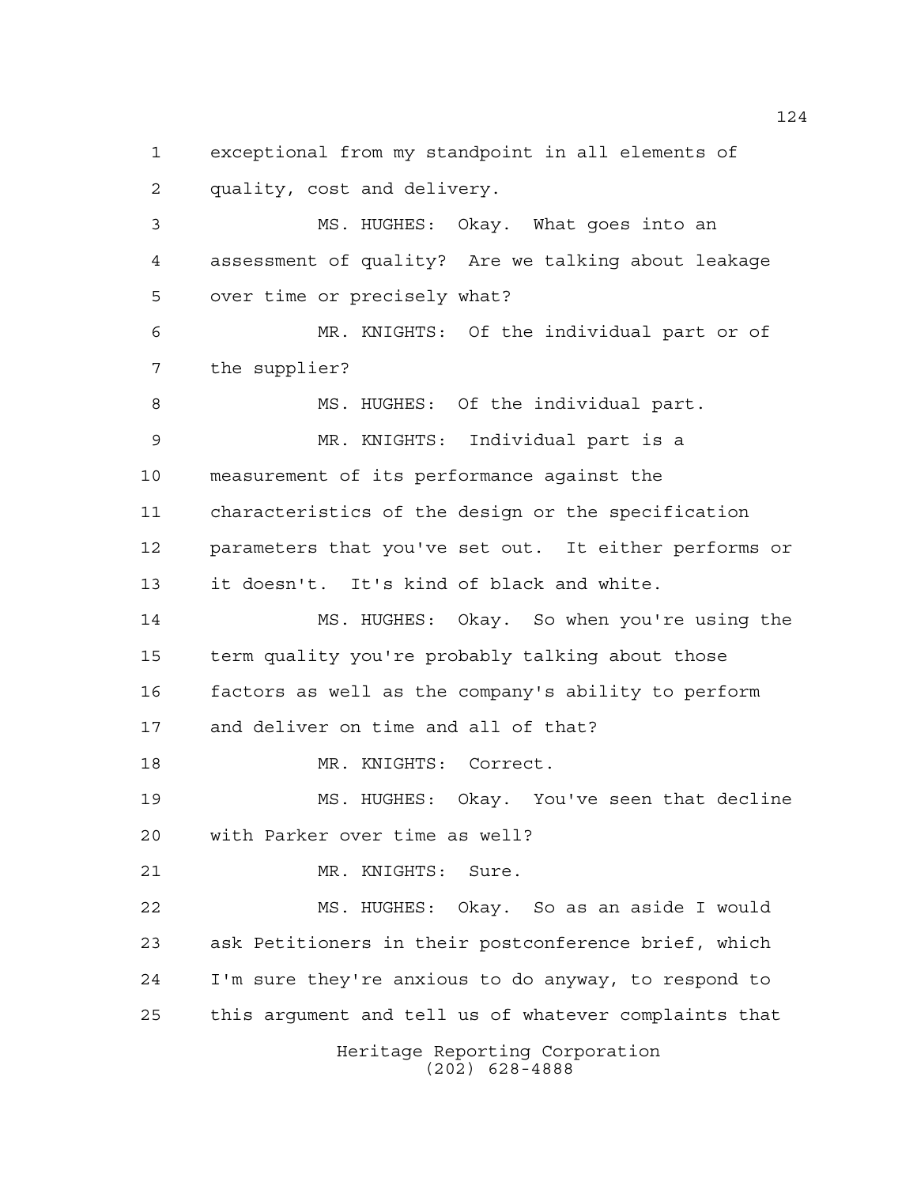1 exceptional from my standpoint in all elements of
2 quality, cost and delivery.
3 MS. HUGHES: Okay. What goes into an
4 assessment of quality? Are we talking about leakage
5 over time or precisely what?
6 MR. KNIGHTS: Of the individual part or of
7 the supplier?
8 MS. HUGHES: Of the individual part.
9 MR. KNIGHTS: Individual part is a
10 measurement of its performance against the
11 characteristics of the design or the specification
12 parameters that you've set out. It either performs or
13 it doesn't. It's kind of black and white.
14 MS. HUGHES: Okay. So when you're using the
15 term quality you're probably talking about those
16 factors as well as the company's ability to perform
17 and deliver on time and all of that?
18 MR. KNIGHTS: Correct.
19 MS. HUGHES: Okay. You've seen that decline
20 with Parker over time as well?
21 MR. KNIGHTS: Sure.
22 MS. HUGHES: Okay. So as an aside I would
23 ask Petitioners in their postconference brief, which
24 I'm sure they're anxious to do anyway, to respond to
25 this argument and tell us of whatever complaints that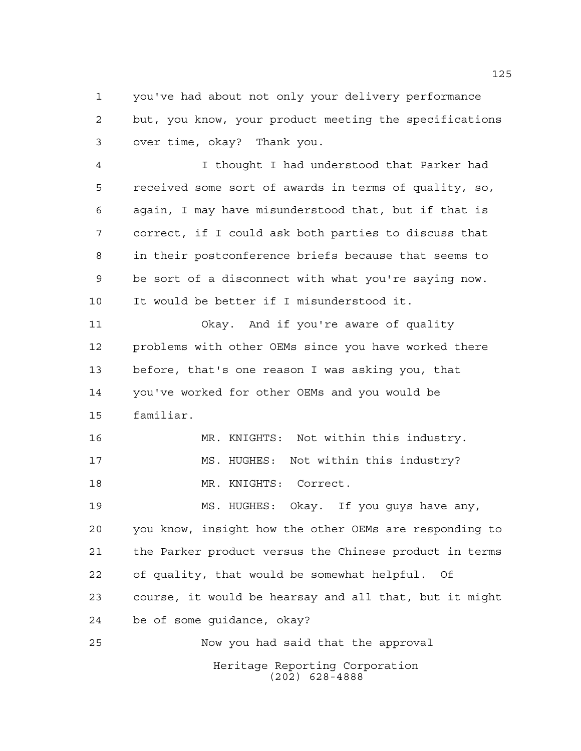you've had about not only your delivery performance but, you know, your product meeting the specifications over time, okay? Thank you.

I thought I had understood that Parker had received some sort of awards in terms of quality, so, again, I may have misunderstood that, but if that is correct, if I could ask both parties to discuss that in their postconference briefs because that seems to be sort of a disconnect with what you're saying now. It would be better if I misunderstood it.

Okay. And if you're aware of quality problems with other OEMs since you have worked there before, that's one reason I was asking you, that you've worked for other OEMs and you would be familiar.

MR. KNIGHTS: Not within this industry.

MS. HUGHES: Not within this industry?

MR. KNIGHTS: Correct.

MS. HUGHES: Okay. If you guys have any, you know, insight how the other OEMs are responding to the Parker product versus the Chinese product in terms of quality, that would be somewhat helpful. Of course, it would be hearsay and all that, but it might be of some guidance, okay?

Now you had said that the approval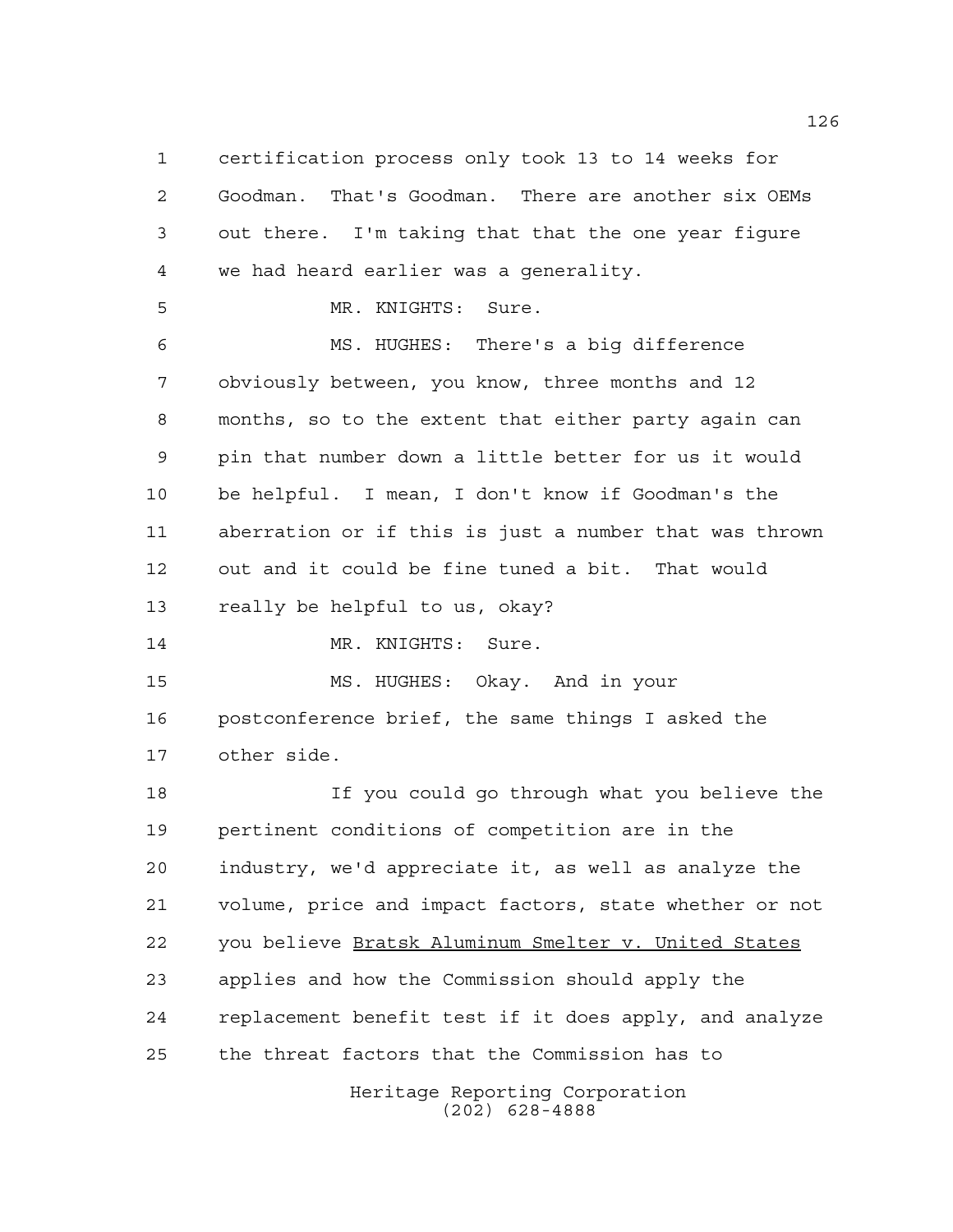certification process only took 13 to 14 weeks for Goodman. That's Goodman. There are another six OEMs out there. I'm taking that that the one year figure we had heard earlier was a generality.

MR. KNIGHTS: Sure.

MS. HUGHES: There's a big difference obviously between, you know, three months and 12 months, so to the extent that either party again can pin that number down a little better for us it would be helpful. I mean, I don't know if Goodman's the aberration or if this is just a number that was thrown out and it could be fine tuned a bit. That would really be helpful to us, okay?

MR. KNIGHTS: Sure.

MS. HUGHES: Okay. And in your postconference brief, the same things I asked the other side.

If you could go through what you believe the pertinent conditions of competition are in the industry, we'd appreciate it, as well as analyze the volume, price and impact factors, state whether or not you believe Bratsk Aluminum Smelter v. United States applies and how the Commission should apply the replacement benefit test if it does apply, and analyze the threat factors that the Commission has to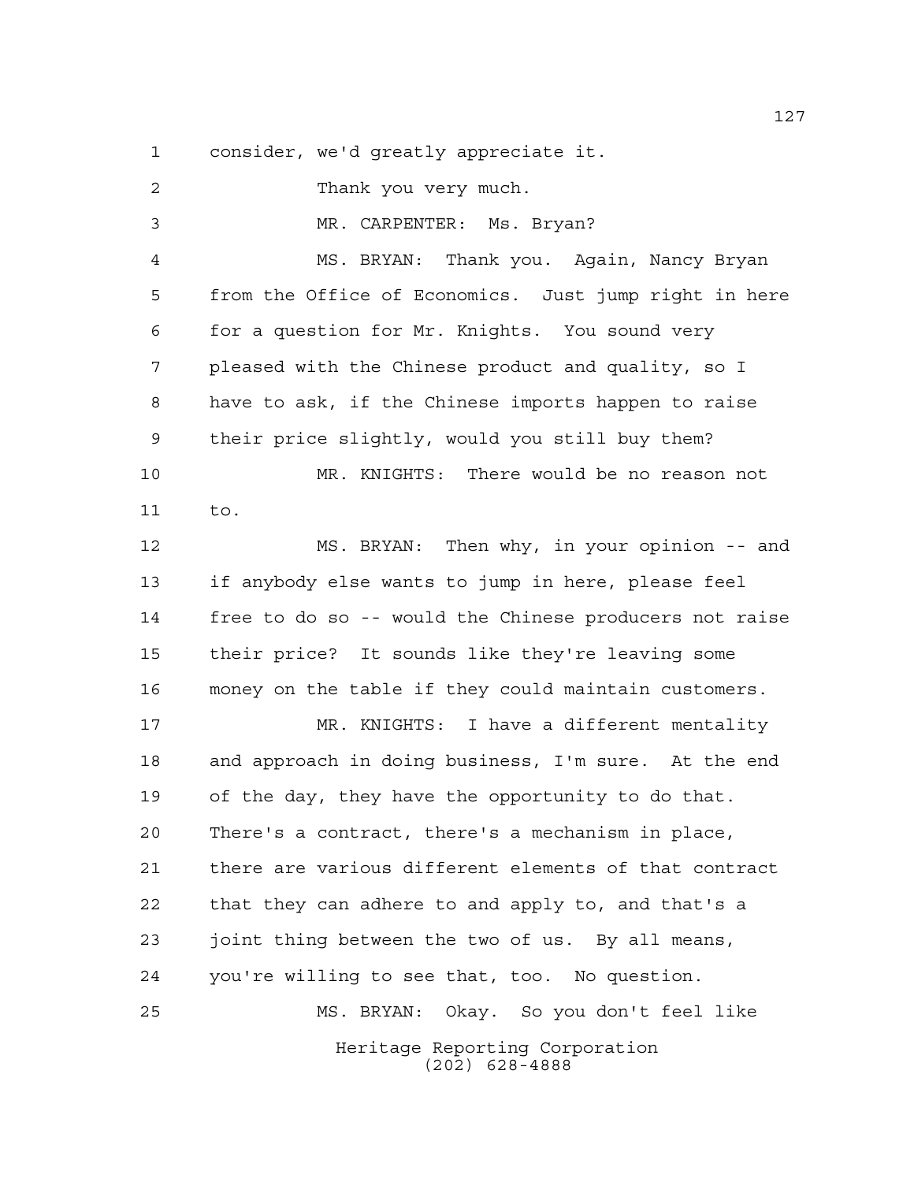consider, we'd greatly appreciate it.

Thank you very much.

MR. CARPENTER: Ms. Bryan?

MS. BRYAN: Thank you. Again, Nancy Bryan from the Office of Economics. Just jump right in here for a question for Mr. Knights. You sound very pleased with the Chinese product and quality, so I have to ask, if the Chinese imports happen to raise their price slightly, would you still buy them?

MR. KNIGHTS: There would be no reason not to.

MS. BRYAN: Then why, in your opinion -- and if anybody else wants to jump in here, please feel free to do so -- would the Chinese producers not raise their price? It sounds like they're leaving some money on the table if they could maintain customers.

MR. KNIGHTS: I have a different mentality and approach in doing business, I'm sure. At the end of the day, they have the opportunity to do that. There's a contract, there's a mechanism in place, there are various different elements of that contract that they can adhere to and apply to, and that's a joint thing between the two of us. By all means, you're willing to see that, too. No question.

MS. BRYAN: Okay. So you don't feel like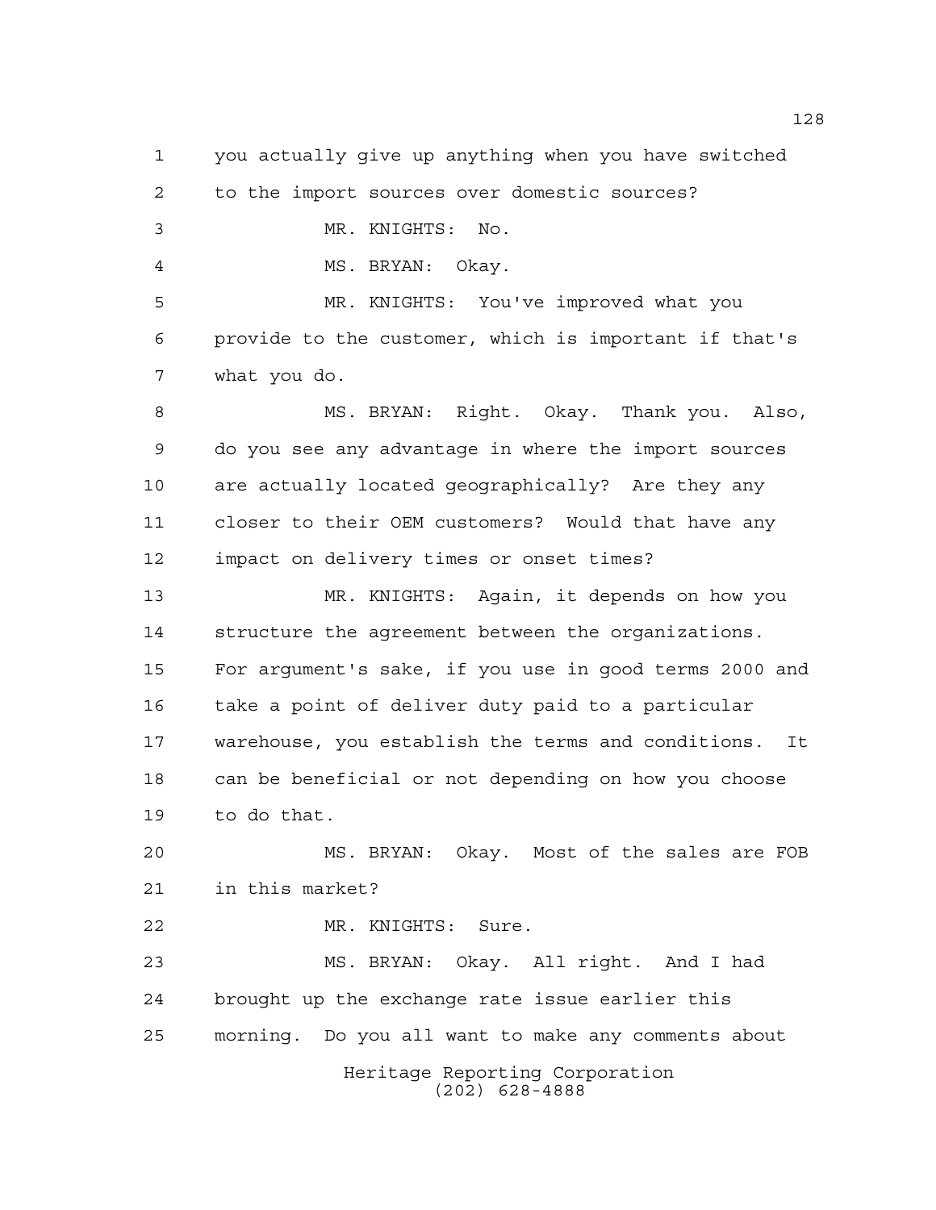1 you actually give up anything when you have switched
2 to the import sources over domestic sources?
3 MR. KNIGHTS: No.
4 MS. BRYAN: Okay.
5 MR. KNIGHTS: You've improved what you
6 provide to the customer, which is important if that's
7 what you do.
8 MS. BRYAN: Right. Okay. Thank you. Also,
9 do you see any advantage in where the import sources
10 are actually located geographically? Are they any
11 closer to their OEM customers? Would that have any
12 impact on delivery times or onset times?
13 MR. KNIGHTS: Again, it depends on how you
14 structure the agreement between the organizations.
15 For argument's sake, if you use in good terms 2000 and
16 take a point of deliver duty paid to a particular
17 warehouse, you establish the terms and conditions. It
18 can be beneficial or not depending on how you choose
19 to do that.
20 MS. BRYAN: Okay. Most of the sales are FOB
21 in this market?
22 MR. KNIGHTS: Sure.
23 MS. BRYAN: Okay. All right. And I had
24 brought up the exchange rate issue earlier this
25 morning. Do you all want to make any comments about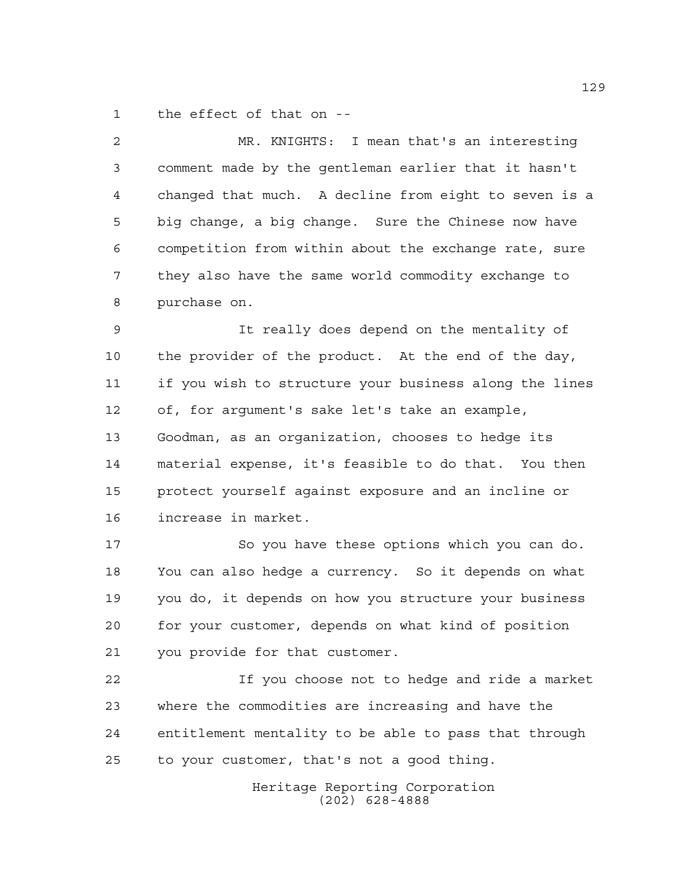the effect of that on --

MR. KNIGHTS: I mean that's an interesting comment made by the gentleman earlier that it hasn't changed that much. A decline from eight to seven is a big change, a big change. Sure the Chinese now have competition from within about the exchange rate, sure they also have the same world commodity exchange to purchase on.

It really does depend on the mentality of the provider of the product. At the end of the day, if you wish to structure your business along the lines of, for argument's sake let's take an example, Goodman, as an organization, chooses to hedge its material expense, it's feasible to do that. You then protect yourself against exposure and an incline or increase in market.

So you have these options which you can do. You can also hedge a currency. So it depends on what you do, it depends on how you structure your business for your customer, depends on what kind of position you provide for that customer.

If you choose not to hedge and ride a market where the commodities are increasing and have the entitlement mentality to be able to pass that through to your customer, that's not a good thing.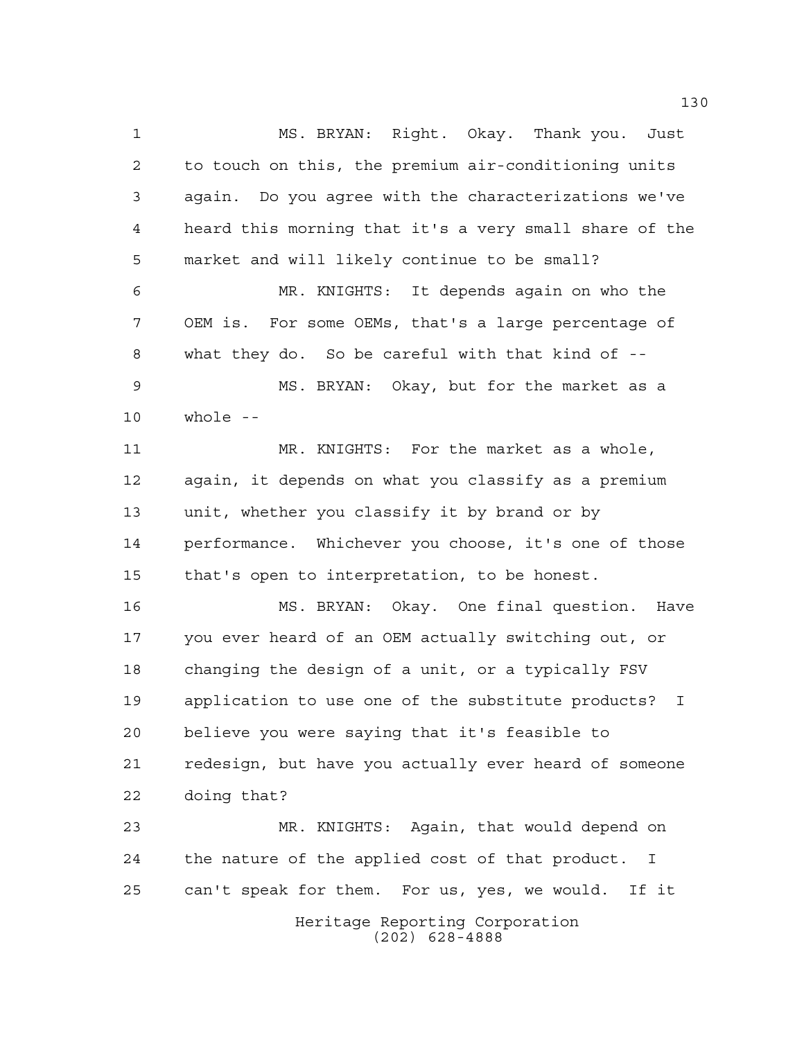MS. BRYAN: Right. Okay. Thank you. Just to touch on this, the premium air-conditioning units again. Do you agree with the characterizations we've heard this morning that it's a very small share of the market and will likely continue to be small?

MR. KNIGHTS: It depends again on who the OEM is. For some OEMs, that's a large percentage of what they do. So be careful with that kind of --

MS. BRYAN: Okay, but for the market as a whole --

MR. KNIGHTS: For the market as a whole, again, it depends on what you classify as a premium unit, whether you classify it by brand or by performance. Whichever you choose, it's one of those that's open to interpretation, to be honest.

MS. BRYAN: Okay. One final question. Have you ever heard of an OEM actually switching out, or changing the design of a unit, or a typically FSV application to use one of the substitute products? I believe you were saying that it's feasible to redesign, but have you actually ever heard of someone doing that?

MR. KNIGHTS: Again, that would depend on the nature of the applied cost of that product. I can't speak for them. For us, yes, we would. If it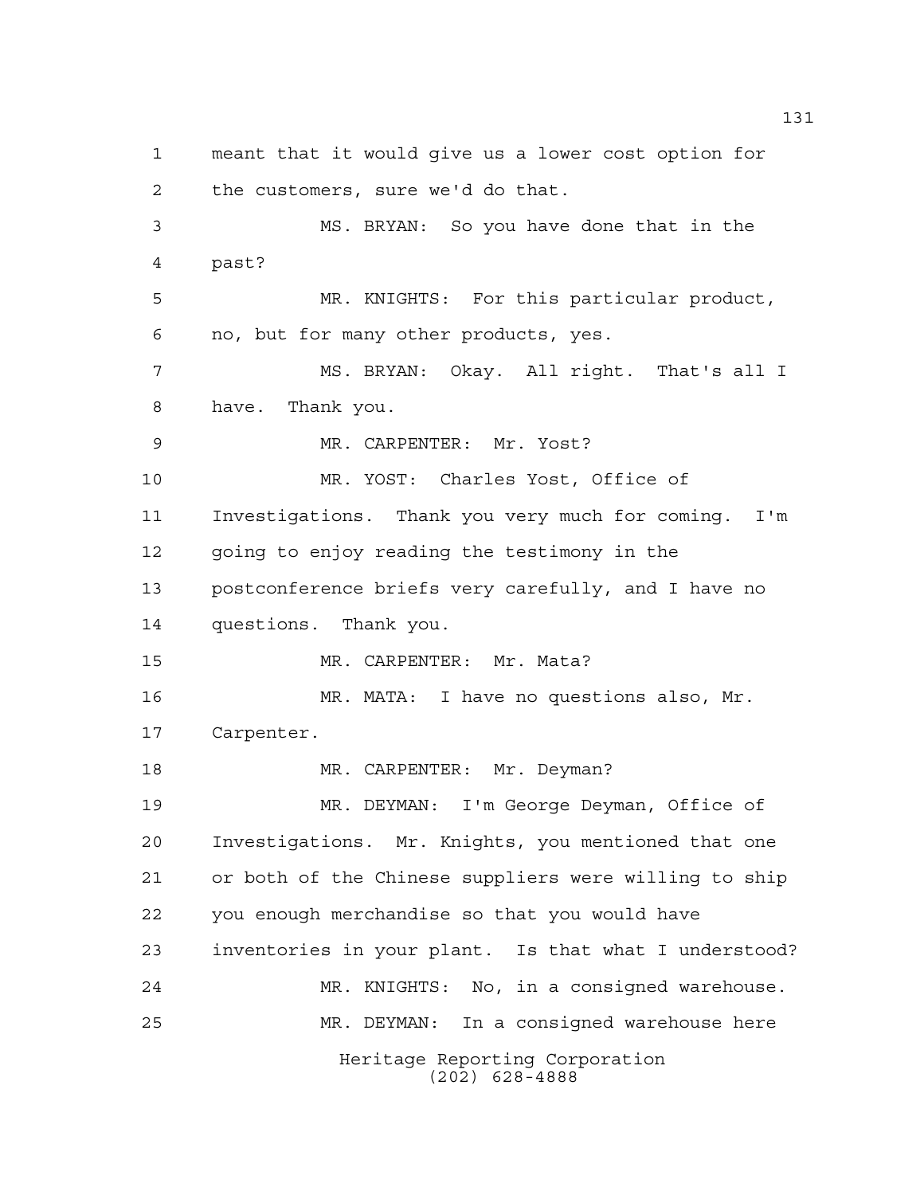meant that it would give us a lower cost option for the customers, sure we'd do that.

MS. BRYAN: So you have done that in the past?

MR. KNIGHTS: For this particular product, no, but for many other products, yes.

MS. BRYAN: Okay. All right. That's all I have. Thank you.

MR. CARPENTER: Mr. Yost?

MR. YOST: Charles Yost, Office of Investigations. Thank you very much for coming. I'm going to enjoy reading the testimony in the postconference briefs very carefully, and I have no questions. Thank you.

MR. CARPENTER: Mr. Mata?

MR. MATA: I have no questions also, Mr. Carpenter.

MR. CARPENTER: Mr. Deyman?

MR. DEYMAN: I'm George Deyman, Office of Investigations. Mr. Knights, you mentioned that one or both of the Chinese suppliers were willing to ship you enough merchandise so that you would have inventories in your plant. Is that what I understood?

MR. KNIGHTS: No, in a consigned warehouse.

MR. DEYMAN: In a consigned warehouse here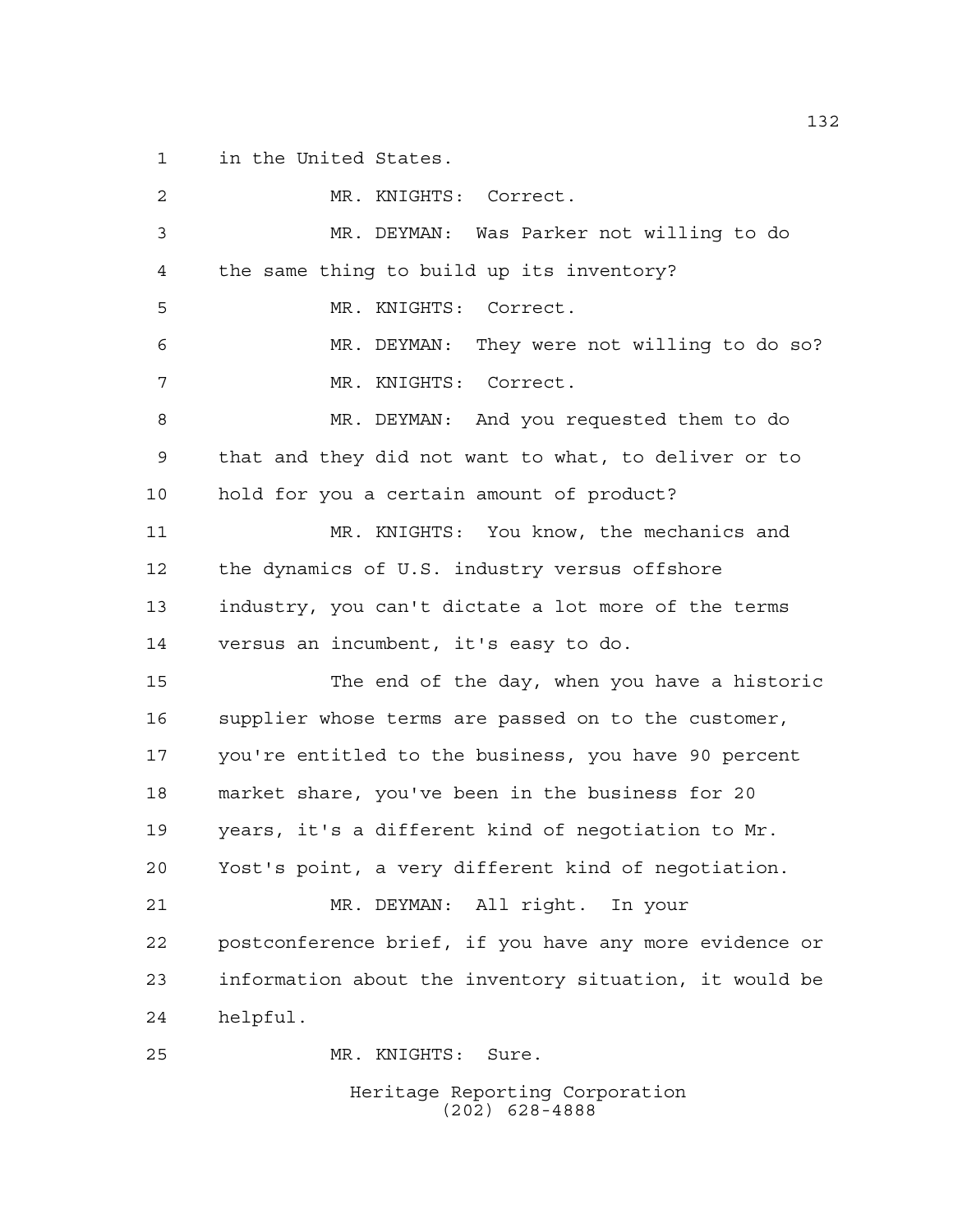in the United States.

MR. KNIGHTS: Correct.

MR. DEYMAN: Was Parker not willing to do the same thing to build up its inventory?

MR. KNIGHTS: Correct.

MR. DEYMAN: They were not willing to do so?

MR. KNIGHTS: Correct.

MR. DEYMAN: And you requested them to do that and they did not want to what, to deliver or to hold for you a certain amount of product?

MR. KNIGHTS: You know, the mechanics and the dynamics of U.S. industry versus offshore industry, you can't dictate a lot more of the terms versus an incumbent, it's easy to do.

The end of the day, when you have a historic supplier whose terms are passed on to the customer, you're entitled to the business, you have 90 percent market share, you've been in the business for 20 years, it's a different kind of negotiation to Mr. Yost's point, a very different kind of negotiation.

MR. DEYMAN: All right. In your postconference brief, if you have any more evidence or information about the inventory situation, it would be helpful.

MR. KNIGHTS: Sure.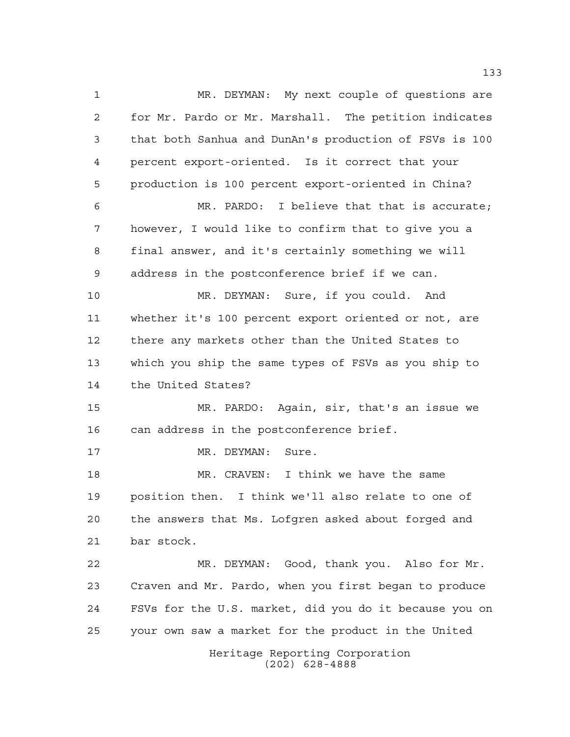MR. DEYMAN: My next couple of questions are for Mr. Pardo or Mr. Marshall. The petition indicates that both Sanhua and DunAn's production of FSVs is 100 percent export-oriented. Is it correct that your production is 100 percent export-oriented in China?

MR. PARDO: I believe that that is accurate; however, I would like to confirm that to give you a final answer, and it's certainly something we will address in the postconference brief if we can.

MR. DEYMAN: Sure, if you could. And whether it's 100 percent export oriented or not, are there any markets other than the United States to which you ship the same types of FSVs as you ship to the United States?

MR. PARDO: Again, sir, that's an issue we can address in the postconference brief.

MR. DEYMAN: Sure.

MR. CRAVEN: I think we have the same position then. I think we'll also relate to one of the answers that Ms. Lofgren asked about forged and bar stock.

MR. DEYMAN: Good, thank you. Also for Mr. Craven and Mr. Pardo, when you first began to produce FSVs for the U.S. market, did you do it because you on your own saw a market for the product in the United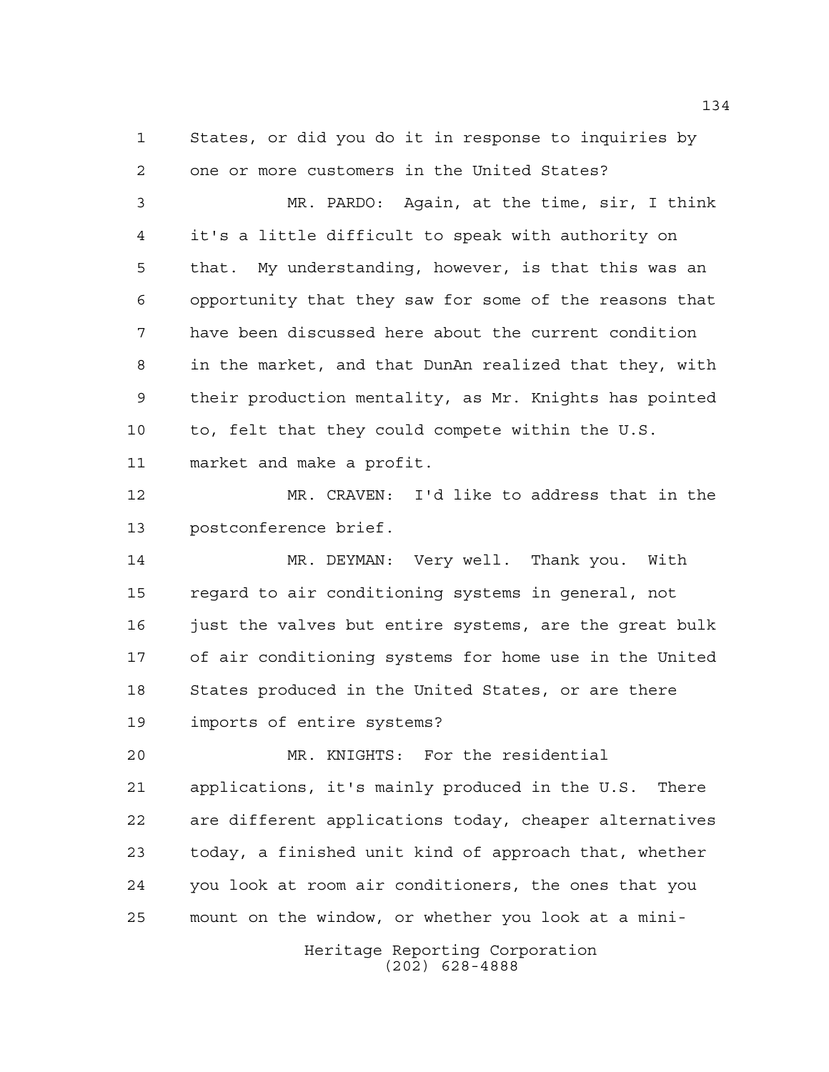States, or did you do it in response to inquiries by one or more customers in the United States?

MR. PARDO: Again, at the time, sir, I think it's a little difficult to speak with authority on that. My understanding, however, is that this was an opportunity that they saw for some of the reasons that have been discussed here about the current condition in the market, and that DunAn realized that they, with their production mentality, as Mr. Knights has pointed to, felt that they could compete within the U.S. market and make a profit.

MR. CRAVEN: I'd like to address that in the postconference brief.

MR. DEYMAN: Very well. Thank you. With regard to air conditioning systems in general, not just the valves but entire systems, are the great bulk of air conditioning systems for home use in the United States produced in the United States, or are there imports of entire systems?

MR. KNIGHTS: For the residential applications, it's mainly produced in the U.S. There are different applications today, cheaper alternatives today, a finished unit kind of approach that, whether you look at room air conditioners, the ones that you mount on the window, or whether you look at a mini-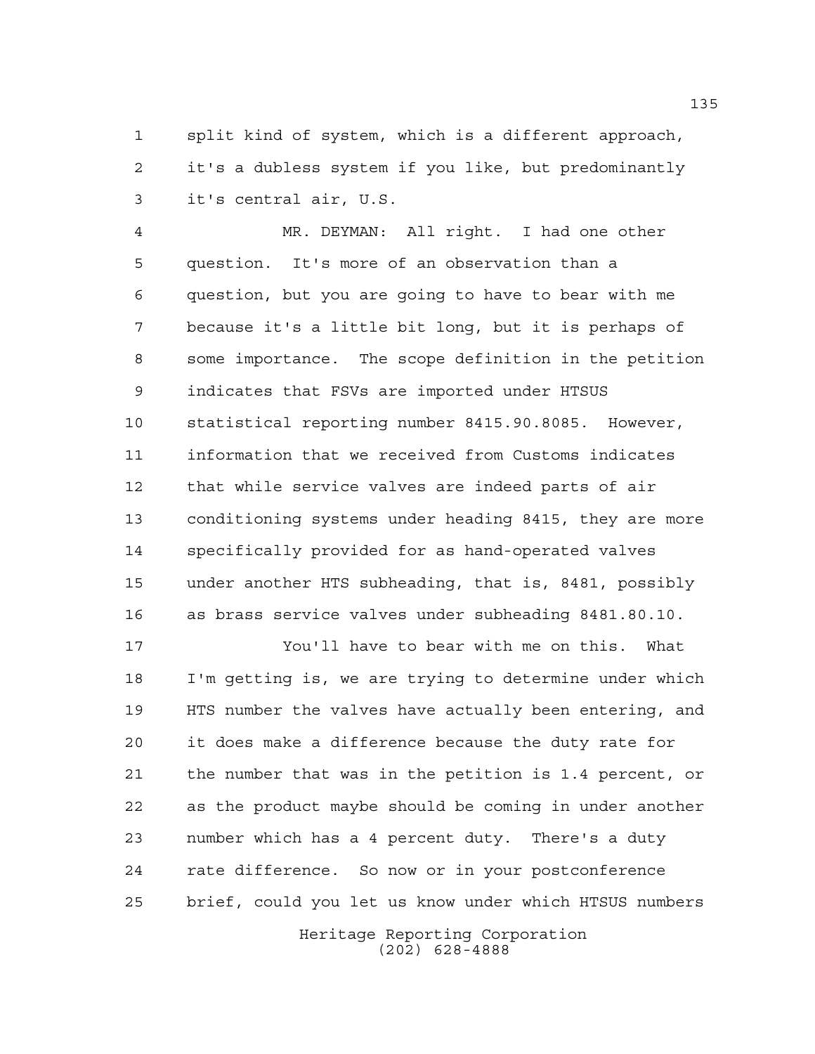split kind of system, which is a different approach, it's a dubless system if you like, but predominantly it's central air, U.S.

MR. DEYMAN: All right. I had one other question. It's more of an observation than a question, but you are going to have to bear with me because it's a little bit long, but it is perhaps of some importance. The scope definition in the petition indicates that FSVs are imported under HTSUS statistical reporting number 8415.90.8085. However, information that we received from Customs indicates that while service valves are indeed parts of air conditioning systems under heading 8415, they are more specifically provided for as hand-operated valves under another HTS subheading, that is, 8481, possibly as brass service valves under subheading 8481.80.10.

You'll have to bear with me on this. What I'm getting is, we are trying to determine under which HTS number the valves have actually been entering, and it does make a difference because the duty rate for the number that was in the petition is 1.4 percent, or as the product maybe should be coming in under another number which has a 4 percent duty. There's a duty rate difference. So now or in your postconference brief, could you let us know under which HTSUS numbers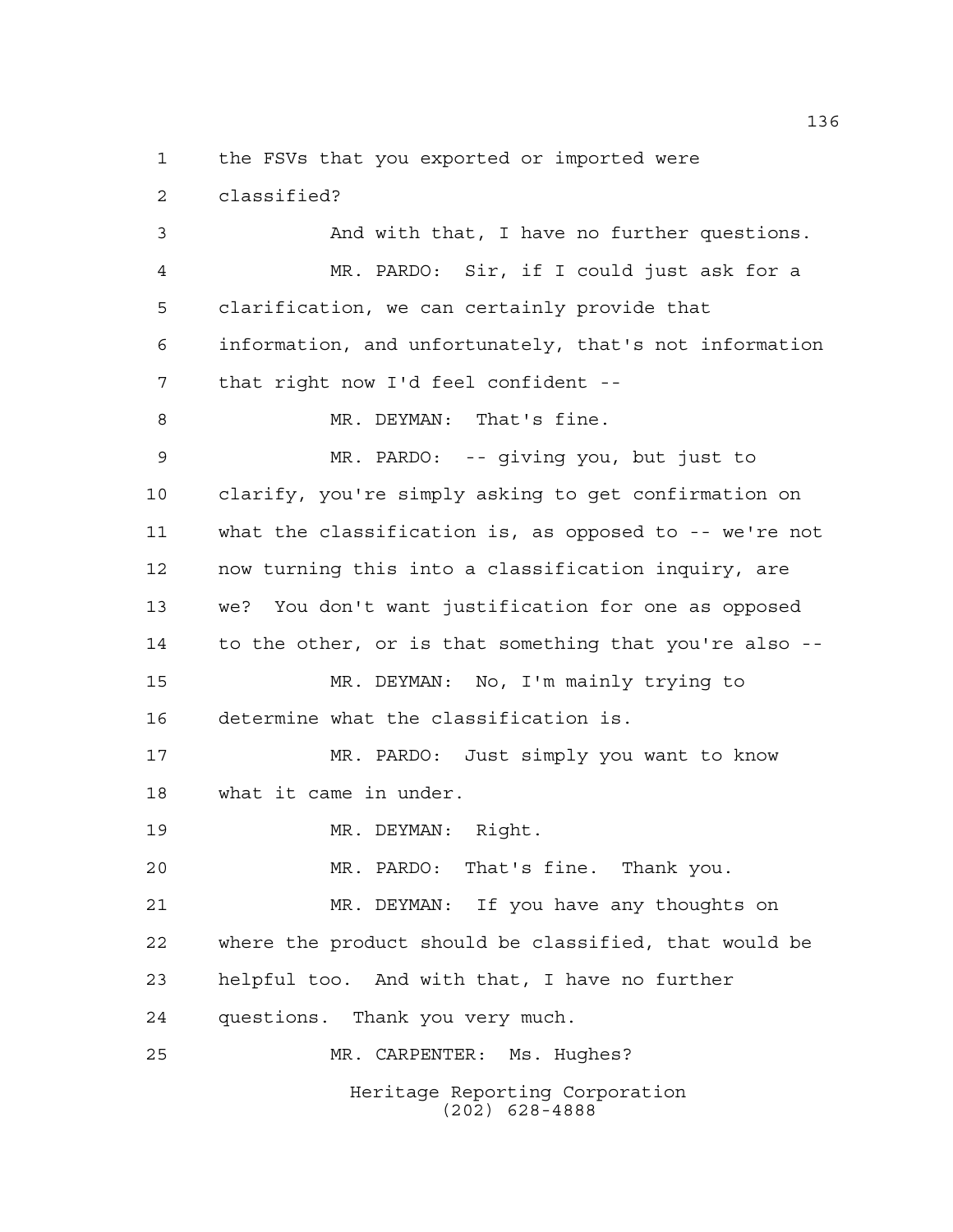the FSVs that you exported or imported were classified?

And with that, I have no further questions.

MR. PARDO: Sir, if I could just ask for a clarification, we can certainly provide that information, and unfortunately, that's not information that right now I'd feel confident --

MR. DEYMAN: That's fine.

MR. PARDO: -- giving you, but just to clarify, you're simply asking to get confirmation on what the classification is, as opposed to -- we're not now turning this into a classification inquiry, are we? You don't want justification for one as opposed to the other, or is that something that you're also --

MR. DEYMAN: No, I'm mainly trying to determine what the classification is.

MR. PARDO: Just simply you want to know what it came in under.

MR. DEYMAN: Right.

MR. PARDO: That's fine. Thank you.

MR. DEYMAN: If you have any thoughts on where the product should be classified, that would be helpful too. And with that, I have no further questions. Thank you very much.

MR. CARPENTER: Ms. Hughes?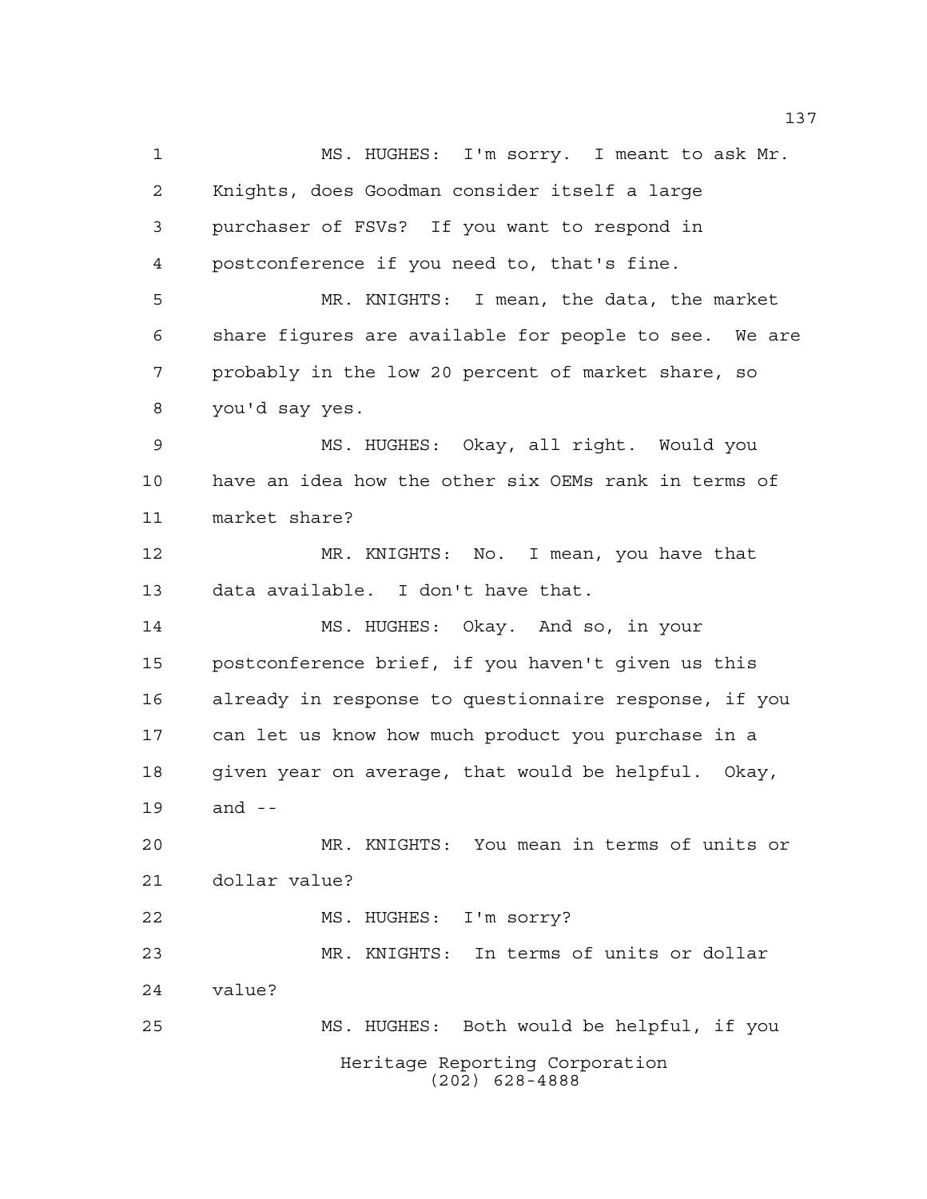MS. HUGHES: I'm sorry. I meant to ask Mr. Knights, does Goodman consider itself a large purchaser of FSVs? If you want to respond in postconference if you need to, that's fine.

MR. KNIGHTS: I mean, the data, the market share figures are available for people to see. We are probably in the low 20 percent of market share, so you'd say yes.

MS. HUGHES: Okay, all right. Would you have an idea how the other six OEMs rank in terms of market share?

MR. KNIGHTS: No. I mean, you have that data available. I don't have that.

MS. HUGHES: Okay. And so, in your postconference brief, if you haven't given us this already in response to questionnaire response, if you can let us know how much product you purchase in a given year on average, that would be helpful. Okay, and --

MR. KNIGHTS: You mean in terms of units or dollar value?

MS. HUGHES: I'm sorry?

MR. KNIGHTS: In terms of units or dollar value?

MS. HUGHES: Both would be helpful, if you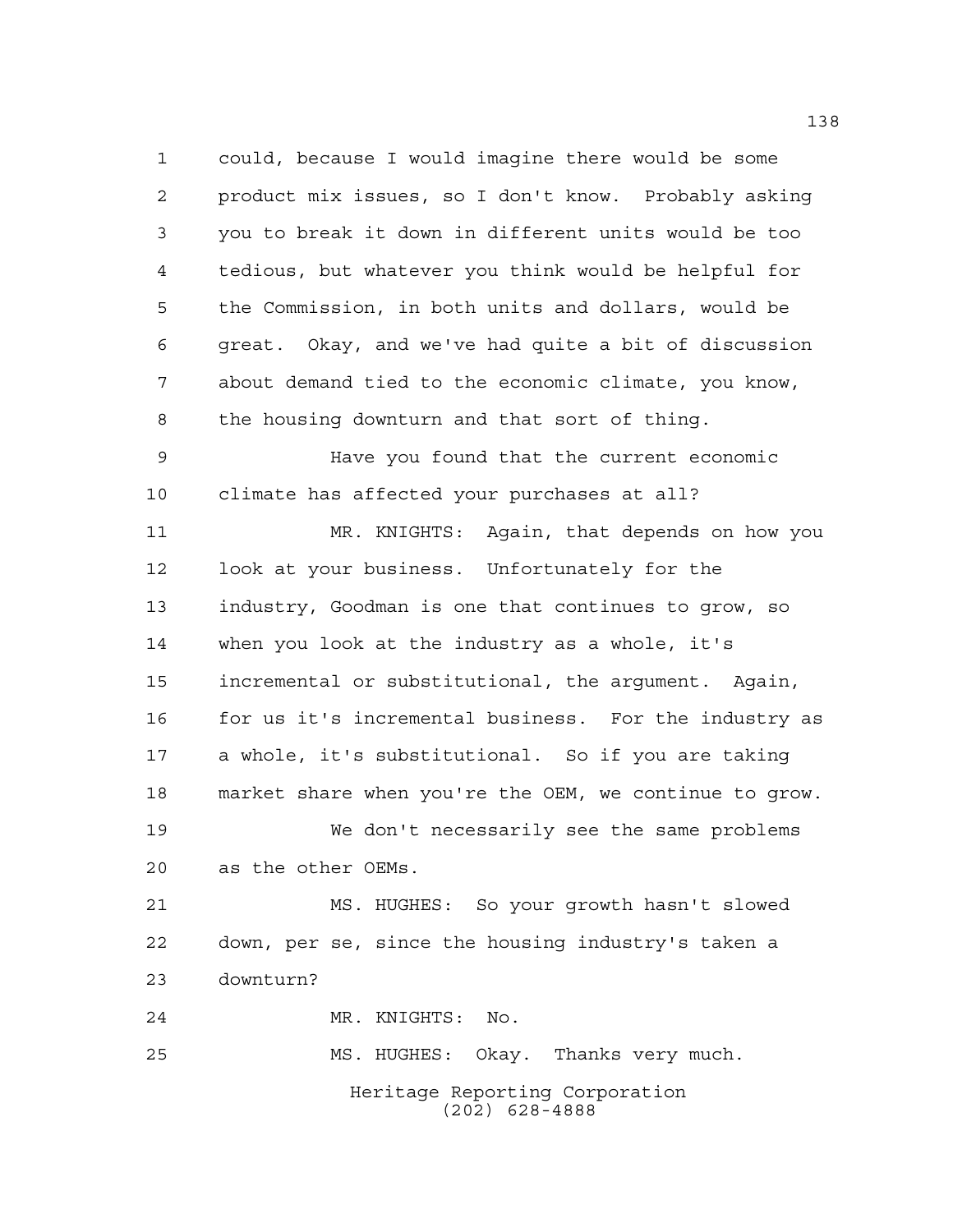could, because I would imagine there would be some product mix issues, so I don't know. Probably asking you to break it down in different units would be too tedious, but whatever you think would be helpful for the Commission, in both units and dollars, would be great. Okay, and we've had quite a bit of discussion about demand tied to the economic climate, you know, the housing downturn and that sort of thing.

Have you found that the current economic climate has affected your purchases at all?

MR. KNIGHTS: Again, that depends on how you look at your business. Unfortunately for the industry, Goodman is one that continues to grow, so when you look at the industry as a whole, it's incremental or substitutional, the argument. Again, for us it's incremental business. For the industry as a whole, it's substitutional. So if you are taking market share when you're the OEM, we continue to grow.

We don't necessarily see the same problems as the other OEMs.

MS. HUGHES: So your growth hasn't slowed down, per se, since the housing industry's taken a downturn?

MR. KNIGHTS: No.

MS. HUGHES: Okay. Thanks very much.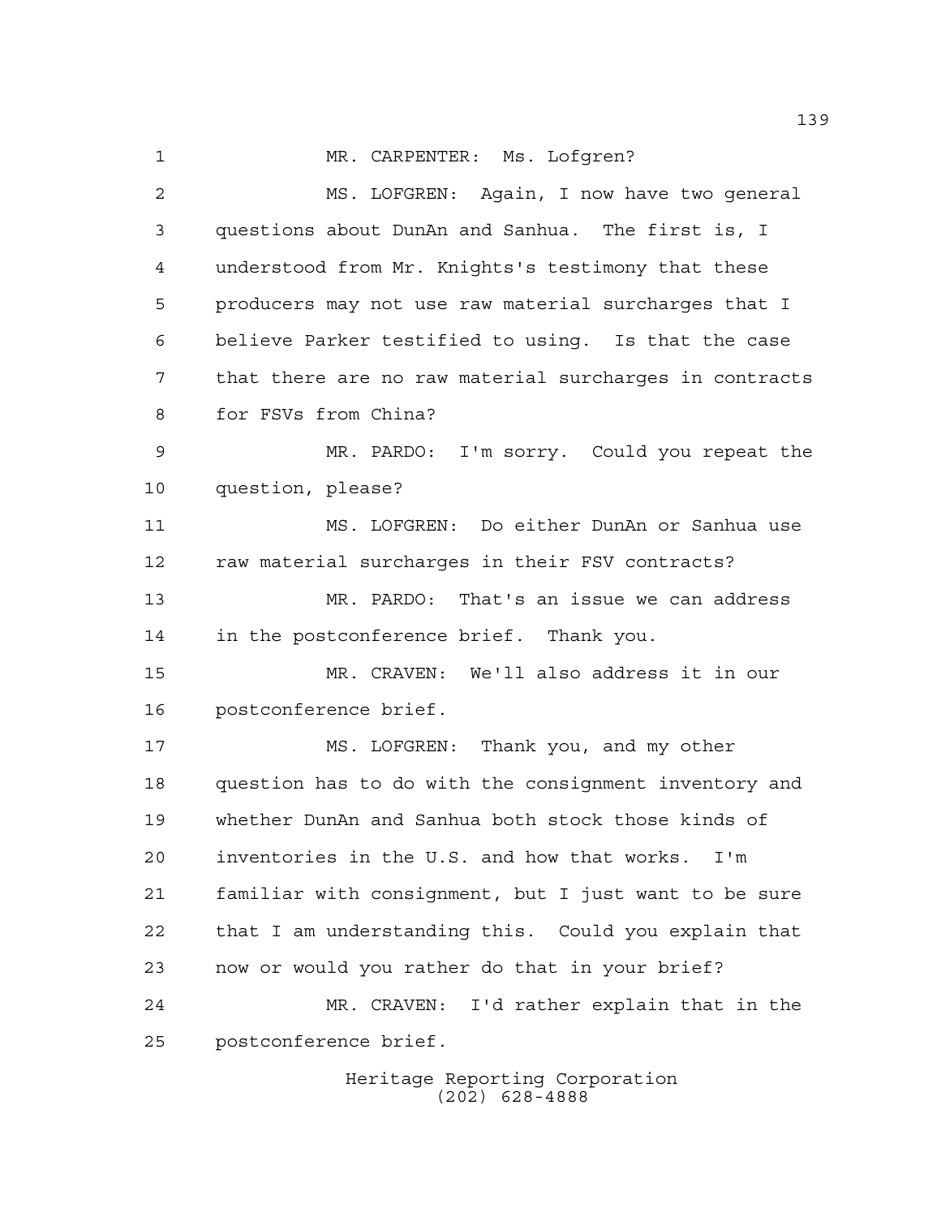MR. CARPENTER: Ms. Lofgren?

MS. LOFGREN: Again, I now have two general questions about DunAn and Sanhua. The first is, I understood from Mr. Knights's testimony that these producers may not use raw material surcharges that I believe Parker testified to using. Is that the case that there are no raw material surcharges in contracts for FSVs from China?

MR. PARDO: I'm sorry. Could you repeat the question, please?

MS. LOFGREN: Do either DunAn or Sanhua use raw material surcharges in their FSV contracts?

MR. PARDO: That's an issue we can address in the postconference brief. Thank you.

MR. CRAVEN: We'll also address it in our postconference brief.

MS. LOFGREN: Thank you, and my other question has to do with the consignment inventory and whether DunAn and Sanhua both stock those kinds of inventories in the U.S. and how that works. I'm familiar with consignment, but I just want to be sure that I am understanding this. Could you explain that now or would you rather do that in your brief?

MR. CRAVEN: I'd rather explain that in the postconference brief.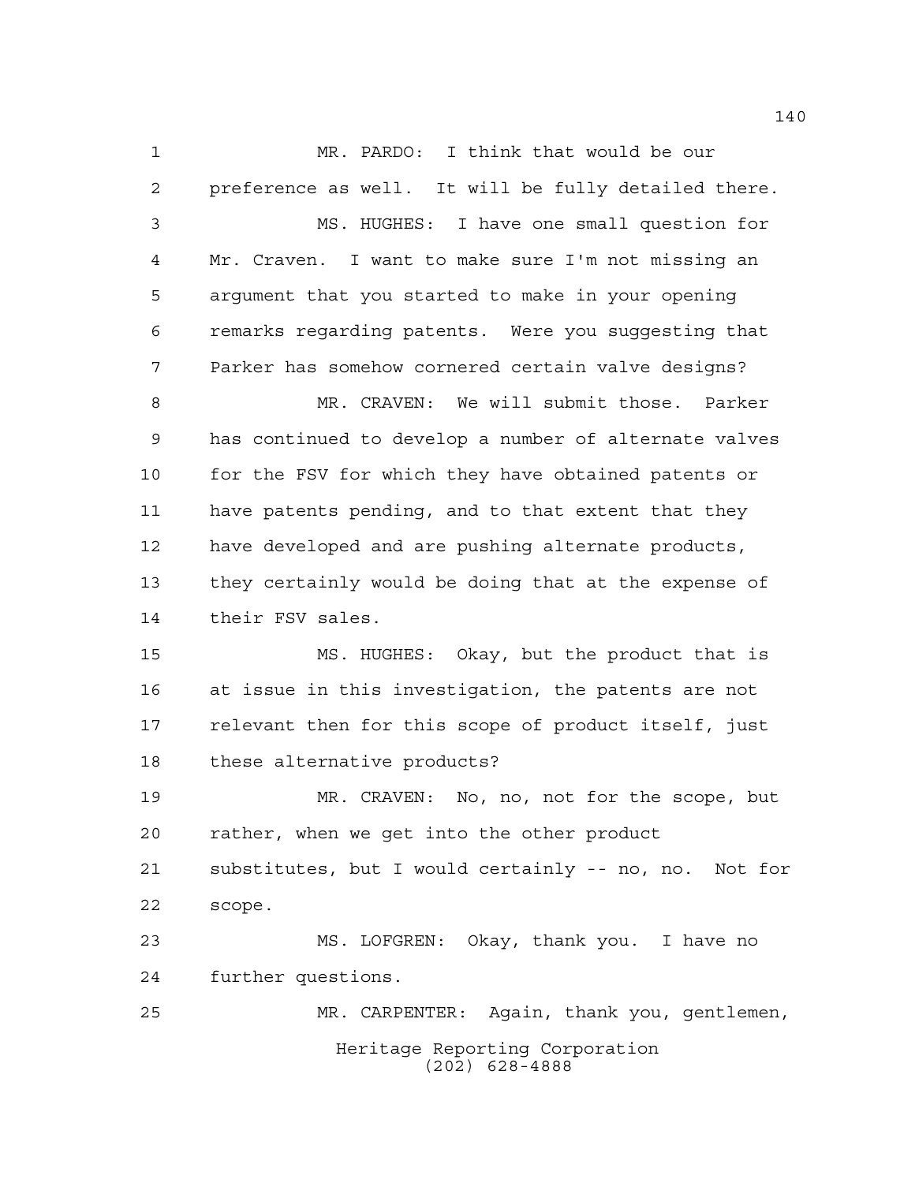MR. PARDO: I think that would be our preference as well. It will be fully detailed there.

MS. HUGHES: I have one small question for Mr. Craven. I want to make sure I'm not missing an argument that you started to make in your opening remarks regarding patents. Were you suggesting that Parker has somehow cornered certain valve designs?

MR. CRAVEN: We will submit those. Parker has continued to develop a number of alternate valves for the FSV for which they have obtained patents or have patents pending, and to that extent that they have developed and are pushing alternate products, they certainly would be doing that at the expense of their FSV sales.

MS. HUGHES: Okay, but the product that is at issue in this investigation, the patents are not relevant then for this scope of product itself, just these alternative products?

MR. CRAVEN: No, no, not for the scope, but rather, when we get into the other product substitutes, but I would certainly -- no, no. Not for scope.

MS. LOFGREN: Okay, thank you. I have no further questions.

MR. CARPENTER: Again, thank you, gentlemen,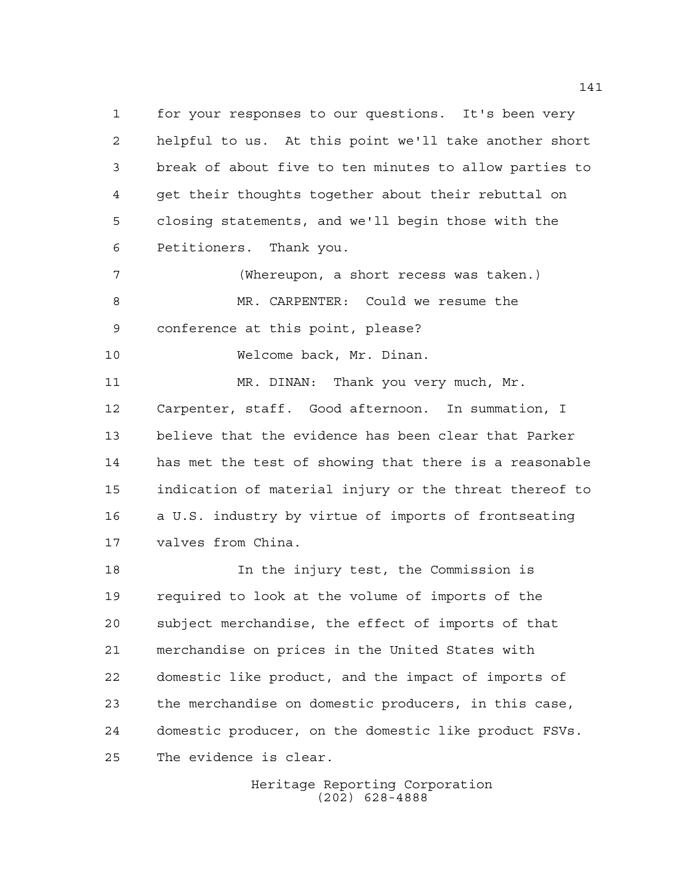for your responses to our questions. It's been very helpful to us. At this point we'll take another short break of about five to ten minutes to allow parties to get their thoughts together about their rebuttal on closing statements, and we'll begin those with the Petitioners. Thank you.

(Whereupon, a short recess was taken.)

MR. CARPENTER: Could we resume the conference at this point, please?

Welcome back, Mr. Dinan.

MR. DINAN: Thank you very much, Mr. Carpenter, staff. Good afternoon. In summation, I believe that the evidence has been clear that Parker has met the test of showing that there is a reasonable indication of material injury or the threat thereof to a U.S. industry by virtue of imports of frontseating valves from China.

In the injury test, the Commission is required to look at the volume of imports of the subject merchandise, the effect of imports of that merchandise on prices in the United States with domestic like product, and the impact of imports of the merchandise on domestic producers, in this case, domestic producer, on the domestic like product FSVs. The evidence is clear.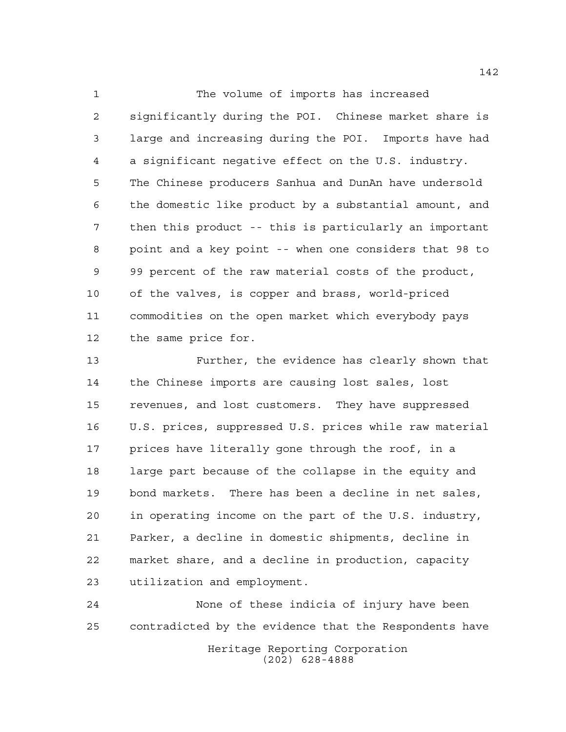The volume of imports has increased significantly during the POI. Chinese market share is large and increasing during the POI. Imports have had a significant negative effect on the U.S. industry. The Chinese producers Sanhua and DunAn have undersold the domestic like product by a substantial amount, and then this product -- this is particularly an important point and a key point -- when one considers that 98 to 99 percent of the raw material costs of the product, of the valves, is copper and brass, world-priced commodities on the open market which everybody pays the same price for.

Further, the evidence has clearly shown that the Chinese imports are causing lost sales, lost revenues, and lost customers. They have suppressed U.S. prices, suppressed U.S. prices while raw material prices have literally gone through the roof, in a large part because of the collapse in the equity and bond markets. There has been a decline in net sales, in operating income on the part of the U.S. industry, Parker, a decline in domestic shipments, decline in market share, and a decline in production, capacity utilization and employment.

None of these indicia of injury have been contradicted by the evidence that the Respondents have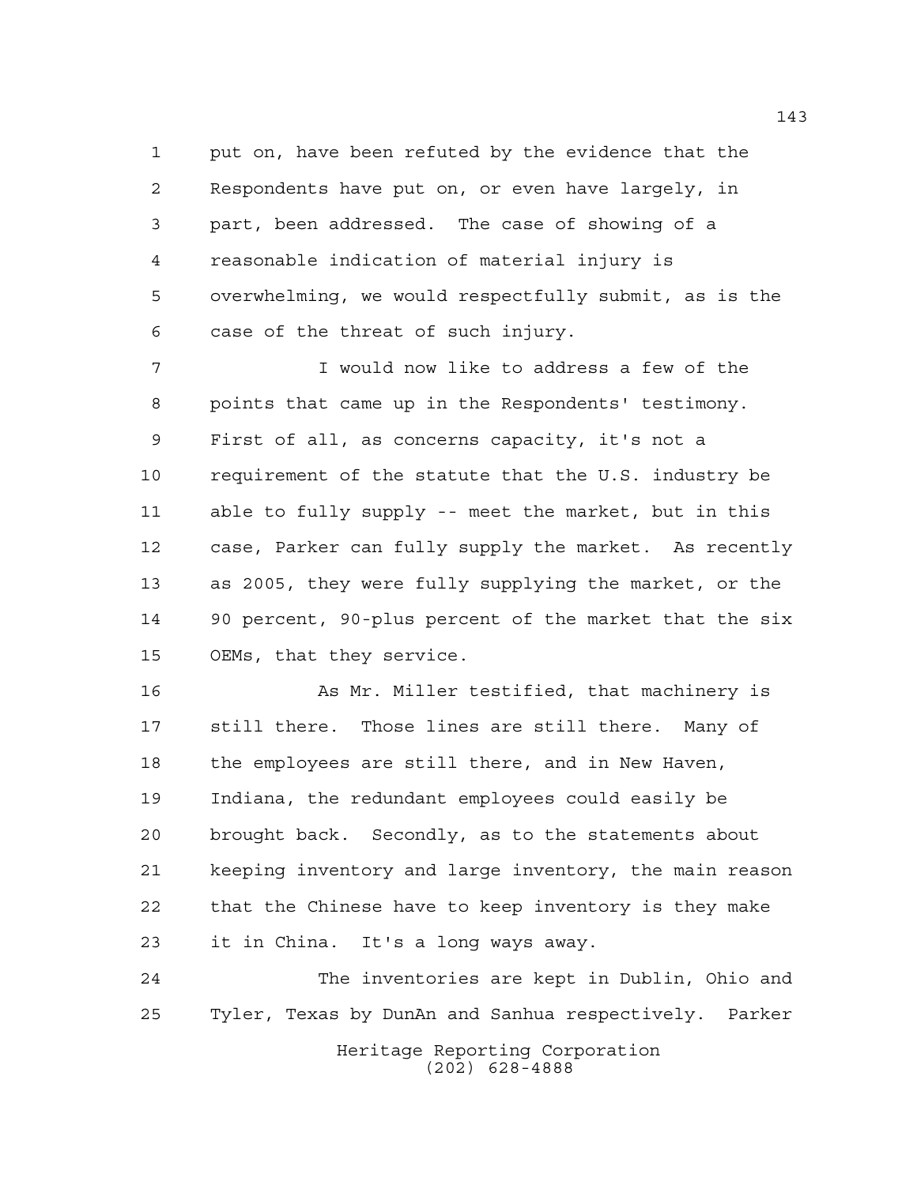put on, have been refuted by the evidence that the Respondents have put on, or even have largely, in part, been addressed. The case of showing of a reasonable indication of material injury is overwhelming, we would respectfully submit, as is the case of the threat of such injury.

I would now like to address a few of the points that came up in the Respondents' testimony. First of all, as concerns capacity, it's not a requirement of the statute that the U.S. industry be able to fully supply -- meet the market, but in this case, Parker can fully supply the market. As recently as 2005, they were fully supplying the market, or the 90 percent, 90-plus percent of the market that the six OEMs, that they service.

As Mr. Miller testified, that machinery is still there. Those lines are still there. Many of the employees are still there, and in New Haven, Indiana, the redundant employees could easily be brought back. Secondly, as to the statements about keeping inventory and large inventory, the main reason that the Chinese have to keep inventory is they make it in China. It's a long ways away.

The inventories are kept in Dublin, Ohio and Tyler, Texas by DunAn and Sanhua respectively. Parker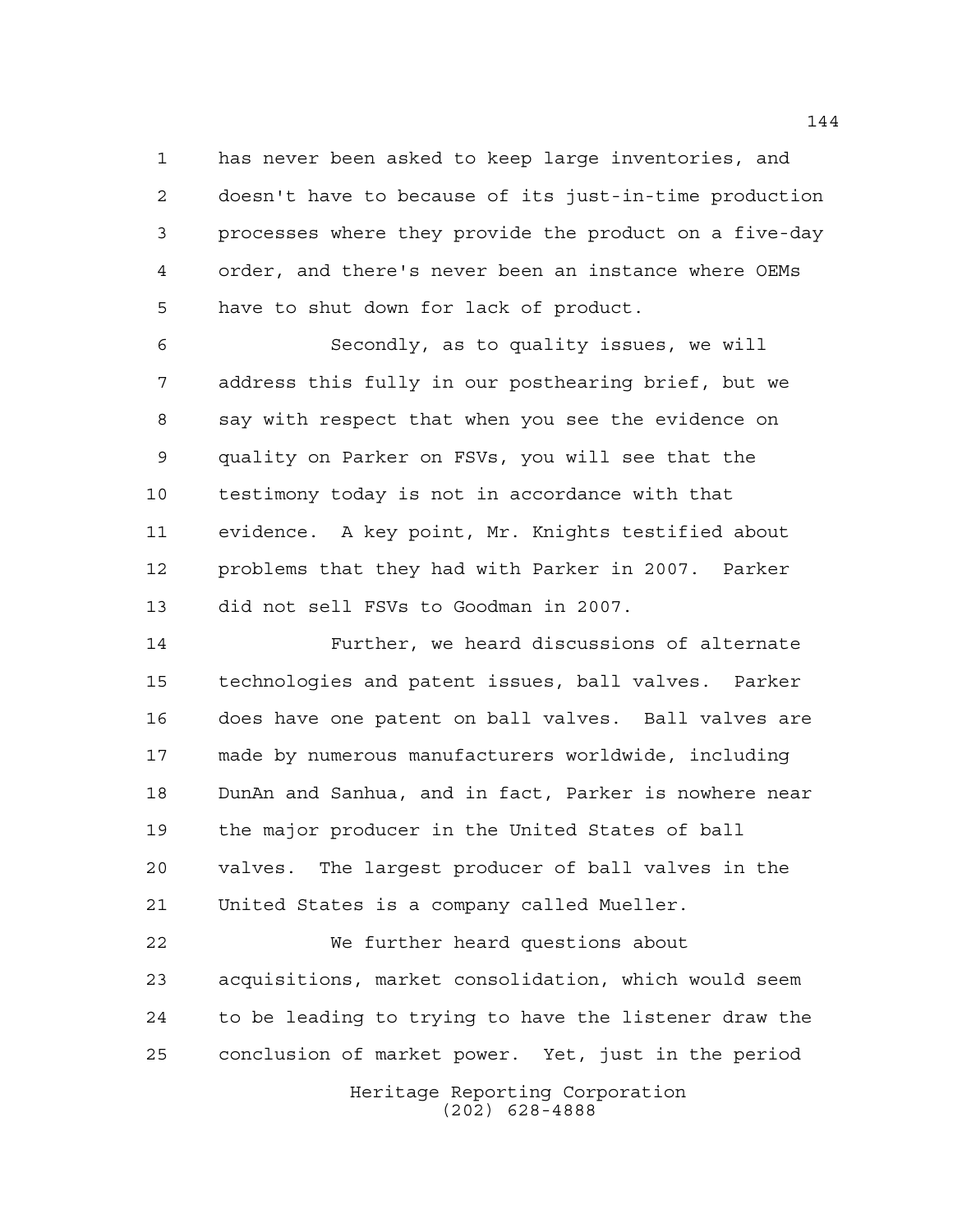has never been asked to keep large inventories, and doesn't have to because of its just-in-time production processes where they provide the product on a five-day order, and there's never been an instance where OEMs have to shut down for lack of product.

Secondly, as to quality issues, we will address this fully in our posthearing brief, but we say with respect that when you see the evidence on quality on Parker on FSVs, you will see that the testimony today is not in accordance with that evidence. A key point, Mr. Knights testified about problems that they had with Parker in 2007. Parker did not sell FSVs to Goodman in 2007.

Further, we heard discussions of alternate technologies and patent issues, ball valves. Parker does have one patent on ball valves. Ball valves are made by numerous manufacturers worldwide, including DunAn and Sanhua, and in fact, Parker is nowhere near the major producer in the United States of ball valves. The largest producer of ball valves in the United States is a company called Mueller.

We further heard questions about acquisitions, market consolidation, which would seem to be leading to trying to have the listener draw the conclusion of market power. Yet, just in the period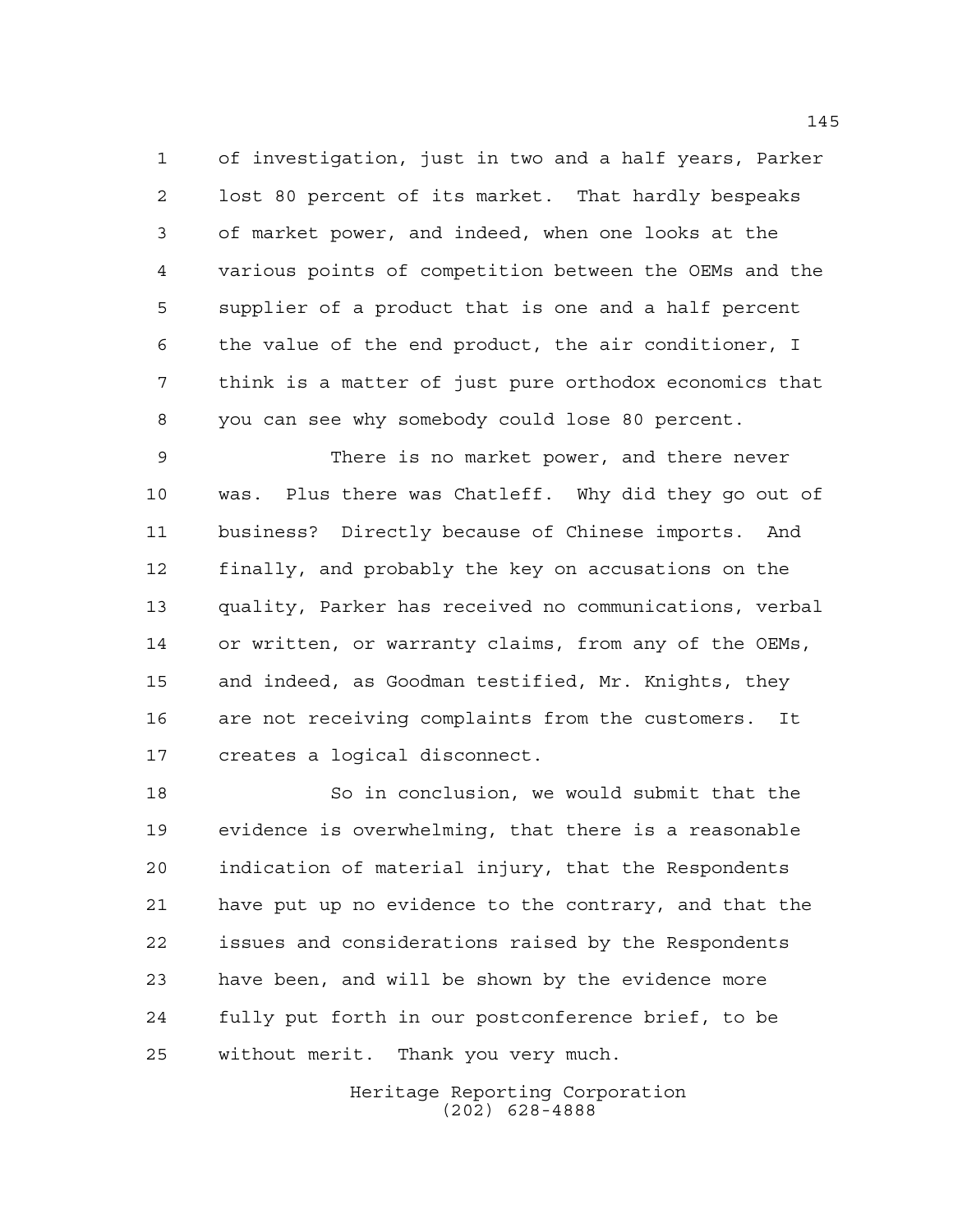of investigation, just in two and a half years, Parker lost 80 percent of its market. That hardly bespeaks of market power, and indeed, when one looks at the various points of competition between the OEMs and the supplier of a product that is one and a half percent the value of the end product, the air conditioner, I think is a matter of just pure orthodox economics that you can see why somebody could lose 80 percent.

There is no market power, and there never was. Plus there was Chatleff. Why did they go out of business? Directly because of Chinese imports. And finally, and probably the key on accusations on the quality, Parker has received no communications, verbal or written, or warranty claims, from any of the OEMs, and indeed, as Goodman testified, Mr. Knights, they are not receiving complaints from the customers. It creates a logical disconnect.

So in conclusion, we would submit that the evidence is overwhelming, that there is a reasonable indication of material injury, that the Respondents have put up no evidence to the contrary, and that the issues and considerations raised by the Respondents have been, and will be shown by the evidence more fully put forth in our postconference brief, to be without merit. Thank you very much.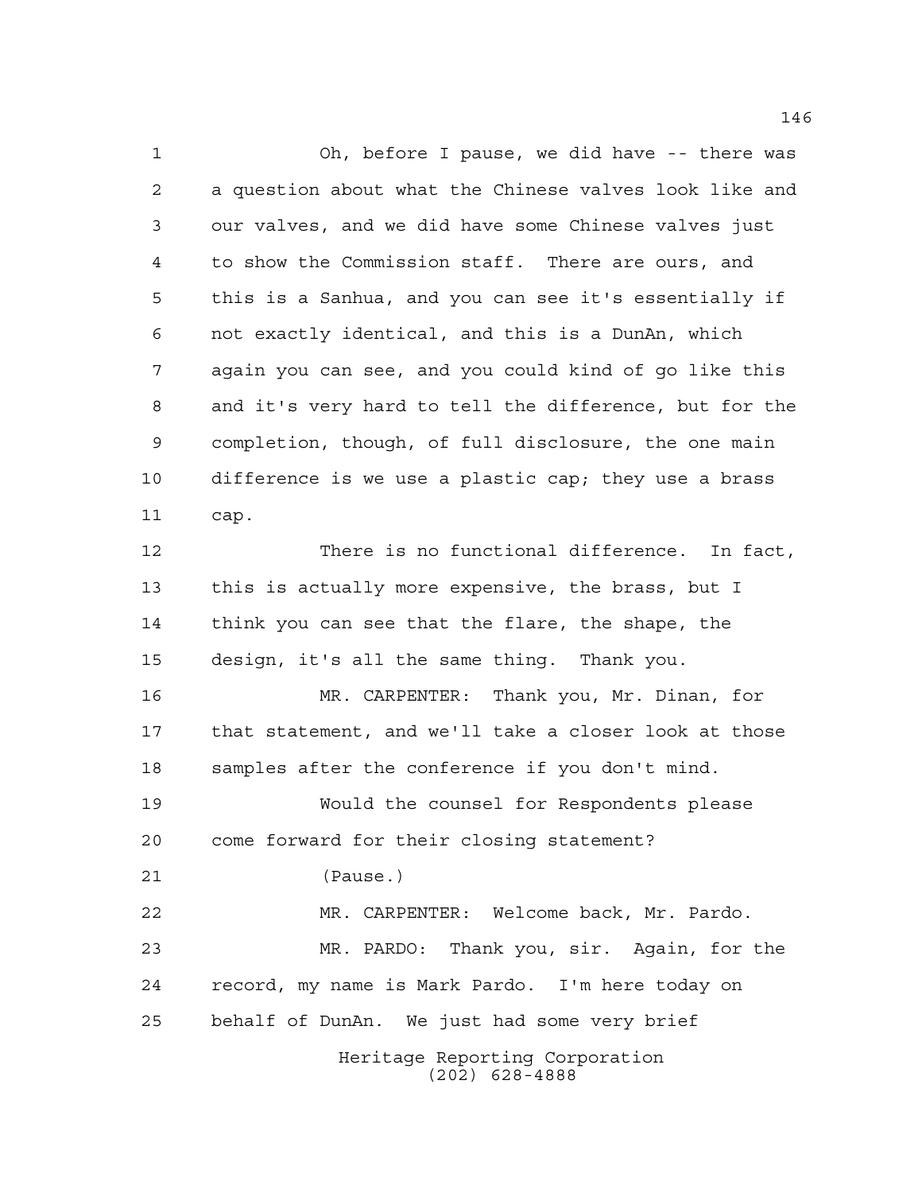Oh, before I pause, we did have -- there was a question about what the Chinese valves look like and our valves, and we did have some Chinese valves just to show the Commission staff. There are ours, and this is a Sanhua, and you can see it's essentially if not exactly identical, and this is a DunAn, which again you can see, and you could kind of go like this and it's very hard to tell the difference, but for the completion, though, of full disclosure, the one main difference is we use a plastic cap; they use a brass cap.

There is no functional difference. In fact, this is actually more expensive, the brass, but I think you can see that the flare, the shape, the design, it's all the same thing. Thank you.

MR. CARPENTER: Thank you, Mr. Dinan, for that statement, and we'll take a closer look at those samples after the conference if you don't mind.

Would the counsel for Respondents please come forward for their closing statement?

(Pause.)

MR. CARPENTER: Welcome back, Mr. Pardo.

MR. PARDO: Thank you, sir. Again, for the record, my name is Mark Pardo. I'm here today on behalf of DunAn. We just had some very brief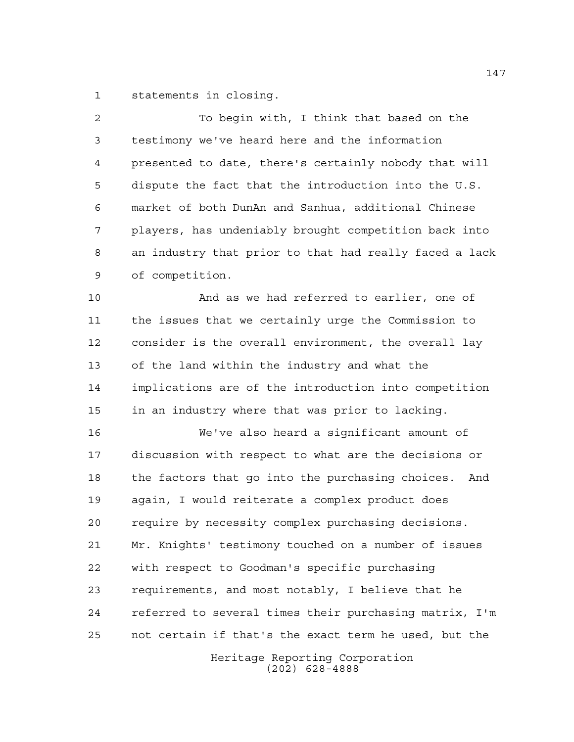1 statements in closing.

2 To begin with, I think that based on the

3 testimony we've heard here and the information

4 presented to date, there's certainly nobody that will

5 dispute the fact that the introduction into the U.S.

6 market of both DunAn and Sanhua, additional Chinese

7 players, has undeniably brought competition back into

8 an industry that prior to that had really faced a lack

9 of competition.

10 And as we had referred to earlier, one of

11 the issues that we certainly urge the Commission to

12 consider is the overall environment, the overall lay

13 of the land within the industry and what the

14 implications are of the introduction into competition

15 in an industry where that was prior to lacking.

16 We've also heard a significant amount of

17 discussion with respect to what are the decisions or

18 the factors that go into the purchasing choices. And

19 again, I would reiterate a complex product does

20 require by necessity complex purchasing decisions.

21 Mr. Knights' testimony touched on a number of issues

22 with respect to Goodman's specific purchasing

23 requirements, and most notably, I believe that he

24 referred to several times their purchasing matrix, I'm

25 not certain if that's the exact term he used, but the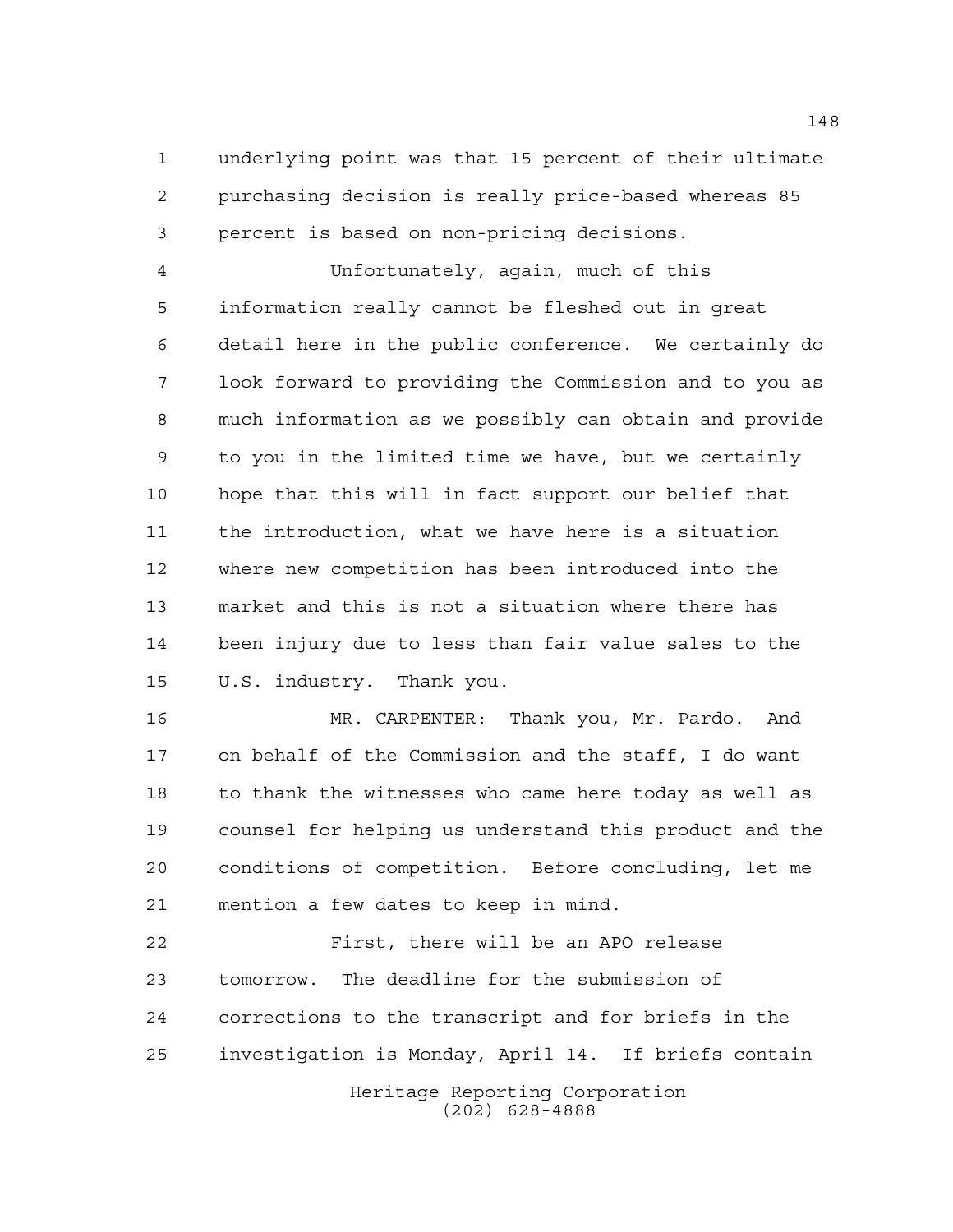underlying point was that 15 percent of their ultimate purchasing decision is really price-based whereas 85 percent is based on non-pricing decisions.

Unfortunately, again, much of this information really cannot be fleshed out in great detail here in the public conference. We certainly do look forward to providing the Commission and to you as much information as we possibly can obtain and provide to you in the limited time we have, but we certainly hope that this will in fact support our belief that the introduction, what we have here is a situation where new competition has been introduced into the market and this is not a situation where there has been injury due to less than fair value sales to the U.S. industry. Thank you.

MR. CARPENTER: Thank you, Mr. Pardo. And on behalf of the Commission and the staff, I do want to thank the witnesses who came here today as well as counsel for helping us understand this product and the conditions of competition. Before concluding, let me mention a few dates to keep in mind.

First, there will be an APO release tomorrow. The deadline for the submission of corrections to the transcript and for briefs in the investigation is Monday, April 14. If briefs contain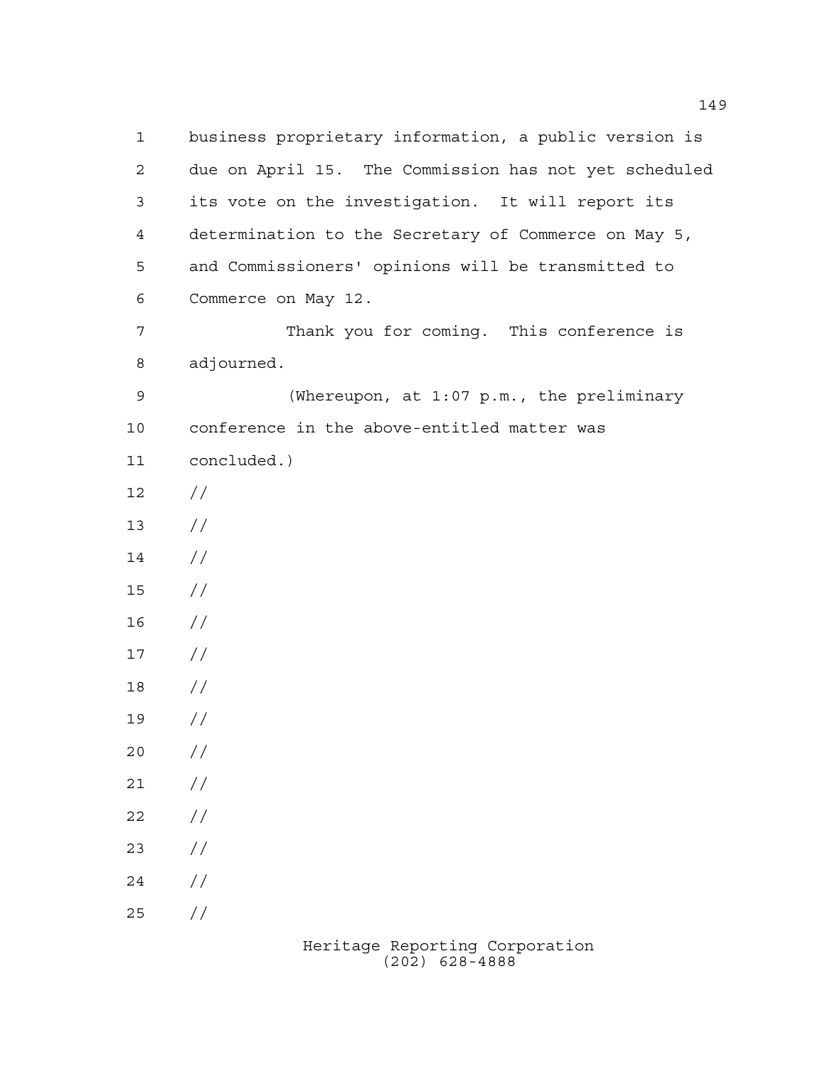business proprietary information, a public version is due on April 15. The Commission has not yet scheduled its vote on the investigation. It will report its determination to the Secretary of Commerce on May 5, and Commissioners' opinions will be transmitted to Commerce on May 12.

Thank you for coming. This conference is adjourned.

(Whereupon, at 1:07 p.m., the preliminary conference in the above-entitled matter was concluded.)

//

//

//

//

//

//

//

//

//

//

//

//

//

//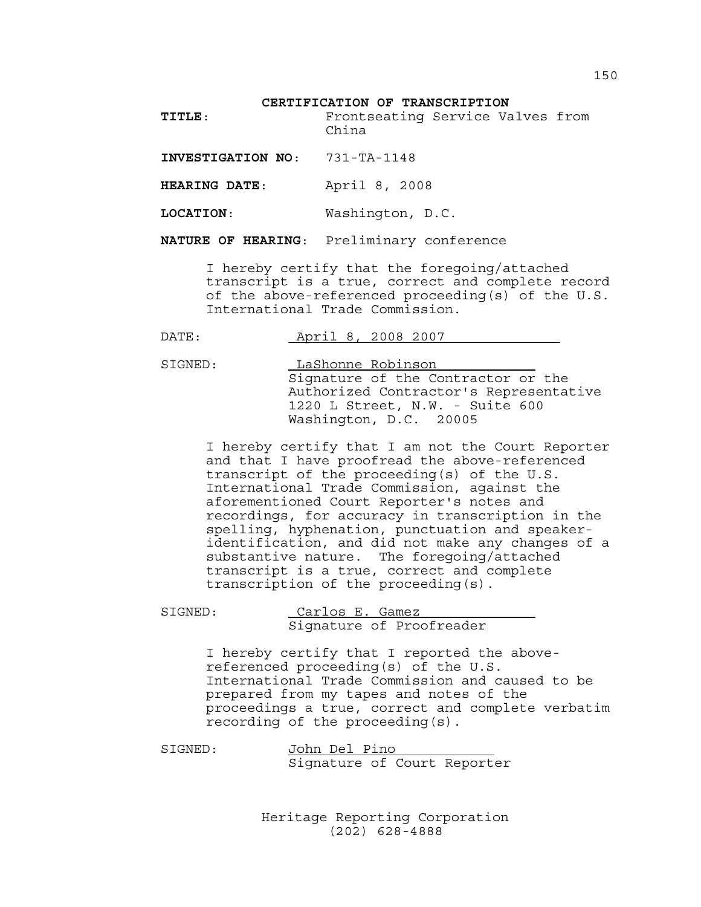# CERTIFICATION OF TRANSCRIPTION

**TITLE**: Frontseating Service Valves from China

**INVESTIGATION NO**: 731-TA-1148

**HEARING DATE**: April 8, 2008

**LOCATION**: Washington, D.C.

**NATURE OF HEARING**: Preliminary conference

I hereby certify that the foregoing/attached transcript is a true, correct and complete record of the above-referenced proceeding(s) of the U.S. International Trade Commission.

DATE: April 8, 2008 2007

SIGNED: LaShonne Robinson
Signature of the Contractor or the Authorized Contractor's Representative
1220 L Street, N.W. - Suite 600
Washington, D.C. 20005

I hereby certify that I am not the Court Reporter and that I have proofread the above-referenced transcript of the proceeding(s) of the U.S. International Trade Commission, against the aforementioned Court Reporter's notes and recordings, for accuracy in transcription in the spelling, hyphenation, punctuation and speaker-identification, and did not make any changes of a substantive nature. The foregoing/attached transcript is a true, correct and complete transcription of the proceeding(s).

SIGNED: Carlos E. Gamez
Signature of Proofreader

I hereby certify that I reported the above-referenced proceeding(s) of the U.S. International Trade Commission and caused to be prepared from my tapes and notes of the proceedings a true, correct and complete verbatim recording of the proceeding(s).

SIGNED: John Del Pino
Signature of Court Reporter

Heritage Reporting Corporation
(202) 628-4888